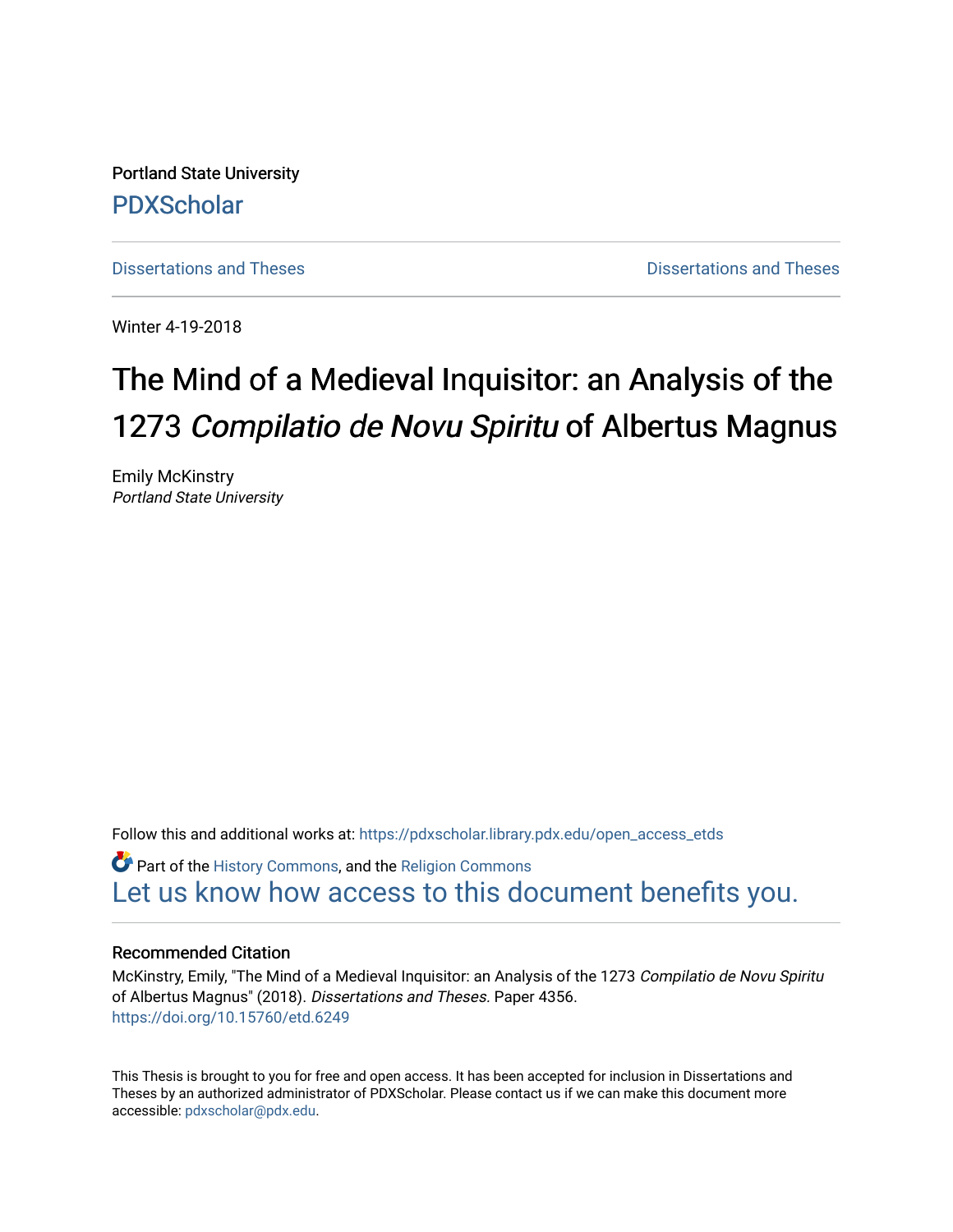Portland State University

PDXScholar

Dissertations and Theses | Dissertations and Theses

Winter 4-19-2018

# The Mind of a Medieval Inquisitor: an Analysis of the 1273 *Compilatio de Novu Spiritu* of Albertus Magnus

Emily McKinstry
*Portland State University*

Follow this and additional works at: https://pdxscholar.library.pdx.edu/open_access_etds

Part of the History Commons, and the Religion Commons

Let us know how access to this document benefits you.

### Recommended Citation

McKinstry, Emily, "The Mind of a Medieval Inquisitor: an Analysis of the 1273 *Compilatio de Novu Spiritu* of Albertus Magnus" (2018). *Dissertations and Theses*. Paper 4356.
https://doi.org/10.15760/etd.6249

This Thesis is brought to you for free and open access. It has been accepted for inclusion in Dissertations and Theses by an authorized administrator of PDXScholar. Please contact us if we can make this document more accessible: pdxscholar@pdx.edu.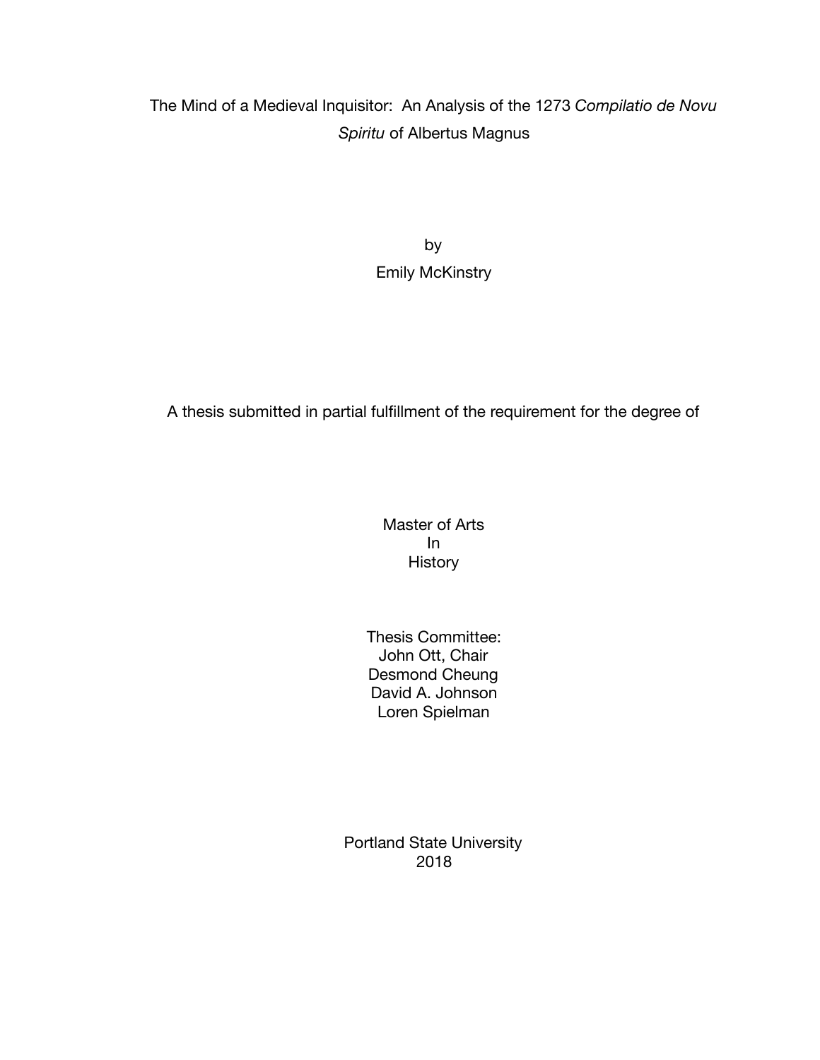# The Mind of a Medieval Inquisitor: An Analysis of the 1273 *Compilatio de Novu Spiritu* of Albertus Magnus

by

Emily McKinstry

A thesis submitted in partial fulfillment of the requirement for the degree of

Master of Arts
In
History

Thesis Committee:
John Ott, Chair
Desmond Cheung
David A. Johnson
Loren Spielman

Portland State University
2018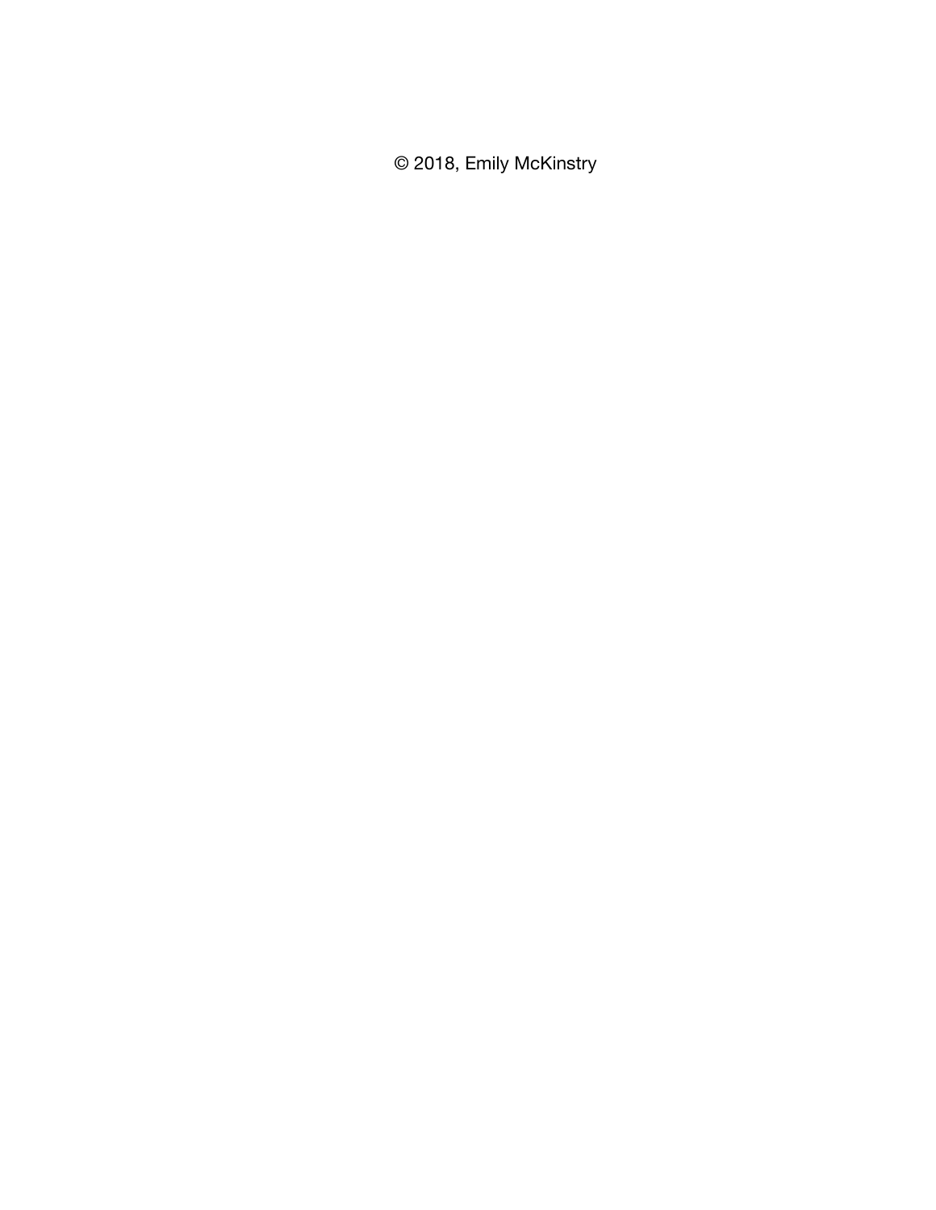© 2018, Emily McKinstry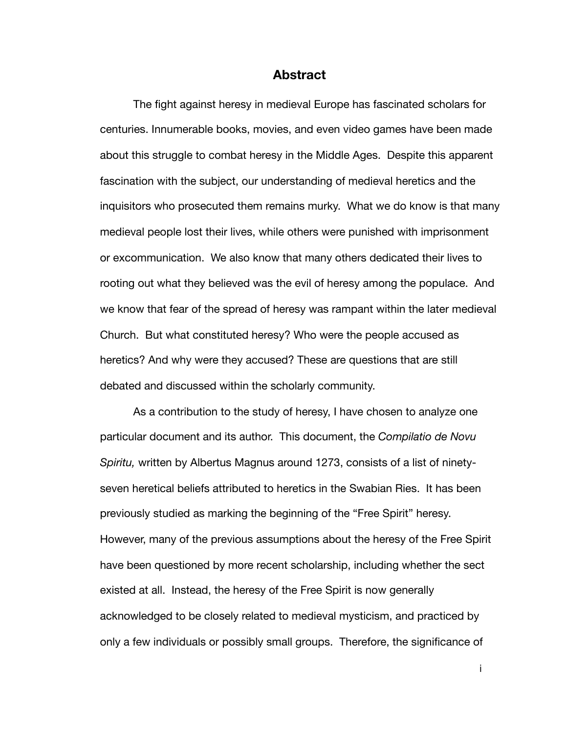## Abstract

The fight against heresy in medieval Europe has fascinated scholars for centuries. Innumerable books, movies, and even video games have been made about this struggle to combat heresy in the Middle Ages. Despite this apparent fascination with the subject, our understanding of medieval heretics and the inquisitors who prosecuted them remains murky. What we do know is that many medieval people lost their lives, while others were punished with imprisonment or excommunication. We also know that many others dedicated their lives to rooting out what they believed was the evil of heresy among the populace. And we know that fear of the spread of heresy was rampant within the later medieval Church. But what constituted heresy? Who were the people accused as heretics? And why were they accused? These are questions that are still debated and discussed within the scholarly community.

As a contribution to the study of heresy, I have chosen to analyze one particular document and its author. This document, the *Compilatio de Novu Spiritu,* written by Albertus Magnus around 1273, consists of a list of ninety-seven heretical beliefs attributed to heretics in the Swabian Ries. It has been previously studied as marking the beginning of the "Free Spirit" heresy. However, many of the previous assumptions about the heresy of the Free Spirit have been questioned by more recent scholarship, including whether the sect existed at all. Instead, the heresy of the Free Spirit is now generally acknowledged to be closely related to medieval mysticism, and practiced by only a few individuals or possibly small groups. Therefore, the significance of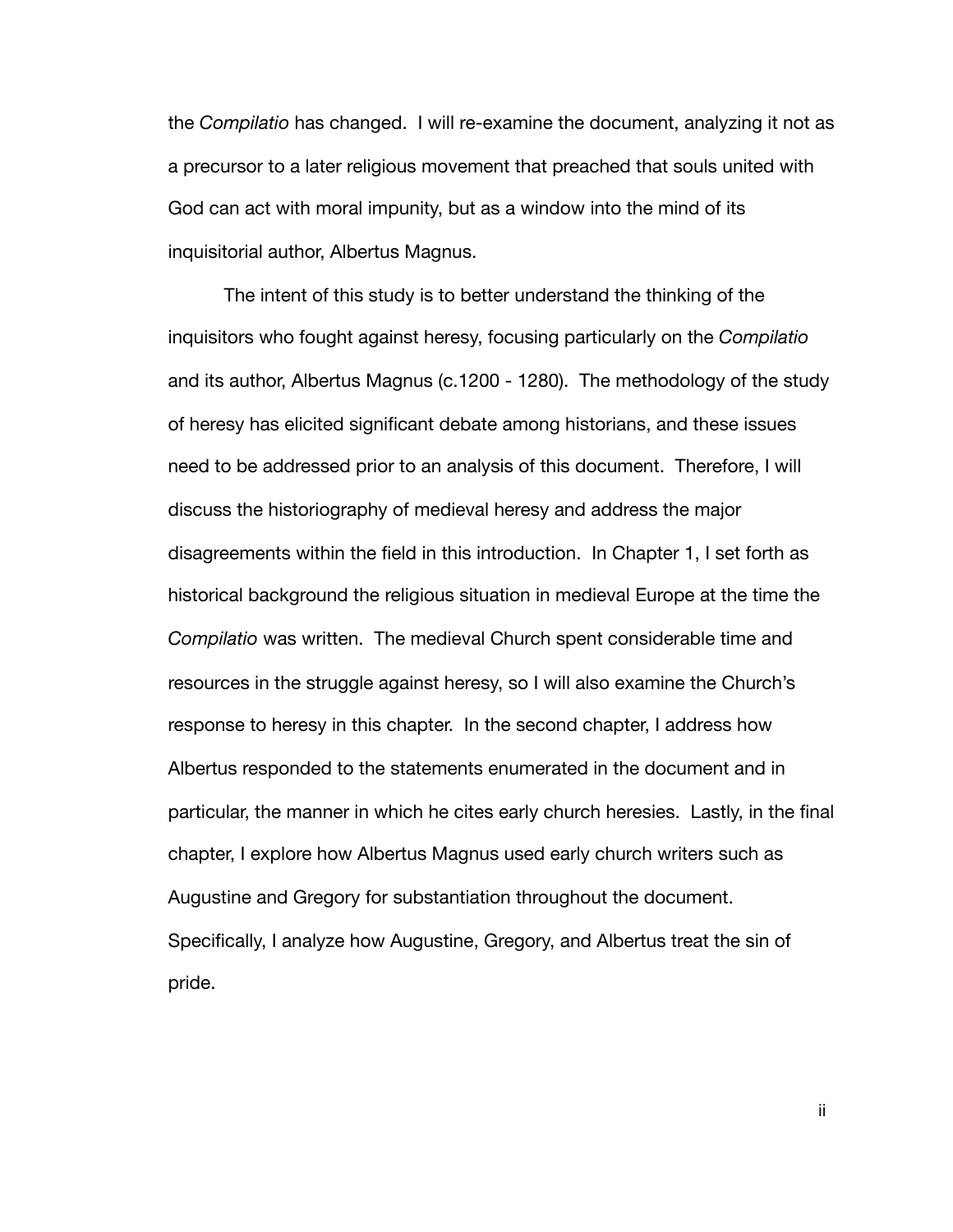the *Compilatio* has changed. I will re-examine the document, analyzing it not as a precursor to a later religious movement that preached that souls united with God can act with moral impunity, but as a window into the mind of its inquisitorial author, Albertus Magnus.

The intent of this study is to better understand the thinking of the inquisitors who fought against heresy, focusing particularly on the *Compilatio* and its author, Albertus Magnus (c.1200 - 1280). The methodology of the study of heresy has elicited significant debate among historians, and these issues need to be addressed prior to an analysis of this document. Therefore, I will discuss the historiography of medieval heresy and address the major disagreements within the field in this introduction. In Chapter 1, I set forth as historical background the religious situation in medieval Europe at the time the *Compilatio* was written. The medieval Church spent considerable time and resources in the struggle against heresy, so I will also examine the Church's response to heresy in this chapter. In the second chapter, I address how Albertus responded to the statements enumerated in the document and in particular, the manner in which he cites early church heresies. Lastly, in the final chapter, I explore how Albertus Magnus used early church writers such as Augustine and Gregory for substantiation throughout the document. Specifically, I analyze how Augustine, Gregory, and Albertus treat the sin of pride.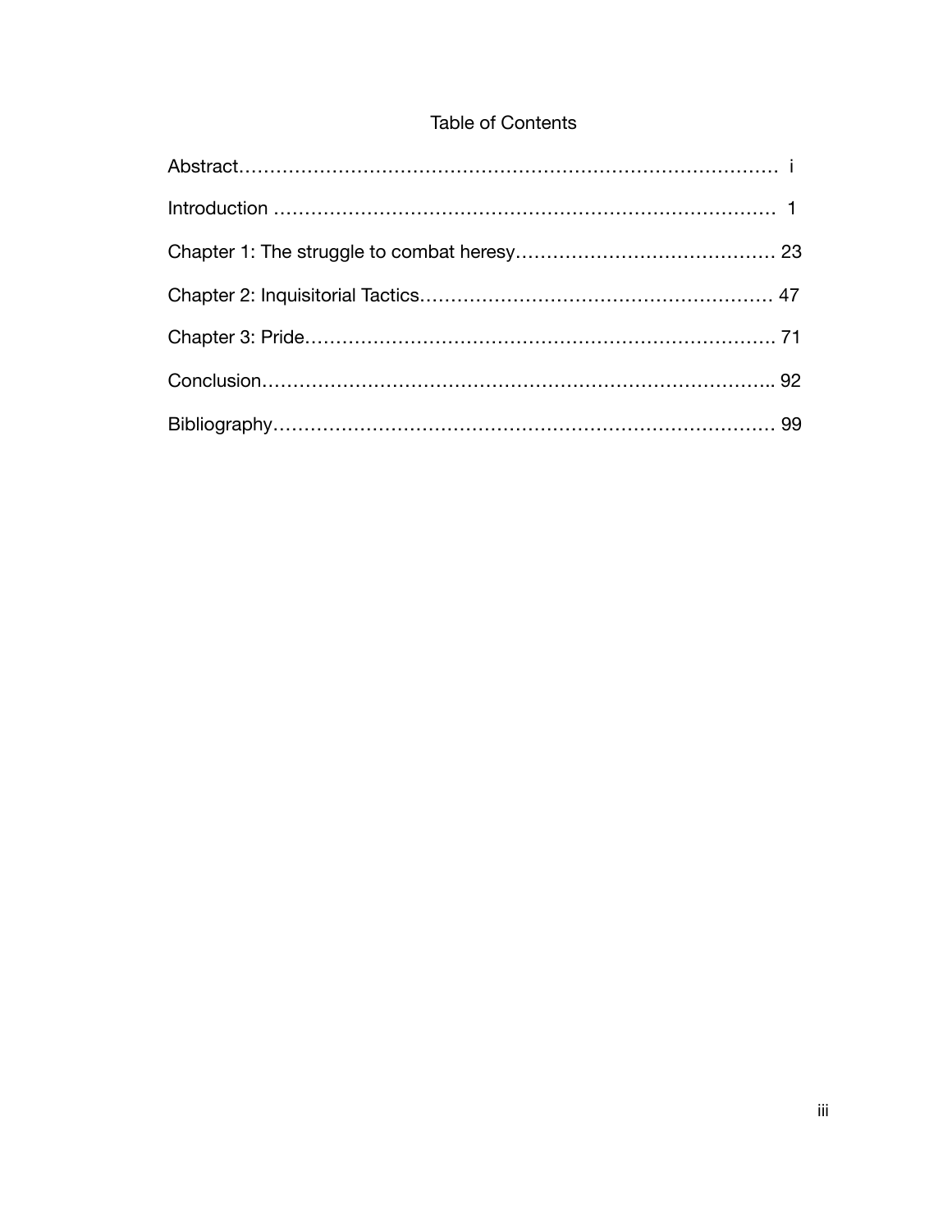# Table of Contents

Abstract………………………………………………………………………… i

Introduction ……………………………………………………………………… 1

Chapter 1: The struggle to combat heresy…………………………………… 23

Chapter 2: Inquisitorial Tactics………………………………………………… 47

Chapter 3: Pride………………………………………………………………… 71

Conclusion……………………………………………………………………….. 92

Bibliography……………………………………………………………………… 99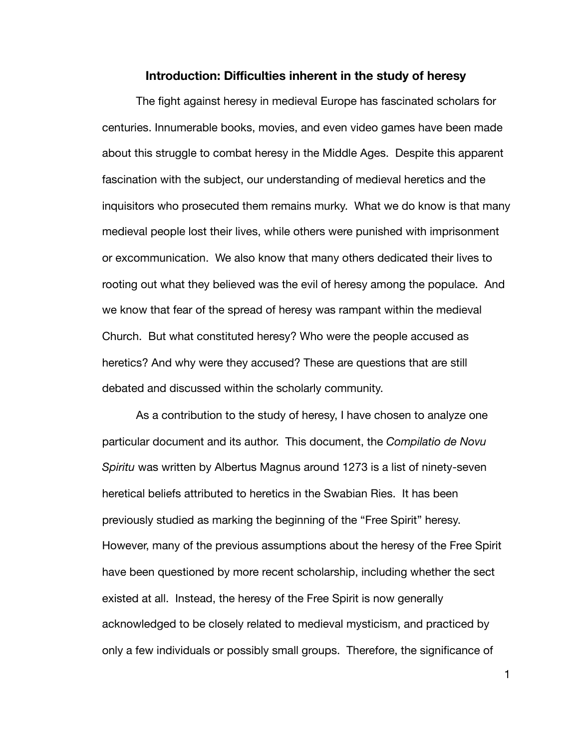## Introduction: Difficulties inherent in the study of heresy

The fight against heresy in medieval Europe has fascinated scholars for centuries. Innumerable books, movies, and even video games have been made about this struggle to combat heresy in the Middle Ages. Despite this apparent fascination with the subject, our understanding of medieval heretics and the inquisitors who prosecuted them remains murky. What we do know is that many medieval people lost their lives, while others were punished with imprisonment or excommunication. We also know that many others dedicated their lives to rooting out what they believed was the evil of heresy among the populace. And we know that fear of the spread of heresy was rampant within the medieval Church. But what constituted heresy? Who were the people accused as heretics? And why were they accused? These are questions that are still debated and discussed within the scholarly community.

As a contribution to the study of heresy, I have chosen to analyze one particular document and its author. This document, the *Compilatio de Novu Spiritu* was written by Albertus Magnus around 1273 is a list of ninety-seven heretical beliefs attributed to heretics in the Swabian Ries. It has been previously studied as marking the beginning of the "Free Spirit" heresy. However, many of the previous assumptions about the heresy of the Free Spirit have been questioned by more recent scholarship, including whether the sect existed at all. Instead, the heresy of the Free Spirit is now generally acknowledged to be closely related to medieval mysticism, and practiced by only a few individuals or possibly small groups. Therefore, the significance of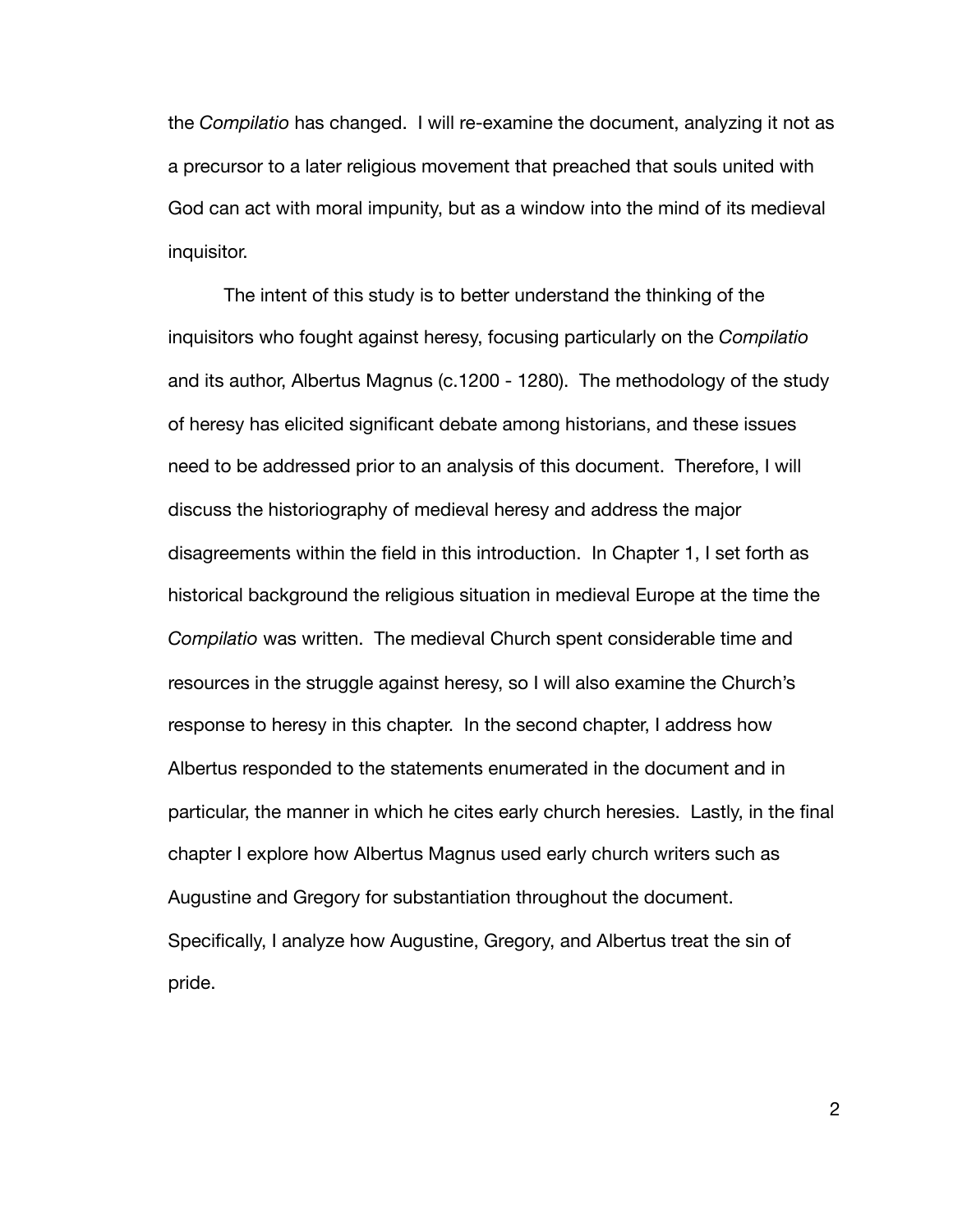the *Compilatio* has changed. I will re-examine the document, analyzing it not as a precursor to a later religious movement that preached that souls united with God can act with moral impunity, but as a window into the mind of its medieval inquisitor.

The intent of this study is to better understand the thinking of the inquisitors who fought against heresy, focusing particularly on the *Compilatio* and its author, Albertus Magnus (c.1200 - 1280). The methodology of the study of heresy has elicited significant debate among historians, and these issues need to be addressed prior to an analysis of this document. Therefore, I will discuss the historiography of medieval heresy and address the major disagreements within the field in this introduction. In Chapter 1, I set forth as historical background the religious situation in medieval Europe at the time the *Compilatio* was written. The medieval Church spent considerable time and resources in the struggle against heresy, so I will also examine the Church's response to heresy in this chapter. In the second chapter, I address how Albertus responded to the statements enumerated in the document and in particular, the manner in which he cites early church heresies. Lastly, in the final chapter I explore how Albertus Magnus used early church writers such as Augustine and Gregory for substantiation throughout the document. Specifically, I analyze how Augustine, Gregory, and Albertus treat the sin of pride.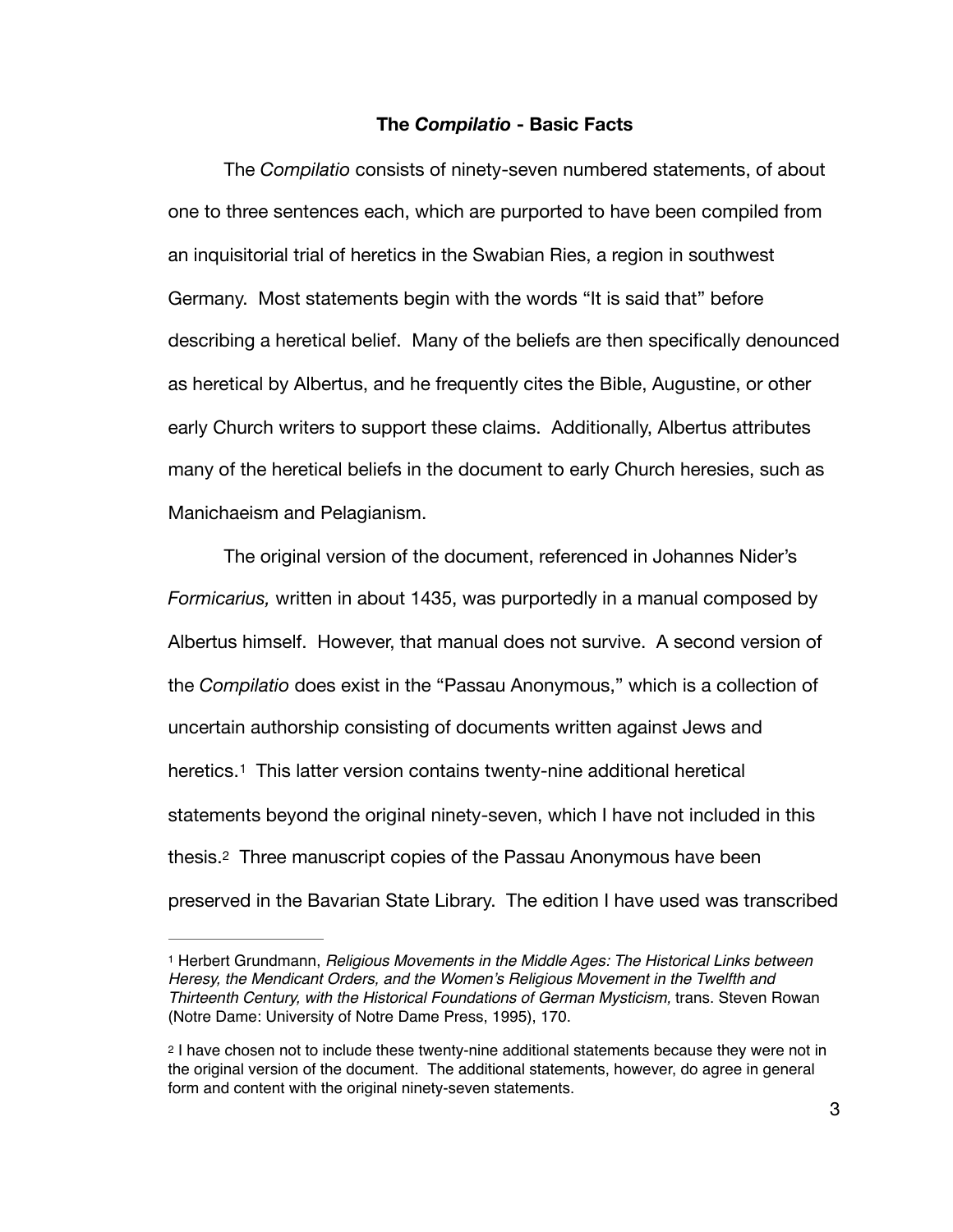## The *Compilatio* - Basic Facts

The *Compilatio* consists of ninety-seven numbered statements, of about one to three sentences each, which are purported to have been compiled from an inquisitorial trial of heretics in the Swabian Ries, a region in southwest Germany. Most statements begin with the words "It is said that" before describing a heretical belief. Many of the beliefs are then specifically denounced as heretical by Albertus, and he frequently cites the Bible, Augustine, or other early Church writers to support these claims. Additionally, Albertus attributes many of the heretical beliefs in the document to early Church heresies, such as Manichaeism and Pelagianism.

The original version of the document, referenced in Johannes Nider's *Formicarius,* written in about 1435, was purportedly in a manual composed by Albertus himself. However, that manual does not survive. A second version of the *Compilatio* does exist in the "Passau Anonymous," which is a collection of uncertain authorship consisting of documents written against Jews and heretics.[1] This latter version contains twenty-nine additional heretical statements beyond the original ninety-seven, which I have not included in this thesis.[2] Three manuscript copies of the Passau Anonymous have been preserved in the Bavarian State Library. The edition I have used was transcribed

---

[1] Herbert Grundmann, *Religious Movements in the Middle Ages: The Historical Links between Heresy, the Mendicant Orders, and the Women's Religious Movement in the Twelfth and Thirteenth Century, with the Historical Foundations of German Mysticism,* trans. Steven Rowan (Notre Dame: University of Notre Dame Press, 1995), 170.

[2] I have chosen not to include these twenty-nine additional statements because they were not in the original version of the document. The additional statements, however, do agree in general form and content with the original ninety-seven statements.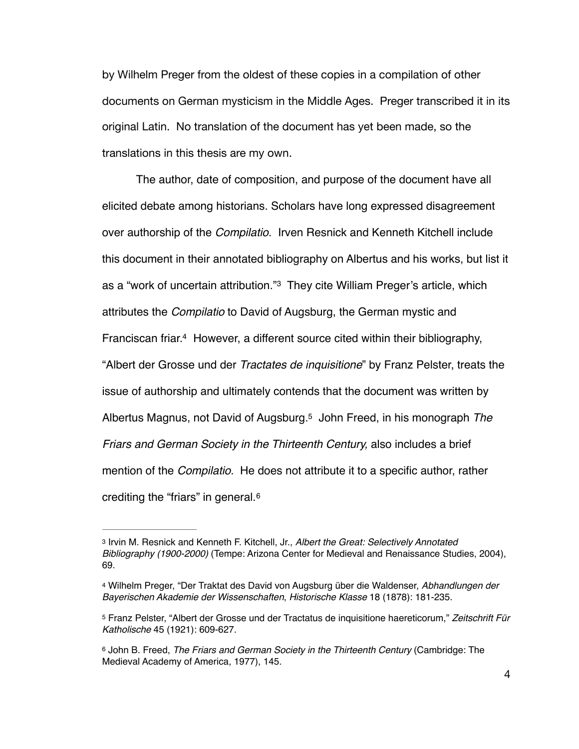by Wilhelm Preger from the oldest of these copies in a compilation of other documents on German mysticism in the Middle Ages. Preger transcribed it in its original Latin. No translation of the document has yet been made, so the translations in this thesis are my own.

The author, date of composition, and purpose of the document have all elicited debate among historians. Scholars have long expressed disagreement over authorship of the *Compilatio*. Irven Resnick and Kenneth Kitchell include this document in their annotated bibliography on Albertus and his works, but list it as a "work of uncertain attribution."[3] They cite William Preger's article, which attributes the *Compilatio* to David of Augsburg, the German mystic and Franciscan friar.[4] However, a different source cited within their bibliography, "Albert der Grosse und der *Tractates de inquisitione*" by Franz Pelster, treats the issue of authorship and ultimately contends that the document was written by Albertus Magnus, not David of Augsburg.[5] John Freed, in his monograph *The Friars and German Society in the Thirteenth Century,* also includes a brief mention of the *Compilatio*. He does not attribute it to a specific author, rather crediting the "friars" in general.[6]

---

[3] Irvin M. Resnick and Kenneth F. Kitchell, Jr., *Albert the Great: Selectively Annotated Bibliography (1900-2000)* (Tempe: Arizona Center for Medieval and Renaissance Studies, 2004), 69.

[4] Wilhelm Preger, "Der Traktat des David von Augsburg über die Waldenser, *Abhandlungen der Bayerischen Akademie der Wissenschaften*, *Historische Klasse* 18 (1878): 181-235.

[5] Franz Pelster, "Albert der Grosse und der Tractatus de inquisitione haereticorum," *Zeitschrift Für Katholische* 45 (1921): 609-627.

[6] John B. Freed, *The Friars and German Society in the Thirteenth Century* (Cambridge: The Medieval Academy of America, 1977), 145.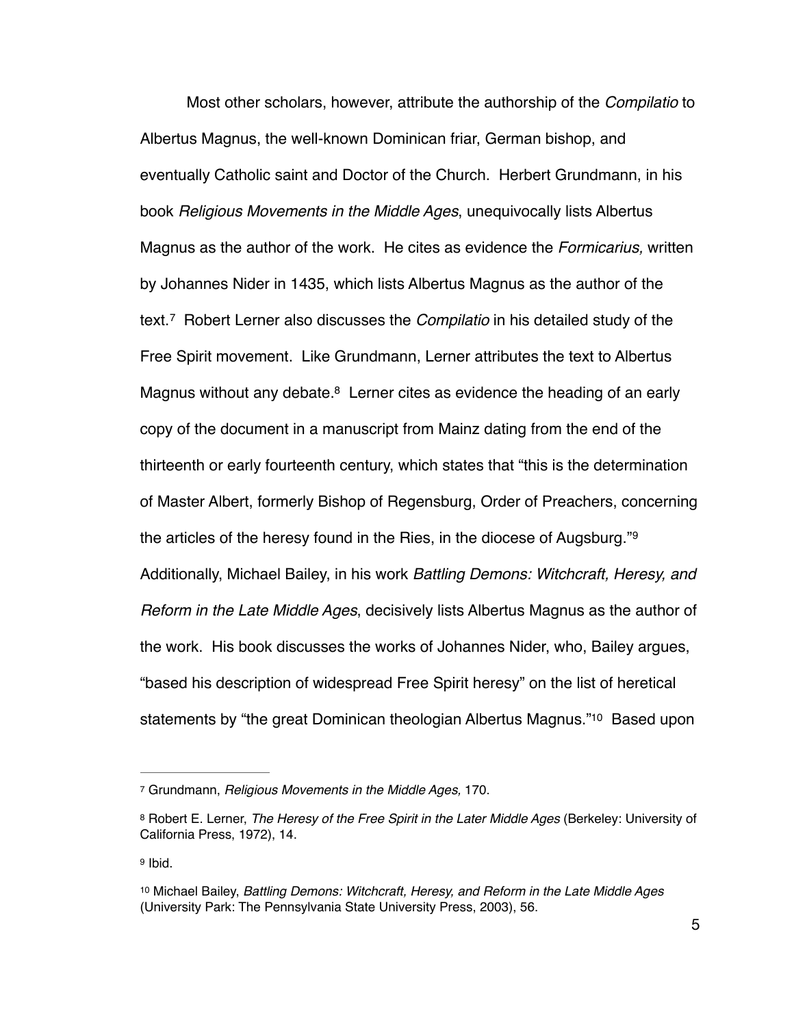Most other scholars, however, attribute the authorship of the *Compilatio* to Albertus Magnus, the well-known Dominican friar, German bishop, and eventually Catholic saint and Doctor of the Church. Herbert Grundmann, in his book *Religious Movements in the Middle Ages*, unequivocally lists Albertus Magnus as the author of the work. He cites as evidence the *Formicarius,* written by Johannes Nider in 1435, which lists Albertus Magnus as the author of the text.[7] Robert Lerner also discusses the *Compilatio* in his detailed study of the Free Spirit movement. Like Grundmann, Lerner attributes the text to Albertus Magnus without any debate.[8] Lerner cites as evidence the heading of an early copy of the document in a manuscript from Mainz dating from the end of the thirteenth or early fourteenth century, which states that "this is the determination of Master Albert, formerly Bishop of Regensburg, Order of Preachers, concerning the articles of the heresy found in the Ries, in the diocese of Augsburg."[9] Additionally, Michael Bailey, in his work *Battling Demons: Witchcraft, Heresy, and Reform in the Late Middle Ages*, decisively lists Albertus Magnus as the author of the work. His book discusses the works of Johannes Nider, who, Bailey argues, "based his description of widespread Free Spirit heresy" on the list of heretical statements by "the great Dominican theologian Albertus Magnus."[10] Based upon

---

[7] Grundmann, *Religious Movements in the Middle Ages,* 170.

[8] Robert E. Lerner, *The Heresy of the Free Spirit in the Later Middle Ages* (Berkeley: University of California Press, 1972), 14.

[9] Ibid.

[10] Michael Bailey, *Battling Demons: Witchcraft, Heresy, and Reform in the Late Middle Ages* (University Park: The Pennsylvania State University Press, 2003), 56.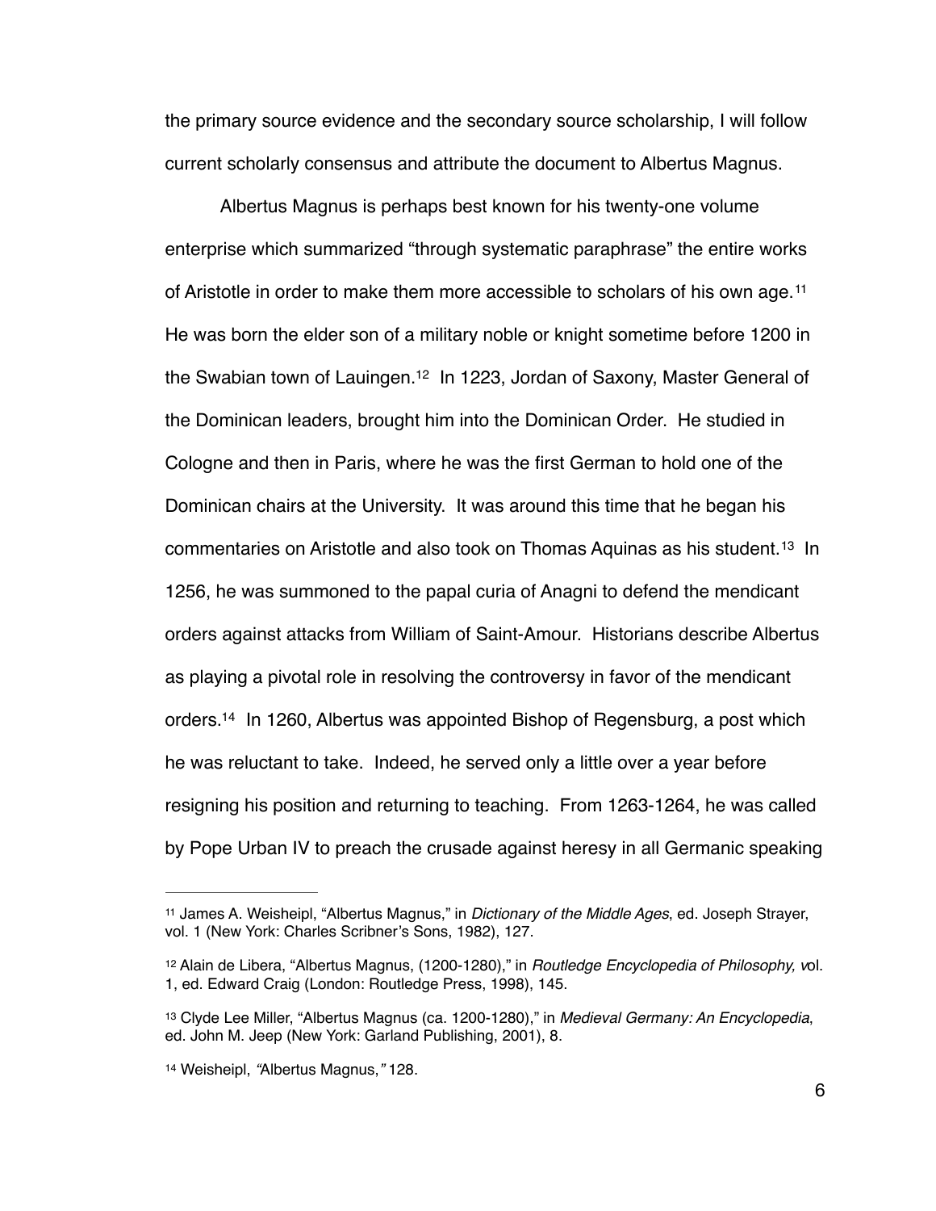the primary source evidence and the secondary source scholarship, I will follow current scholarly consensus and attribute the document to Albertus Magnus.

Albertus Magnus is perhaps best known for his twenty-one volume enterprise which summarized "through systematic paraphrase" the entire works of Aristotle in order to make them more accessible to scholars of his own age.[11] He was born the elder son of a military noble or knight sometime before 1200 in the Swabian town of Lauingen.[12] In 1223, Jordan of Saxony, Master General of the Dominican leaders, brought him into the Dominican Order. He studied in Cologne and then in Paris, where he was the first German to hold one of the Dominican chairs at the University. It was around this time that he began his commentaries on Aristotle and also took on Thomas Aquinas as his student.[13] In 1256, he was summoned to the papal curia of Anagni to defend the mendicant orders against attacks from William of Saint-Amour. Historians describe Albertus as playing a pivotal role in resolving the controversy in favor of the mendicant orders.[14] In 1260, Albertus was appointed Bishop of Regensburg, a post which he was reluctant to take. Indeed, he served only a little over a year before resigning his position and returning to teaching. From 1263-1264, he was called by Pope Urban IV to preach the crusade against heresy in all Germanic speaking

---

[11] James A. Weisheipl, "Albertus Magnus," in *Dictionary of the Middle Ages*, ed. Joseph Strayer, vol. 1 (New York: Charles Scribner's Sons, 1982), 127.

[12] Alain de Libera, "Albertus Magnus, (1200-1280)," in *Routledge Encyclopedia of Philosophy, v*ol. 1, ed. Edward Craig (London: Routledge Press, 1998), 145.

[13] Clyde Lee Miller, "Albertus Magnus (ca. 1200-1280)," in *Medieval Germany: An Encyclopedia*, ed. John M. Jeep (New York: Garland Publishing, 2001), 8.

[14] Weisheipl, *"*Albertus Magnus,*"* 128.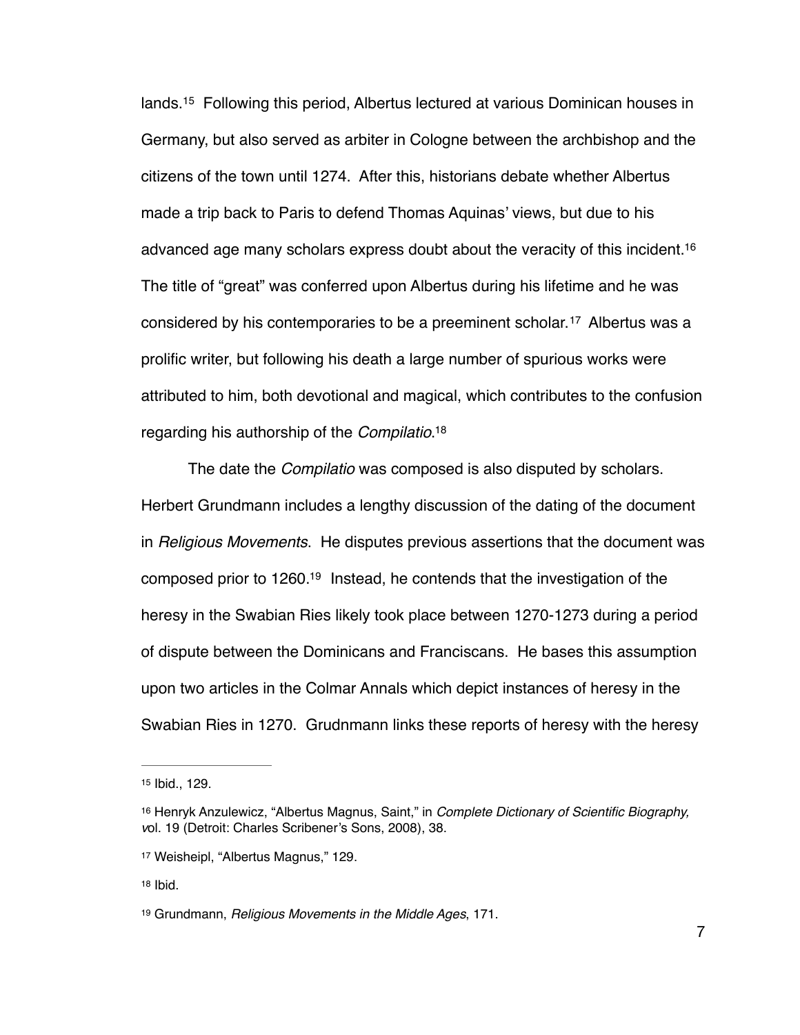lands.[15] Following this period, Albertus lectured at various Dominican houses in Germany, but also served as arbiter in Cologne between the archbishop and the citizens of the town until 1274. After this, historians debate whether Albertus made a trip back to Paris to defend Thomas Aquinas' views, but due to his advanced age many scholars express doubt about the veracity of this incident.[16] The title of "great" was conferred upon Albertus during his lifetime and he was considered by his contemporaries to be a preeminent scholar.[17] Albertus was a prolific writer, but following his death a large number of spurious works were attributed to him, both devotional and magical, which contributes to the confusion regarding his authorship of the *Compilatio*.[18]

The date the *Compilatio* was composed is also disputed by scholars. Herbert Grundmann includes a lengthy discussion of the dating of the document in *Religious Movements*. He disputes previous assertions that the document was composed prior to 1260.[19] Instead, he contends that the investigation of the heresy in the Swabian Ries likely took place between 1270-1273 during a period of dispute between the Dominicans and Franciscans. He bases this assumption upon two articles in the Colmar Annals which depict instances of heresy in the Swabian Ries in 1270. Grudnmann links these reports of heresy with the heresy

---

[15] Ibid., 129.

[16] Henryk Anzulewicz, "Albertus Magnus, Saint," in *Complete Dictionary of Scientific Biography, v*ol. 19 (Detroit: Charles Scribener's Sons, 2008), 38.

[17] Weisheipl, "Albertus Magnus," 129.

[18] Ibid.

[19] Grundmann, *Religious Movements in the Middle Ages*, 171.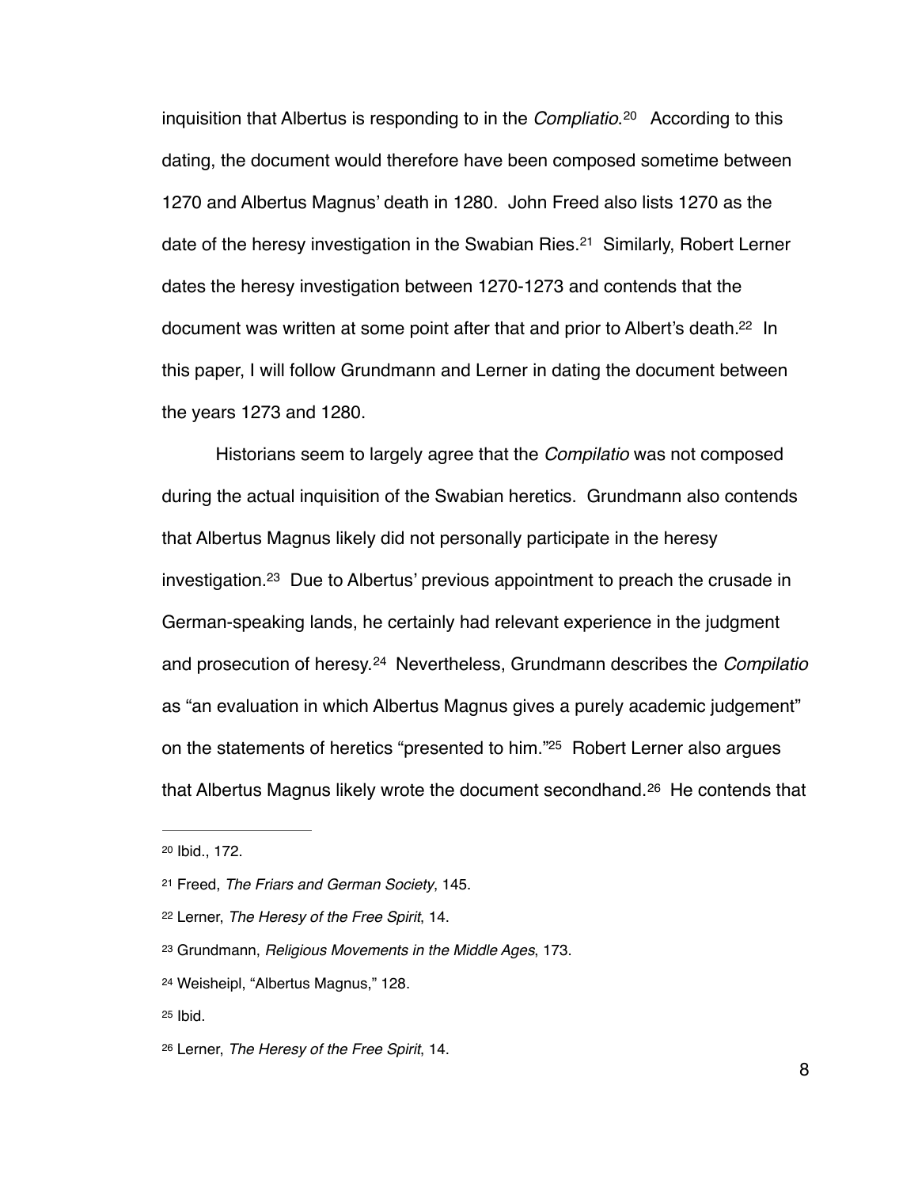inquisition that Albertus is responding to in the *Compliatio*.[20] According to this dating, the document would therefore have been composed sometime between 1270 and Albertus Magnus' death in 1280. John Freed also lists 1270 as the date of the heresy investigation in the Swabian Ries.[21] Similarly, Robert Lerner dates the heresy investigation between 1270-1273 and contends that the document was written at some point after that and prior to Albert's death.[22] In this paper, I will follow Grundmann and Lerner in dating the document between the years 1273 and 1280.

Historians seem to largely agree that the *Compilatio* was not composed during the actual inquisition of the Swabian heretics. Grundmann also contends that Albertus Magnus likely did not personally participate in the heresy investigation.[23] Due to Albertus' previous appointment to preach the crusade in German-speaking lands, he certainly had relevant experience in the judgment and prosecution of heresy.[24] Nevertheless, Grundmann describes the *Compilatio* as "an evaluation in which Albertus Magnus gives a purely academic judgement" on the statements of heretics "presented to him."[25] Robert Lerner also argues that Albertus Magnus likely wrote the document secondhand.[26] He contends that

---

[20] Ibid., 172.

[21] Freed, *The Friars and German Society*, 145.

[22] Lerner, *The Heresy of the Free Spirit*, 14.

[23] Grundmann, *Religious Movements in the Middle Ages*, 173.

[24] Weisheipl, "Albertus Magnus," 128.

[25] Ibid.

[26] Lerner, *The Heresy of the Free Spirit*, 14.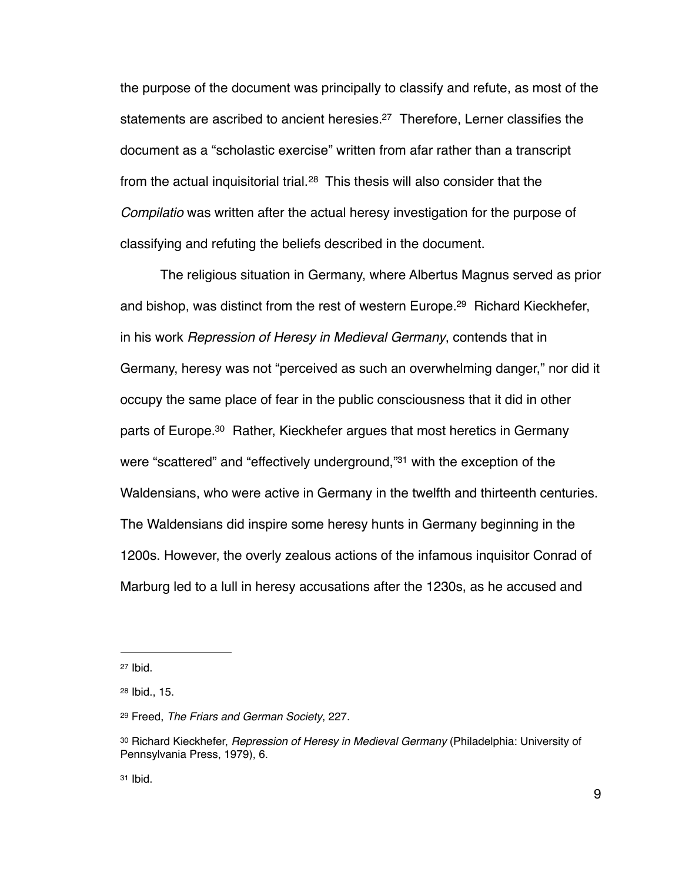the purpose of the document was principally to classify and refute, as most of the statements are ascribed to ancient heresies.[27] Therefore, Lerner classifies the document as a "scholastic exercise" written from afar rather than a transcript from the actual inquisitorial trial.[28] This thesis will also consider that the *Compilatio* was written after the actual heresy investigation for the purpose of classifying and refuting the beliefs described in the document.

The religious situation in Germany, where Albertus Magnus served as prior and bishop, was distinct from the rest of western Europe.[29] Richard Kieckhefer, in his work *Repression of Heresy in Medieval Germany*, contends that in Germany, heresy was not "perceived as such an overwhelming danger," nor did it occupy the same place of fear in the public consciousness that it did in other parts of Europe.[30] Rather, Kieckhefer argues that most heretics in Germany were "scattered" and "effectively underground,"[31] with the exception of the Waldensians, who were active in Germany in the twelfth and thirteenth centuries. The Waldensians did inspire some heresy hunts in Germany beginning in the 1200s. However, the overly zealous actions of the infamous inquisitor Conrad of Marburg led to a lull in heresy accusations after the 1230s, as he accused and

---

[27] Ibid.

[28] Ibid., 15.

[29] Freed, *The Friars and German Society*, 227.

[30] Richard Kieckhefer, *Repression of Heresy in Medieval Germany* (Philadelphia: University of Pennsylvania Press, 1979), 6.

[31] Ibid.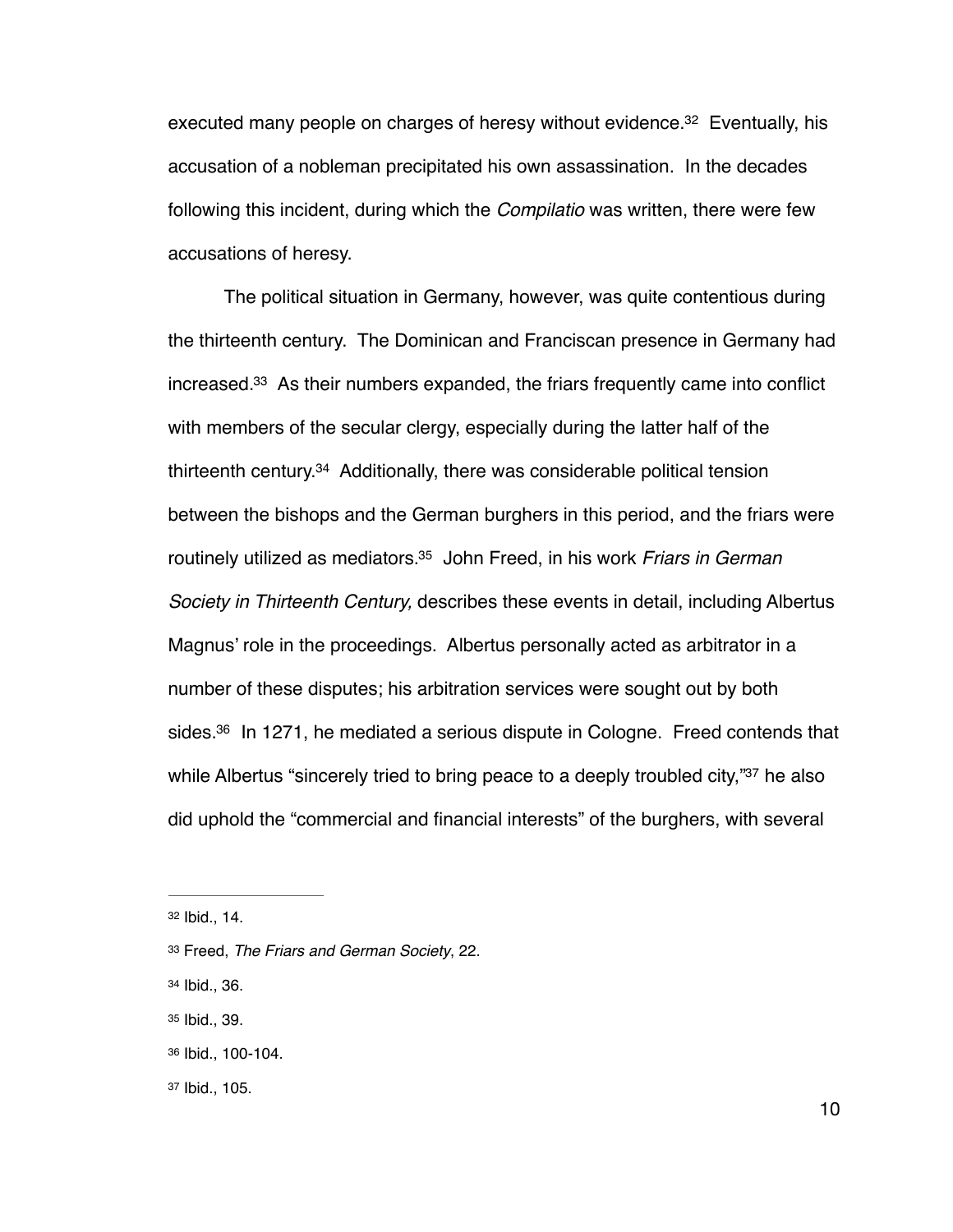executed many people on charges of heresy without evidence.[32] Eventually, his accusation of a nobleman precipitated his own assassination. In the decades following this incident, during which the *Compilatio* was written, there were few accusations of heresy.

The political situation in Germany, however, was quite contentious during the thirteenth century. The Dominican and Franciscan presence in Germany had increased.[33] As their numbers expanded, the friars frequently came into conflict with members of the secular clergy, especially during the latter half of the thirteenth century.[34] Additionally, there was considerable political tension between the bishops and the German burghers in this period, and the friars were routinely utilized as mediators.[35] John Freed, in his work *Friars in German Society in Thirteenth Century,* describes these events in detail, including Albertus Magnus' role in the proceedings. Albertus personally acted as arbitrator in a number of these disputes; his arbitration services were sought out by both sides.[36] In 1271, he mediated a serious dispute in Cologne. Freed contends that while Albertus "sincerely tried to bring peace to a deeply troubled city,"[37] he also did uphold the "commercial and financial interests" of the burghers, with several

---

[32] Ibid., 14.

[33] Freed, *The Friars and German Society*, 22.

[34] Ibid., 36.

[35] Ibid., 39.

[36] Ibid., 100-104.

[37] Ibid., 105.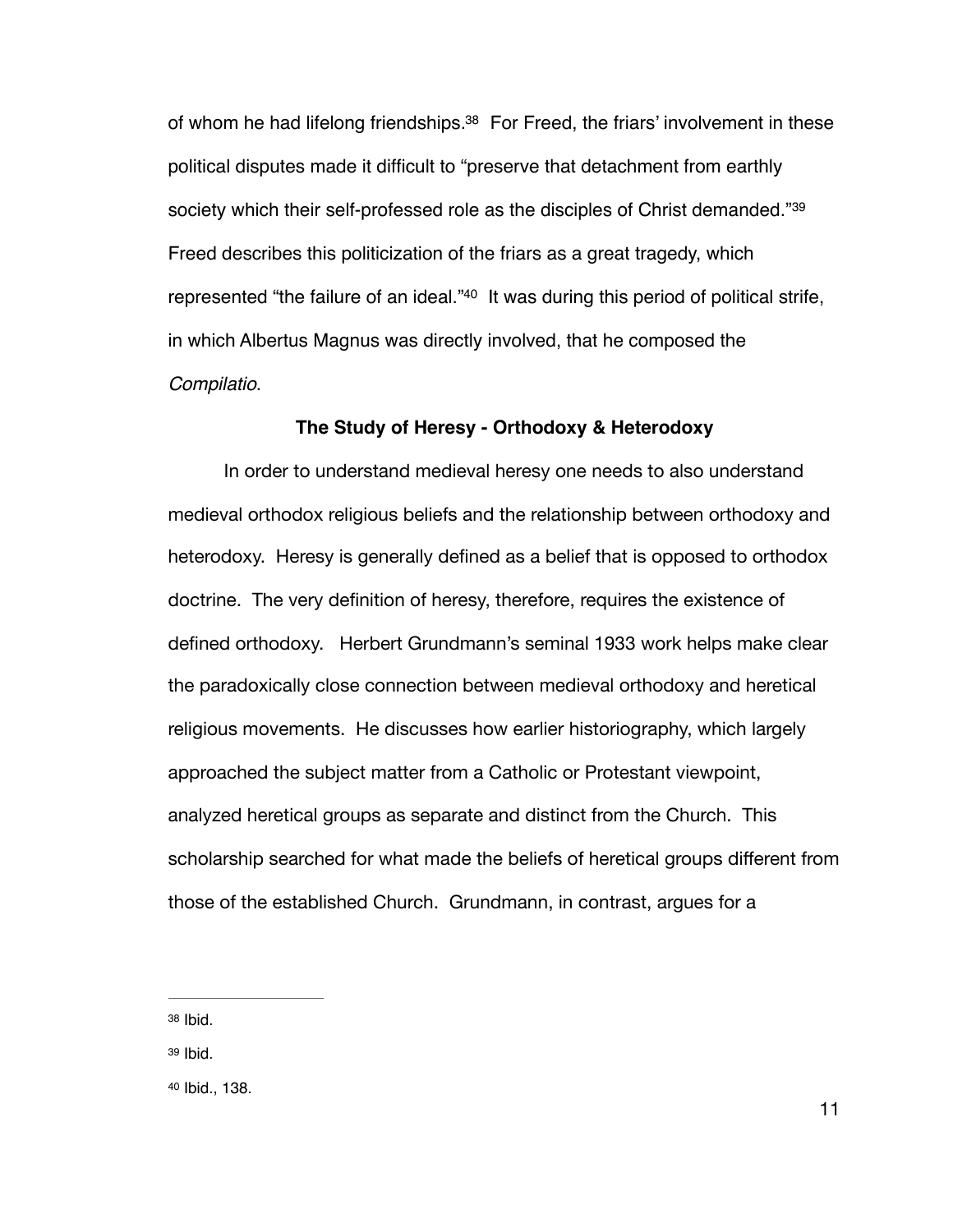of whom he had lifelong friendships.[38] For Freed, the friars' involvement in these political disputes made it difficult to "preserve that detachment from earthly society which their self-professed role as the disciples of Christ demanded."[39] Freed describes this politicization of the friars as a great tragedy, which represented "the failure of an ideal."[40] It was during this period of political strife, in which Albertus Magnus was directly involved, that he composed the *Compilatio*.

### The Study of Heresy - Orthodoxy & Heterodoxy

In order to understand medieval heresy one needs to also understand medieval orthodox religious beliefs and the relationship between orthodoxy and heterodoxy. Heresy is generally defined as a belief that is opposed to orthodox doctrine. The very definition of heresy, therefore, requires the existence of defined orthodoxy. Herbert Grundmann's seminal 1933 work helps make clear the paradoxically close connection between medieval orthodoxy and heretical religious movements. He discusses how earlier historiography, which largely approached the subject matter from a Catholic or Protestant viewpoint, analyzed heretical groups as separate and distinct from the Church. This scholarship searched for what made the beliefs of heretical groups different from those of the established Church. Grundmann, in contrast, argues for a

---

[38] Ibid.

[39] Ibid.

[40] Ibid., 138.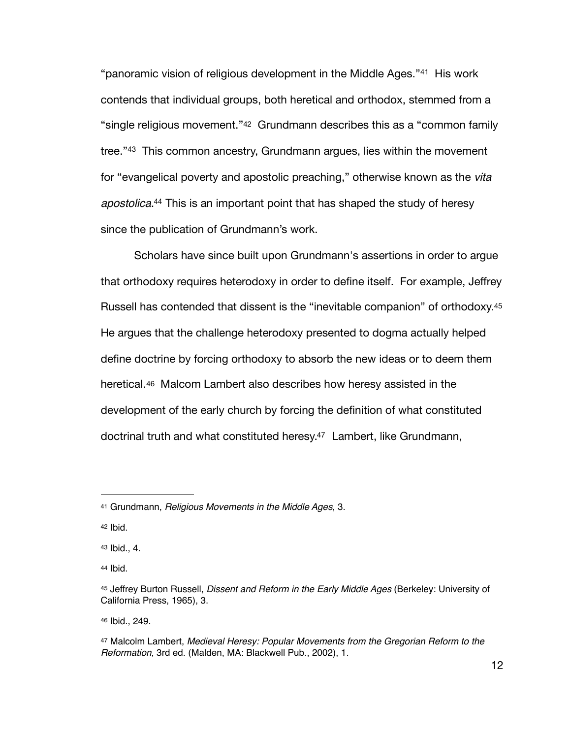"panoramic vision of religious development in the Middle Ages."[41] His work contends that individual groups, both heretical and orthodox, stemmed from a "single religious movement."[42] Grundmann describes this as a "common family tree."[43] This common ancestry, Grundmann argues, lies within the movement for "evangelical poverty and apostolic preaching," otherwise known as the *vita apostolica*.[44] This is an important point that has shaped the study of heresy since the publication of Grundmann's work.

Scholars have since built upon Grundmann's assertions in order to argue that orthodoxy requires heterodoxy in order to define itself. For example, Jeffrey Russell has contended that dissent is the "inevitable companion" of orthodoxy.[45] He argues that the challenge heterodoxy presented to dogma actually helped define doctrine by forcing orthodoxy to absorb the new ideas or to deem them heretical.[46] Malcom Lambert also describes how heresy assisted in the development of the early church by forcing the definition of what constituted doctrinal truth and what constituted heresy.[47] Lambert, like Grundmann,

---

[41] Grundmann, *Religious Movements in the Middle Ages*, 3.

[42] Ibid.

[43] Ibid., 4.

[44] Ibid.

[45] Jeffrey Burton Russell, *Dissent and Reform in the Early Middle Ages* (Berkeley: University of California Press, 1965), 3.

[46] Ibid., 249.

[47] Malcolm Lambert, *Medieval Heresy: Popular Movements from the Gregorian Reform to the Reformation*, 3rd ed. (Malden, MA: Blackwell Pub., 2002), 1.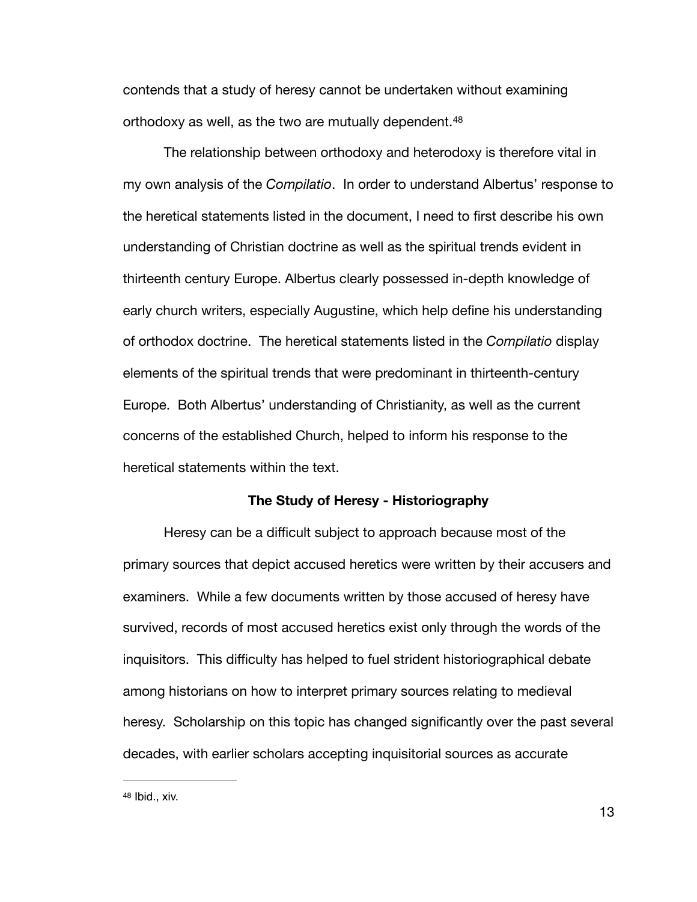contends that a study of heresy cannot be undertaken without examining orthodoxy as well, as the two are mutually dependent.[48]

The relationship between orthodoxy and heterodoxy is therefore vital in my own analysis of the *Compilatio*. In order to understand Albertus' response to the heretical statements listed in the document, I need to first describe his own understanding of Christian doctrine as well as the spiritual trends evident in thirteenth century Europe. Albertus clearly possessed in-depth knowledge of early church writers, especially Augustine, which help define his understanding of orthodox doctrine. The heretical statements listed in the *Compilatio* display elements of the spiritual trends that were predominant in thirteenth-century Europe. Both Albertus' understanding of Christianity, as well as the current concerns of the established Church, helped to inform his response to the heretical statements within the text.

**The Study of Heresy - Historiography**

Heresy can be a difficult subject to approach because most of the primary sources that depict accused heretics were written by their accusers and examiners. While a few documents written by those accused of heresy have survived, records of most accused heretics exist only through the words of the inquisitors. This difficulty has helped to fuel strident historiographical debate among historians on how to interpret primary sources relating to medieval heresy. Scholarship on this topic has changed significantly over the past several decades, with earlier scholars accepting inquisitorial sources as accurate

---

[48] Ibid., xiv.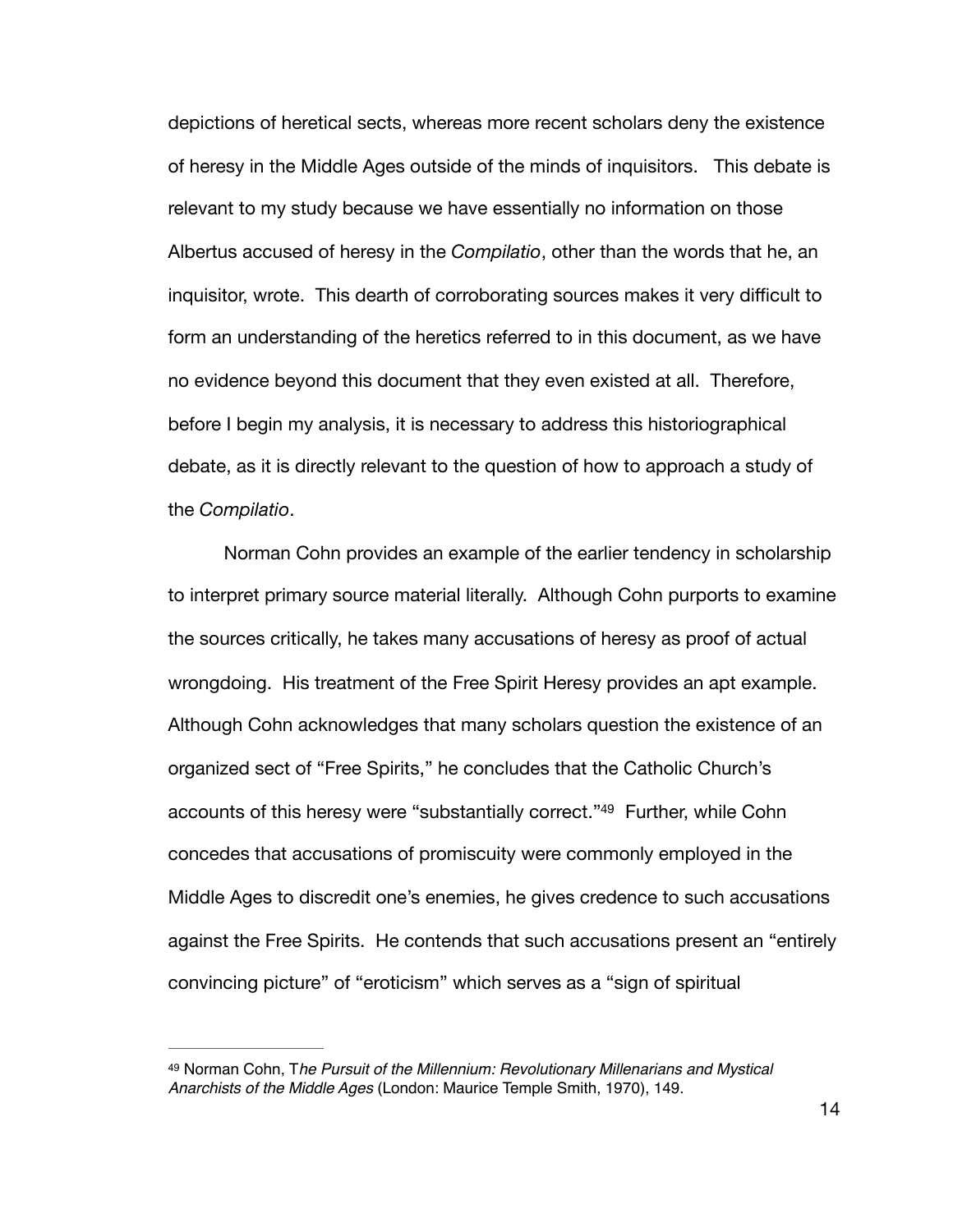depictions of heretical sects, whereas more recent scholars deny the existence of heresy in the Middle Ages outside of the minds of inquisitors. This debate is relevant to my study because we have essentially no information on those Albertus accused of heresy in the *Compilatio*, other than the words that he, an inquisitor, wrote. This dearth of corroborating sources makes it very difficult to form an understanding of the heretics referred to in this document, as we have no evidence beyond this document that they even existed at all. Therefore, before I begin my analysis, it is necessary to address this historiographical debate, as it is directly relevant to the question of how to approach a study of the *Compilatio*.

Norman Cohn provides an example of the earlier tendency in scholarship to interpret primary source material literally. Although Cohn purports to examine the sources critically, he takes many accusations of heresy as proof of actual wrongdoing. His treatment of the Free Spirit Heresy provides an apt example. Although Cohn acknowledges that many scholars question the existence of an organized sect of "Free Spirits," he concludes that the Catholic Church's accounts of this heresy were "substantially correct."[49] Further, while Cohn concedes that accusations of promiscuity were commonly employed in the Middle Ages to discredit one's enemies, he gives credence to such accusations against the Free Spirits. He contends that such accusations present an "entirely convincing picture" of "eroticism" which serves as a "sign of spiritual

---

[49] Norman Cohn, T*he Pursuit of the Millennium: Revolutionary Millenarians and Mystical Anarchists of the Middle Ages* (London: Maurice Temple Smith, 1970), 149.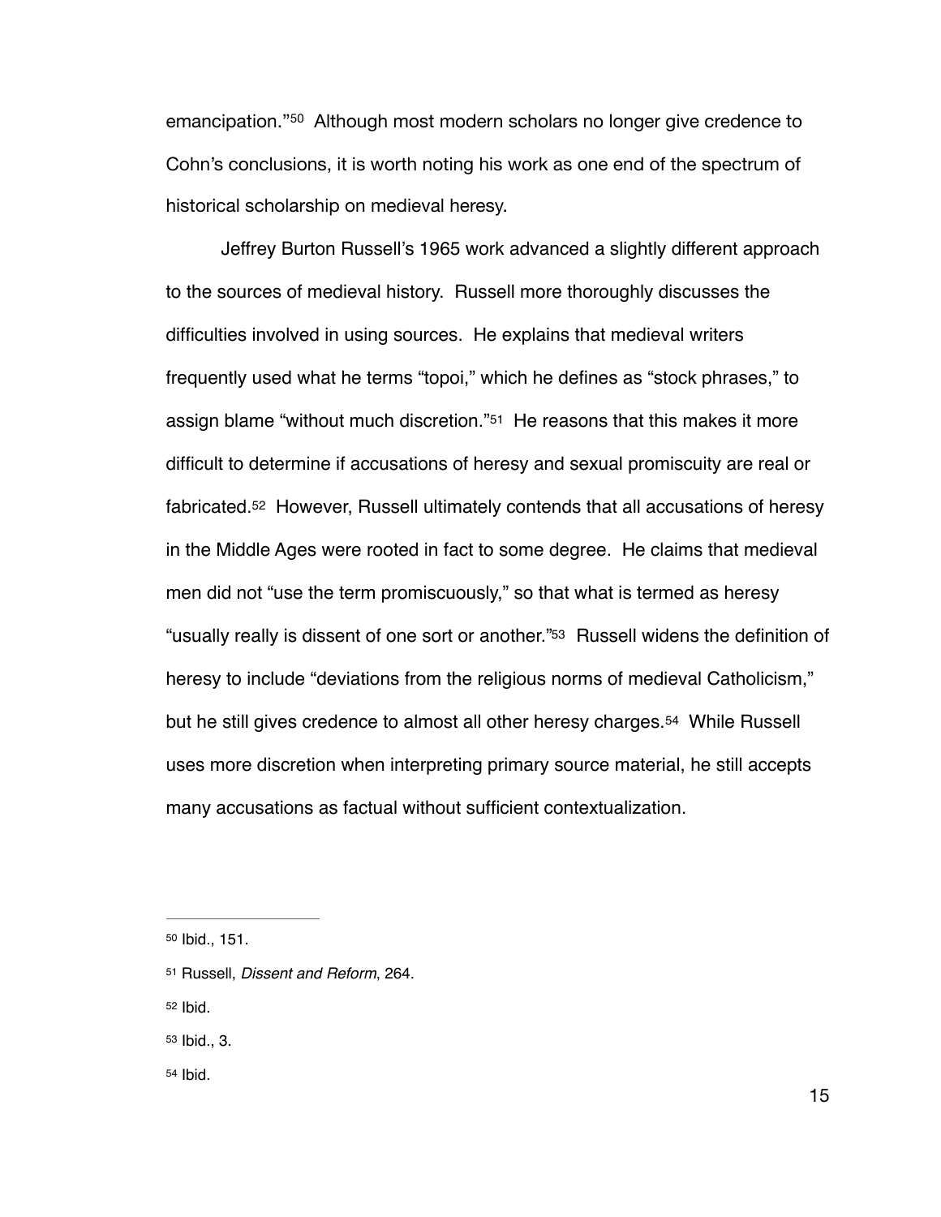emancipation."[50] Although most modern scholars no longer give credence to Cohn's conclusions, it is worth noting his work as one end of the spectrum of historical scholarship on medieval heresy.

Jeffrey Burton Russell's 1965 work advanced a slightly different approach to the sources of medieval history. Russell more thoroughly discusses the difficulties involved in using sources. He explains that medieval writers frequently used what he terms "topoi," which he defines as "stock phrases," to assign blame "without much discretion."[51] He reasons that this makes it more difficult to determine if accusations of heresy and sexual promiscuity are real or fabricated.[52] However, Russell ultimately contends that all accusations of heresy in the Middle Ages were rooted in fact to some degree. He claims that medieval men did not "use the term promiscuously," so that what is termed as heresy "usually really is dissent of one sort or another."[53] Russell widens the definition of heresy to include "deviations from the religious norms of medieval Catholicism," but he still gives credence to almost all other heresy charges.[54] While Russell uses more discretion when interpreting primary source material, he still accepts many accusations as factual without sufficient contextualization.

---

[50] Ibid., 151.

[51] Russell, *Dissent and Reform*, 264.

[52] Ibid.

[53] Ibid., 3.

[54] Ibid.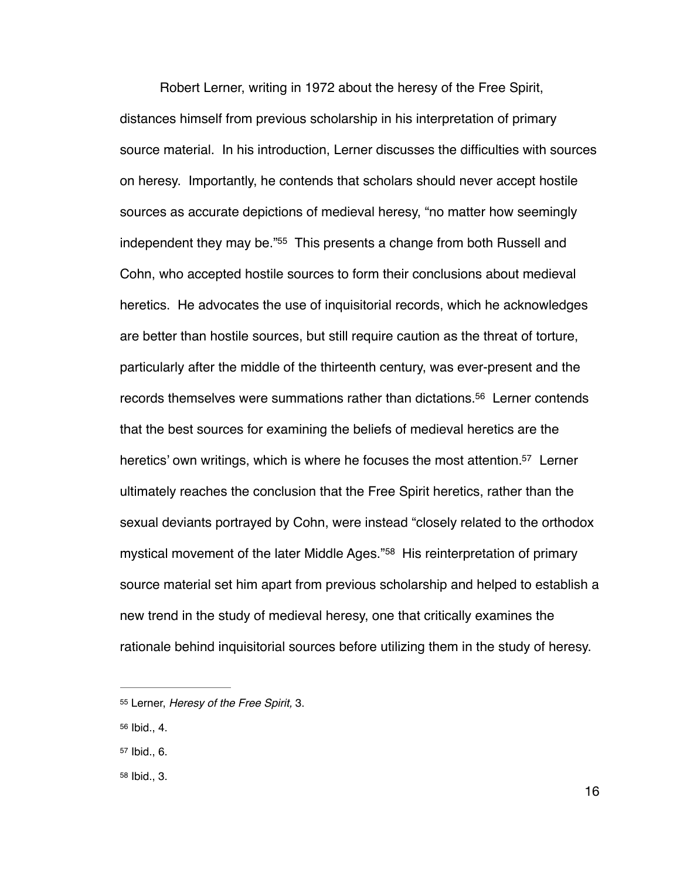Robert Lerner, writing in 1972 about the heresy of the Free Spirit, distances himself from previous scholarship in his interpretation of primary source material. In his introduction, Lerner discusses the difficulties with sources on heresy. Importantly, he contends that scholars should never accept hostile sources as accurate depictions of medieval heresy, "no matter how seemingly independent they may be."[55] This presents a change from both Russell and Cohn, who accepted hostile sources to form their conclusions about medieval heretics. He advocates the use of inquisitorial records, which he acknowledges are better than hostile sources, but still require caution as the threat of torture, particularly after the middle of the thirteenth century, was ever-present and the records themselves were summations rather than dictations.[56] Lerner contends that the best sources for examining the beliefs of medieval heretics are the heretics' own writings, which is where he focuses the most attention.[57] Lerner ultimately reaches the conclusion that the Free Spirit heretics, rather than the sexual deviants portrayed by Cohn, were instead "closely related to the orthodox mystical movement of the later Middle Ages."[58] His reinterpretation of primary source material set him apart from previous scholarship and helped to establish a new trend in the study of medieval heresy, one that critically examines the rationale behind inquisitorial sources before utilizing them in the study of heresy.

---

[55] Lerner, *Heresy of the Free Spirit,* 3.

[56] Ibid., 4.

[57] Ibid., 6.

[58] Ibid., 3.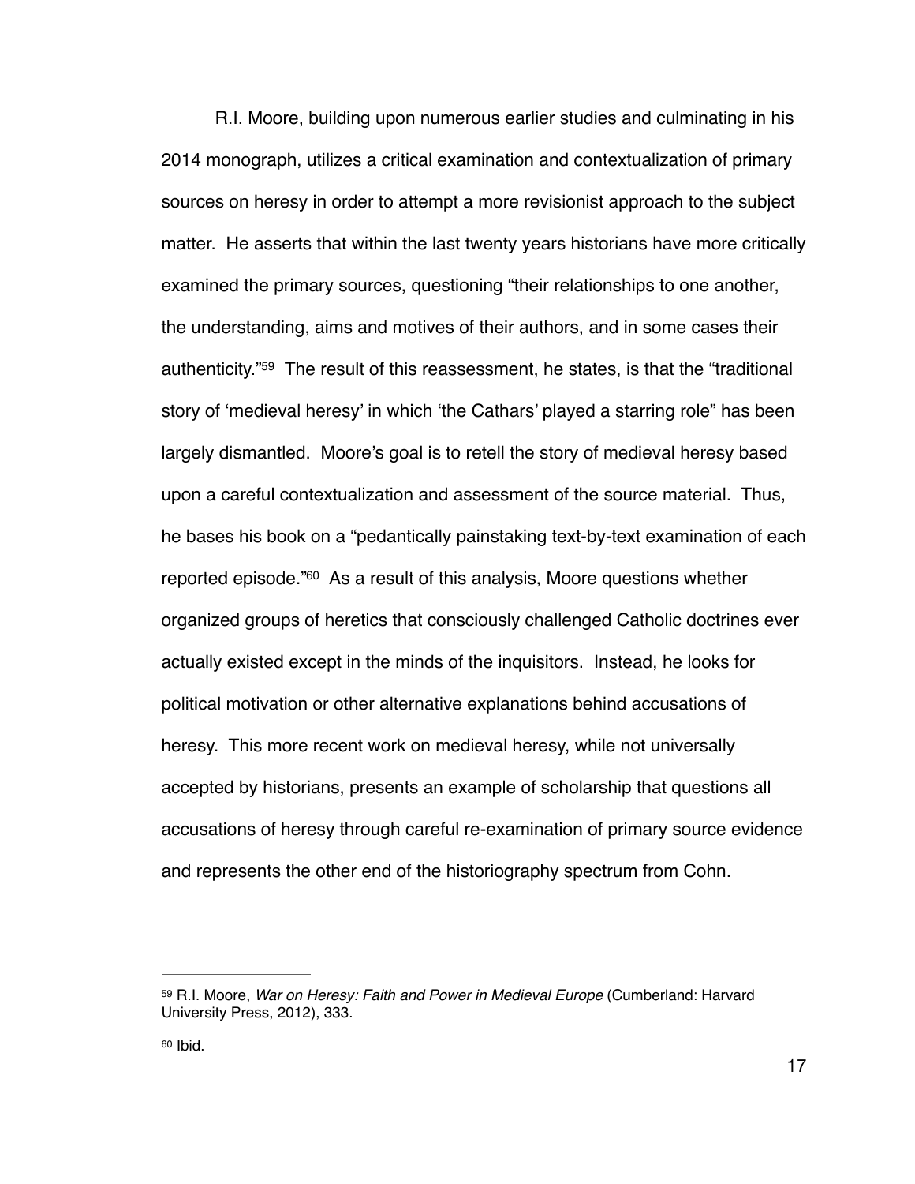R.I. Moore, building upon numerous earlier studies and culminating in his 2014 monograph, utilizes a critical examination and contextualization of primary sources on heresy in order to attempt a more revisionist approach to the subject matter. He asserts that within the last twenty years historians have more critically examined the primary sources, questioning "their relationships to one another, the understanding, aims and motives of their authors, and in some cases their authenticity."[59] The result of this reassessment, he states, is that the "traditional story of 'medieval heresy' in which 'the Cathars' played a starring role" has been largely dismantled. Moore's goal is to retell the story of medieval heresy based upon a careful contextualization and assessment of the source material. Thus, he bases his book on a "pedantically painstaking text-by-text examination of each reported episode."[60] As a result of this analysis, Moore questions whether organized groups of heretics that consciously challenged Catholic doctrines ever actually existed except in the minds of the inquisitors. Instead, he looks for political motivation or other alternative explanations behind accusations of heresy. This more recent work on medieval heresy, while not universally accepted by historians, presents an example of scholarship that questions all accusations of heresy through careful re-examination of primary source evidence and represents the other end of the historiography spectrum from Cohn.

---

[59] R.I. Moore, *War on Heresy: Faith and Power in Medieval Europe* (Cumberland: Harvard University Press, 2012), 333.

[60] Ibid.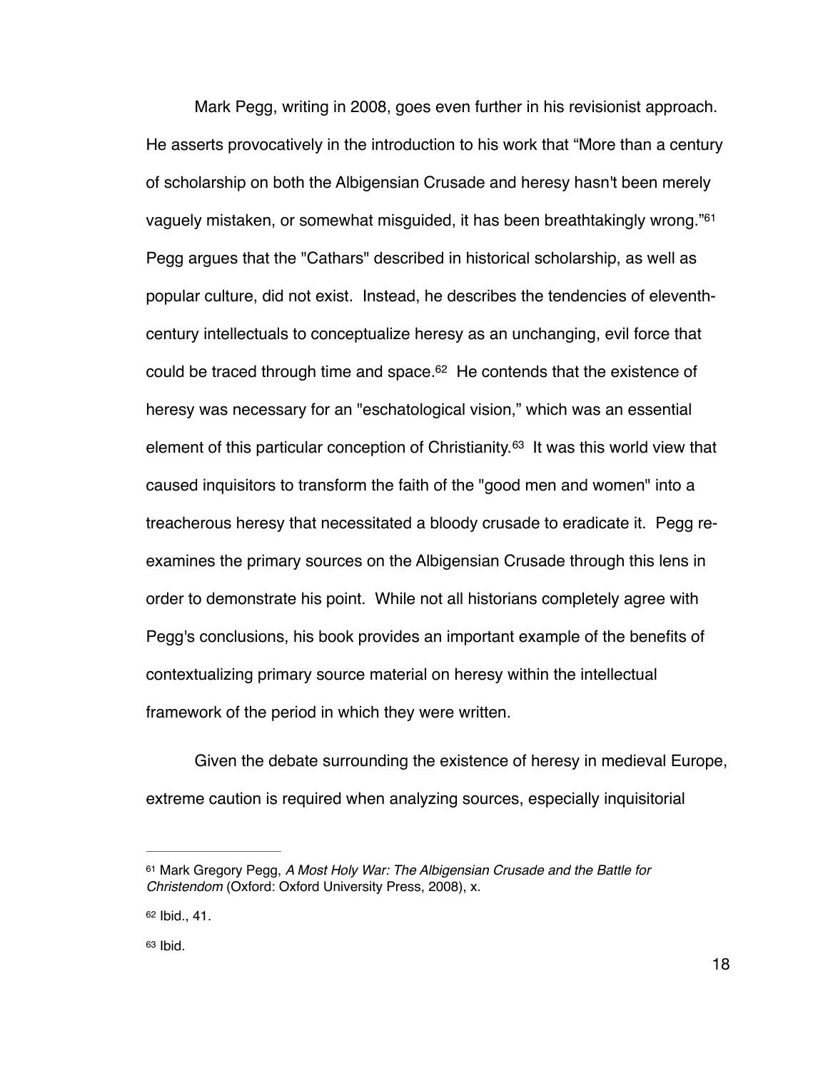Mark Pegg, writing in 2008, goes even further in his revisionist approach. He asserts provocatively in the introduction to his work that “More than a century of scholarship on both the Albigensian Crusade and heresy hasn't been merely vaguely mistaken, or somewhat misguided, it has been breathtakingly wrong.”[61] Pegg argues that the "Cathars" described in historical scholarship, as well as popular culture, did not exist. Instead, he describes the tendencies of eleventh-century intellectuals to conceptualize heresy as an unchanging, evil force that could be traced through time and space.[62] He contends that the existence of heresy was necessary for an "eschatological vision,” which was an essential element of this particular conception of Christianity.[63] It was this world view that caused inquisitors to transform the faith of the "good men and women" into a treacherous heresy that necessitated a bloody crusade to eradicate it. Pegg re-examines the primary sources on the Albigensian Crusade through this lens in order to demonstrate his point. While not all historians completely agree with Pegg's conclusions, his book provides an important example of the benefits of contextualizing primary source material on heresy within the intellectual framework of the period in which they were written.

Given the debate surrounding the existence of heresy in medieval Europe, extreme caution is required when analyzing sources, especially inquisitorial

---

[61] Mark Gregory Pegg, *A Most Holy War: The Albigensian Crusade and the Battle for Christendom* (Oxford: Oxford University Press, 2008), x.

[62] Ibid., 41.

[63] Ibid.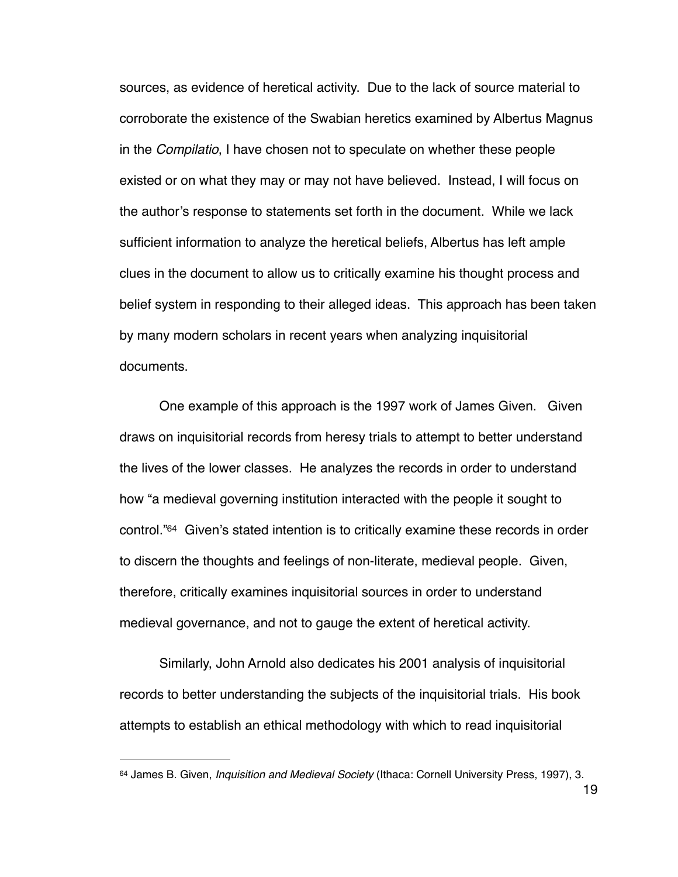sources, as evidence of heretical activity. Due to the lack of source material to corroborate the existence of the Swabian heretics examined by Albertus Magnus in the *Compilatio*, I have chosen not to speculate on whether these people existed or on what they may or may not have believed. Instead, I will focus on the author's response to statements set forth in the document. While we lack sufficient information to analyze the heretical beliefs, Albertus has left ample clues in the document to allow us to critically examine his thought process and belief system in responding to their alleged ideas. This approach has been taken by many modern scholars in recent years when analyzing inquisitorial documents.

One example of this approach is the 1997 work of James Given. Given draws on inquisitorial records from heresy trials to attempt to better understand the lives of the lower classes. He analyzes the records in order to understand how "a medieval governing institution interacted with the people it sought to control."[64] Given's stated intention is to critically examine these records in order to discern the thoughts and feelings of non-literate, medieval people. Given, therefore, critically examines inquisitorial sources in order to understand medieval governance, and not to gauge the extent of heretical activity.

Similarly, John Arnold also dedicates his 2001 analysis of inquisitorial records to better understanding the subjects of the inquisitorial trials. His book attempts to establish an ethical methodology with which to read inquisitorial

---

[64] James B. Given, *Inquisition and Medieval Society* (Ithaca: Cornell University Press, 1997), 3.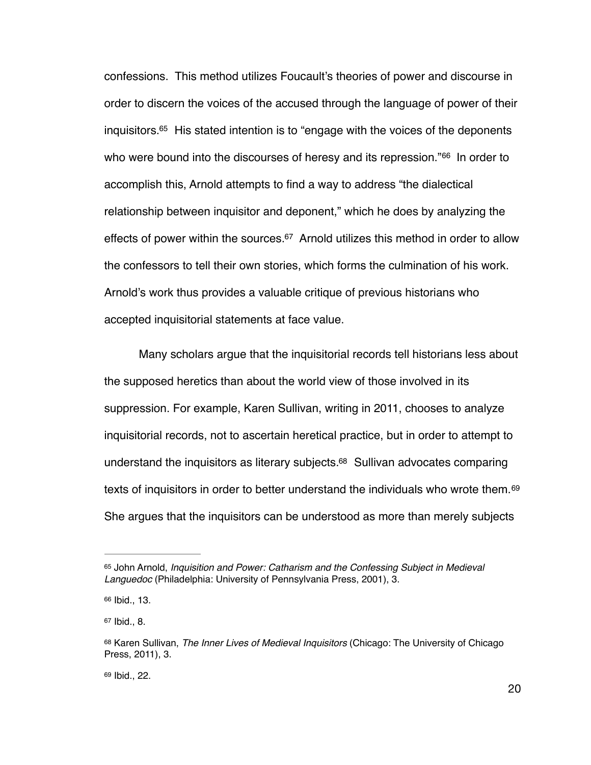confessions. This method utilizes Foucault's theories of power and discourse in order to discern the voices of the accused through the language of power of their inquisitors.[65] His stated intention is to "engage with the voices of the deponents who were bound into the discourses of heresy and its repression."[66] In order to accomplish this, Arnold attempts to find a way to address "the dialectical relationship between inquisitor and deponent," which he does by analyzing the effects of power within the sources.[67] Arnold utilizes this method in order to allow the confessors to tell their own stories, which forms the culmination of his work. Arnold's work thus provides a valuable critique of previous historians who accepted inquisitorial statements at face value.

Many scholars argue that the inquisitorial records tell historians less about the supposed heretics than about the world view of those involved in its suppression. For example, Karen Sullivan, writing in 2011, chooses to analyze inquisitorial records, not to ascertain heretical practice, but in order to attempt to understand the inquisitors as literary subjects.[68] Sullivan advocates comparing texts of inquisitors in order to better understand the individuals who wrote them.[69] She argues that the inquisitors can be understood as more than merely subjects

---

[65] John Arnold, *Inquisition and Power: Catharism and the Confessing Subject in Medieval Languedoc* (Philadelphia: University of Pennsylvania Press, 2001), 3.

[66] Ibid., 13.

[67] Ibid., 8.

[68] Karen Sullivan, *The Inner Lives of Medieval Inquisitors* (Chicago: The University of Chicago Press, 2011), 3.

[69] Ibid., 22.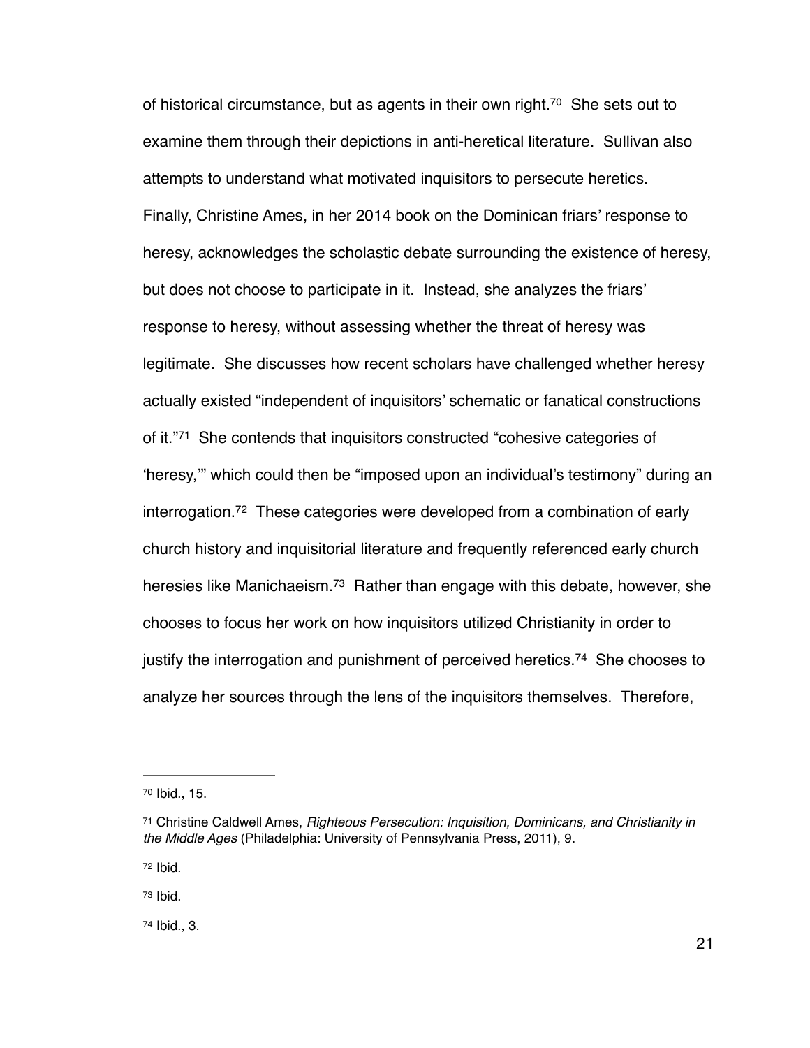of historical circumstance, but as agents in their own right.[70] She sets out to examine them through their depictions in anti-heretical literature. Sullivan also attempts to understand what motivated inquisitors to persecute heretics. Finally, Christine Ames, in her 2014 book on the Dominican friars' response to heresy, acknowledges the scholastic debate surrounding the existence of heresy, but does not choose to participate in it. Instead, she analyzes the friars' response to heresy, without assessing whether the threat of heresy was legitimate. She discusses how recent scholars have challenged whether heresy actually existed "independent of inquisitors' schematic or fanatical constructions of it."[71] She contends that inquisitors constructed "cohesive categories of 'heresy,'" which could then be "imposed upon an individual's testimony" during an interrogation.[72] These categories were developed from a combination of early church history and inquisitorial literature and frequently referenced early church heresies like Manichaeism.[73] Rather than engage with this debate, however, she chooses to focus her work on how inquisitors utilized Christianity in order to justify the interrogation and punishment of perceived heretics.[74] She chooses to analyze her sources through the lens of the inquisitors themselves. Therefore,

---

[70] Ibid., 15.

[71] Christine Caldwell Ames, *Righteous Persecution: Inquisition, Dominicans, and Christianity in the Middle Ages* (Philadelphia: University of Pennsylvania Press, 2011), 9.

[72] Ibid.

[73] Ibid.

[74] Ibid., 3.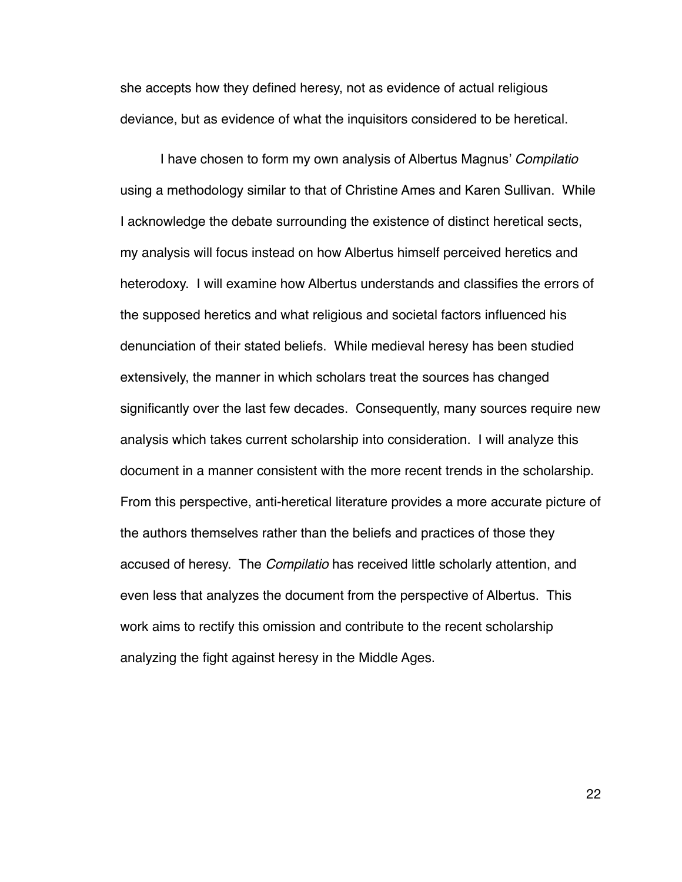she accepts how they defined heresy, not as evidence of actual religious deviance, but as evidence of what the inquisitors considered to be heretical.

I have chosen to form my own analysis of Albertus Magnus' *Compilatio* using a methodology similar to that of Christine Ames and Karen Sullivan. While I acknowledge the debate surrounding the existence of distinct heretical sects, my analysis will focus instead on how Albertus himself perceived heretics and heterodoxy. I will examine how Albertus understands and classifies the errors of the supposed heretics and what religious and societal factors influenced his denunciation of their stated beliefs. While medieval heresy has been studied extensively, the manner in which scholars treat the sources has changed significantly over the last few decades. Consequently, many sources require new analysis which takes current scholarship into consideration. I will analyze this document in a manner consistent with the more recent trends in the scholarship. From this perspective, anti-heretical literature provides a more accurate picture of the authors themselves rather than the beliefs and practices of those they accused of heresy. The *Compilatio* has received little scholarly attention, and even less that analyzes the document from the perspective of Albertus. This work aims to rectify this omission and contribute to the recent scholarship analyzing the fight against heresy in the Middle Ages.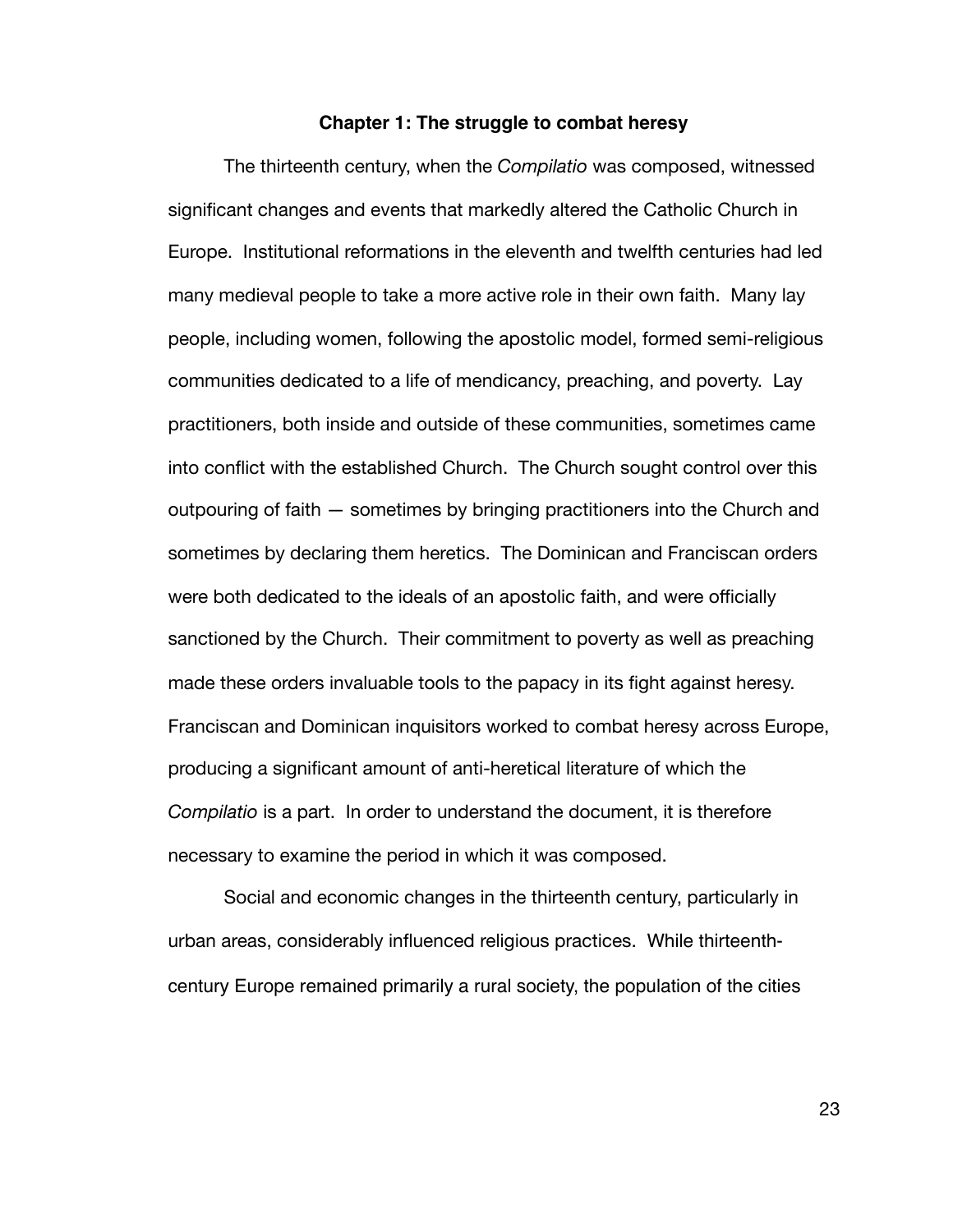### Chapter 1: The struggle to combat heresy

The thirteenth century, when the *Compilatio* was composed, witnessed significant changes and events that markedly altered the Catholic Church in Europe. Institutional reformations in the eleventh and twelfth centuries had led many medieval people to take a more active role in their own faith. Many lay people, including women, following the apostolic model, formed semi-religious communities dedicated to a life of mendicancy, preaching, and poverty. Lay practitioners, both inside and outside of these communities, sometimes came into conflict with the established Church. The Church sought control over this outpouring of faith — sometimes by bringing practitioners into the Church and sometimes by declaring them heretics. The Dominican and Franciscan orders were both dedicated to the ideals of an apostolic faith, and were officially sanctioned by the Church. Their commitment to poverty as well as preaching made these orders invaluable tools to the papacy in its fight against heresy. Franciscan and Dominican inquisitors worked to combat heresy across Europe, producing a significant amount of anti-heretical literature of which the *Compilatio* is a part. In order to understand the document, it is therefore necessary to examine the period in which it was composed.

Social and economic changes in the thirteenth century, particularly in urban areas, considerably influenced religious practices. While thirteenth-century Europe remained primarily a rural society, the population of the cities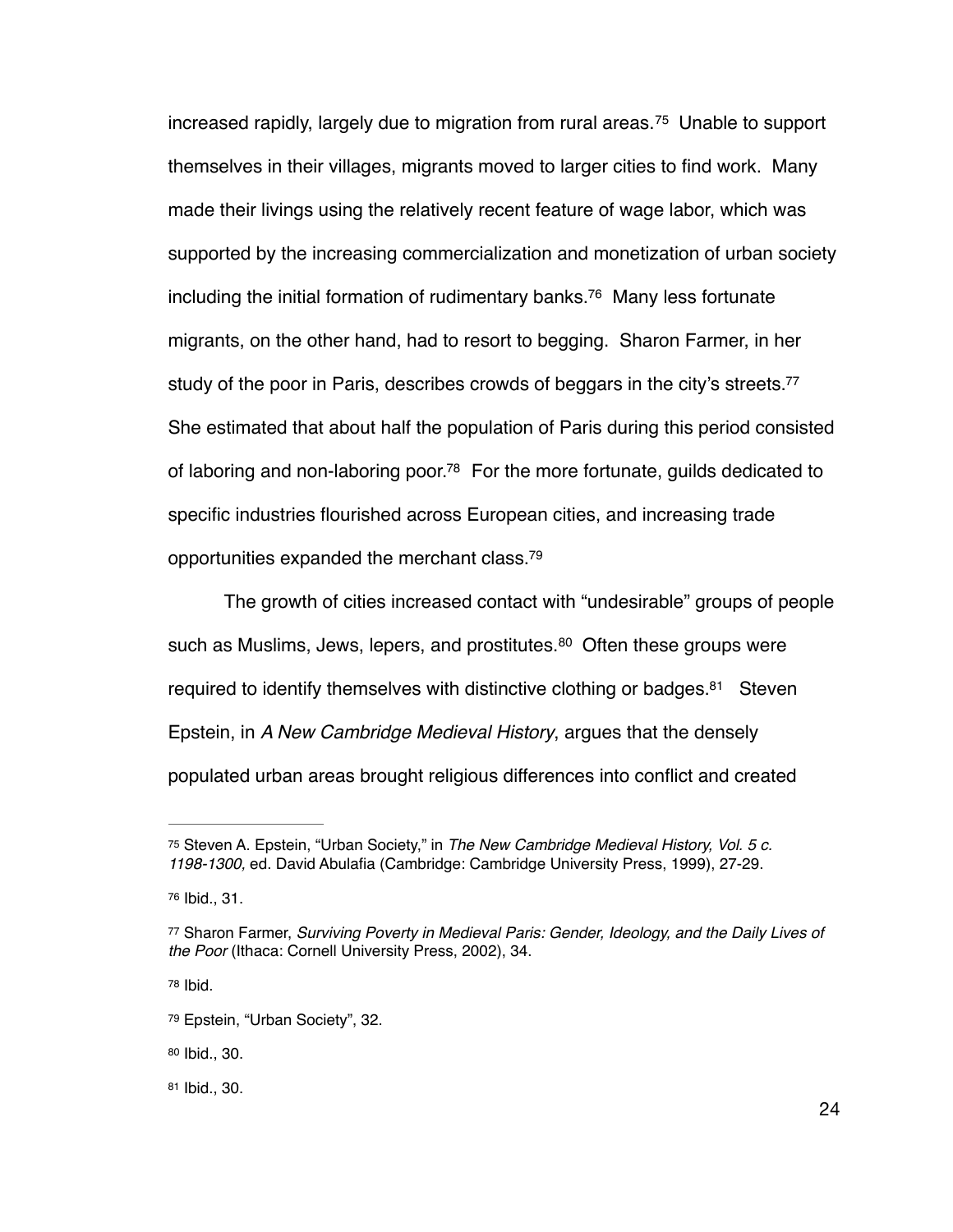increased rapidly, largely due to migration from rural areas.[75] Unable to support themselves in their villages, migrants moved to larger cities to find work. Many made their livings using the relatively recent feature of wage labor, which was supported by the increasing commercialization and monetization of urban society including the initial formation of rudimentary banks.[76] Many less fortunate migrants, on the other hand, had to resort to begging. Sharon Farmer, in her study of the poor in Paris, describes crowds of beggars in the city's streets.[77] She estimated that about half the population of Paris during this period consisted of laboring and non-laboring poor.[78] For the more fortunate, guilds dedicated to specific industries flourished across European cities, and increasing trade opportunities expanded the merchant class.[79]

The growth of cities increased contact with "undesirable" groups of people such as Muslims, Jews, lepers, and prostitutes.[80] Often these groups were required to identify themselves with distinctive clothing or badges.[81] Steven Epstein, in *A New Cambridge Medieval History*, argues that the densely populated urban areas brought religious differences into conflict and created

---

[75] Steven A. Epstein, "Urban Society," in *The New Cambridge Medieval History, Vol. 5 c. 1198-1300,* ed. David Abulafia (Cambridge: Cambridge University Press, 1999), 27-29.

[76] Ibid., 31.

[77] Sharon Farmer, *Surviving Poverty in Medieval Paris: Gender, Ideology, and the Daily Lives of the Poor* (Ithaca: Cornell University Press, 2002), 34.

[78] Ibid.

[79] Epstein, "Urban Society", 32.

[80] Ibid., 30.

[81] Ibid., 30.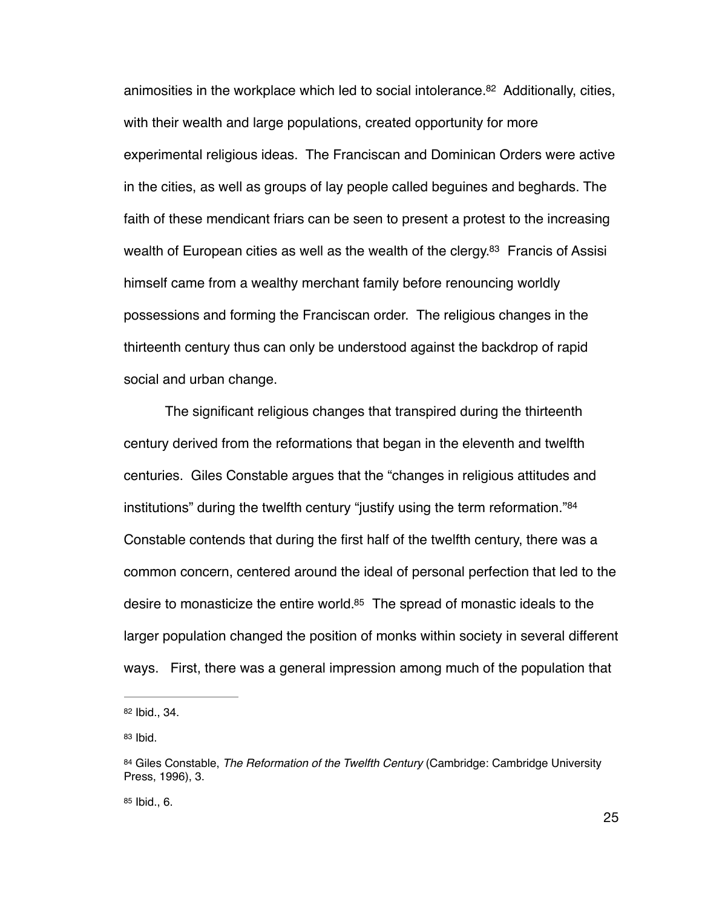animosities in the workplace which led to social intolerance.[82] Additionally, cities, with their wealth and large populations, created opportunity for more experimental religious ideas. The Franciscan and Dominican Orders were active in the cities, as well as groups of lay people called beguines and beghards. The faith of these mendicant friars can be seen to present a protest to the increasing wealth of European cities as well as the wealth of the clergy.[83] Francis of Assisi himself came from a wealthy merchant family before renouncing worldly possessions and forming the Franciscan order. The religious changes in the thirteenth century thus can only be understood against the backdrop of rapid social and urban change.

The significant religious changes that transpired during the thirteenth century derived from the reformations that began in the eleventh and twelfth centuries. Giles Constable argues that the "changes in religious attitudes and institutions" during the twelfth century "justify using the term reformation."[84] Constable contends that during the first half of the twelfth century, there was a common concern, centered around the ideal of personal perfection that led to the desire to monasticize the entire world.[85] The spread of monastic ideals to the larger population changed the position of monks within society in several different ways. First, there was a general impression among much of the population that

---

[82] Ibid., 34.

[83] Ibid.

[84] Giles Constable, *The Reformation of the Twelfth Century* (Cambridge: Cambridge University Press, 1996), 3.

[85] Ibid., 6.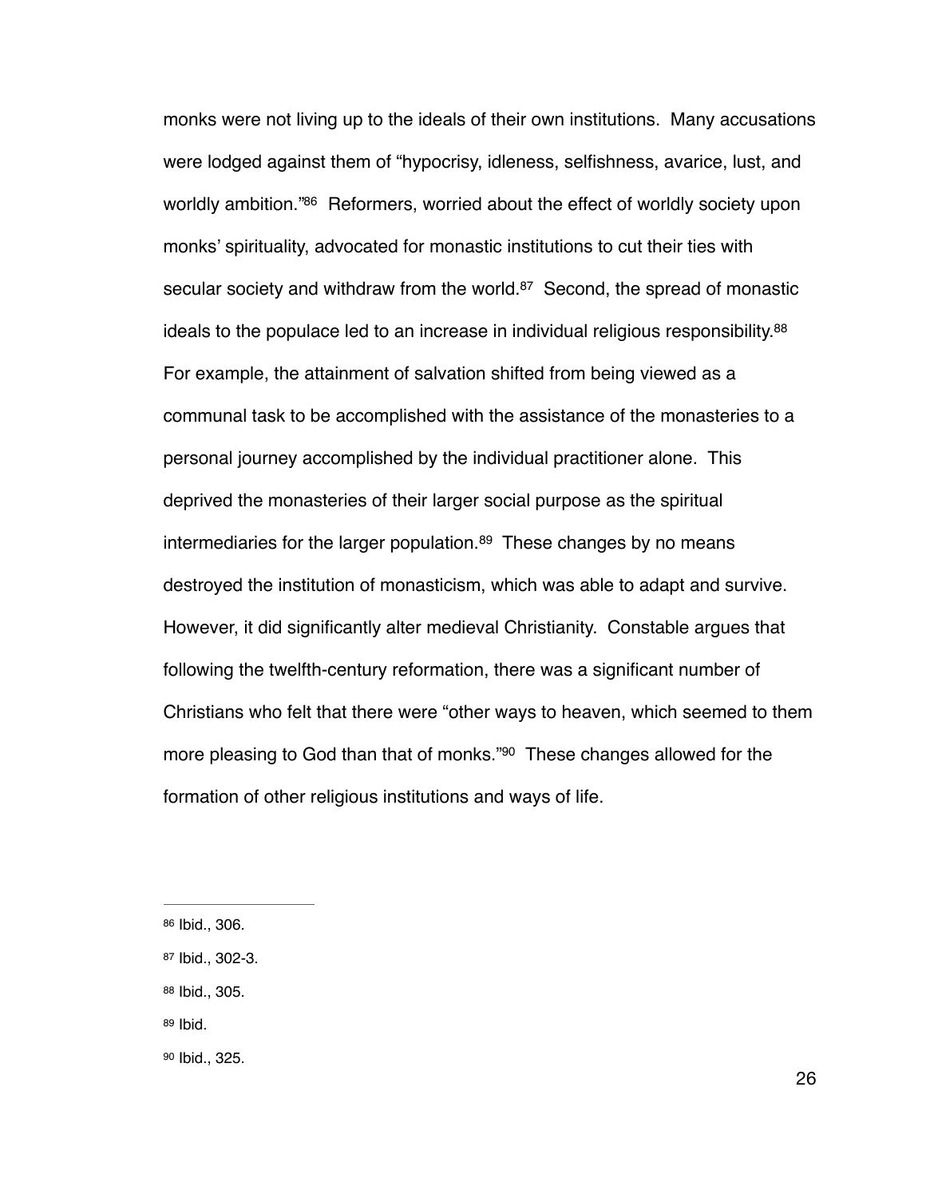monks were not living up to the ideals of their own institutions. Many accusations were lodged against them of "hypocrisy, idleness, selfishness, avarice, lust, and worldly ambition."[86] Reformers, worried about the effect of worldly society upon monks' spirituality, advocated for monastic institutions to cut their ties with secular society and withdraw from the world.[87] Second, the spread of monastic ideals to the populace led to an increase in individual religious responsibility.[88] For example, the attainment of salvation shifted from being viewed as a communal task to be accomplished with the assistance of the monasteries to a personal journey accomplished by the individual practitioner alone. This deprived the monasteries of their larger social purpose as the spiritual intermediaries for the larger population.[89] These changes by no means destroyed the institution of monasticism, which was able to adapt and survive. However, it did significantly alter medieval Christianity. Constable argues that following the twelfth-century reformation, there was a significant number of Christians who felt that there were "other ways to heaven, which seemed to them more pleasing to God than that of monks."[90] These changes allowed for the formation of other religious institutions and ways of life.

---

[86] Ibid., 306.

[87] Ibid., 302-3.

[88] Ibid., 305.

[89] Ibid.

[90] Ibid., 325.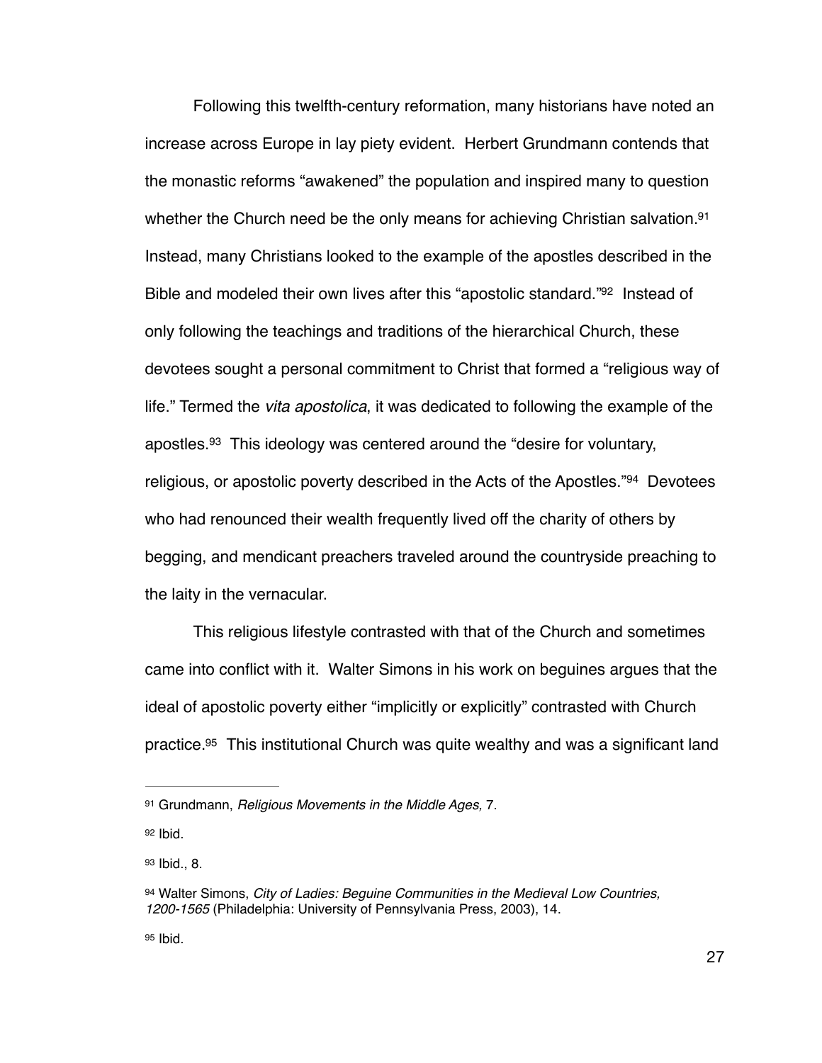Following this twelfth-century reformation, many historians have noted an increase across Europe in lay piety evident. Herbert Grundmann contends that the monastic reforms "awakened" the population and inspired many to question whether the Church need be the only means for achieving Christian salvation.[91] Instead, many Christians looked to the example of the apostles described in the Bible and modeled their own lives after this "apostolic standard."[92] Instead of only following the teachings and traditions of the hierarchical Church, these devotees sought a personal commitment to Christ that formed a "religious way of life." Termed the *vita apostolica*, it was dedicated to following the example of the apostles.[93] This ideology was centered around the "desire for voluntary, religious, or apostolic poverty described in the Acts of the Apostles."[94] Devotees who had renounced their wealth frequently lived off the charity of others by begging, and mendicant preachers traveled around the countryside preaching to the laity in the vernacular.

This religious lifestyle contrasted with that of the Church and sometimes came into conflict with it. Walter Simons in his work on beguines argues that the ideal of apostolic poverty either "implicitly or explicitly" contrasted with Church practice.[95] This institutional Church was quite wealthy and was a significant land

---

[91] Grundmann, *Religious Movements in the Middle Ages,* 7.

[92] Ibid.

[93] Ibid., 8.

[94] Walter Simons, *City of Ladies: Beguine Communities in the Medieval Low Countries, 1200-1565* (Philadelphia: University of Pennsylvania Press, 2003), 14.

[95] Ibid.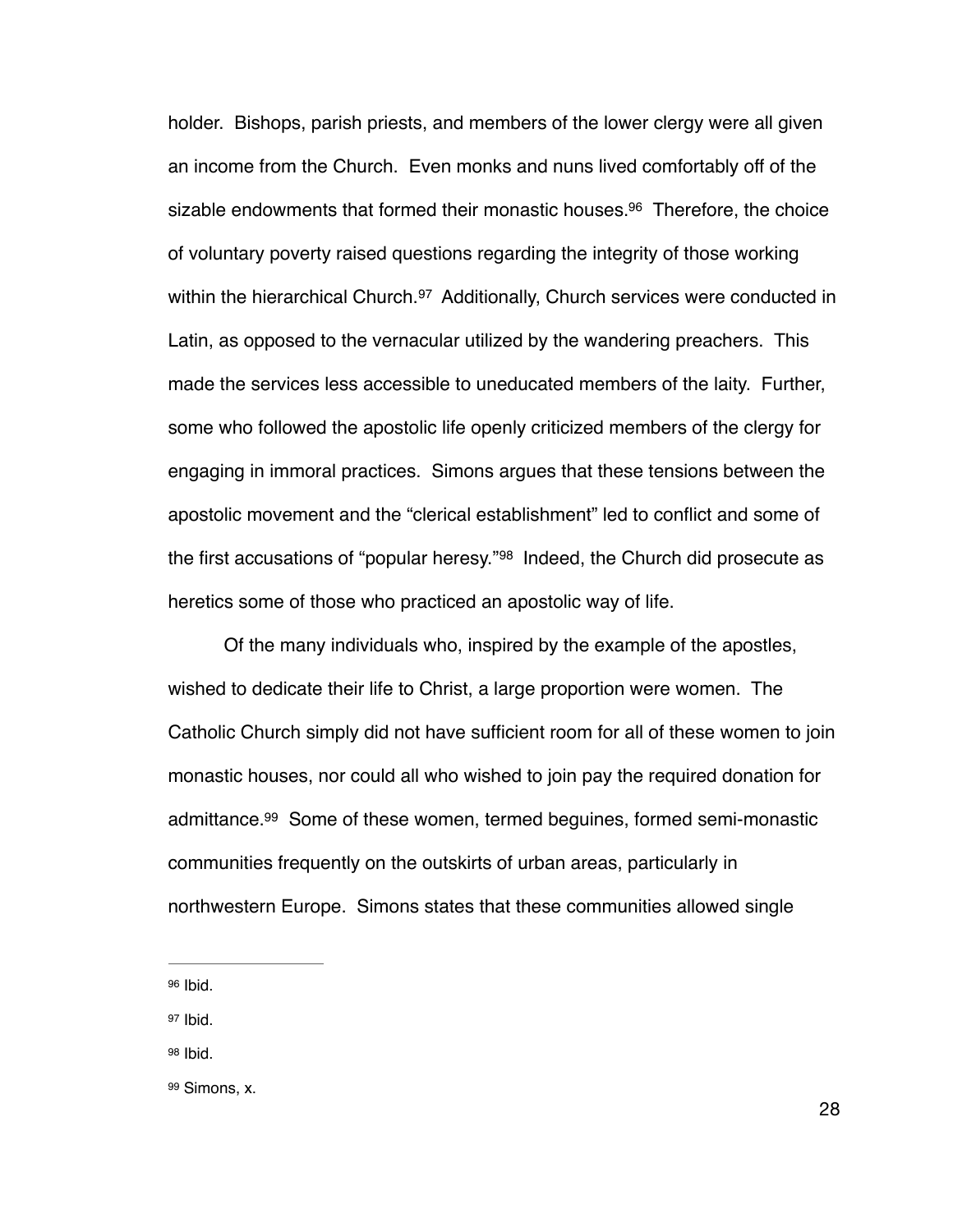holder. Bishops, parish priests, and members of the lower clergy were all given an income from the Church. Even monks and nuns lived comfortably off of the sizable endowments that formed their monastic houses.[96] Therefore, the choice of voluntary poverty raised questions regarding the integrity of those working within the hierarchical Church.[97] Additionally, Church services were conducted in Latin, as opposed to the vernacular utilized by the wandering preachers. This made the services less accessible to uneducated members of the laity. Further, some who followed the apostolic life openly criticized members of the clergy for engaging in immoral practices. Simons argues that these tensions between the apostolic movement and the "clerical establishment" led to conflict and some of the first accusations of "popular heresy."[98] Indeed, the Church did prosecute as heretics some of those who practiced an apostolic way of life.

Of the many individuals who, inspired by the example of the apostles, wished to dedicate their life to Christ, a large proportion were women. The Catholic Church simply did not have sufficient room for all of these women to join monastic houses, nor could all who wished to join pay the required donation for admittance.[99] Some of these women, termed beguines, formed semi-monastic communities frequently on the outskirts of urban areas, particularly in northwestern Europe. Simons states that these communities allowed single

---

[96] Ibid.

[97] Ibid.

[98] Ibid.

[99] Simons, x.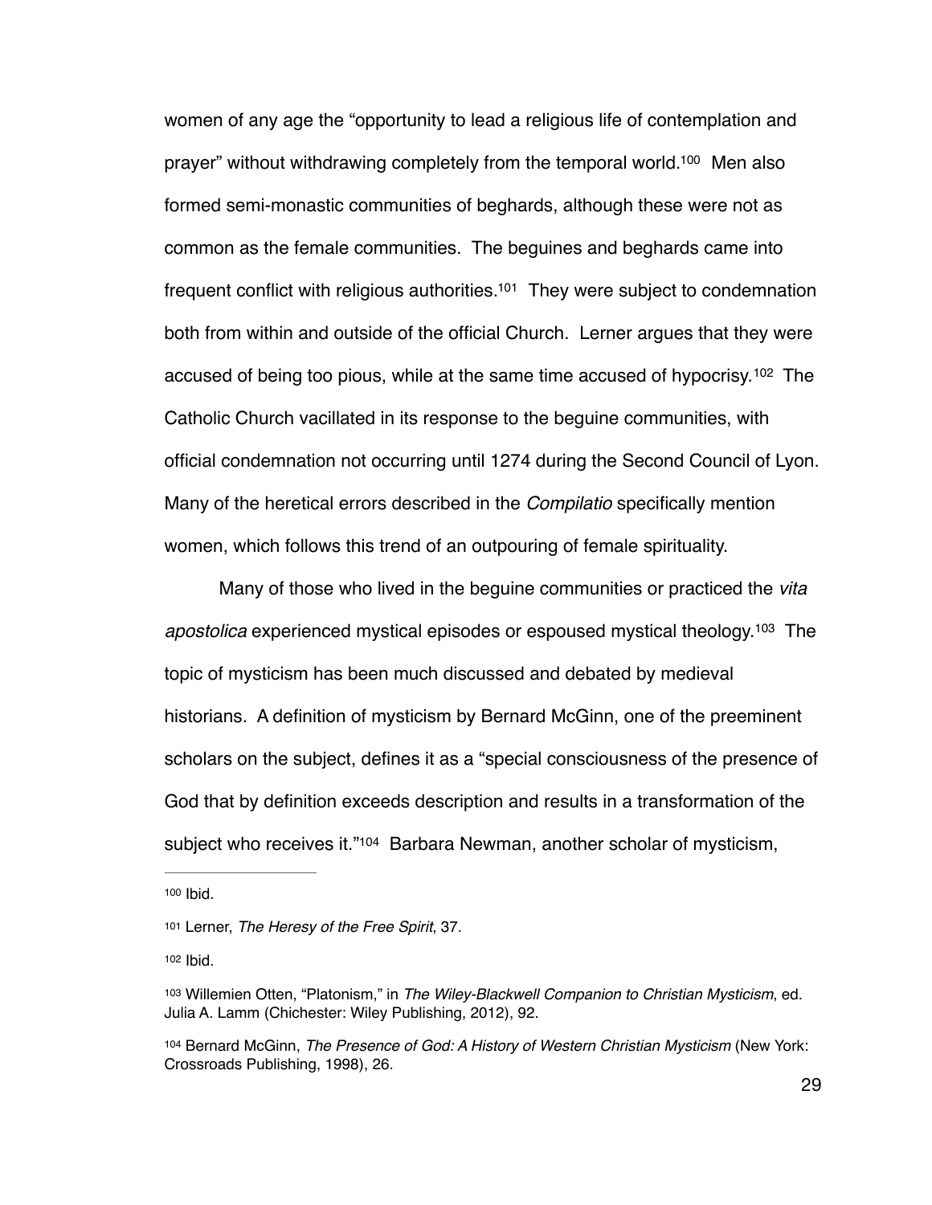women of any age the "opportunity to lead a religious life of contemplation and prayer" without withdrawing completely from the temporal world.[100] Men also formed semi-monastic communities of beghards, although these were not as common as the female communities. The beguines and beghards came into frequent conflict with religious authorities.[101] They were subject to condemnation both from within and outside of the official Church. Lerner argues that they were accused of being too pious, while at the same time accused of hypocrisy.[102] The Catholic Church vacillated in its response to the beguine communities, with official condemnation not occurring until 1274 during the Second Council of Lyon. Many of the heretical errors described in the *Compilatio* specifically mention women, which follows this trend of an outpouring of female spirituality.

Many of those who lived in the beguine communities or practiced the *vita apostolica* experienced mystical episodes or espoused mystical theology.[103] The topic of mysticism has been much discussed and debated by medieval historians. A definition of mysticism by Bernard McGinn, one of the preeminent scholars on the subject, defines it as a "special consciousness of the presence of God that by definition exceeds description and results in a transformation of the subject who receives it."[104] Barbara Newman, another scholar of mysticism,

---

[100] Ibid.

[101] Lerner, *The Heresy of the Free Spirit*, 37.

[102] Ibid.

[103] Willemien Otten, "Platonism," in *The Wiley-Blackwell Companion to Christian Mysticism*, ed. Julia A. Lamm (Chichester: Wiley Publishing, 2012), 92.

[104] Bernard McGinn, *The Presence of God: A History of Western Christian Mysticism* (New York: Crossroads Publishing, 1998), 26.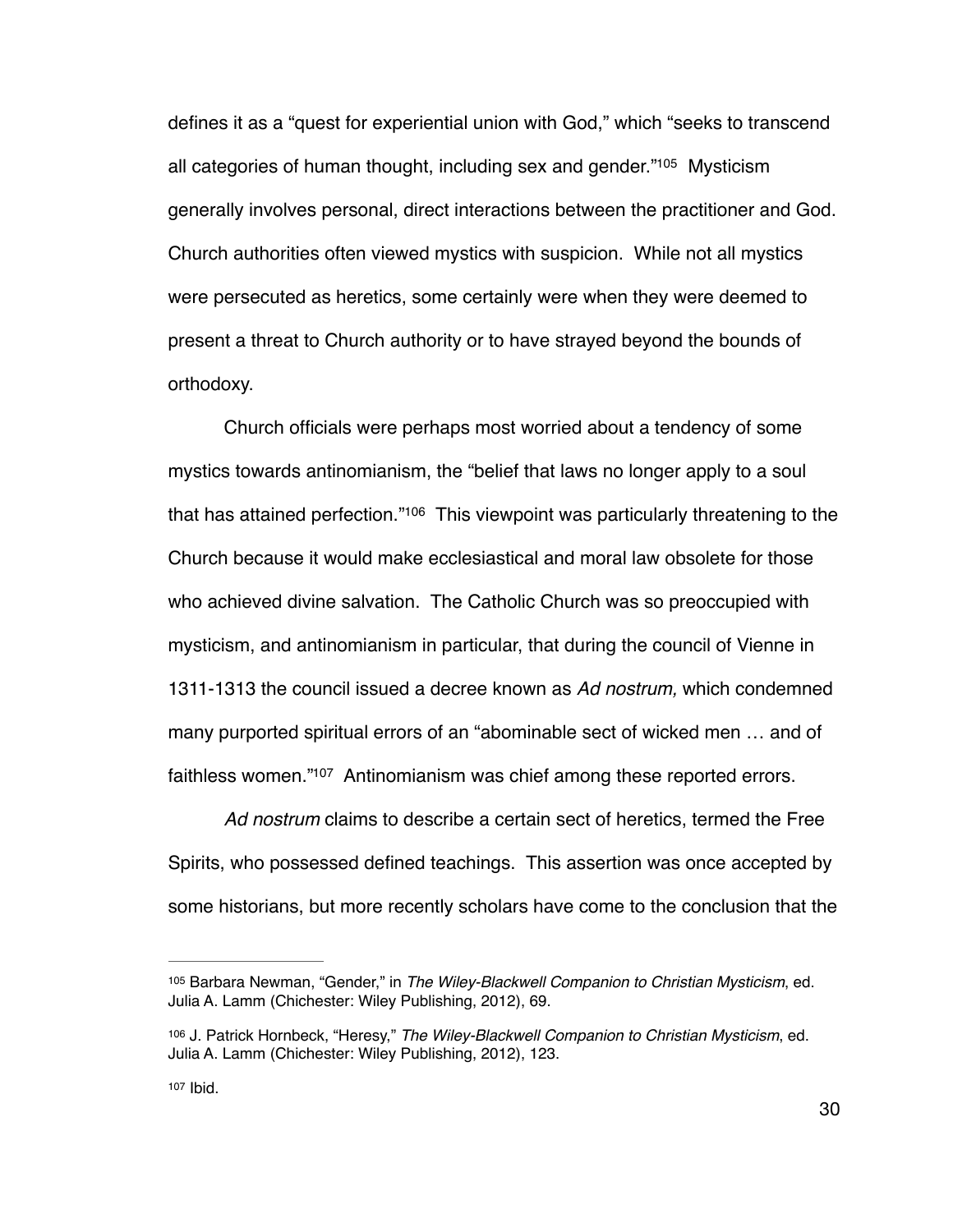defines it as a "quest for experiential union with God," which "seeks to transcend all categories of human thought, including sex and gender."[105] Mysticism generally involves personal, direct interactions between the practitioner and God. Church authorities often viewed mystics with suspicion. While not all mystics were persecuted as heretics, some certainly were when they were deemed to present a threat to Church authority or to have strayed beyond the bounds of orthodoxy.

Church officials were perhaps most worried about a tendency of some mystics towards antinomianism, the "belief that laws no longer apply to a soul that has attained perfection."[106] This viewpoint was particularly threatening to the Church because it would make ecclesiastical and moral law obsolete for those who achieved divine salvation. The Catholic Church was so preoccupied with mysticism, and antinomianism in particular, that during the council of Vienne in 1311-1313 the council issued a decree known as *Ad nostrum,* which condemned many purported spiritual errors of an "abominable sect of wicked men … and of faithless women."[107] Antinomianism was chief among these reported errors.

*Ad nostrum* claims to describe a certain sect of heretics, termed the Free Spirits, who possessed defined teachings. This assertion was once accepted by some historians, but more recently scholars have come to the conclusion that the

---

[105] Barbara Newman, "Gender," in *The Wiley-Blackwell Companion to Christian Mysticism*, ed. Julia A. Lamm (Chichester: Wiley Publishing, 2012), 69.

[106] J. Patrick Hornbeck, "Heresy," *The Wiley-Blackwell Companion to Christian Mysticism*, ed. Julia A. Lamm (Chichester: Wiley Publishing, 2012), 123.

[107] Ibid.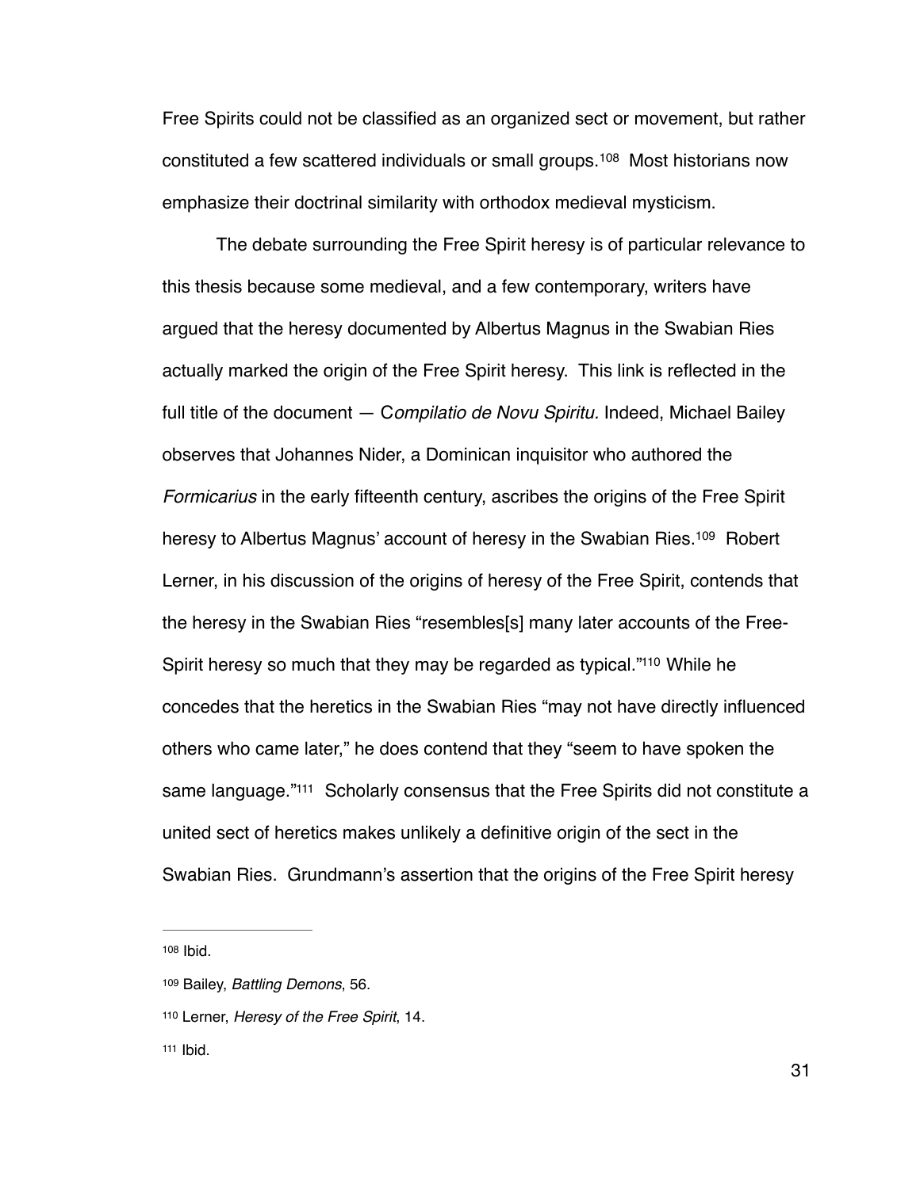Free Spirits could not be classified as an organized sect or movement, but rather constituted a few scattered individuals or small groups.[108] Most historians now emphasize their doctrinal similarity with orthodox medieval mysticism.

The debate surrounding the Free Spirit heresy is of particular relevance to this thesis because some medieval, and a few contemporary, writers have argued that the heresy documented by Albertus Magnus in the Swabian Ries actually marked the origin of the Free Spirit heresy. This link is reflected in the full title of the document — C*ompilatio de Novu Spiritu.* Indeed, Michael Bailey observes that Johannes Nider, a Dominican inquisitor who authored the *Formicarius* in the early fifteenth century, ascribes the origins of the Free Spirit heresy to Albertus Magnus' account of heresy in the Swabian Ries.[109] Robert Lerner, in his discussion of the origins of heresy of the Free Spirit, contends that the heresy in the Swabian Ries "resembles[s] many later accounts of the Free-Spirit heresy so much that they may be regarded as typical."[110] While he concedes that the heretics in the Swabian Ries "may not have directly influenced others who came later," he does contend that they "seem to have spoken the same language."[111] Scholarly consensus that the Free Spirits did not constitute a united sect of heretics makes unlikely a definitive origin of the sect in the Swabian Ries. Grundmann's assertion that the origins of the Free Spirit heresy

---

[108] Ibid.

[109] Bailey, *Battling Demons*, 56.

[110] Lerner, *Heresy of the Free Spirit*, 14.

[111] Ibid.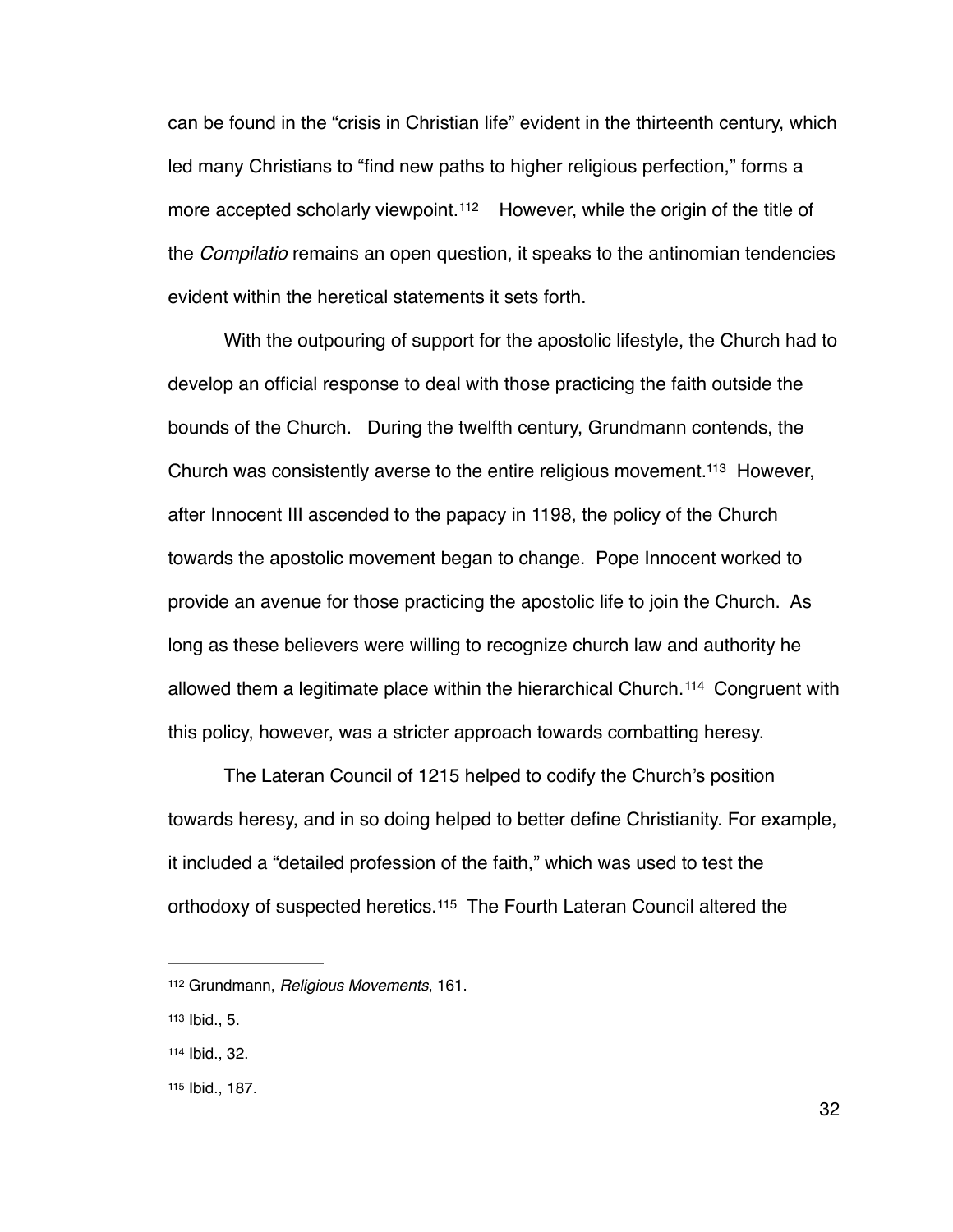can be found in the "crisis in Christian life" evident in the thirteenth century, which led many Christians to "find new paths to higher religious perfection," forms a more accepted scholarly viewpoint.[112] However, while the origin of the title of the *Compilatio* remains an open question, it speaks to the antinomian tendencies evident within the heretical statements it sets forth.

With the outpouring of support for the apostolic lifestyle, the Church had to develop an official response to deal with those practicing the faith outside the bounds of the Church. During the twelfth century, Grundmann contends, the Church was consistently averse to the entire religious movement.[113] However, after Innocent III ascended to the papacy in 1198, the policy of the Church towards the apostolic movement began to change. Pope Innocent worked to provide an avenue for those practicing the apostolic life to join the Church. As long as these believers were willing to recognize church law and authority he allowed them a legitimate place within the hierarchical Church.[114] Congruent with this policy, however, was a stricter approach towards combatting heresy.

The Lateran Council of 1215 helped to codify the Church's position towards heresy, and in so doing helped to better define Christianity. For example, it included a "detailed profession of the faith," which was used to test the orthodoxy of suspected heretics.[115] The Fourth Lateran Council altered the

---

[112] Grundmann, *Religious Movements*, 161.

[113] Ibid., 5.

[114] Ibid., 32.

[115] Ibid., 187.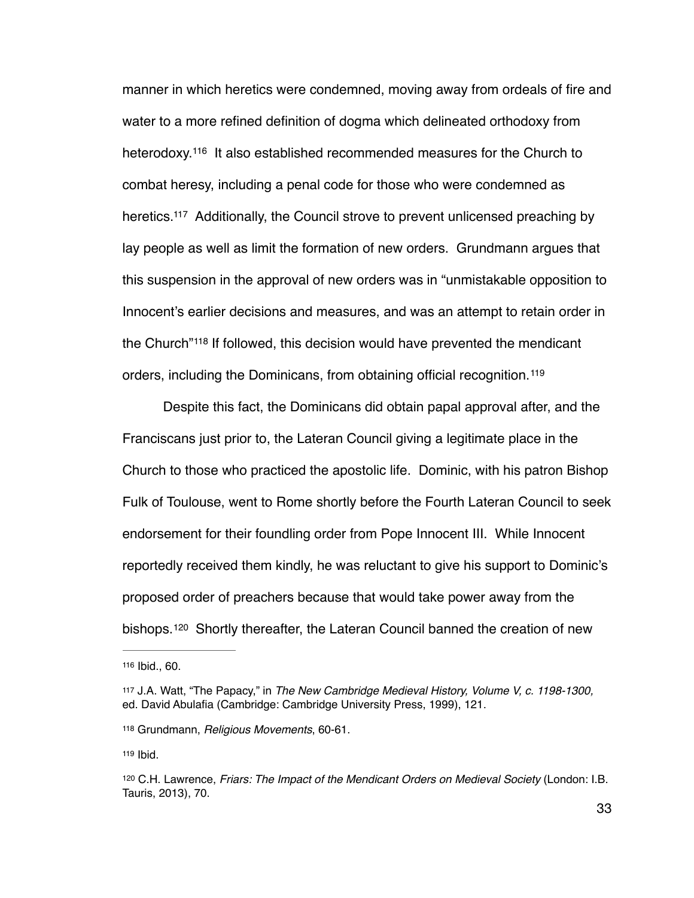manner in which heretics were condemned, moving away from ordeals of fire and water to a more refined definition of dogma which delineated orthodoxy from heterodoxy.[116] It also established recommended measures for the Church to combat heresy, including a penal code for those who were condemned as heretics.[117] Additionally, the Council strove to prevent unlicensed preaching by lay people as well as limit the formation of new orders. Grundmann argues that this suspension in the approval of new orders was in "unmistakable opposition to Innocent's earlier decisions and measures, and was an attempt to retain order in the Church"[118] If followed, this decision would have prevented the mendicant orders, including the Dominicans, from obtaining official recognition.[119]

Despite this fact, the Dominicans did obtain papal approval after, and the Franciscans just prior to, the Lateran Council giving a legitimate place in the Church to those who practiced the apostolic life. Dominic, with his patron Bishop Fulk of Toulouse, went to Rome shortly before the Fourth Lateran Council to seek endorsement for their foundling order from Pope Innocent III. While Innocent reportedly received them kindly, he was reluctant to give his support to Dominic's proposed order of preachers because that would take power away from the bishops.[120] Shortly thereafter, the Lateran Council banned the creation of new

---

[116] Ibid., 60.

[117] J.A. Watt, "The Papacy," in *The New Cambridge Medieval History, Volume V, c. 1198-1300,* ed. David Abulafia (Cambridge: Cambridge University Press, 1999), 121.

[118] Grundmann, *Religious Movements*, 60-61.

[119] Ibid.

[120] C.H. Lawrence, *Friars: The Impact of the Mendicant Orders on Medieval Society* (London: I.B. Tauris, 2013), 70.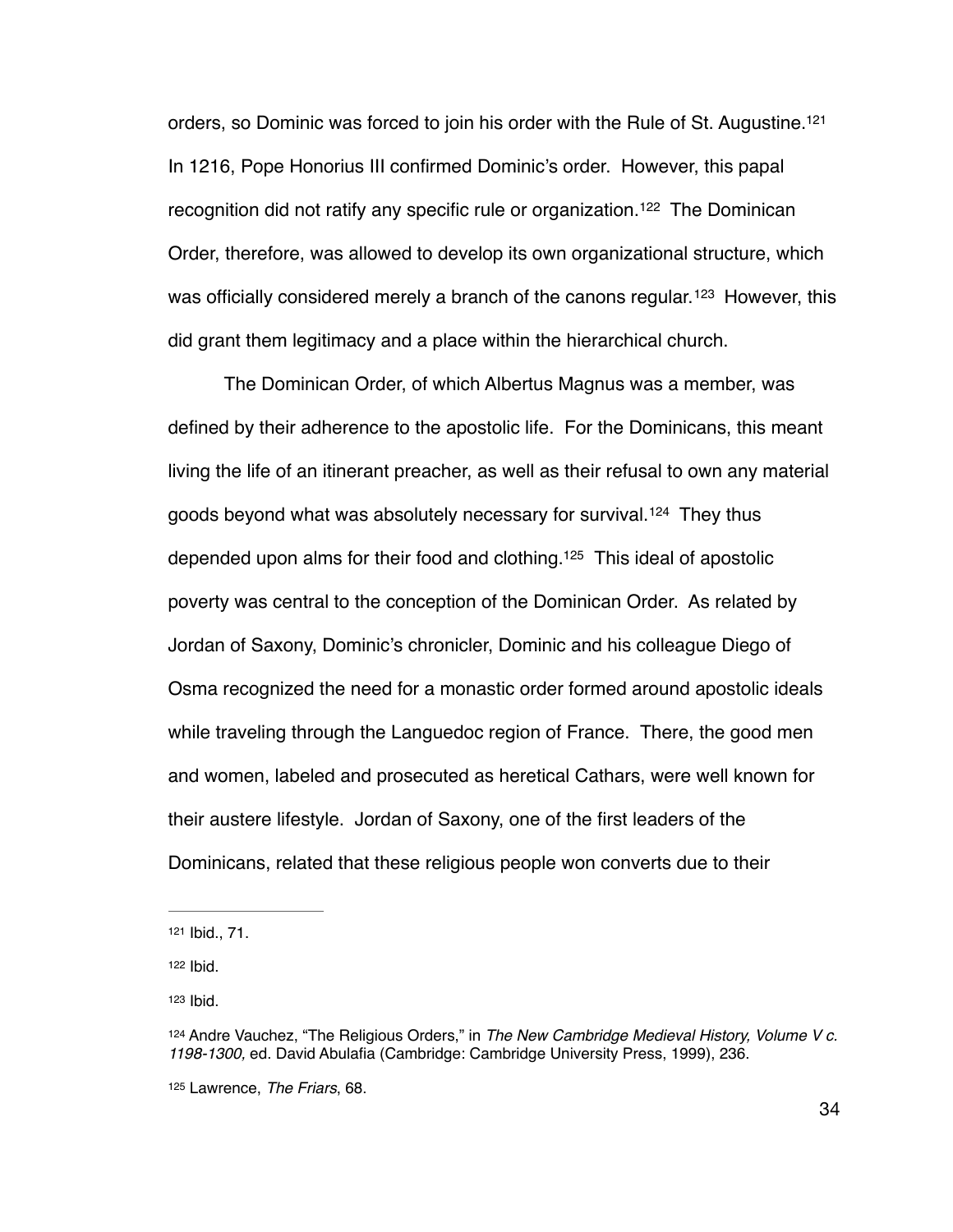orders, so Dominic was forced to join his order with the Rule of St. Augustine.[121] In 1216, Pope Honorius III confirmed Dominic's order. However, this papal recognition did not ratify any specific rule or organization.[122] The Dominican Order, therefore, was allowed to develop its own organizational structure, which was officially considered merely a branch of the canons regular.[123] However, this did grant them legitimacy and a place within the hierarchical church.

The Dominican Order, of which Albertus Magnus was a member, was defined by their adherence to the apostolic life. For the Dominicans, this meant living the life of an itinerant preacher, as well as their refusal to own any material goods beyond what was absolutely necessary for survival.[124] They thus depended upon alms for their food and clothing.[125] This ideal of apostolic poverty was central to the conception of the Dominican Order. As related by Jordan of Saxony, Dominic's chronicler, Dominic and his colleague Diego of Osma recognized the need for a monastic order formed around apostolic ideals while traveling through the Languedoc region of France. There, the good men and women, labeled and prosecuted as heretical Cathars, were well known for their austere lifestyle. Jordan of Saxony, one of the first leaders of the Dominicans, related that these religious people won converts due to their

---

[121] Ibid., 71.

[122] Ibid.

[123] Ibid.

[124] Andre Vauchez, "The Religious Orders," in *The New Cambridge Medieval History, Volume V c. 1198-1300,* ed. David Abulafia (Cambridge: Cambridge University Press, 1999), 236.

[125] Lawrence, *The Friars*, 68.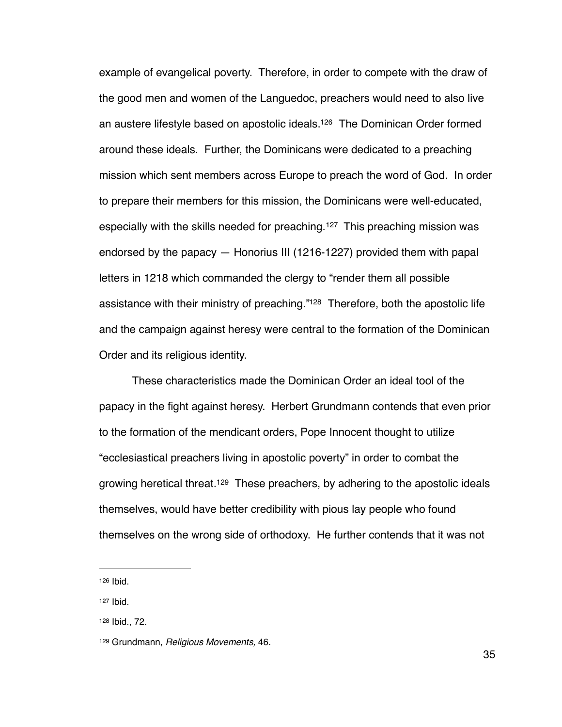example of evangelical poverty. Therefore, in order to compete with the draw of the good men and women of the Languedoc, preachers would need to also live an austere lifestyle based on apostolic ideals.[126] The Dominican Order formed around these ideals. Further, the Dominicans were dedicated to a preaching mission which sent members across Europe to preach the word of God. In order to prepare their members for this mission, the Dominicans were well-educated, especially with the skills needed for preaching.[127] This preaching mission was endorsed by the papacy — Honorius III (1216-1227) provided them with papal letters in 1218 which commanded the clergy to "render them all possible assistance with their ministry of preaching."[128] Therefore, both the apostolic life and the campaign against heresy were central to the formation of the Dominican Order and its religious identity.

These characteristics made the Dominican Order an ideal tool of the papacy in the fight against heresy. Herbert Grundmann contends that even prior to the formation of the mendicant orders, Pope Innocent thought to utilize "ecclesiastical preachers living in apostolic poverty" in order to combat the growing heretical threat.[129] These preachers, by adhering to the apostolic ideals themselves, would have better credibility with pious lay people who found themselves on the wrong side of orthodoxy. He further contends that it was not

---

[126] Ibid.

[127] Ibid.

[128] Ibid., 72.

[129] Grundmann, *Religious Movements,* 46.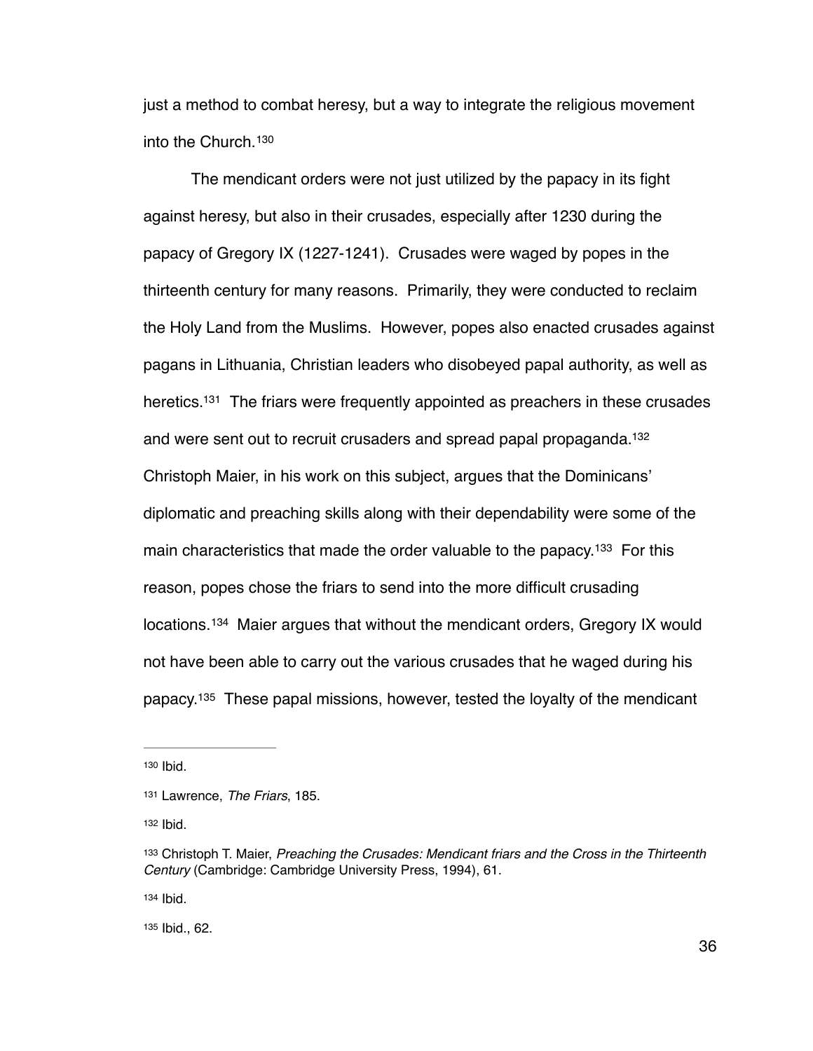just a method to combat heresy, but a way to integrate the religious movement into the Church.[130]

The mendicant orders were not just utilized by the papacy in its fight against heresy, but also in their crusades, especially after 1230 during the papacy of Gregory IX (1227-1241). Crusades were waged by popes in the thirteenth century for many reasons. Primarily, they were conducted to reclaim the Holy Land from the Muslims. However, popes also enacted crusades against pagans in Lithuania, Christian leaders who disobeyed papal authority, as well as heretics.[131] The friars were frequently appointed as preachers in these crusades and were sent out to recruit crusaders and spread papal propaganda.[132] Christoph Maier, in his work on this subject, argues that the Dominicans' diplomatic and preaching skills along with their dependability were some of the main characteristics that made the order valuable to the papacy.[133] For this reason, popes chose the friars to send into the more difficult crusading locations.[134] Maier argues that without the mendicant orders, Gregory IX would not have been able to carry out the various crusades that he waged during his papacy.[135] These papal missions, however, tested the loyalty of the mendicant

---

[130] Ibid.

[131] Lawrence, *The Friars*, 185.

[132] Ibid.

[133] Christoph T. Maier, *Preaching the Crusades: Mendicant friars and the Cross in the Thirteenth Century* (Cambridge: Cambridge University Press, 1994), 61.

[134] Ibid.

[135] Ibid., 62.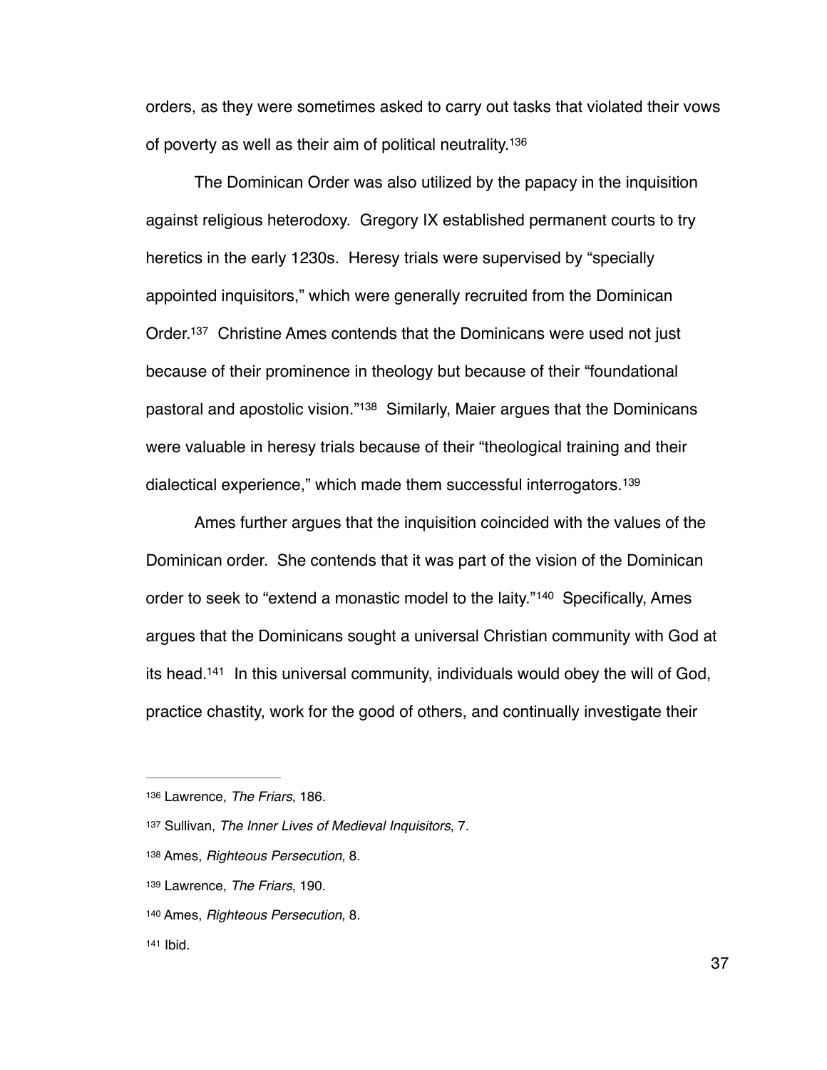orders, as they were sometimes asked to carry out tasks that violated their vows of poverty as well as their aim of political neutrality.[136]

The Dominican Order was also utilized by the papacy in the inquisition against religious heterodoxy. Gregory IX established permanent courts to try heretics in the early 1230s. Heresy trials were supervised by "specially appointed inquisitors," which were generally recruited from the Dominican Order.[137] Christine Ames contends that the Dominicans were used not just because of their prominence in theology but because of their "foundational pastoral and apostolic vision."[138] Similarly, Maier argues that the Dominicans were valuable in heresy trials because of their "theological training and their dialectical experience," which made them successful interrogators.[139]

Ames further argues that the inquisition coincided with the values of the Dominican order. She contends that it was part of the vision of the Dominican order to seek to "extend a monastic model to the laity."[140] Specifically, Ames argues that the Dominicans sought a universal Christian community with God at its head.[141] In this universal community, individuals would obey the will of God, practice chastity, work for the good of others, and continually investigate their

---

[136] Lawrence, *The Friars*, 186.

[137] Sullivan, *The Inner Lives of Medieval Inquisitors*, 7.

[138] Ames, *Righteous Persecution,* 8.

[139] Lawrence, *The Friars*, 190.

[140] Ames, *Righteous Persecution*, 8.

[141] Ibid.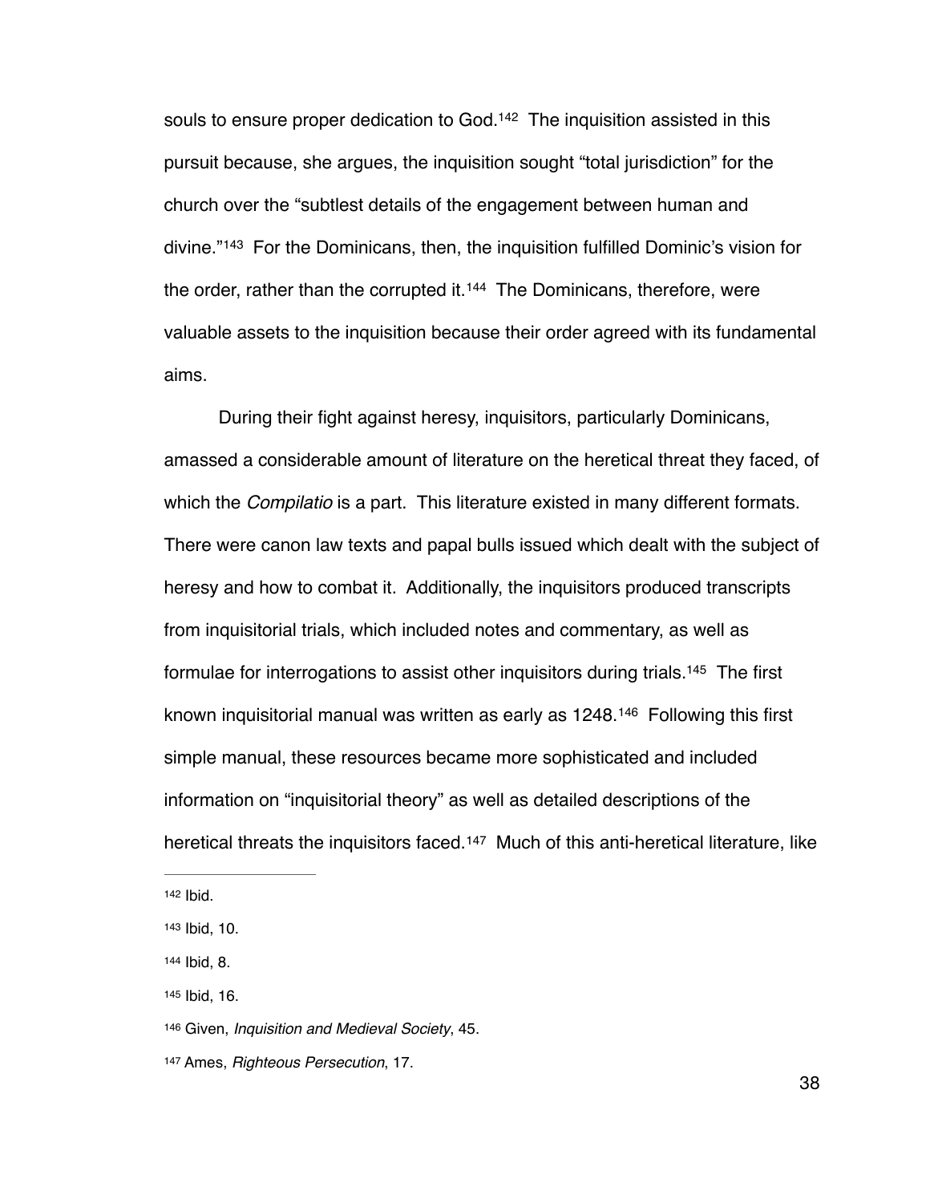souls to ensure proper dedication to God.[142] The inquisition assisted in this pursuit because, she argues, the inquisition sought "total jurisdiction" for the church over the "subtlest details of the engagement between human and divine."[143] For the Dominicans, then, the inquisition fulfilled Dominic's vision for the order, rather the corrupted it.[144] The Dominicans, therefore, were valuable assets to the inquisition because their order agreed with its fundamental aims.

During their fight against heresy, inquisitors, particularly Dominicans, amassed a considerable amount of literature on the heretical threat they faced, of which the *Compilatio* is a part. This literature existed in many different formats. There were canon law texts and papal bulls issued which dealt with the subject of heresy and how to combat it. Additionally, the inquisitors produced transcripts from inquisitorial trials, which included notes and commentary, as well as formulae for interrogations to assist other inquisitors during trials.[145] The first known inquisitorial manual was written as early as 1248.[146] Following this first simple manual, these resources became more sophisticated and included information on "inquisitorial theory" as well as detailed descriptions of the heretical threats the inquisitors faced.[147] Much of this anti-heretical literature, like

---

[142] Ibid.

[143] Ibid, 10.

[144] Ibid, 8.

[145] Ibid, 16.

[146] Given, *Inquisition and Medieval Society*, 45.

[147] Ames, *Righteous Persecution*, 17.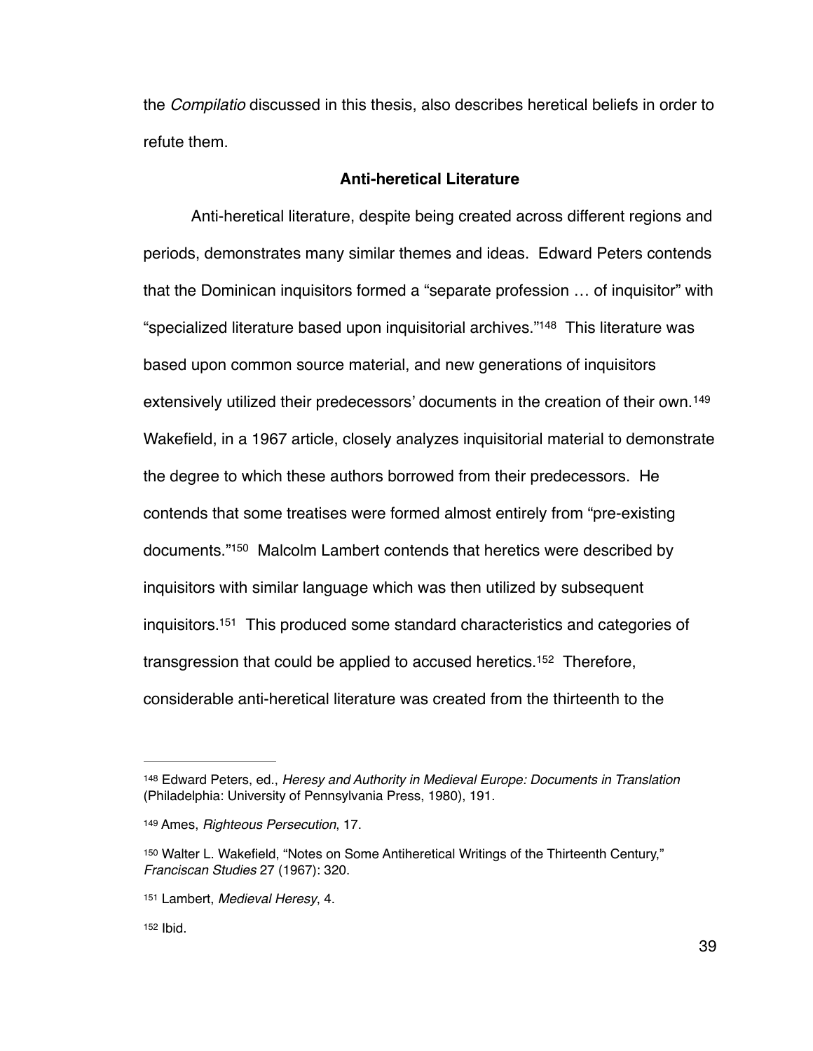the *Compilatio* discussed in this thesis, also describes heretical beliefs in order to refute them.

**Anti-heretical Literature**

Anti-heretical literature, despite being created across different regions and periods, demonstrates many similar themes and ideas. Edward Peters contends that the Dominican inquisitors formed a “separate profession … of inquisitor” with “specialized literature based upon inquisitorial archives.”[148] This literature was based upon common source material, and new generations of inquisitors extensively utilized their predecessors’ documents in the creation of their own.[149] Wakefield, in a 1967 article, closely analyzes inquisitorial material to demonstrate the degree to which these authors borrowed from their predecessors. He contends that some treatises were formed almost entirely from “pre-existing documents.”[150] Malcolm Lambert contends that heretics were described by inquisitors with similar language which was then utilized by subsequent inquisitors.[151] This produced some standard characteristics and categories of transgression that could be applied to accused heretics.[152] Therefore, considerable anti-heretical literature was created from the thirteenth to the

---

[148] Edward Peters, ed., *Heresy and Authority in Medieval Europe: Documents in Translation* (Philadelphia: University of Pennsylvania Press, 1980), 191.

[149] Ames, *Righteous Persecution*, 17.

[150] Walter L. Wakefield, “Notes on Some Antiheretical Writings of the Thirteenth Century,” *Franciscan Studies* 27 (1967): 320.

[151] Lambert, *Medieval Heresy*, 4.

[152] Ibid.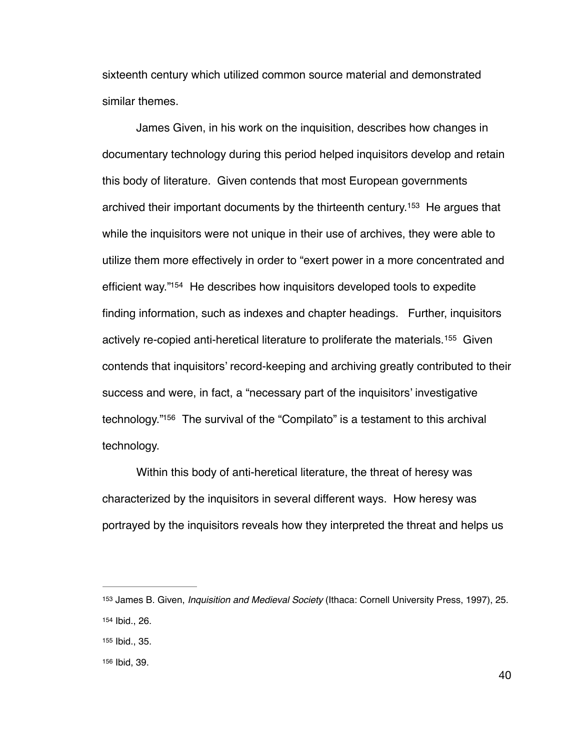sixteenth century which utilized common source material and demonstrated similar themes.

James Given, in his work on the inquisition, describes how changes in documentary technology during this period helped inquisitors develop and retain this body of literature. Given contends that most European governments archived their important documents by the thirteenth century.[153] He argues that while the inquisitors were not unique in their use of archives, they were able to utilize them more effectively in order to "exert power in a more concentrated and efficient way."[154] He describes how inquisitors developed tools to expedite finding information, such as indexes and chapter headings. Further, inquisitors actively re-copied anti-heretical literature to proliferate the materials.[155] Given contends that inquisitors' record-keeping and archiving greatly contributed to their success and were, in fact, a "necessary part of the inquisitors' investigative technology."[156] The survival of the "Compilato" is a testament to this archival technology.

Within this body of anti-heretical literature, the threat of heresy was characterized by the inquisitors in several different ways. How heresy was portrayed by the inquisitors reveals how they interpreted the threat and helps us

---

[153] James B. Given, *Inquisition and Medieval Society* (Ithaca: Cornell University Press, 1997), 25.

[154] Ibid., 26.

[155] Ibid., 35.

[156] Ibid, 39.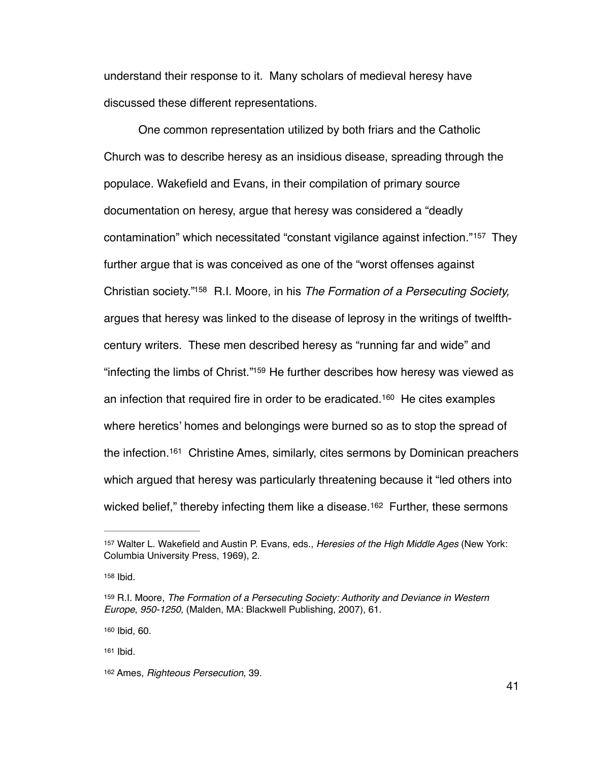understand their response to it. Many scholars of medieval heresy have discussed these different representations.

One common representation utilized by both friars and the Catholic Church was to describe heresy as an insidious disease, spreading through the populace. Wakefield and Evans, in their compilation of primary source documentation on heresy, argue that heresy was considered a "deadly contamination" which necessitated "constant vigilance against infection."[157] They further argue that is was conceived as one of the "worst offenses against Christian society."[158] R.I. Moore, in his *The Formation of a Persecuting Society,* argues that heresy was linked to the disease of leprosy in the writings of twelfth-century writers. These men described heresy as "running far and wide" and "infecting the limbs of Christ."[159] He further describes how heresy was viewed as an infection that required fire in order to be eradicated.[160] He cites examples where heretics' homes and belongings were burned so as to stop the spread of the infection.[161] Christine Ames, similarly, cites sermons by Dominican preachers which argued that heresy was particularly threatening because it "led others into wicked belief," thereby infecting them like a disease.[162] Further, these sermons

---

[157] Walter L. Wakefield and Austin P. Evans, eds., *Heresies of the High Middle Ages* (New York: Columbia University Press, 1969), 2.

[158] Ibid.

[159] R.I. Moore, *The Formation of a Persecuting Society: Authority and Deviance in Western Europe*, *950-1250,* (Malden, MA: Blackwell Publishing, 2007), 61.

[160] Ibid, 60.

[161] Ibid.

[162] Ames, *Righteous Persecution*, 39.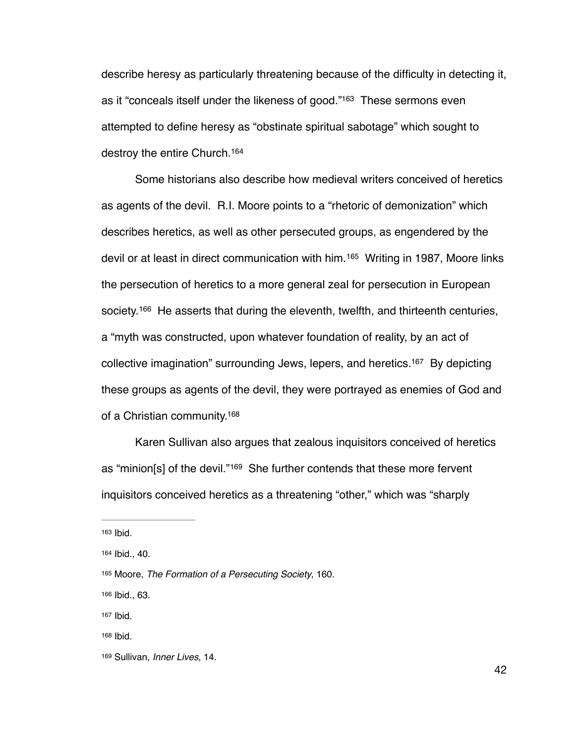describe heresy as particularly threatening because of the difficulty in detecting it, as it "conceals itself under the likeness of good."[163] These sermons even attempted to define heresy as "obstinate spiritual sabotage" which sought to destroy the entire Church.[164]

Some historians also describe how medieval writers conceived of heretics as agents of the devil. R.I. Moore points to a "rhetoric of demonization" which describes heretics, as well as other persecuted groups, as engendered by the devil or at least in direct communication with him.[165] Writing in 1987, Moore links the persecution of heretics to a more general zeal for persecution in European society.[166] He asserts that during the eleventh, twelfth, and thirteenth centuries, a "myth was constructed, upon whatever foundation of reality, by an act of collective imagination" surrounding Jews, lepers, and heretics.[167] By depicting these groups as agents of the devil, they were portrayed as enemies of God and of a Christian community.[168]

Karen Sullivan also argues that zealous inquisitors conceived of heretics as "minion[s] of the devil."[169] She further contends that these more fervent inquisitors conceived heretics as a threatening "other," which was "sharply

---

[163] Ibid.

[164] Ibid., 40.

[165] Moore, *The Formation of a Persecuting Society*, 160.

[166] Ibid., 63.

[167] Ibid.

[168] Ibid.

[169] Sullivan, *Inner Lives*, 14.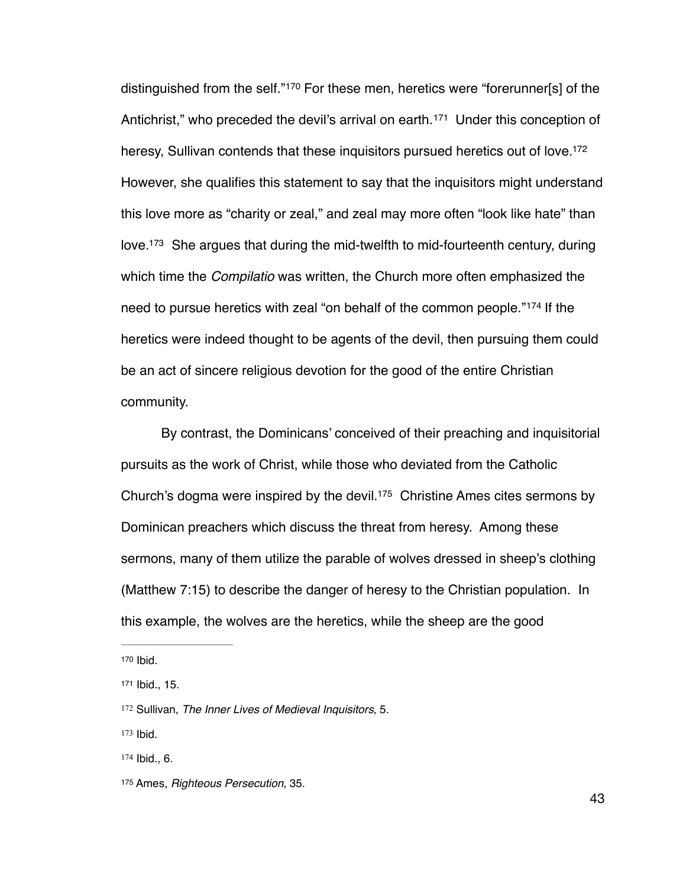distinguished from the self."[170] For these men, heretics were "forerunner[s] of the Antichrist," who preceded the devil's arrival on earth.[171] Under this conception of heresy, Sullivan contends that these inquisitors pursued heretics out of love.[172] However, she qualifies this statement to say that the inquisitors might understand this love more as "charity or zeal," and zeal may more often "look like hate" than love.[173] She argues that during the mid-twelfth to mid-fourteenth century, during which time the *Compilatio* was written, the Church more often emphasized the need to pursue heretics with zeal "on behalf of the common people."[174] If the heretics were indeed thought to be agents of the devil, then pursuing them could be an act of sincere religious devotion for the good of the entire Christian community.

By contrast, the Dominicans' conceived of their preaching and inquisitorial pursuits as the work of Christ, while those who deviated from the Catholic Church's dogma were inspired by the devil.[175] Christine Ames cites sermons by Dominican preachers which discuss the threat from heresy. Among these sermons, many of them utilize the parable of wolves dressed in sheep's clothing (Matthew 7:15) to describe the danger of heresy to the Christian population. In this example, the wolves are the heretics, while the sheep are the good

---

[170] Ibid.

[171] Ibid., 15.

[172] Sullivan, *The Inner Lives of Medieval Inquisitors*, 5.

[173] Ibid.

[174] Ibid., 6.

[175] Ames, *Righteous Persecution*, 35.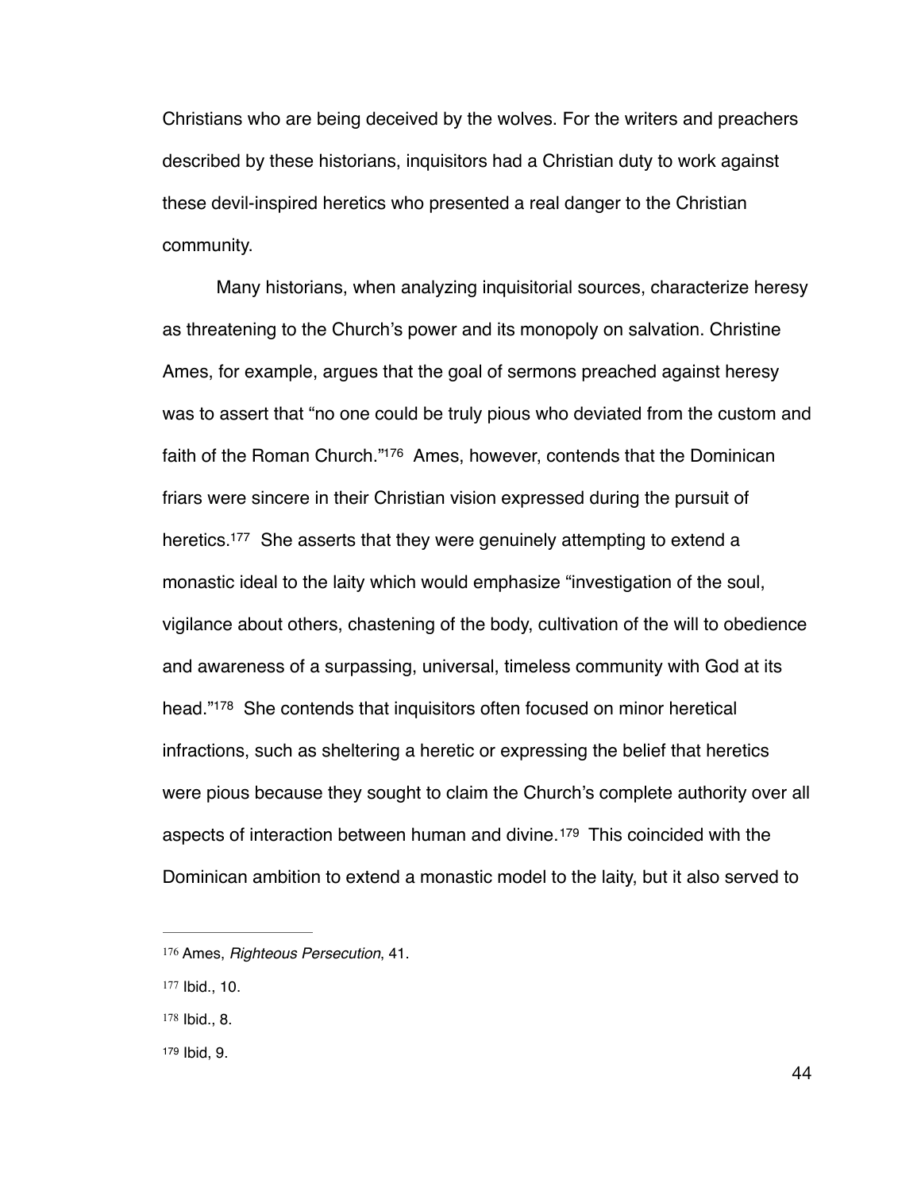Christians who are being deceived by the wolves. For the writers and preachers described by these historians, inquisitors had a Christian duty to work against these devil-inspired heretics who presented a real danger to the Christian community.

Many historians, when analyzing inquisitorial sources, characterize heresy as threatening to the Church's power and its monopoly on salvation. Christine Ames, for example, argues that the goal of sermons preached against heresy was to assert that "no one could be truly pious who deviated from the custom and faith of the Roman Church."[176] Ames, however, contends that the Dominican friars were sincere in their Christian vision expressed during the pursuit of heretics.[177] She asserts that they were genuinely attempting to extend a monastic ideal to the laity which would emphasize "investigation of the soul, vigilance about others, chastening of the body, cultivation of the will to obedience and awareness of a surpassing, universal, timeless community with God at its head."[178] She contends that inquisitors often focused on minor heretical infractions, such as sheltering a heretic or expressing the belief that heretics were pious because they sought to claim the Church's complete authority over all aspects of interaction between human and divine.[179] This coincided with the Dominican ambition to extend a monastic model to the laity, but it also served to

---

[176] Ames, *Righteous Persecution*, 41.

[177] Ibid., 10.

[178] Ibid., 8.

[179] Ibid, 9.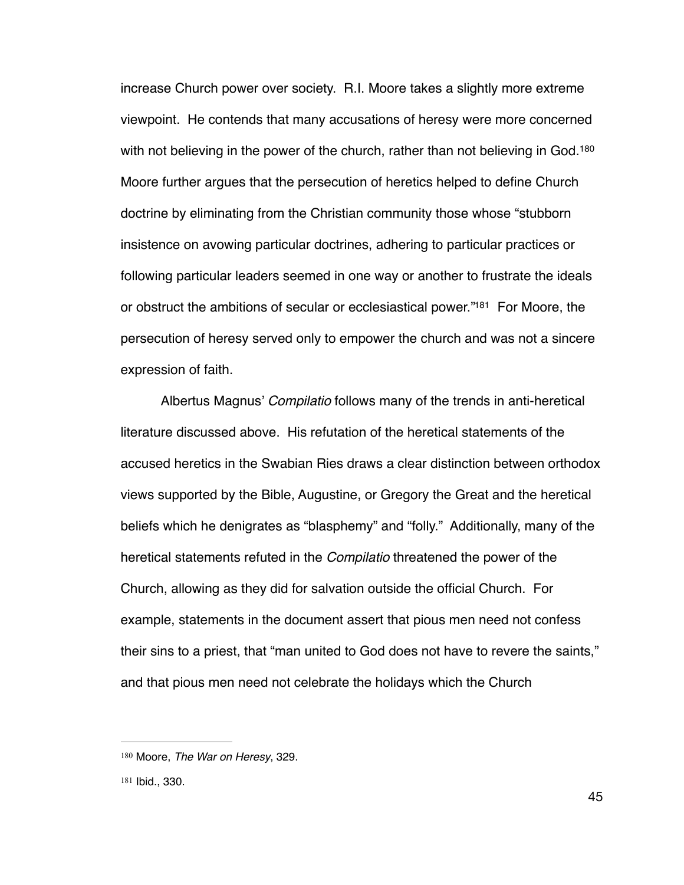increase Church power over society. R.I. Moore takes a slightly more extreme viewpoint. He contends that many accusations of heresy were more concerned with not believing in the power of the church, rather than not believing in God.[180] Moore further argues that the persecution of heretics helped to define Church doctrine by eliminating from the Christian community those whose "stubborn insistence on avowing particular doctrines, adhering to particular practices or following particular leaders seemed in one way or another to frustrate the ideals or obstruct the ambitions of secular or ecclesiastical power."[181] For Moore, the persecution of heresy served only to empower the church and was not a sincere expression of faith.

Albertus Magnus' *Compilatio* follows many of the trends in anti-heretical literature discussed above. His refutation of the heretical statements of the accused heretics in the Swabian Ries draws a clear distinction between orthodox views supported by the Bible, Augustine, or Gregory the Great and the heretical beliefs which he denigrates as "blasphemy" and "folly." Additionally, many of the heretical statements refuted in the *Compilatio* threatened the power of the Church, allowing as they did for salvation outside the official Church. For example, statements in the document assert that pious men need not confess their sins to a priest, that "man united to God does not have to revere the saints," and that pious men need not celebrate the holidays which the Church

---

[180] Moore, *The War on Heresy*, 329.

[181] Ibid., 330.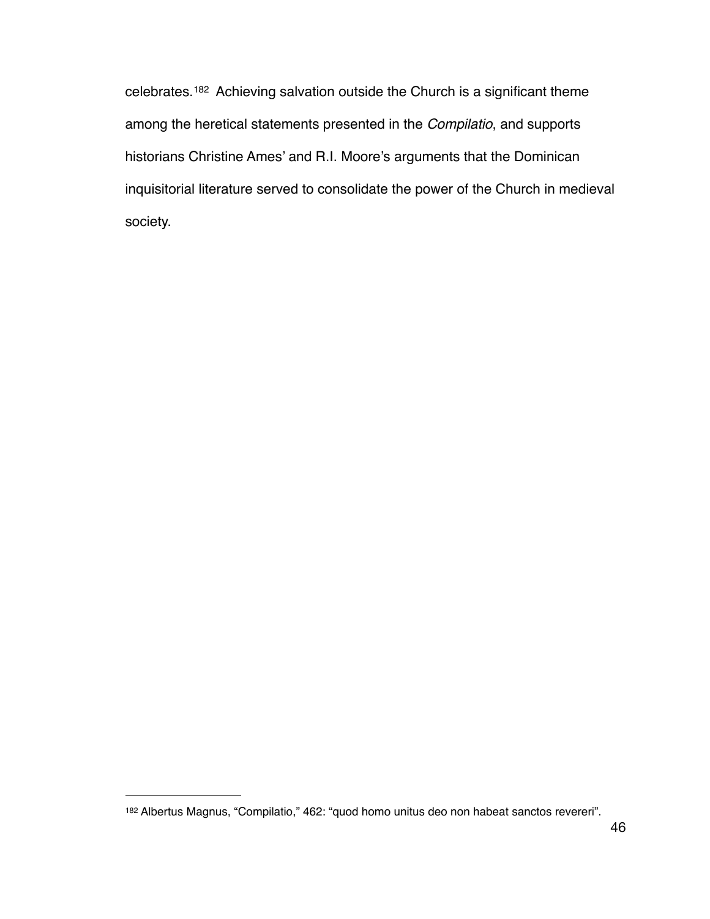celebrates.[182] Achieving salvation outside the Church is a significant theme among the heretical statements presented in the *Compilatio*, and supports historians Christine Ames' and R.I. Moore's arguments that the Dominican inquisitorial literature served to consolidate the power of the Church in medieval society.

---

[182] Albertus Magnus, "Compilatio," 462: "quod homo unitus deo non habeat sanctos revereri".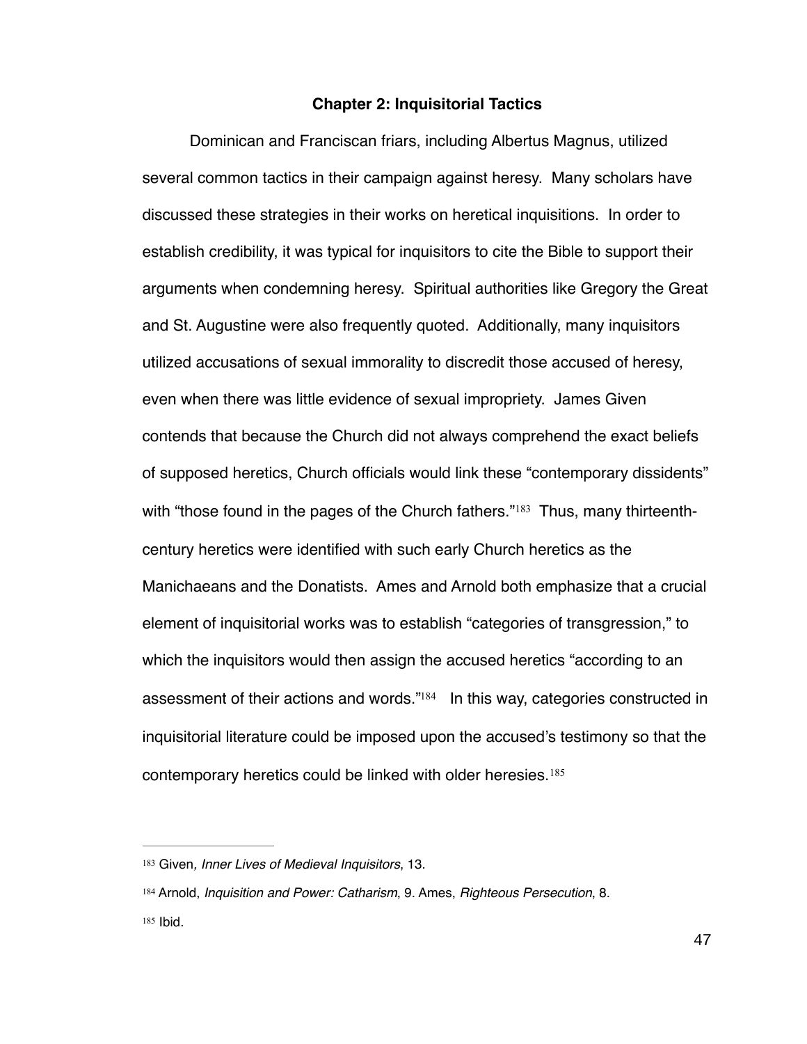## Chapter 2: Inquisitorial Tactics

Dominican and Franciscan friars, including Albertus Magnus, utilized several common tactics in their campaign against heresy. Many scholars have discussed these strategies in their works on heretical inquisitions. In order to establish credibility, it was typical for inquisitors to cite the Bible to support their arguments when condemning heresy. Spiritual authorities like Gregory the Great and St. Augustine were also frequently quoted. Additionally, many inquisitors utilized accusations of sexual immorality to discredit those accused of heresy, even when there was little evidence of sexual impropriety. James Given contends that because the Church did not always comprehend the exact beliefs of supposed heretics, Church officials would link these "contemporary dissidents" with "those found in the pages of the Church fathers."[183] Thus, many thirteenth-century heretics were identified with such early Church heretics as the Manichaeans and the Donatists. Ames and Arnold both emphasize that a crucial element of inquisitorial works was to establish "categories of transgression," to which the inquisitors would then assign the accused heretics "according to an assessment of their actions and words."[184] In this way, categories constructed in inquisitorial literature could be imposed upon the accused's testimony so that the contemporary heretics could be linked with older heresies.[185]

---

[183] Given, *Inner Lives of Medieval Inquisitors*, 13.

[184] Arnold, *Inquisition and Power: Catharism*, 9. Ames, *Righteous Persecution*, 8.

[185] Ibid.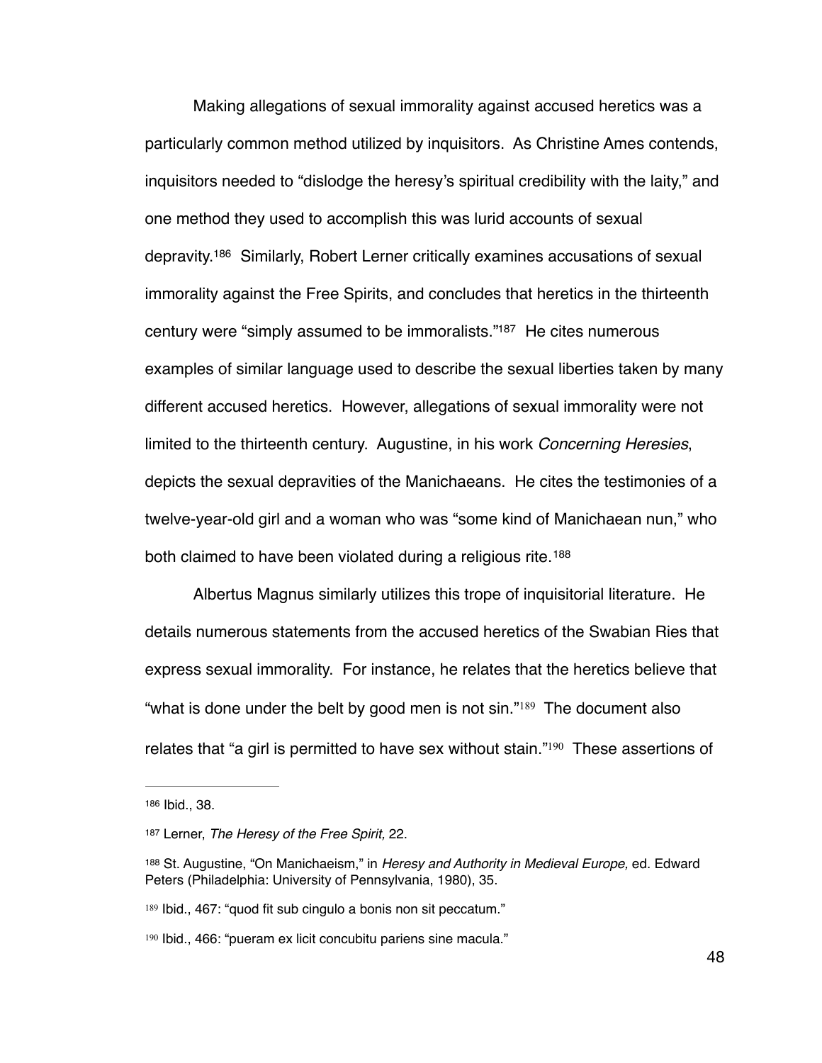Making allegations of sexual immorality against accused heretics was a particularly common method utilized by inquisitors. As Christine Ames contends, inquisitors needed to "dislodge the heresy's spiritual credibility with the laity," and one method they used to accomplish this was lurid accounts of sexual depravity.[186] Similarly, Robert Lerner critically examines accusations of sexual immorality against the Free Spirits, and concludes that heretics in the thirteenth century were "simply assumed to be immoralists."[187] He cites numerous examples of similar language used to describe the sexual liberties taken by many different accused heretics. However, allegations of sexual immorality were not limited to the thirteenth century. Augustine, in his work *Concerning Heresies*, depicts the sexual depravities of the Manichaeans. He cites the testimonies of a twelve-year-old girl and a woman who was "some kind of Manichaean nun," who both claimed to have been violated during a religious rite.[188]

Albertus Magnus similarly utilizes this trope of inquisitorial literature. He details numerous statements from the accused heretics of the Swabian Ries that express sexual immorality. For instance, he relates that the heretics believe that "what is done under the belt by good men is not sin."[189] The document also relates that "a girl is permitted to have sex without stain."[190] These assertions of

---

[186] Ibid., 38.

[187] Lerner, *The Heresy of the Free Spirit,* 22.

[188] St. Augustine, "On Manichaeism," in *Heresy and Authority in Medieval Europe,* ed. Edward Peters (Philadelphia: University of Pennsylvania, 1980), 35.

[189] Ibid., 467: "quod fit sub cingulo a bonis non sit peccatum."

[190] Ibid., 466: "pueram ex licit concubitu pariens sine macula."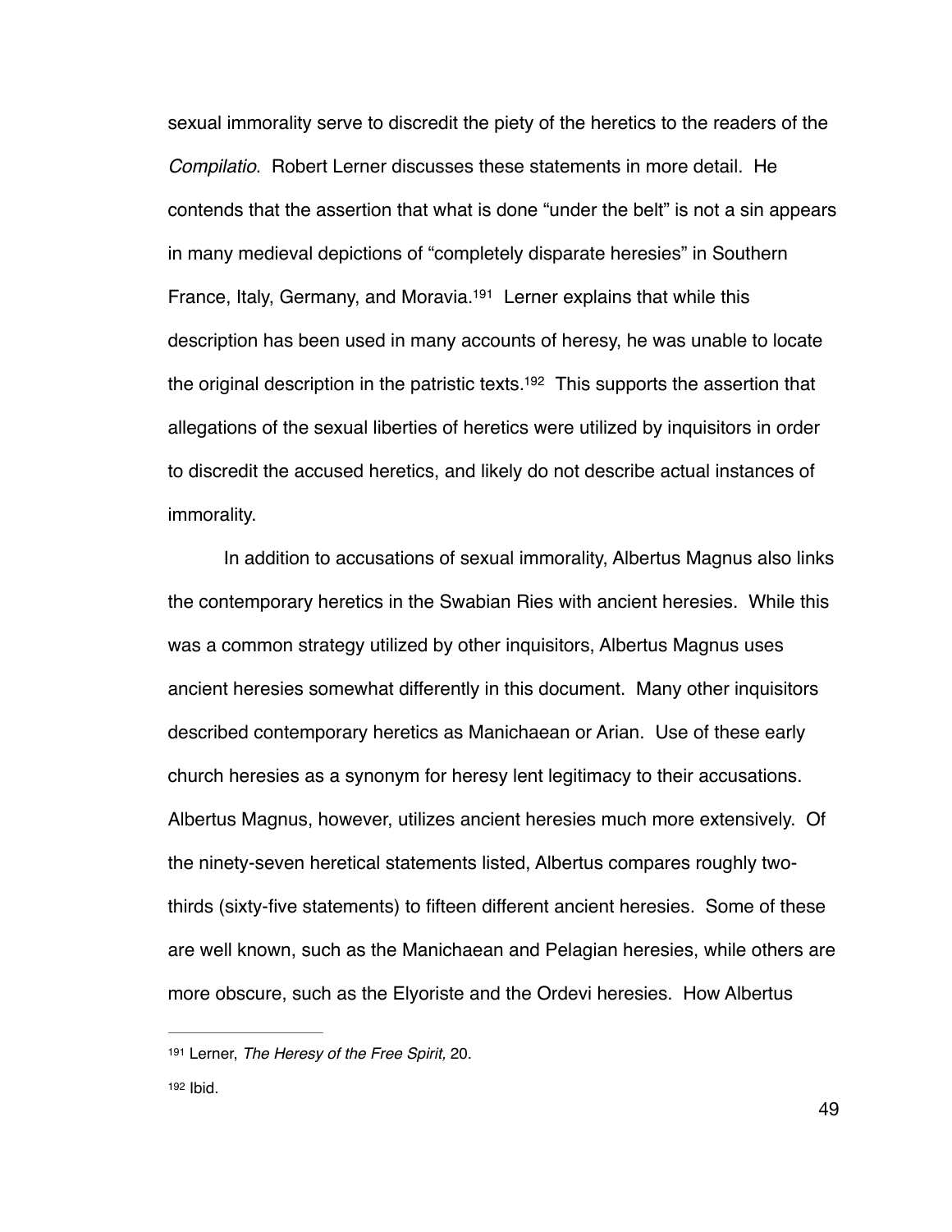sexual immorality serve to discredit the piety of the heretics to the readers of the *Compilatio*. Robert Lerner discusses these statements in more detail. He contends that the assertion that what is done "under the belt" is not a sin appears in many medieval depictions of "completely disparate heresies" in Southern France, Italy, Germany, and Moravia.[191] Lerner explains that while this description has been used in many accounts of heresy, he was unable to locate the original description in the patristic texts.[192] This supports the assertion that allegations of the sexual liberties of heretics were utilized by inquisitors in order to discredit the accused heretics, and likely do not describe actual instances of immorality.

In addition to accusations of sexual immorality, Albertus Magnus also links the contemporary heretics in the Swabian Ries with ancient heresies. While this was a common strategy utilized by other inquisitors, Albertus Magnus uses ancient heresies somewhat differently in this document. Many other inquisitors described contemporary heretics as Manichaean or Arian. Use of these early church heresies as a synonym for heresy lent legitimacy to their accusations. Albertus Magnus, however, utilizes ancient heresies much more extensively. Of the ninety-seven heretical statements listed, Albertus compares roughly two-thirds (sixty-five statements) to fifteen different ancient heresies. Some of these are well known, such as the Manichaean and Pelagian heresies, while others are more obscure, such as the Elyoriste and the Ordevi heresies. How Albertus

---

[191] Lerner, *The Heresy of the Free Spirit,* 20.

[192] Ibid.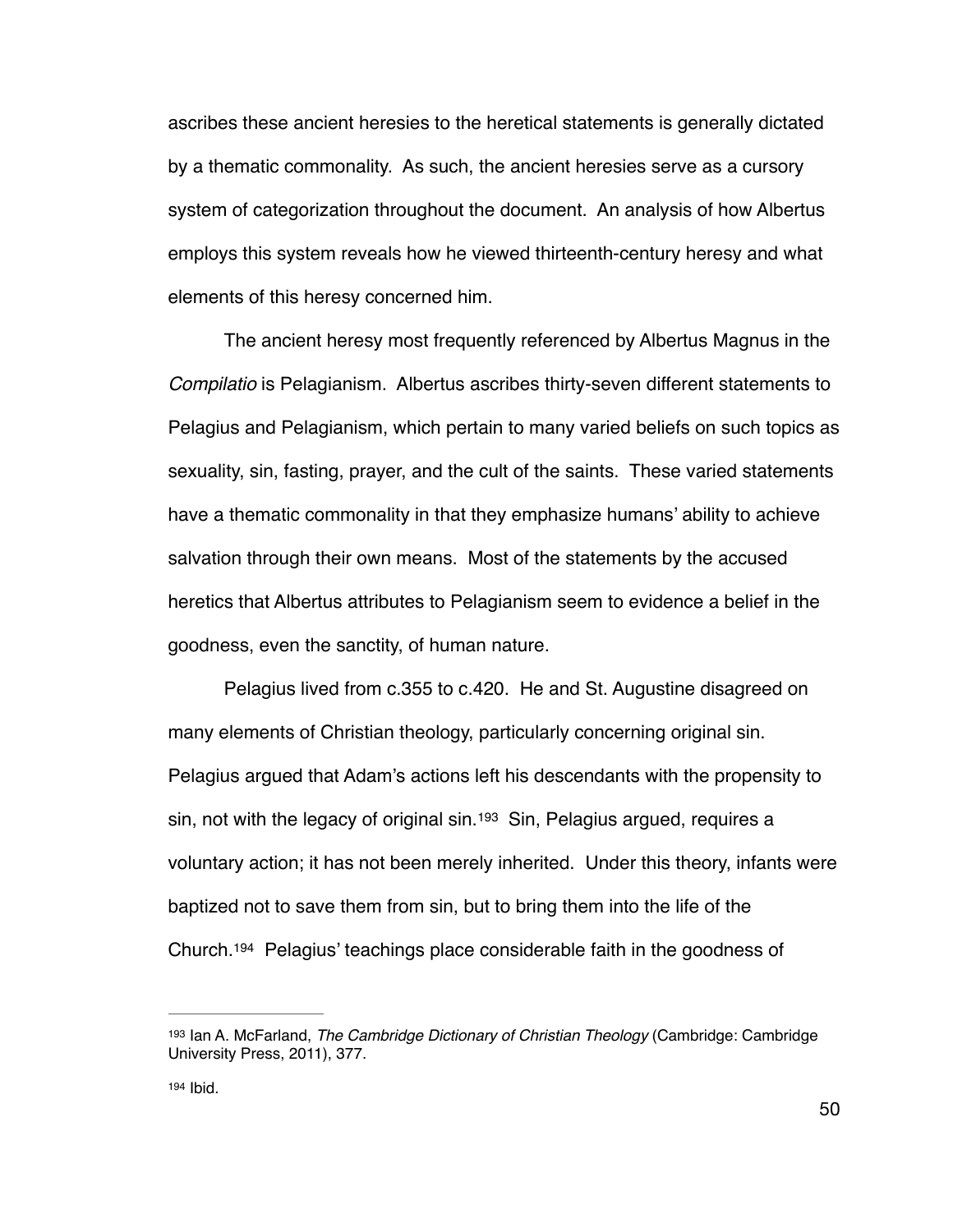ascribes these ancient heresies to the heretical statements is generally dictated by a thematic commonality. As such, the ancient heresies serve as a cursory system of categorization throughout the document. An analysis of how Albertus employs this system reveals how he viewed thirteenth-century heresy and what elements of this heresy concerned him.

The ancient heresy most frequently referenced by Albertus Magnus in the *Compilatio* is Pelagianism. Albertus ascribes thirty-seven different statements to Pelagius and Pelagianism, which pertain to many varied beliefs on such topics as sexuality, sin, fasting, prayer, and the cult of the saints. These varied statements have a thematic commonality in that they emphasize humans' ability to achieve salvation through their own means. Most of the statements by the accused heretics that Albertus attributes to Pelagianism seem to evidence a belief in the goodness, even the sanctity, of human nature.

Pelagius lived from c.355 to c.420. He and St. Augustine disagreed on many elements of Christian theology, particularly concerning original sin. Pelagius argued that Adam's actions left his descendants with the propensity to sin, not with the legacy of original sin.[193] Sin, Pelagius argued, requires a voluntary action; it has not been merely inherited. Under this theory, infants were baptized not to save them from sin, but to bring them into the life of the Church.[194] Pelagius' teachings place considerable faith in the goodness of

---

[193] Ian A. McFarland, *The Cambridge Dictionary of Christian Theology* (Cambridge: Cambridge University Press, 2011), 377.

[194] Ibid.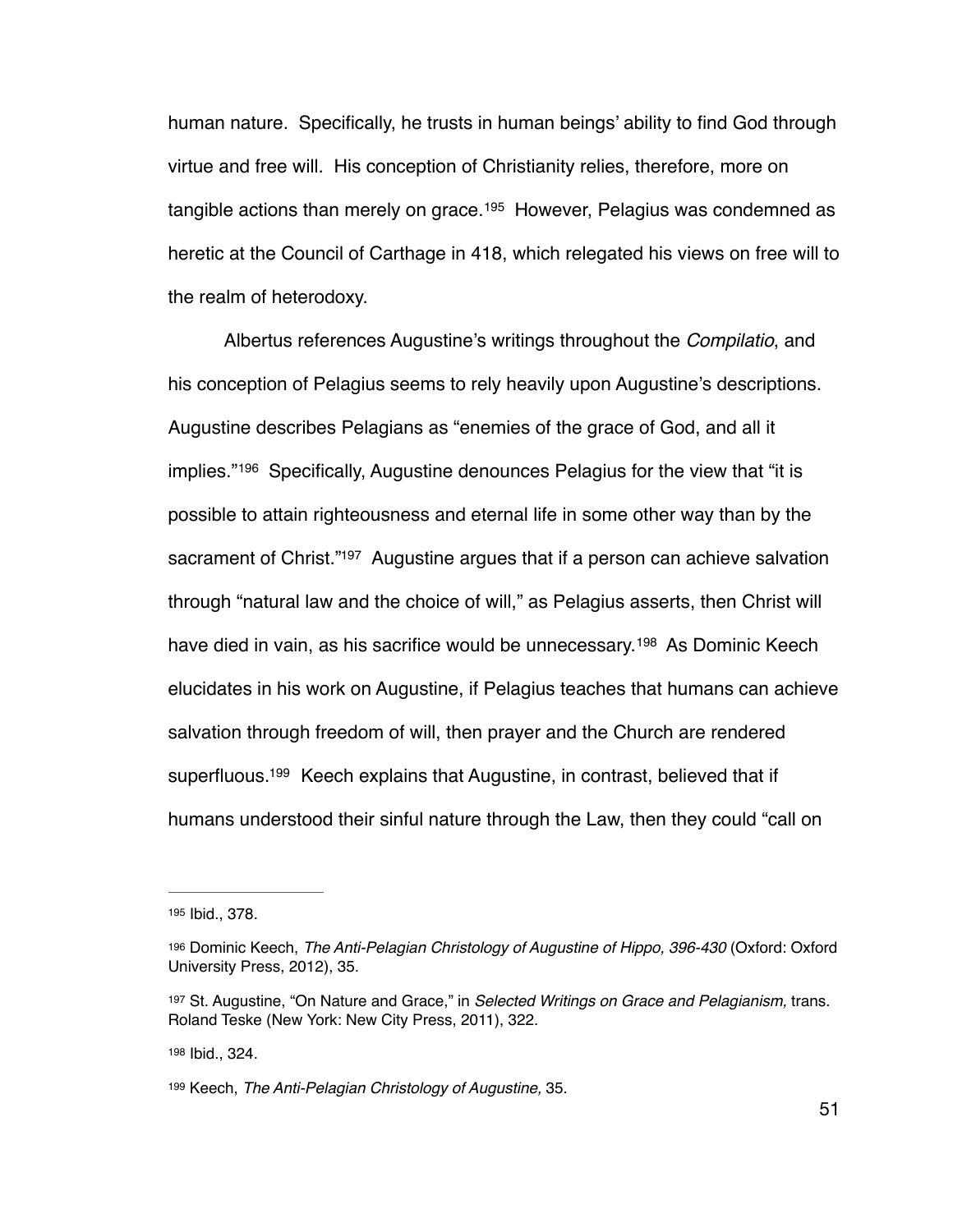human nature. Specifically, he trusts in human beings' ability to find God through virtue and free will. His conception of Christianity relies, therefore, more on tangible actions than merely on grace.[195] However, Pelagius was condemned as heretic at the Council of Carthage in 418, which relegated his views on free will to the realm of heterodoxy.

Albertus references Augustine's writings throughout the *Compilatio*, and his conception of Pelagius seems to rely heavily upon Augustine's descriptions. Augustine describes Pelagians as "enemies of the grace of God, and all it implies."[196] Specifically, Augustine denounces Pelagius for the view that "it is possible to attain righteousness and eternal life in some other way than by the sacrament of Christ."[197] Augustine argues that if a person can achieve salvation through "natural law and the choice of will," as Pelagius asserts, then Christ will have died in vain, as his sacrifice would be unnecessary.[198] As Dominic Keech elucidates in his work on Augustine, if Pelagius teaches that humans can achieve salvation through freedom of will, then prayer and the Church are rendered superfluous.[199] Keech explains that Augustine, in contrast, believed that if humans understood their sinful nature through the Law, then they could "call on

---

[195] Ibid., 378.

[196] Dominic Keech, *The Anti-Pelagian Christology of Augustine of Hippo, 396-430* (Oxford: Oxford University Press, 2012), 35.

[197] St. Augustine, "On Nature and Grace," in *Selected Writings on Grace and Pelagianism,* trans. Roland Teske (New York: New City Press, 2011), 322.

[198] Ibid., 324.

[199] Keech, *The Anti-Pelagian Christology of Augustine,* 35.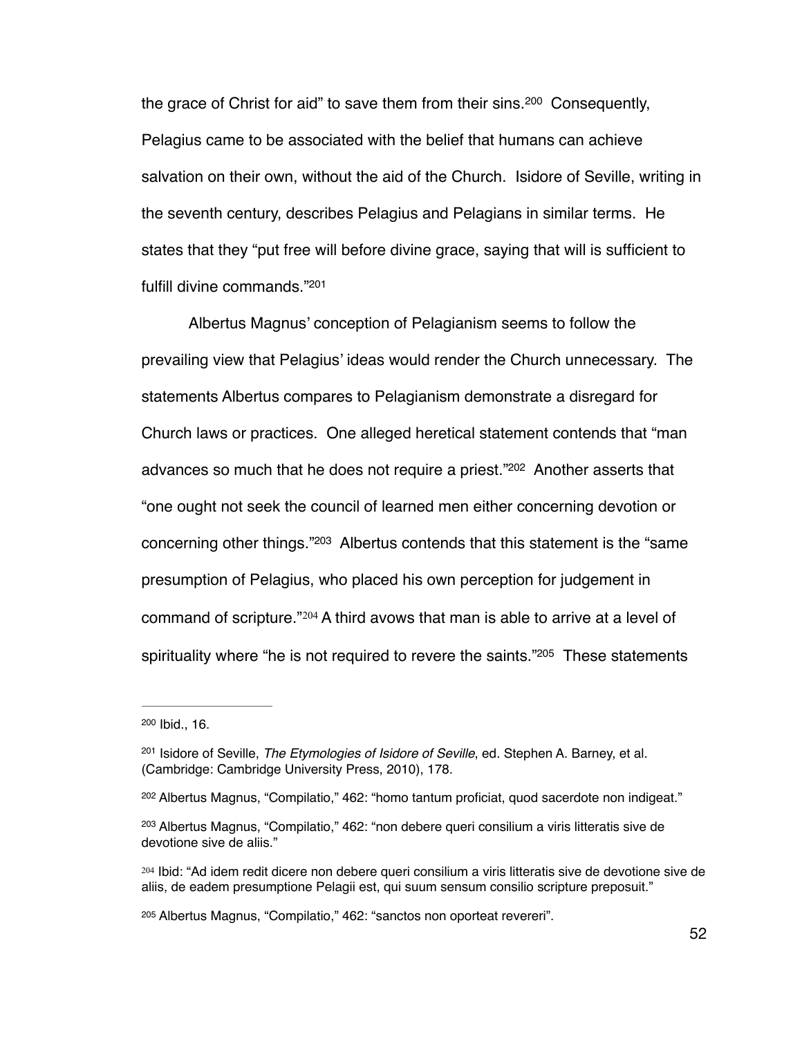the grace of Christ for aid" to save them from their sins.[200] Consequently, Pelagius came to be associated with the belief that humans can achieve salvation on their own, without the aid of the Church. Isidore of Seville, writing in the seventh century, describes Pelagius and Pelagians in similar terms. He states that they "put free will before divine grace, saying that will is sufficient to fulfill divine commands."[201]

Albertus Magnus' conception of Pelagianism seems to follow the prevailing view that Pelagius' ideas would render the Church unnecessary. The statements Albertus compares to Pelagianism demonstrate a disregard for Church laws or practices. One alleged heretical statement contends that "man advances so much that he does not require a priest."[202] Another asserts that "one ought not seek the council of learned men either concerning devotion or concerning other things."[203] Albertus contends that this statement is the "same presumption of Pelagius, who placed his own perception for judgement in command of scripture."[204] A third avows that man is able to arrive at a level of spirituality where "he is not required to revere the saints."[205] These statements

---

[200] Ibid., 16.

[201] Isidore of Seville, *The Etymologies of Isidore of Seville*, ed. Stephen A. Barney, et al. (Cambridge: Cambridge University Press, 2010), 178.

[202] Albertus Magnus, "Compilatio," 462: "homo tantum proficiat, quod sacerdote non indigeat."

[203] Albertus Magnus, "Compilatio," 462: "non debere queri consilium a viris litteratis sive de devotione sive de aliis."

[204] Ibid: "Ad idem redit dicere non debere queri consilium a viris litteratis sive de devotione sive de aliis, de eadem presumptione Pelagii est, qui suum sensum consilio scripture preposuit."

[205] Albertus Magnus, "Compilatio," 462: "sanctos non oporteat revereri".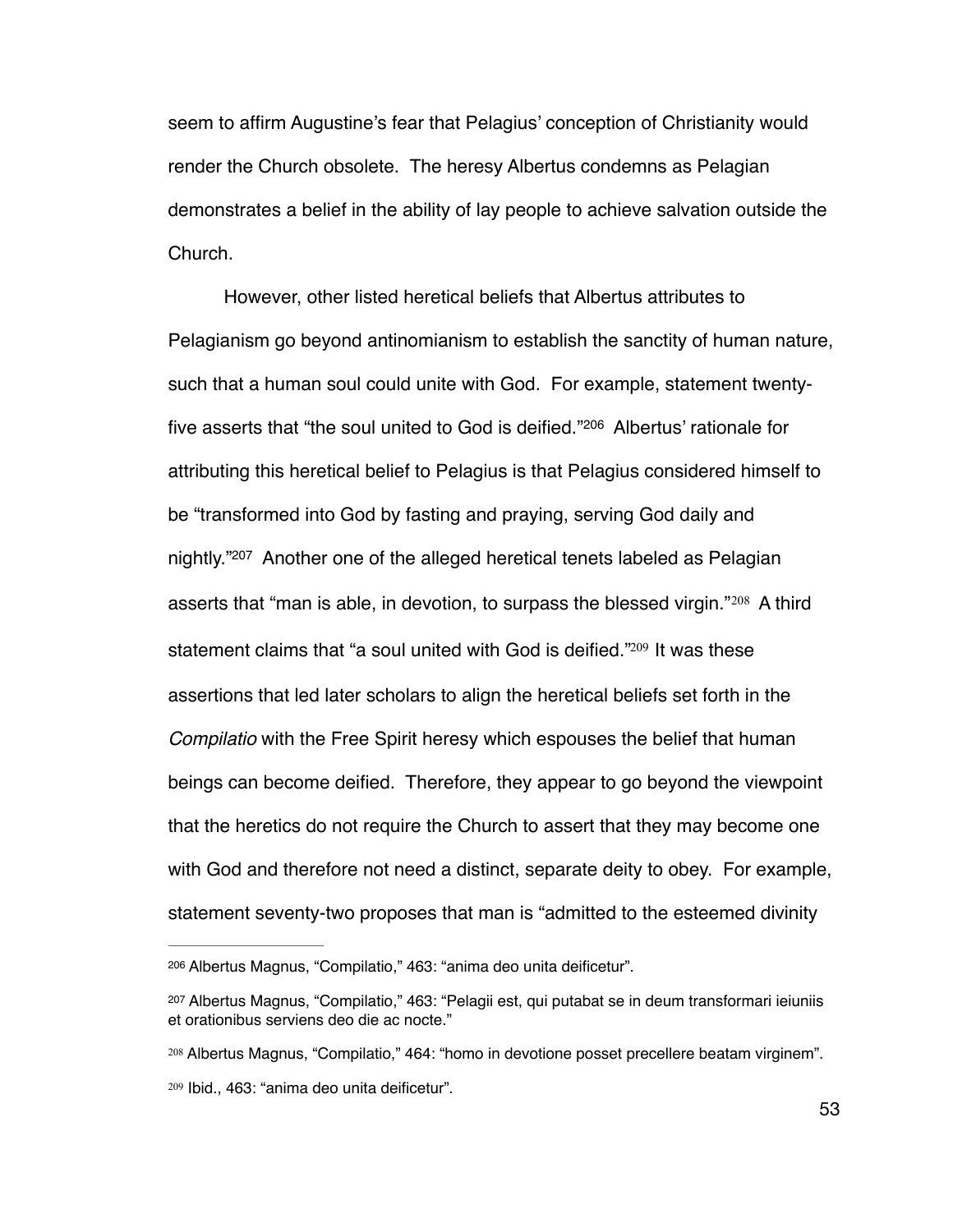seem to affirm Augustine's fear that Pelagius' conception of Christianity would render the Church obsolete. The heresy Albertus condemns as Pelagian demonstrates a belief in the ability of lay people to achieve salvation outside the Church.

However, other listed heretical beliefs that Albertus attributes to Pelagianism go beyond antinomianism to establish the sanctity of human nature, such that a human soul could unite with God. For example, statement twenty-five asserts that "the soul united to God is deified."[206] Albertus' rationale for attributing this heretical belief to Pelagius is that Pelagius considered himself to be "transformed into God by fasting and praying, serving God daily and nightly."[207] Another one of the alleged heretical tenets labeled as Pelagian asserts that "man is able, in devotion, to surpass the blessed virgin."[208] A third statement claims that "a soul united with God is deified."[209] It was these assertions that led later scholars to align the heretical beliefs set forth in the *Compilatio* with the Free Spirit heresy which espouses the belief that human beings can become deified. Therefore, they appear to go beyond the viewpoint that the heretics do not require the Church to assert that they may become one with God and therefore not need a distinct, separate deity to obey. For example, statement seventy-two proposes that man is "admitted to the esteemed divinity

---

[206] Albertus Magnus, "Compilatio," 463: "anima deo unita deificetur".

[207] Albertus Magnus, "Compilatio," 463: "Pelagii est, qui putabat se in deum transformari ieiuniis et orationibus serviens deo die ac nocte."

[208] Albertus Magnus, "Compilatio," 464: "homo in devotione posset precellere beatam virginem".

[209] Ibid., 463: "anima deo unita deificetur".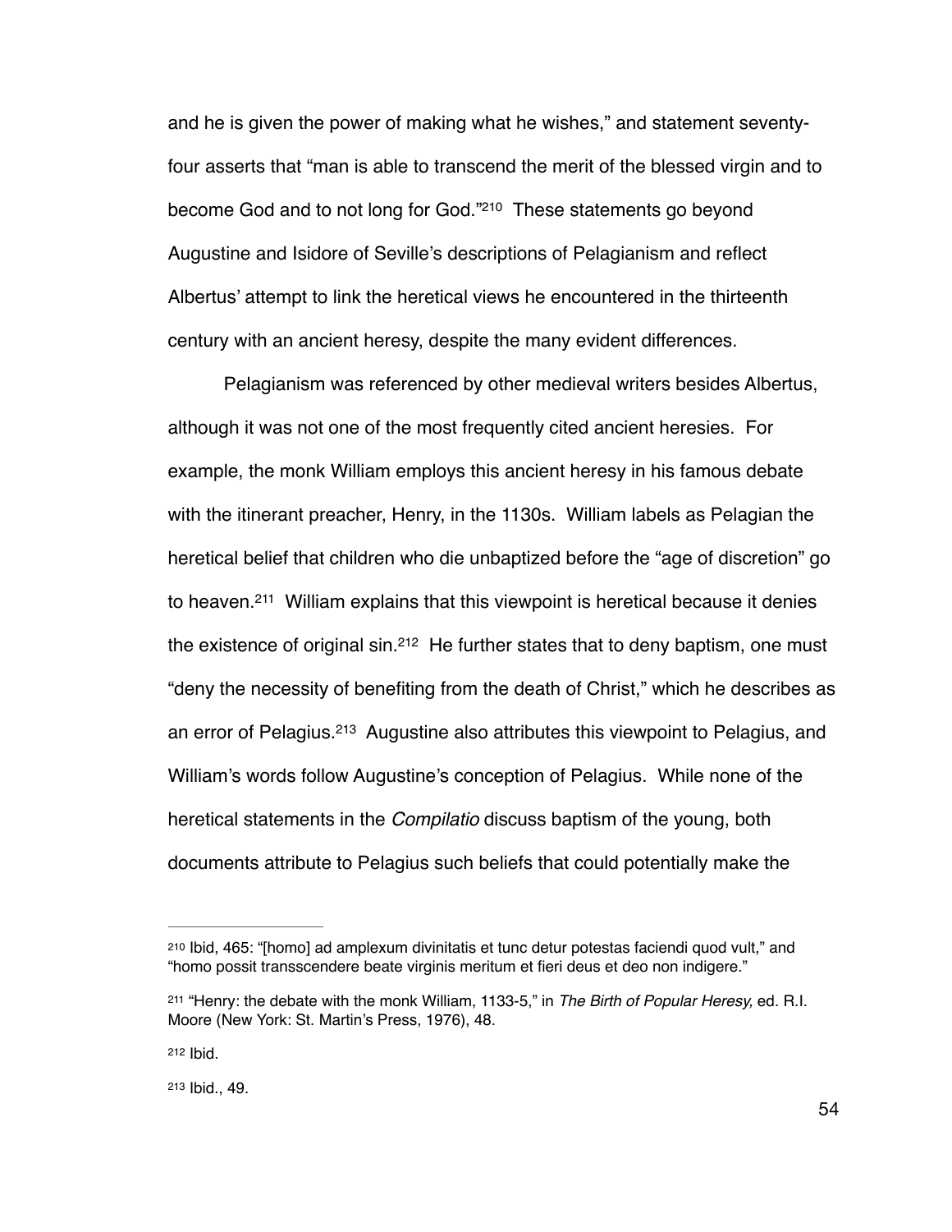and he is given the power of making what he wishes," and statement seventy-four asserts that "man is able to transcend the merit of the blessed virgin and to become God and to not long for God."[210] These statements go beyond Augustine and Isidore of Seville's descriptions of Pelagianism and reflect Albertus' attempt to link the heretical views he encountered in the thirteenth century with an ancient heresy, despite the many evident differences.

Pelagianism was referenced by other medieval writers besides Albertus, although it was not one of the most frequently cited ancient heresies. For example, the monk William employs this ancient heresy in his famous debate with the itinerant preacher, Henry, in the 1130s. William labels as Pelagian the heretical belief that children who die unbaptized before the "age of discretion" go to heaven.[211] William explains that this viewpoint is heretical because it denies the existence of original sin.[212] He further states that to deny baptism, one must "deny the necessity of benefiting from the death of Christ," which he describes as an error of Pelagius.[213] Augustine also attributes this viewpoint to Pelagius, and William's words follow Augustine's conception of Pelagius. While none of the heretical statements in the *Compilatio* discuss baptism of the young, both documents attribute to Pelagius such beliefs that could potentially make the

---

[210] Ibid, 465: "[homo] ad amplexum divinitatis et tunc detur potestas faciendi quod vult," and "homo possit transscendere beate virginis meritum et fieri deus et deo non indigere."

[211] "Henry: the debate with the monk William, 1133-5," in *The Birth of Popular Heresy,* ed. R.I. Moore (New York: St. Martin's Press, 1976), 48.

[212] Ibid.

[213] Ibid., 49.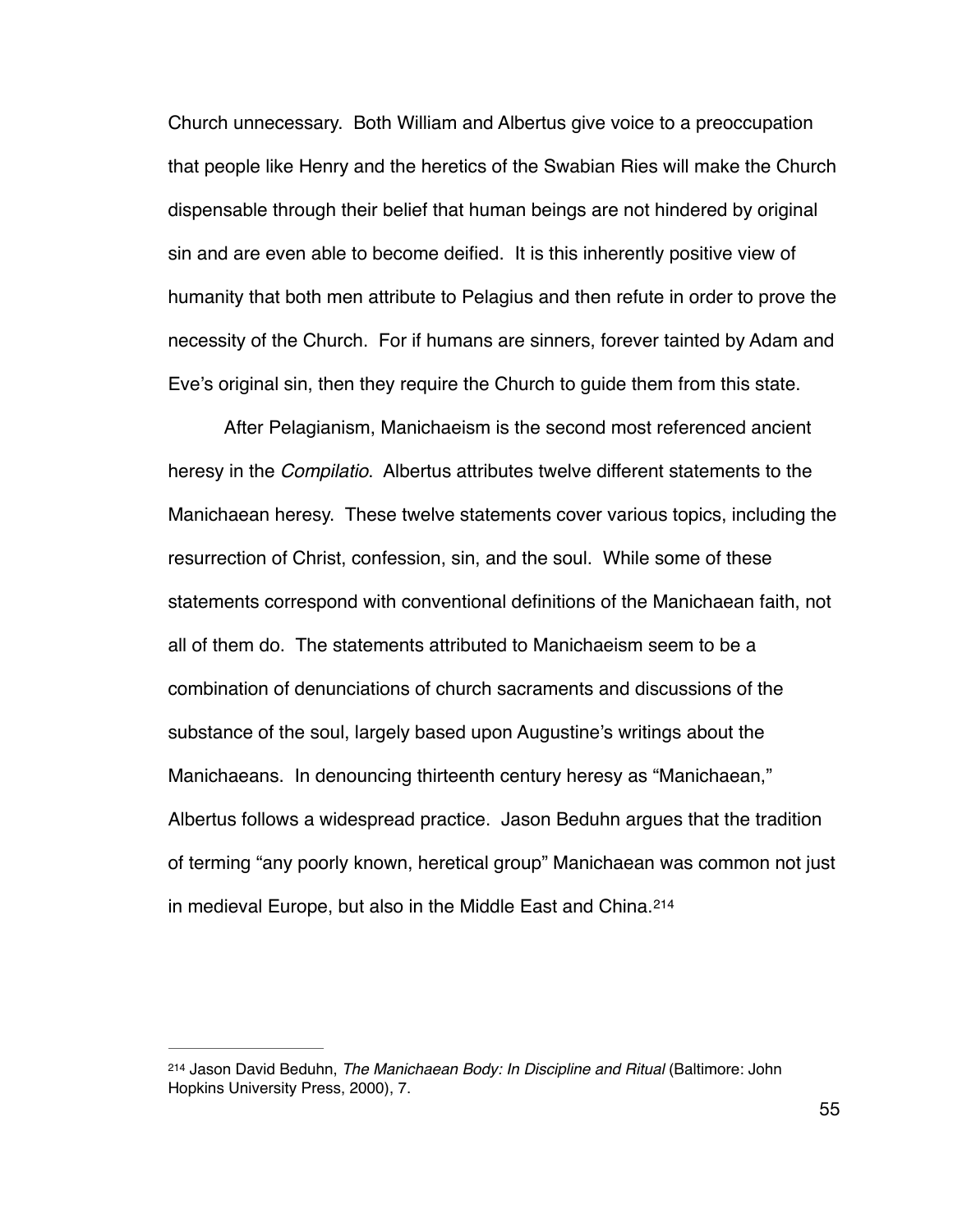Church unnecessary. Both William and Albertus give voice to a preoccupation that people like Henry and the heretics of the Swabian Ries will make the Church dispensable through their belief that human beings are not hindered by original sin and are even able to become deified. It is this inherently positive view of humanity that both men attribute to Pelagius and then refute in order to prove the necessity of the Church. For if humans are sinners, forever tainted by Adam and Eve's original sin, then they require the Church to guide them from this state.

After Pelagianism, Manichaeism is the second most referenced ancient heresy in the *Compilatio*. Albertus attributes twelve different statements to the Manichaean heresy. These twelve statements cover various topics, including the resurrection of Christ, confession, sin, and the soul. While some of these statements correspond with conventional definitions of the Manichaean faith, not all of them do. The statements attributed to Manichaeism seem to be a combination of denunciations of church sacraments and discussions of the substance of the soul, largely based upon Augustine's writings about the Manichaeans. In denouncing thirteenth century heresy as "Manichaean," Albertus follows a widespread practice. Jason Beduhn argues that the tradition of terming "any poorly known, heretical group" Manichaean was common not just in medieval Europe, but also in the Middle East and China.[214]

---

[214] Jason David Beduhn, *The Manichaean Body: In Discipline and Ritual* (Baltimore: John Hopkins University Press, 2000), 7.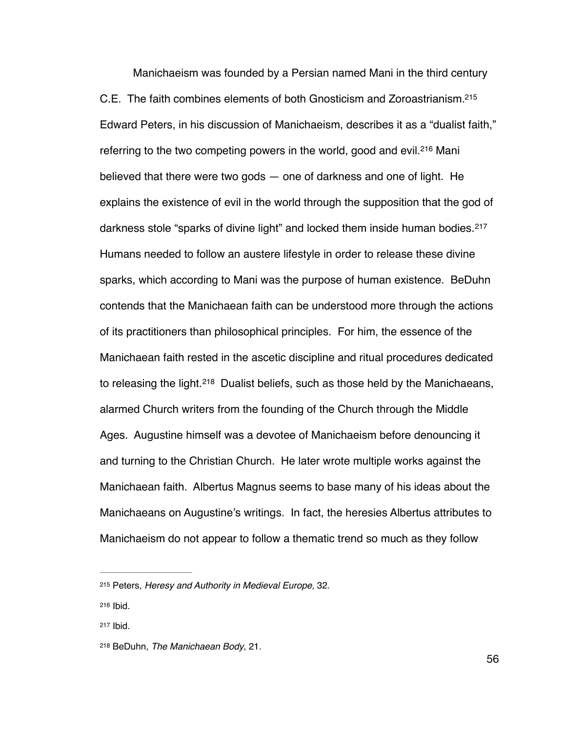Manichaeism was founded by a Persian named Mani in the third century C.E. The faith combines elements of both Gnosticism and Zoroastrianism.[215] Edward Peters, in his discussion of Manichaeism, describes it as a "dualist faith," referring to the two competing powers in the world, good and evil.[216] Mani believed that there were two gods — one of darkness and one of light. He explains the existence of evil in the world through the supposition that the god of darkness stole "sparks of divine light" and locked them inside human bodies.[217] Humans needed to follow an austere lifestyle in order to release these divine sparks, which according to Mani was the purpose of human existence. BeDuhn contends that the Manichaean faith can be understood more through the actions of its practitioners than philosophical principles. For him, the essence of the Manichaean faith rested in the ascetic discipline and ritual procedures dedicated to releasing the light.[218] Dualist beliefs, such as those held by the Manichaeans, alarmed Church writers from the founding of the Church through the Middle Ages. Augustine himself was a devotee of Manichaeism before denouncing it and turning to the Christian Church. He later wrote multiple works against the Manichaean faith. Albertus Magnus seems to base many of his ideas about the Manichaeans on Augustine's writings. In fact, the heresies Albertus attributes to Manichaeism do not appear to follow a thematic trend so much as they follow

---

[215] Peters, *Heresy and Authority in Medieval Europe,* 32.

[216] Ibid.

[217] Ibid.

[218] BeDuhn, *The Manichaean Body*, 21.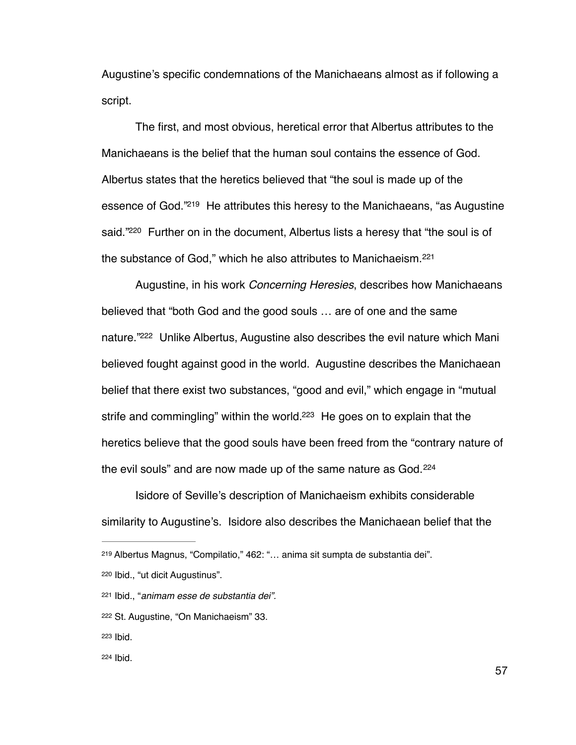Augustine's specific condemnations of the Manichaeans almost as if following a script.

The first, and most obvious, heretical error that Albertus attributes to the Manichaeans is the belief that the human soul contains the essence of God. Albertus states that the heretics believed that "the soul is made up of the essence of God."[219] He attributes this heresy to the Manichaeans, "as Augustine said."[220] Further on in the document, Albertus lists a heresy that "the soul is of the substance of God," which he also attributes to Manichaeism.[221]

Augustine, in his work *Concerning Heresies*, describes how Manichaeans believed that "both God and the good souls … are of one and the same nature."[222] Unlike Albertus, Augustine also describes the evil nature which Mani believed fought against good in the world. Augustine describes the Manichaean belief that there exist two substances, "good and evil," which engage in "mutual strife and commingling" within the world.[223] He goes on to explain that the heretics believe that the good souls have been freed from the "contrary nature of the evil souls" and are now made up of the same nature as God.[224]

Isidore of Seville's description of Manichaeism exhibits considerable similarity to Augustine's. Isidore also describes the Manichaean belief that the

---

[219] Albertus Magnus, "Compilatio," 462: "… anima sit sumpta de substantia dei".

[220] Ibid., "ut dicit Augustinus".

[221] Ibid., "*animam esse de substantia dei".*

[222] St. Augustine, "On Manichaeism" 33.

[223] Ibid.

[224] Ibid.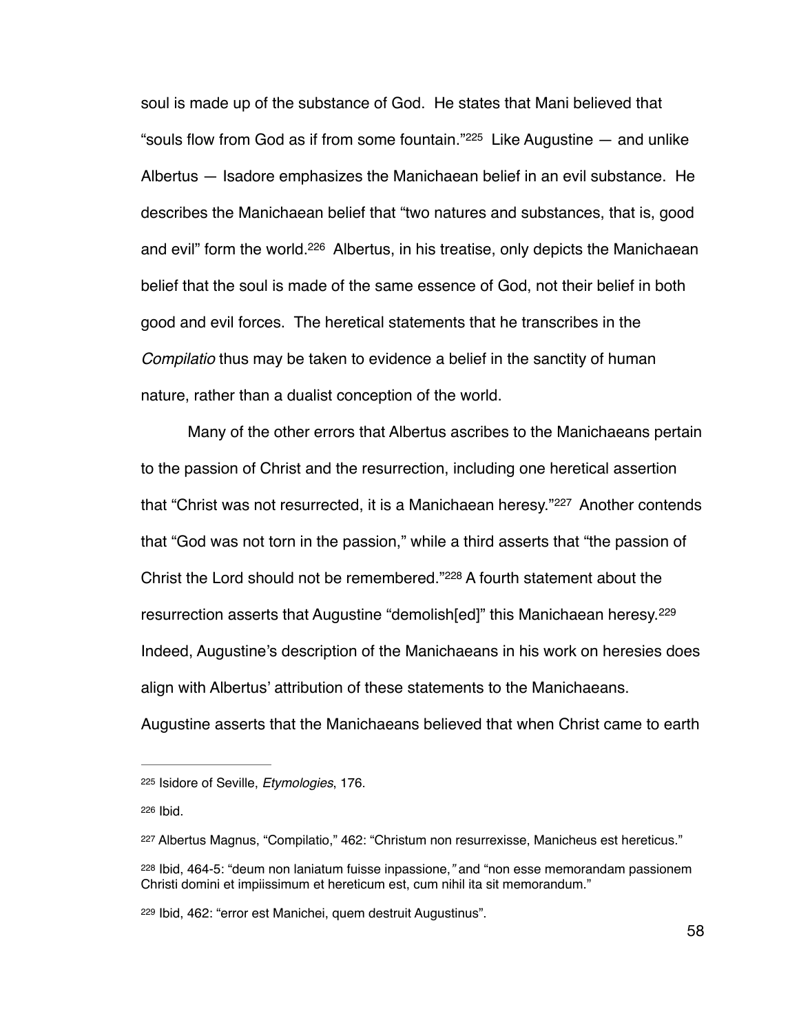soul is made up of the substance of God. He states that Mani believed that "souls flow from God as if from some fountain."[225] Like Augustine — and unlike Albertus — Isadore emphasizes the Manichaean belief in an evil substance. He describes the Manichaean belief that "two natures and substances, that is, good and evil" form the world.[226] Albertus, in his treatise, only depicts the Manichaean belief that the soul is made of the same essence of God, not their belief in both good and evil forces. The heretical statements that he transcribes in the *Compilatio* thus may be taken to evidence a belief in the sanctity of human nature, rather than a dualist conception of the world.

Many of the other errors that Albertus ascribes to the Manichaeans pertain to the passion of Christ and the resurrection, including one heretical assertion that "Christ was not resurrected, it is a Manichaean heresy."[227] Another contends that "God was not torn in the passion," while a third asserts that "the passion of Christ the Lord should not be remembered."[228] A fourth statement about the resurrection asserts that Augustine "demolish[ed]" this Manichaean heresy.[229] Indeed, Augustine's description of the Manichaeans in his work on heresies does align with Albertus' attribution of these statements to the Manichaeans. Augustine asserts that the Manichaeans believed that when Christ came to earth

---

[225] Isidore of Seville, *Etymologies*, 176.

[226] Ibid.

[227] Albertus Magnus, "Compilatio," 462: "Christum non resurrexisse, Manicheus est hereticus."

[228] Ibid, 464-5: "deum non laniatum fuisse inpassione,*"* and "non esse memorandam passionem Christi domini et impiissimum et hereticum est, cum nihil ita sit memorandum."

[229] Ibid, 462: "error est Manichei, quem destruit Augustinus".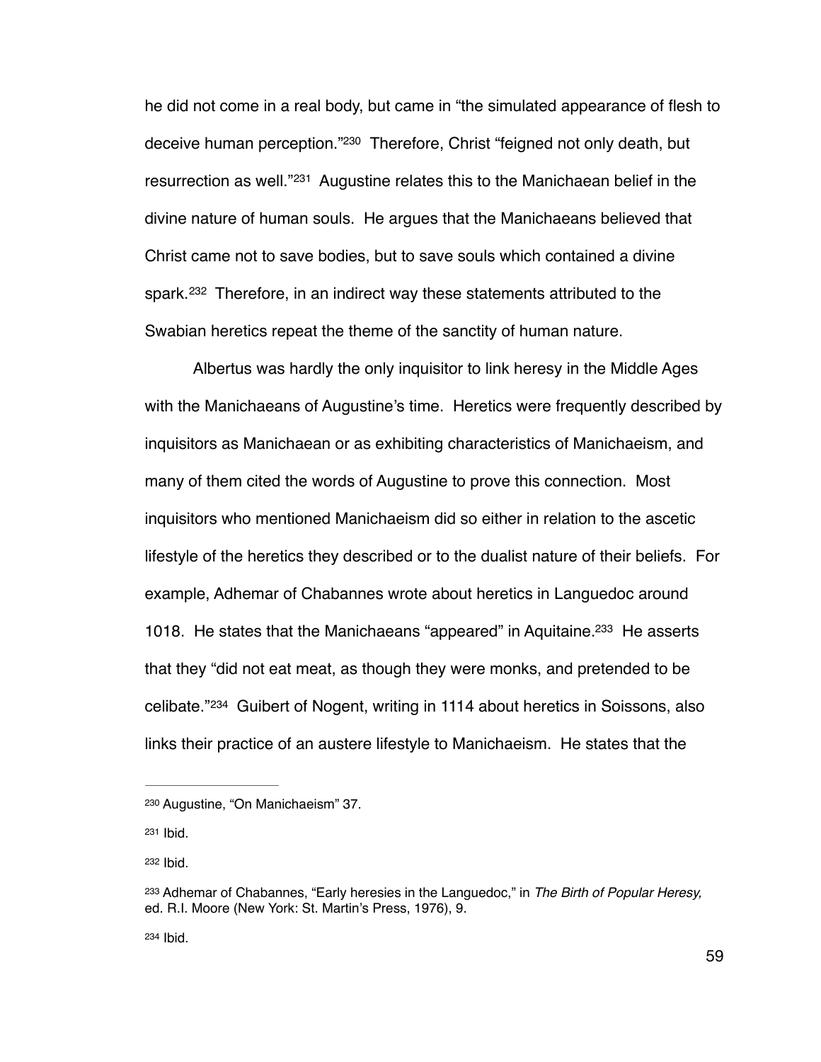he did not come in a real body, but came in "the simulated appearance of flesh to deceive human perception."[230] Therefore, Christ "feigned not only death, but resurrection as well."[231] Augustine relates this to the Manichaean belief in the divine nature of human souls. He argues that the Manichaeans believed that Christ came not to save bodies, but to save souls which contained a divine spark.[232] Therefore, in an indirect way these statements attributed to the Swabian heretics repeat the theme of the sanctity of human nature.

Albertus was hardly the only inquisitor to link heresy in the Middle Ages with the Manichaeans of Augustine's time. Heretics were frequently described by inquisitors as Manichaean or as exhibiting characteristics of Manichaeism, and many of them cited the words of Augustine to prove this connection. Most inquisitors who mentioned Manichaeism did so either in relation to the ascetic lifestyle of the heretics they described or to the dualist nature of their beliefs. For example, Adhemar of Chabannes wrote about heretics in Languedoc around 1018. He states that the Manichaeans "appeared" in Aquitaine.[233] He asserts that they "did not eat meat, as though they were monks, and pretended to be celibate."[234] Guibert of Nogent, writing in 1114 about heretics in Soissons, also links their practice of an austere lifestyle to Manichaeism. He states that the

---

[230] Augustine, "On Manichaeism" 37.

[231] Ibid.

[232] Ibid.

[233] Adhemar of Chabannes, "Early heresies in the Languedoc," in *The Birth of Popular Heresy,* ed. R.I. Moore (New York: St. Martin's Press, 1976), 9.

[234] Ibid.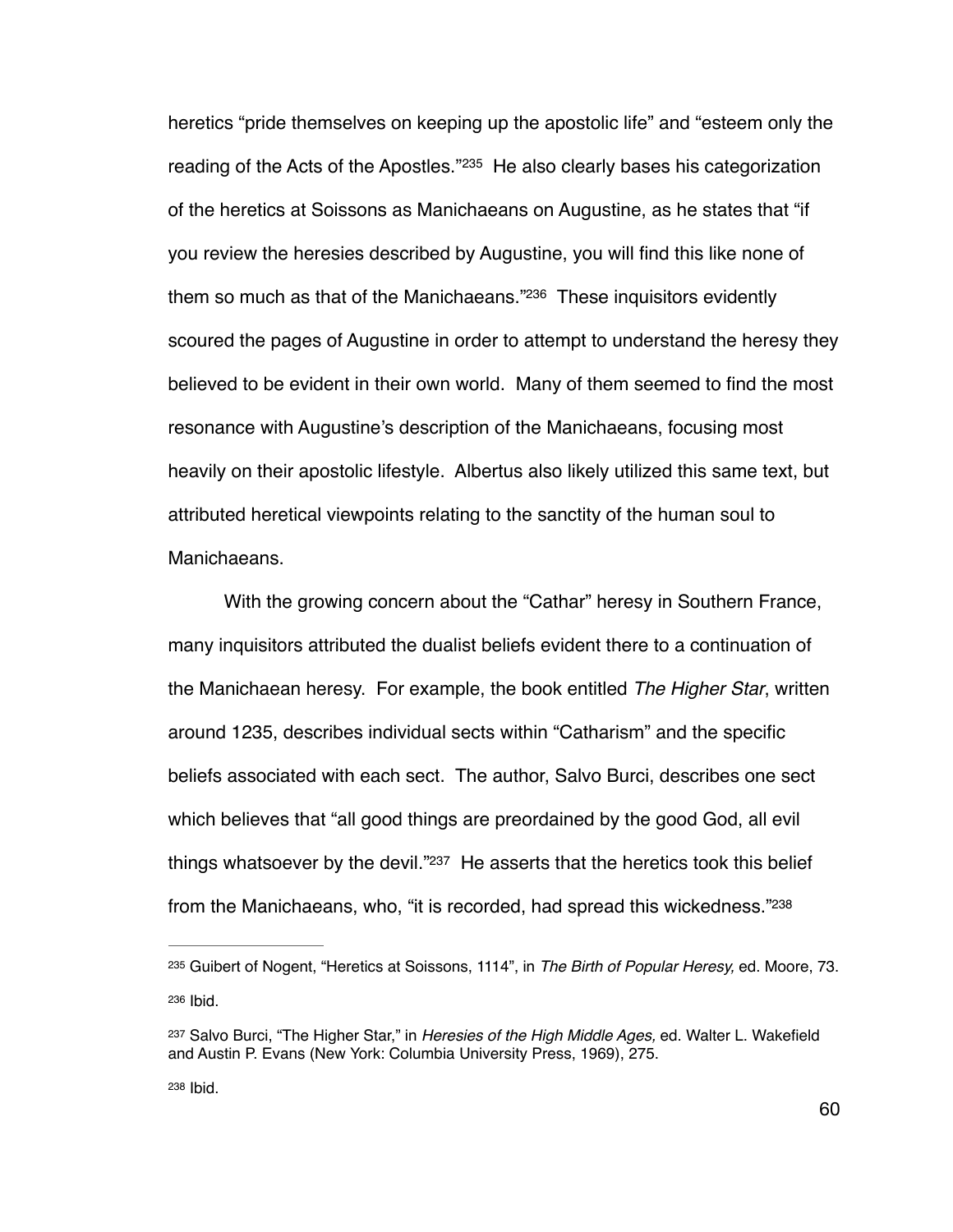heretics "pride themselves on keeping up the apostolic life" and "esteem only the reading of the Acts of the Apostles."[235] He also clearly bases his categorization of the heretics at Soissons as Manichaeans on Augustine, as he states that "if you review the heresies described by Augustine, you will find this like none of them so much as that of the Manichaeans."[236] These inquisitors evidently scoured the pages of Augustine in order to attempt to understand the heresy they believed to be evident in their own world. Many of them seemed to find the most resonance with Augustine's description of the Manichaeans, focusing most heavily on their apostolic lifestyle. Albertus also likely utilized this same text, but attributed heretical viewpoints relating to the sanctity of the human soul to Manichaeans.

With the growing concern about the "Cathar" heresy in Southern France, many inquisitors attributed the dualist beliefs evident there to a continuation of the Manichaean heresy. For example, the book entitled *The Higher Star*, written around 1235, describes individual sects within "Catharism" and the specific beliefs associated with each sect. The author, Salvo Burci, describes one sect which believes that "all good things are preordained by the good God, all evil things whatsoever by the devil."[237] He asserts that the heretics took this belief from the Manichaeans, who, "it is recorded, had spread this wickedness."[238]

---

[235] Guibert of Nogent, "Heretics at Soissons, 1114", in *The Birth of Popular Heresy,* ed. Moore, 73.

[236] Ibid.

[237] Salvo Burci, "The Higher Star," in *Heresies of the High Middle Ages,* ed. Walter L. Wakefield and Austin P. Evans (New York: Columbia University Press, 1969), 275.

[238] Ibid.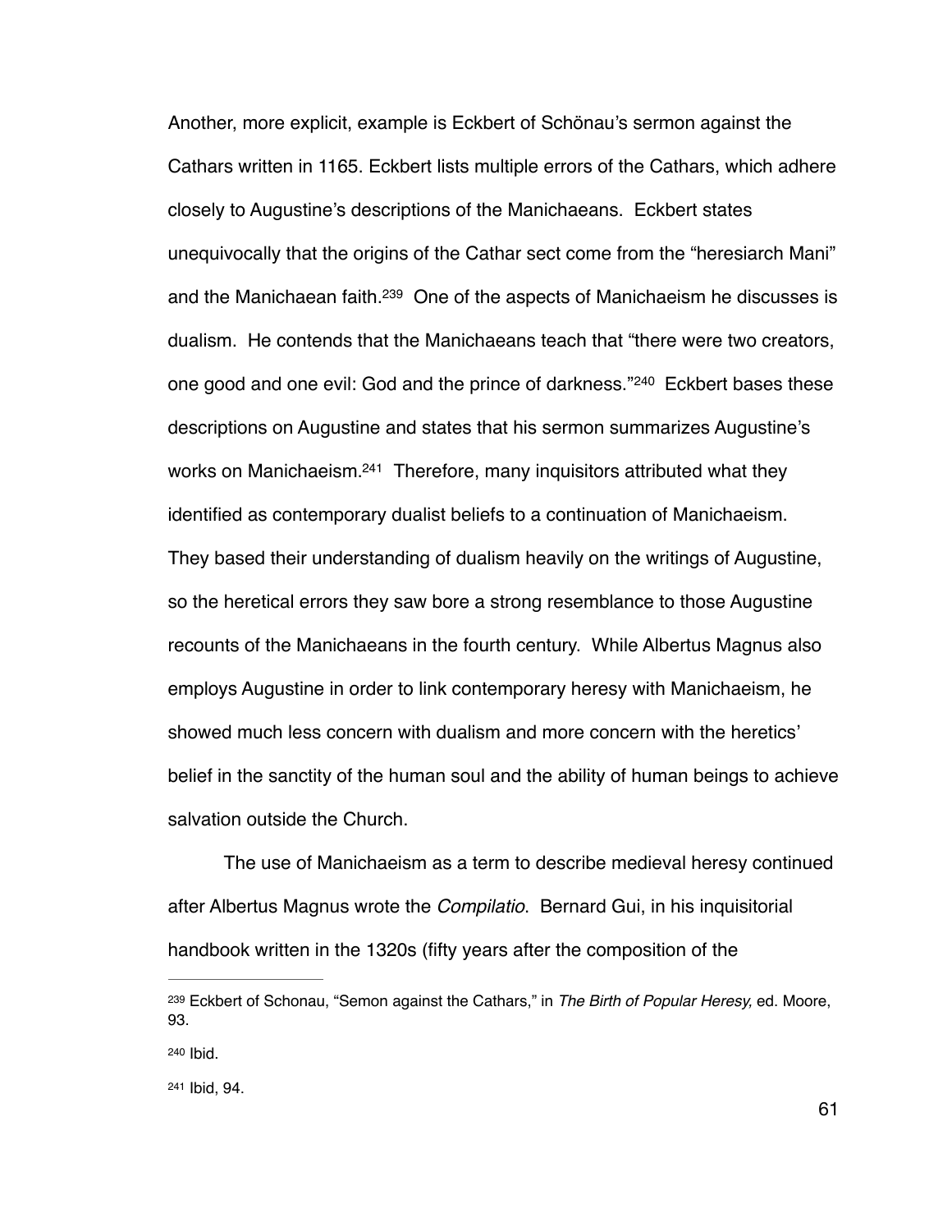Another, more explicit, example is Eckbert of Schönau's sermon against the Cathars written in 1165. Eckbert lists multiple errors of the Cathars, which adhere closely to Augustine's descriptions of the Manichaeans. Eckbert states unequivocally that the origins of the Cathar sect come from the "heresiarch Mani" and the Manichaean faith.[239] One of the aspects of Manichaeism he discusses is dualism. He contends that the Manichaeans teach that "there were two creators, one good and one evil: God and the prince of darkness."[240] Eckbert bases these descriptions on Augustine and states that his sermon summarizes Augustine's works on Manichaeism.[241] Therefore, many inquisitors attributed what they identified as contemporary dualist beliefs to a continuation of Manichaeism. They based their understanding of dualism heavily on the writings of Augustine, so the heretical errors they saw bore a strong resemblance to those Augustine recounts of the Manichaeans in the fourth century. While Albertus Magnus also employs Augustine in order to link contemporary heresy with Manichaeism, he showed much less concern with dualism and more concern with the heretics' belief in the sanctity of the human soul and the ability of human beings to achieve salvation outside the Church.

The use of Manichaeism as a term to describe medieval heresy continued after Albertus Magnus wrote the *Compilatio*. Bernard Gui, in his inquisitorial handbook written in the 1320s (fifty years after the composition of the

---

[239] Eckbert of Schonau, "Semon against the Cathars," in *The Birth of Popular Heresy,* ed. Moore, 93.

[240] Ibid.

[241] Ibid, 94.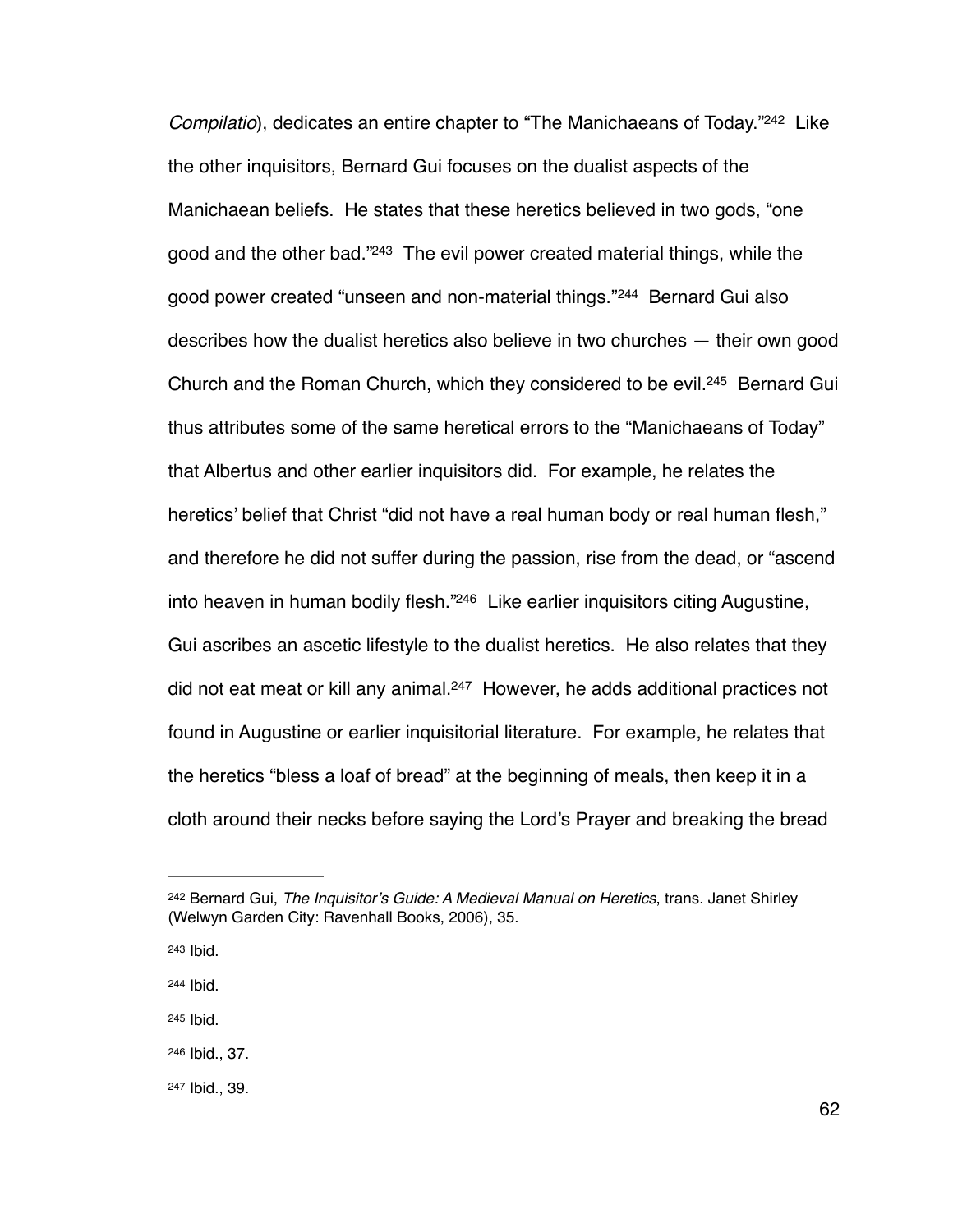*Compilatio*), dedicates an entire chapter to “The Manichaeans of Today.”[242] Like the other inquisitors, Bernard Gui focuses on the dualist aspects of the Manichaean beliefs. He states that these heretics believed in two gods, “one good and the other bad.”[243] The evil power created material things, while the good power created “unseen and non-material things.”[244] Bernard Gui also describes how the dualist heretics also believe in two churches — their own good Church and the Roman Church, which they considered to be evil.[245] Bernard Gui thus attributes some of the same heretical errors to the “Manichaeans of Today” that Albertus and other earlier inquisitors did. For example, he relates the heretics' belief that Christ “did not have a real human body or real human flesh,” and therefore he did not suffer during the passion, rise from the dead, or “ascend into heaven in human bodily flesh.”[246] Like earlier inquisitors citing Augustine, Gui ascribes an ascetic lifestyle to the dualist heretics. He also relates that they did not eat meat or kill any animal.[247] However, he adds additional practices not found in Augustine or earlier inquisitorial literature. For example, he relates that the heretics “bless a loaf of bread” at the beginning of meals, then keep it in a cloth around their necks before saying the Lord's Prayer and breaking the bread

---

[242] Bernard Gui, *The Inquisitor's Guide: A Medieval Manual on Heretics*, trans. Janet Shirley (Welwyn Garden City: Ravenhall Books, 2006), 35.

[243] Ibid.

[244] Ibid.

[245] Ibid.

[246] Ibid., 37.

[247] Ibid., 39.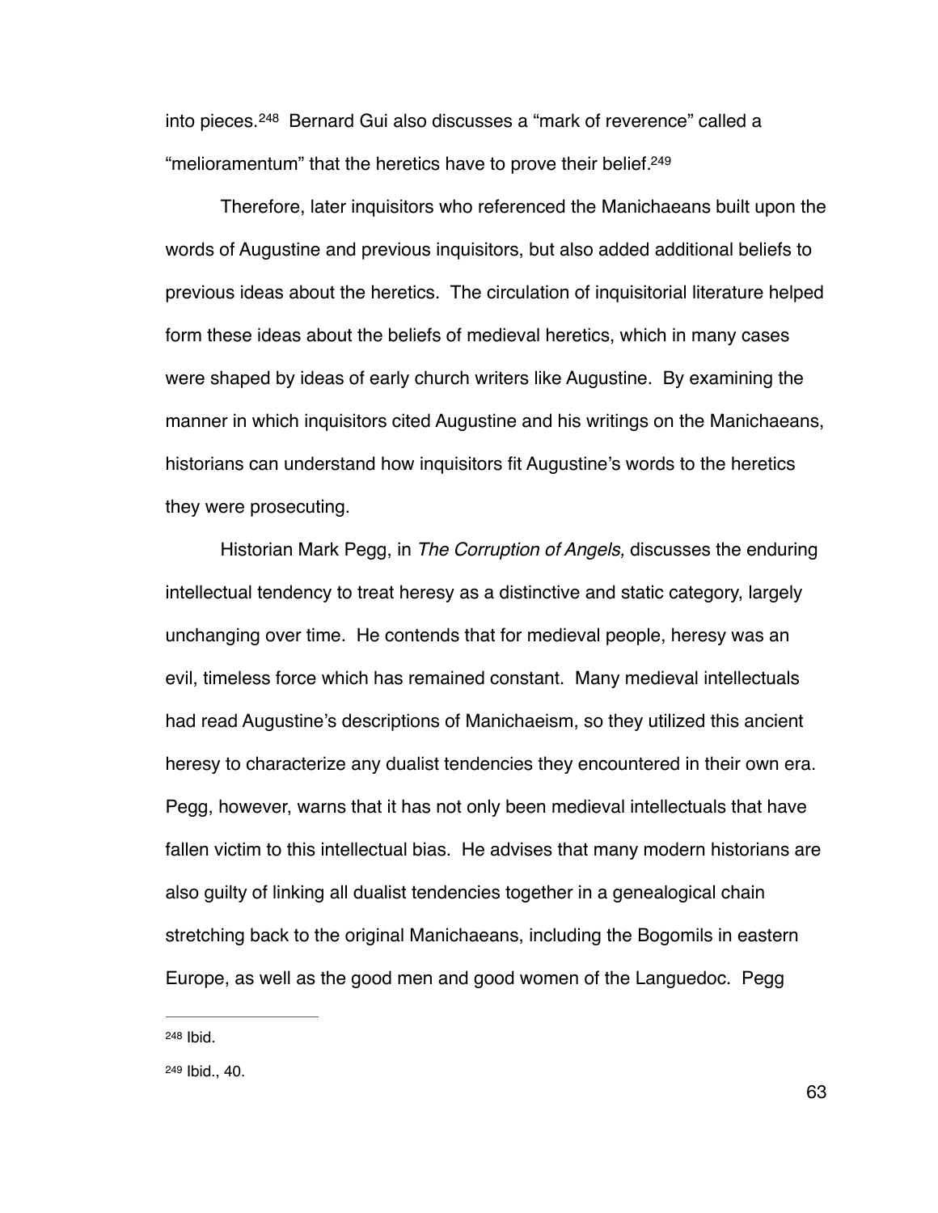into pieces.[248] Bernard Gui also discusses a "mark of reverence" called a "melioramentum" that the heretics have to prove their belief.[249]

Therefore, later inquisitors who referenced the Manichaeans built upon the words of Augustine and previous inquisitors, but also added additional beliefs to previous ideas about the heretics. The circulation of inquisitorial literature helped form these ideas about the beliefs of medieval heretics, which in many cases were shaped by ideas of early church writers like Augustine. By examining the manner in which inquisitors cited Augustine and his writings on the Manichaeans, historians can understand how inquisitors fit Augustine's words to the heretics they were prosecuting.

Historian Mark Pegg, in *The Corruption of Angels,* discusses the enduring intellectual tendency to treat heresy as a distinctive and static category, largely unchanging over time. He contends that for medieval people, heresy was an evil, timeless force which has remained constant. Many medieval intellectuals had read Augustine's descriptions of Manichaeism, so they utilized this ancient heresy to characterize any dualist tendencies they encountered in their own era. Pegg, however, warns that it has not only been medieval intellectuals that have fallen victim to this intellectual bias. He advises that many modern historians are also guilty of linking all dualist tendencies together in a genealogical chain stretching back to the original Manichaeans, including the Bogomils in eastern Europe, as well as the good men and good women of the Languedoc. Pegg

---

[248] Ibid.

[249] Ibid., 40.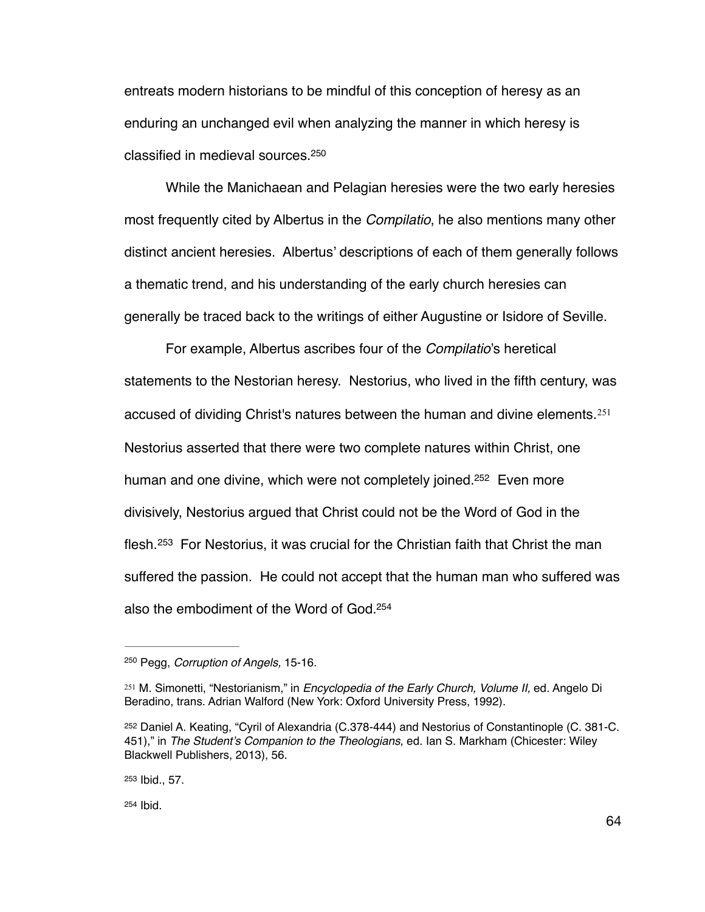entreats modern historians to be mindful of this conception of heresy as an enduring an unchanged evil when analyzing the manner in which heresy is classified in medieval sources.[250]

While the Manichaean and Pelagian heresies were the two early heresies most frequently cited by Albertus in the *Compilatio*, he also mentions many other distinct ancient heresies. Albertus' descriptions of each of them generally follows a thematic trend, and his understanding of the early church heresies can generally be traced back to the writings of either Augustine or Isidore of Seville.

For example, Albertus ascribes four of the *Compilatio*'s heretical statements to the Nestorian heresy. Nestorius, who lived in the fifth century, was accused of dividing Christ's natures between the human and divine elements.[251] Nestorius asserted that there were two complete natures within Christ, one human and one divine, which were not completely joined.[252] Even more divisively, Nestorius argued that Christ could not be the Word of God in the flesh.[253] For Nestorius, it was crucial for the Christian faith that Christ the man suffered the passion. He could not accept that the human man who suffered was also the embodiment of the Word of God.[254]

---

[250] Pegg, *Corruption of Angels,* 15-16.

[251] M. Simonetti, "Nestorianism," in *Encyclopedia of the Early Church, Volume II,* ed. Angelo Di Beradino, trans. Adrian Walford (New York: Oxford University Press, 1992).

[252] Daniel A. Keating, "Cyril of Alexandria (C.378-444) and Nestorius of Constantinople (C. 381-C. 451)," in *The Student's Companion to the Theologians*, ed. Ian S. Markham (Chicester: Wiley Blackwell Publishers, 2013), 56.

[253] Ibid., 57.

[254] Ibid.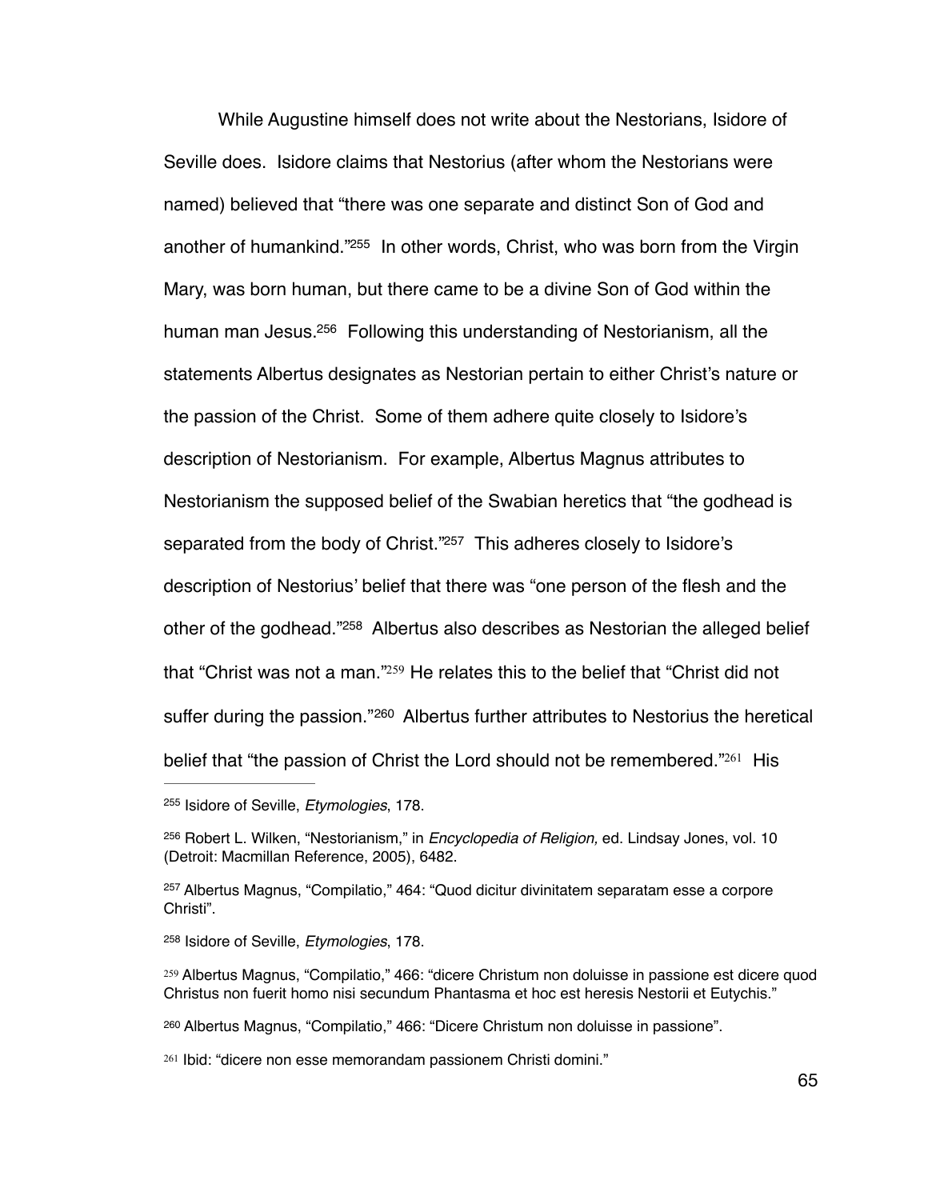While Augustine himself does not write about the Nestorians, Isidore of Seville does. Isidore claims that Nestorius (after whom the Nestorians were named) believed that "there was one separate and distinct Son of God and another of humankind."[255] In other words, Christ, who was born from the Virgin Mary, was born human, but there came to be a divine Son of God within the human man Jesus.[256] Following this understanding of Nestorianism, all the statements Albertus designates as Nestorian pertain to either Christ's nature or the passion of the Christ. Some of them adhere quite closely to Isidore's description of Nestorianism. For example, Albertus Magnus attributes to Nestorianism the supposed belief of the Swabian heretics that "the godhead is separated from the body of Christ."[257] This adheres closely to Isidore's description of Nestorius' belief that there was "one person of the flesh and the other of the godhead."[258] Albertus also describes as Nestorian the alleged belief that "Christ was not a man."[259] He relates this to the belief that "Christ did not suffer during the passion."[260] Albertus further attributes to Nestorius the heretical belief that "the passion of Christ the Lord should not be remembered."[261] His

---

[255] Isidore of Seville, *Etymologies*, 178.

[256] Robert L. Wilken, "Nestorianism," in *Encyclopedia of Religion,* ed. Lindsay Jones, vol. 10 (Detroit: Macmillan Reference, 2005), 6482.

[257] Albertus Magnus, "Compilatio," 464: "Quod dicitur divinitatem separatam esse a corpore Christi".

[258] Isidore of Seville, *Etymologies*, 178.

[259] Albertus Magnus, "Compilatio," 466: "dicere Christum non doluisse in passione est dicere quod Christus non fuerit homo nisi secundum Phantasma et hoc est heresis Nestorii et Eutychis."

[260] Albertus Magnus, "Compilatio," 466: "Dicere Christum non doluisse in passione".

[261] Ibid: "dicere non esse memorandam passionem Christi domini."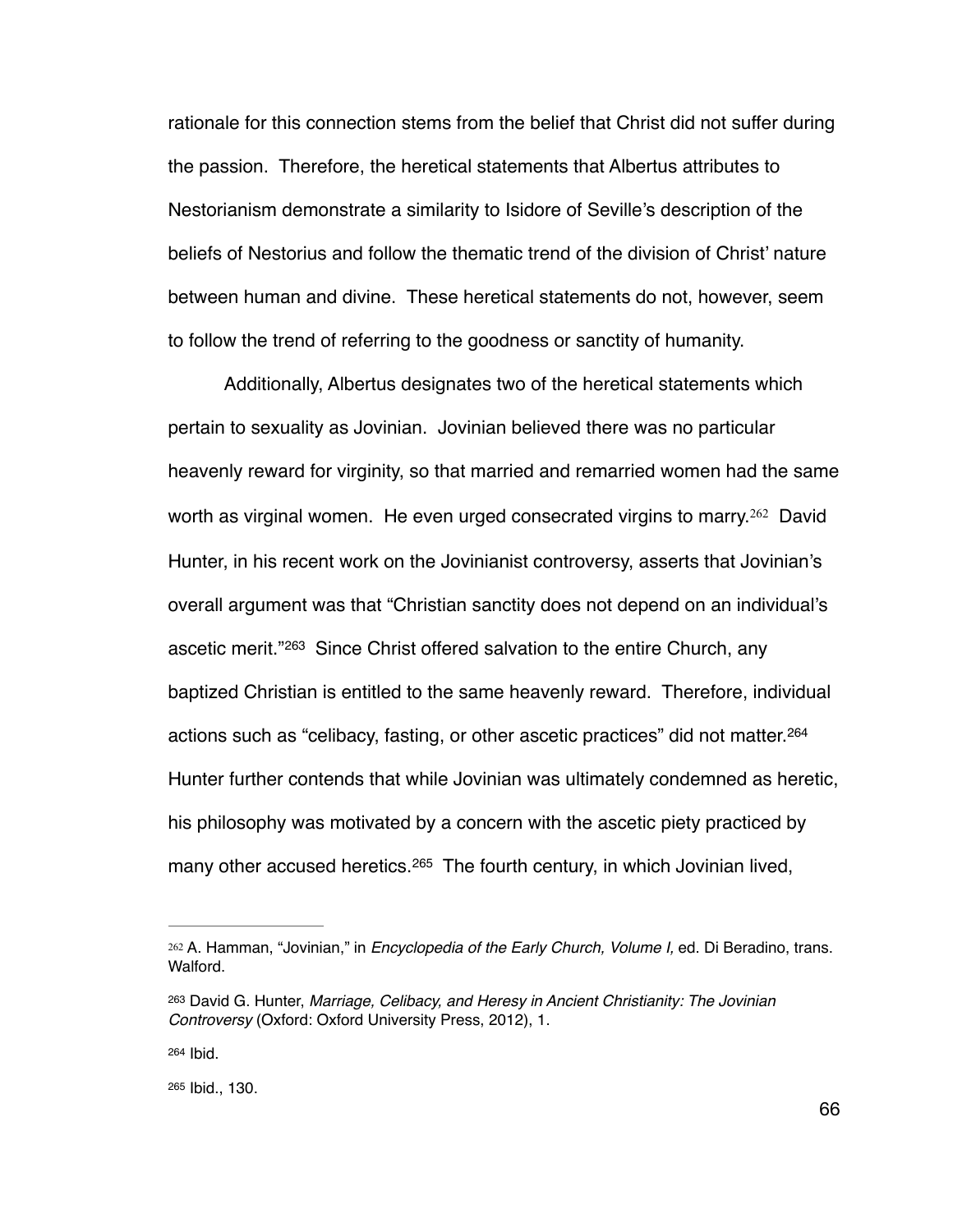rationale for this connection stems from the belief that Christ did not suffer during the passion. Therefore, the heretical statements that Albertus attributes to Nestorianism demonstrate a similarity to Isidore of Seville's description of the beliefs of Nestorius and follow the thematic trend of the division of Christ' nature between human and divine. These heretical statements do not, however, seem to follow the trend of referring to the goodness or sanctity of humanity.

Additionally, Albertus designates two of the heretical statements which pertain to sexuality as Jovinian. Jovinian believed there was no particular heavenly reward for virginity, so that married and remarried women had the same worth as virginal women. He even urged consecrated virgins to marry.[262] David Hunter, in his recent work on the Jovinianist controversy, asserts that Jovinian's overall argument was that "Christian sanctity does not depend on an individual's ascetic merit."[263] Since Christ offered salvation to the entire Church, any baptized Christian is entitled to the same heavenly reward. Therefore, individual actions such as "celibacy, fasting, or other ascetic practices" did not matter.[264] Hunter further contends that while Jovinian was ultimately condemned as heretic, his philosophy was motivated by a concern with the ascetic piety practiced by many other accused heretics.[265] The fourth century, in which Jovinian lived,

---

[262] A. Hamman, "Jovinian," in *Encyclopedia of the Early Church, Volume I,* ed. Di Beradino, trans. Walford.

[263] David G. Hunter, *Marriage, Celibacy, and Heresy in Ancient Christianity: The Jovinian Controversy* (Oxford: Oxford University Press, 2012), 1.

[264] Ibid.

[265] Ibid., 130.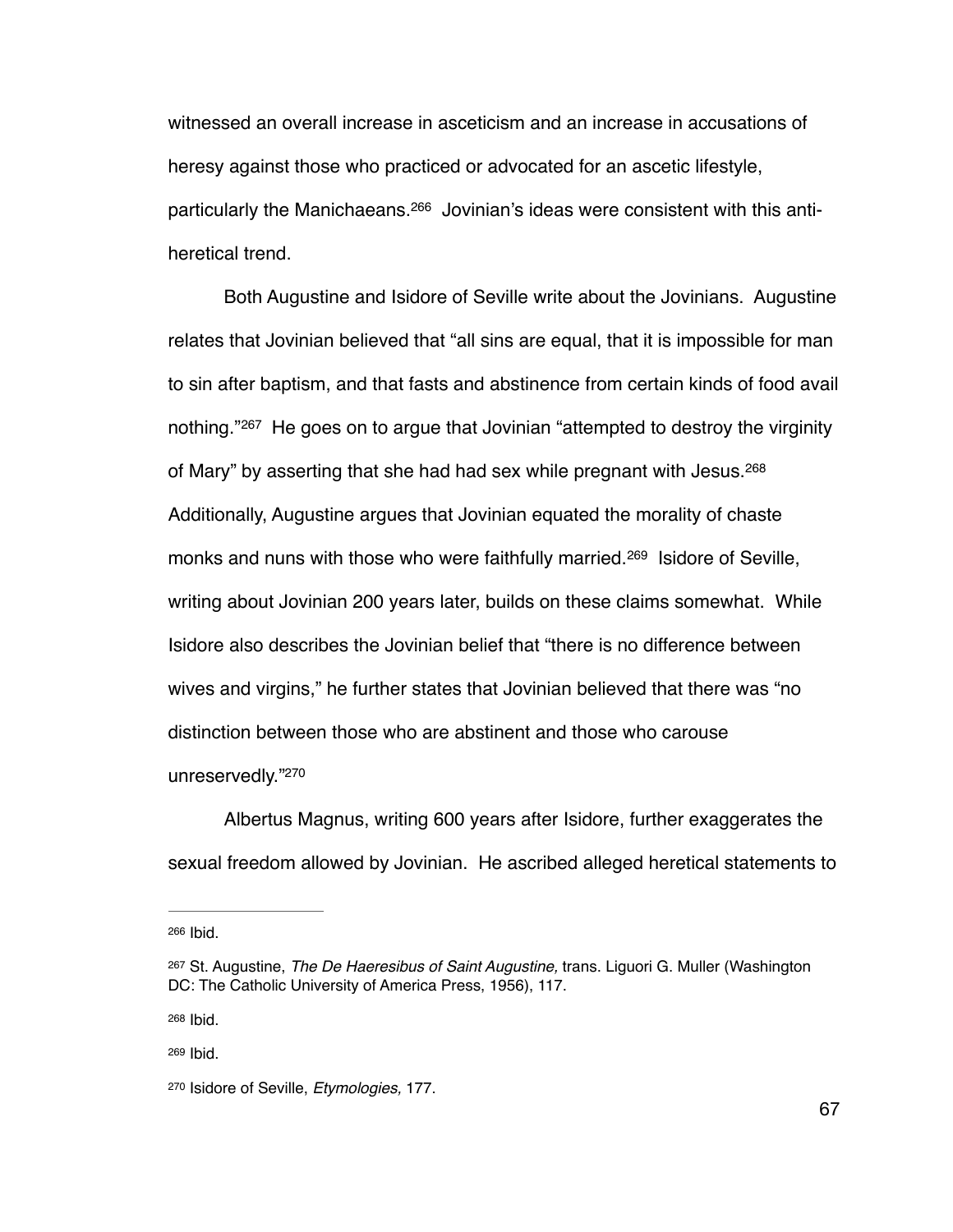witnessed an overall increase in asceticism and an increase in accusations of heresy against those who practiced or advocated for an ascetic lifestyle, particularly the Manichaeans.[266] Jovinian's ideas were consistent with this anti-heretical trend.

Both Augustine and Isidore of Seville write about the Jovinians. Augustine relates that Jovinian believed that "all sins are equal, that it is impossible for man to sin after baptism, and that fasts and abstinence from certain kinds of food avail nothing."[267] He goes on to argue that Jovinian "attempted to destroy the virginity of Mary" by asserting that she had had sex while pregnant with Jesus.[268] Additionally, Augustine argues that Jovinian equated the morality of chaste monks and nuns with those who were faithfully married.[269] Isidore of Seville, writing about Jovinian 200 years later, builds on these claims somewhat. While Isidore also describes the Jovinian belief that "there is no difference between wives and virgins," he further states that Jovinian believed that there was "no distinction between those who are abstinent and those who carouse unreservedly."[270]

Albertus Magnus, writing 600 years after Isidore, further exaggerates the sexual freedom allowed by Jovinian. He ascribed alleged heretical statements to

---

[266] Ibid.

[267] St. Augustine, *The De Haeresibus of Saint Augustine,* trans. Liguori G. Muller (Washington DC: The Catholic University of America Press, 1956), 117.

[268] Ibid.

[269] Ibid.

[270] Isidore of Seville, *Etymologies,* 177.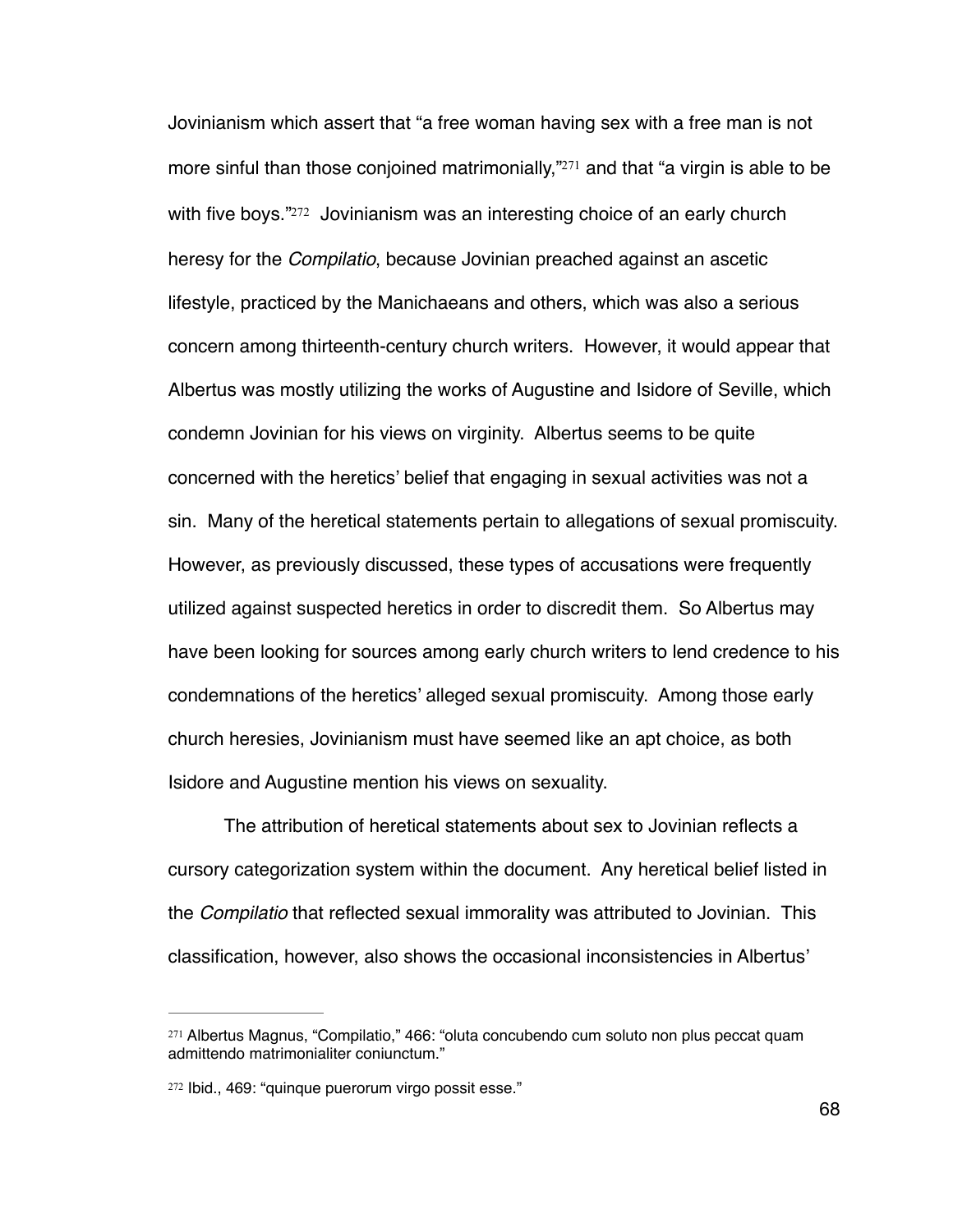Jovinianism which assert that "a free woman having sex with a free man is not more sinful than those conjoined matrimonially,"[271] and that "a virgin is able to be with five boys."[272] Jovinianism was an interesting choice of an early church heresy for the *Compilatio*, because Jovinian preached against an ascetic lifestyle, practiced by the Manichaeans and others, which was also a serious concern among thirteenth-century church writers. However, it would appear that Albertus was mostly utilizing the works of Augustine and Isidore of Seville, which condemn Jovinian for his views on virginity. Albertus seems to be quite concerned with the heretics' belief that engaging in sexual activities was not a sin. Many of the heretical statements pertain to allegations of sexual promiscuity. However, as previously discussed, these types of accusations were frequently utilized against suspected heretics in order to discredit them. So Albertus may have been looking for sources among early church writers to lend credence to his condemnations of the heretics' alleged sexual promiscuity. Among those early church heresies, Jovinianism must have seemed like an apt choice, as both Isidore and Augustine mention his views on sexuality.

The attribution of heretical statements about sex to Jovinian reflects a cursory categorization system within the document. Any heretical belief listed in the *Compilatio* that reflected sexual immorality was attributed to Jovinian. This classification, however, also shows the occasional inconsistencies in Albertus'

---

[271] Albertus Magnus, "Compilatio," 466: "oluta concubendo cum soluto non plus peccat quam admittendo matrimonialiter coniunctum."

[272] Ibid., 469: "quinque puerorum virgo possit esse."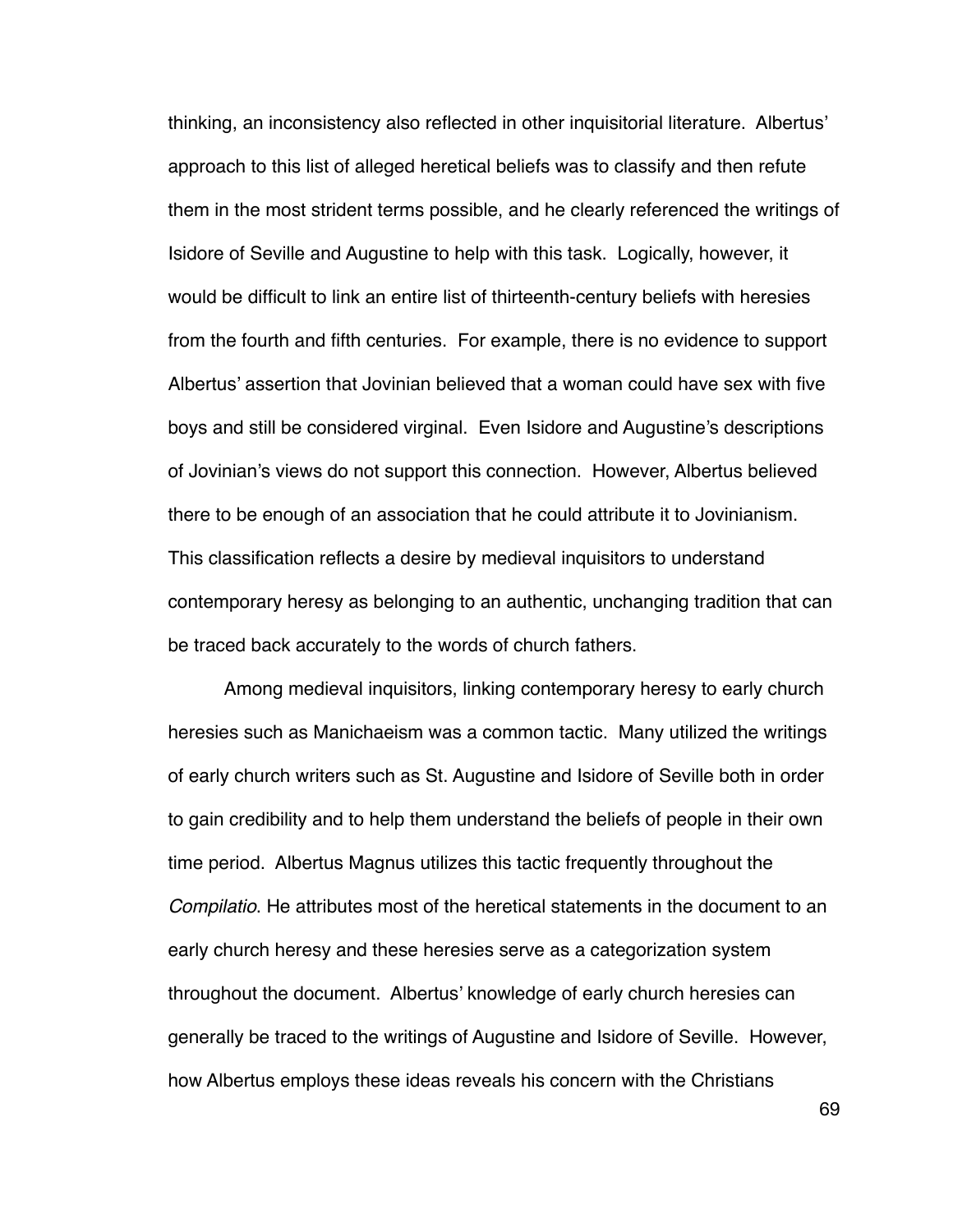thinking, an inconsistency also reflected in other inquisitorial literature. Albertus' approach to this list of alleged heretical beliefs was to classify and then refute them in the most strident terms possible, and he clearly referenced the writings of Isidore of Seville and Augustine to help with this task. Logically, however, it would be difficult to link an entire list of thirteenth-century beliefs with heresies from the fourth and fifth centuries. For example, there is no evidence to support Albertus' assertion that Jovinian believed that a woman could have sex with five boys and still be considered virginal. Even Isidore and Augustine's descriptions of Jovinian's views do not support this connection. However, Albertus believed there to be enough of an association that he could attribute it to Jovinianism. This classification reflects a desire by medieval inquisitors to understand contemporary heresy as belonging to an authentic, unchanging tradition that can be traced back accurately to the words of church fathers.

Among medieval inquisitors, linking contemporary heresy to early church heresies such as Manichaeism was a common tactic. Many utilized the writings of early church writers such as St. Augustine and Isidore of Seville both in order to gain credibility and to help them understand the beliefs of people in their own time period. Albertus Magnus utilizes this tactic frequently throughout the *Compilatio*. He attributes most of the heretical statements in the document to an early church heresy and these heresies serve as a categorization system throughout the document. Albertus' knowledge of early church heresies can generally be traced to the writings of Augustine and Isidore of Seville. However, how Albertus employs these ideas reveals his concern with the Christians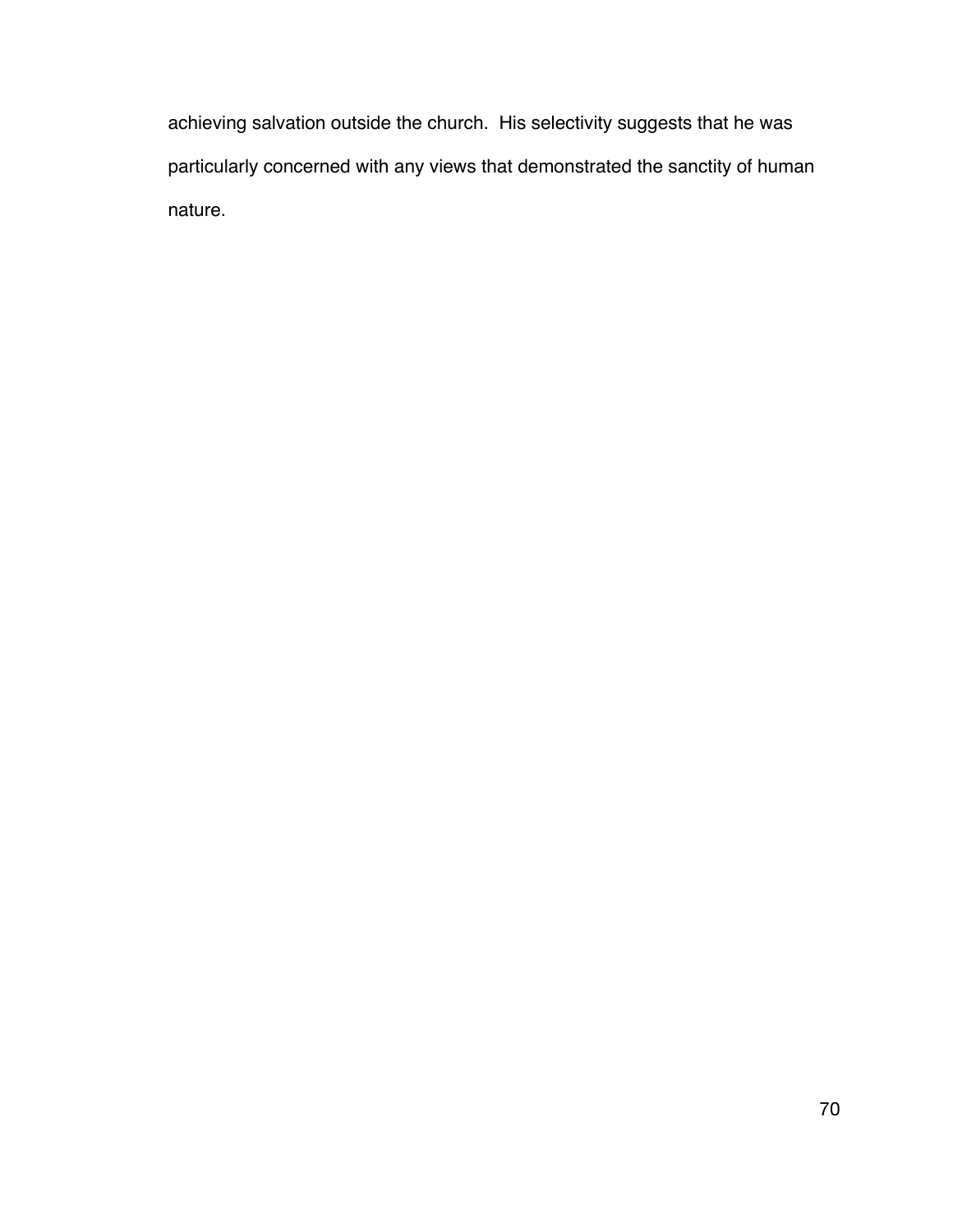achieving salvation outside the church. His selectivity suggests that he was particularly concerned with any views that demonstrated the sanctity of human nature.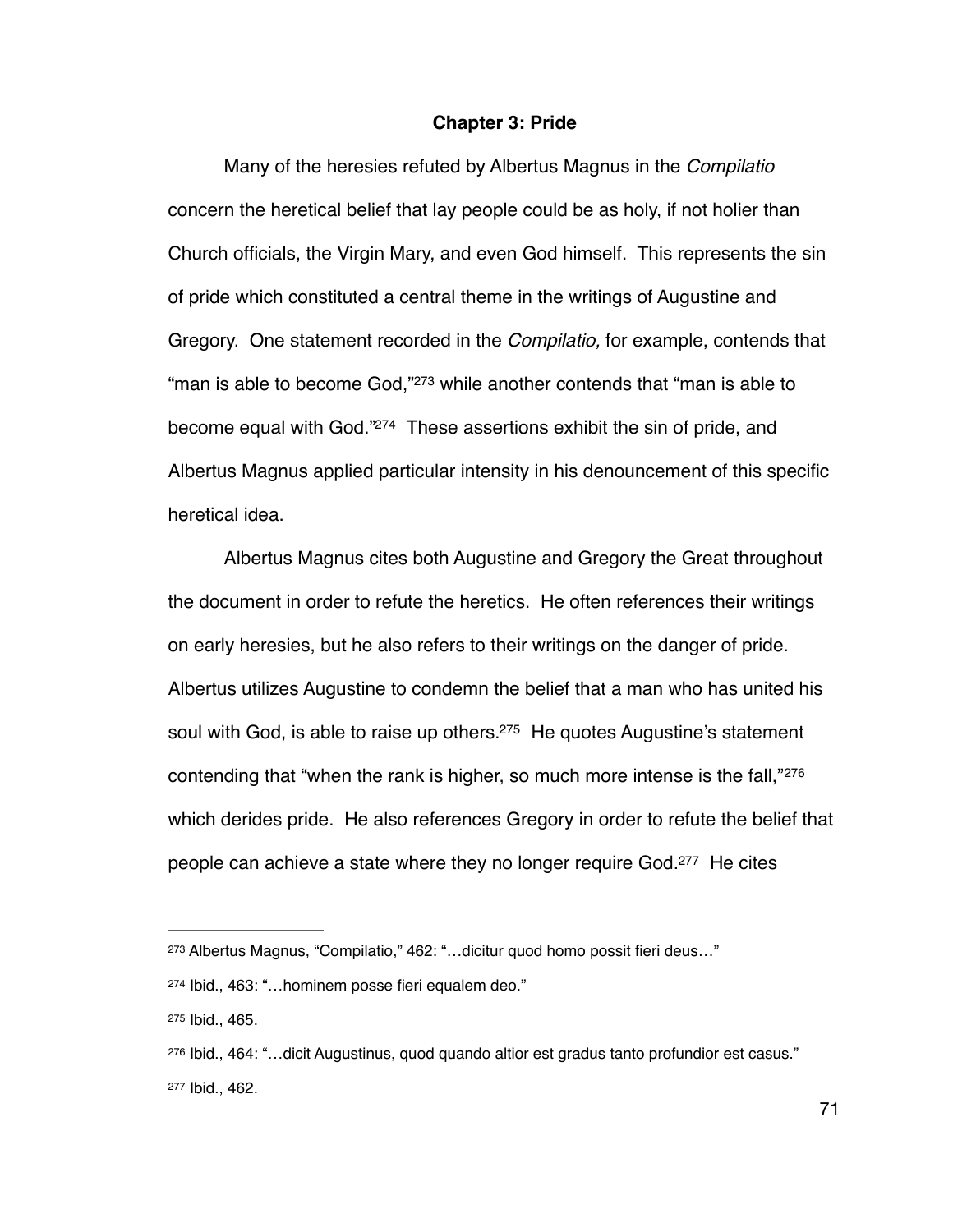## Chapter 3: Pride

Many of the heresies refuted by Albertus Magnus in the *Compilatio* concern the heretical belief that lay people could be as holy, if not holier than Church officials, the Virgin Mary, and even God himself. This represents the sin of pride which constituted a central theme in the writings of Augustine and Gregory. One statement recorded in the *Compilatio,* for example, contends that "man is able to become God,"[273] while another contends that "man is able to become equal with God."[274] These assertions exhibit the sin of pride, and Albertus Magnus applied particular intensity in his denouncement of this specific heretical idea.

Albertus Magnus cites both Augustine and Gregory the Great throughout the document in order to refute the heretics. He often references their writings on early heresies, but he also refers to their writings on the danger of pride. Albertus utilizes Augustine to condemn the belief that a man who has united his soul with God, is able to raise up others.[275] He quotes Augustine's statement contending that "when the rank is higher, so much more intense is the fall,"[276] which derides pride. He also references Gregory in order to refute the belief that people can achieve a state where they no longer require God.[277] He cites

---

[273] Albertus Magnus, "Compilatio," 462: "…dicitur quod homo possit fieri deus…"

[274] Ibid., 463: "…hominem posse fieri equalem deo."

[275] Ibid., 465.

[276] Ibid., 464: "…dicit Augustinus, quod quando altior est gradus tanto profundior est casus."

[277] Ibid., 462.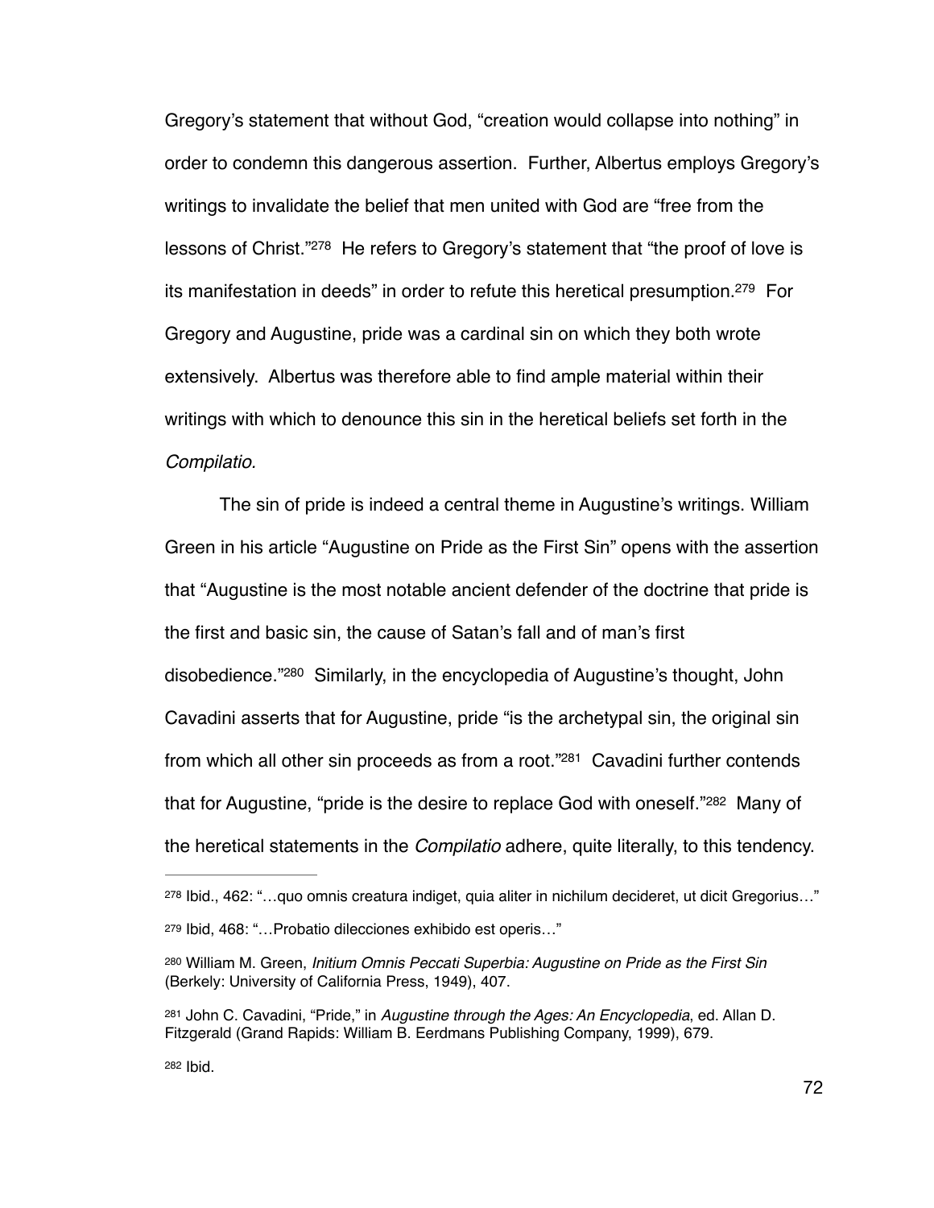Gregory's statement that without God, "creation would collapse into nothing" in order to condemn this dangerous assertion. Further, Albertus employs Gregory's writings to invalidate the belief that men united with God are "free from the lessons of Christ."[278] He refers to Gregory's statement that "the proof of love is its manifestation in deeds" in order to refute this heretical presumption.[279] For Gregory and Augustine, pride was a cardinal sin on which they both wrote extensively. Albertus was therefore able to find ample material within their writings with which to denounce this sin in the heretical beliefs set forth in the *Compilatio.*

The sin of pride is indeed a central theme in Augustine's writings. William Green in his article "Augustine on Pride as the First Sin" opens with the assertion that "Augustine is the most notable ancient defender of the doctrine that pride is the first and basic sin, the cause of Satan's fall and of man's first disobedience."[280] Similarly, in the encyclopedia of Augustine's thought, John Cavadini asserts that for Augustine, pride "is the archetypal sin, the original sin from which all other sin proceeds as from a root."[281] Cavadini further contends that for Augustine, "pride is the desire to replace God with oneself."[282] Many of the heretical statements in the *Compilatio* adhere, quite literally, to this tendency.

---

[278] Ibid., 462: "…quo omnis creatura indiget, quia aliter in nichilum decideret, ut dicit Gregorius…"

[279] Ibid, 468: "…Probatio dilecciones exhibido est operis…"

[280] William M. Green, *Initium Omnis Peccati Superbia: Augustine on Pride as the First Sin* (Berkely: University of California Press, 1949), 407.

[281] John C. Cavadini, "Pride," in *Augustine through the Ages: An Encyclopedia*, ed. Allan D. Fitzgerald (Grand Rapids: William B. Eerdmans Publishing Company, 1999), 679.

[282] Ibid.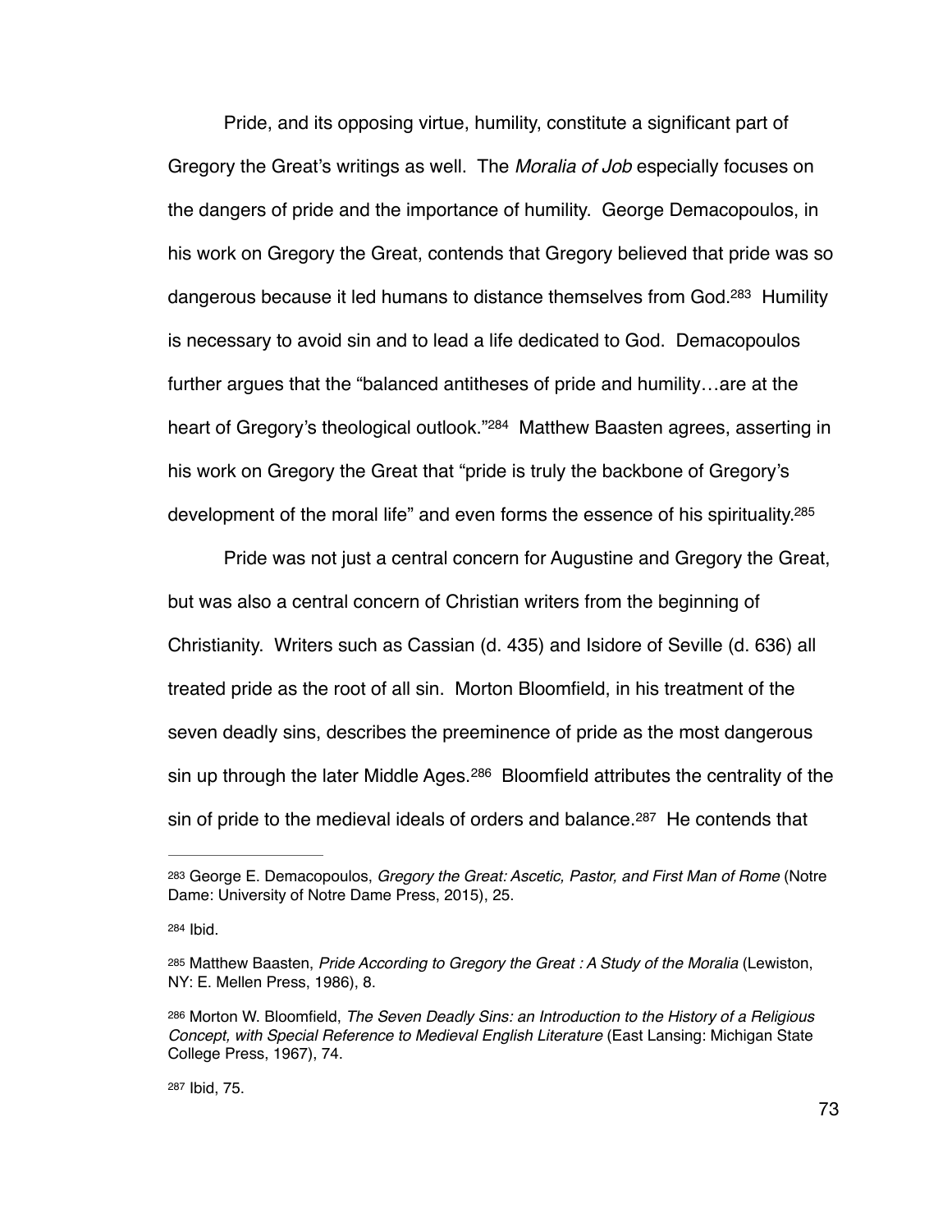Pride, and its opposing virtue, humility, constitute a significant part of Gregory the Great's writings as well. The *Moralia of Job* especially focuses on the dangers of pride and the importance of humility. George Demacopoulos, in his work on Gregory the Great, contends that Gregory believed that pride was so dangerous because it led humans to distance themselves from God.[283] Humility is necessary to avoid sin and to lead a life dedicated to God. Demacopoulos further argues that the "balanced antitheses of pride and humility…are at the heart of Gregory's theological outlook."[284] Matthew Baasten agrees, asserting in his work on Gregory the Great that "pride is truly the backbone of Gregory's development of the moral life" and even forms the essence of his spirituality.[285]

Pride was not just a central concern for Augustine and Gregory the Great, but was also a central concern of Christian writers from the beginning of Christianity. Writers such as Cassian (d. 435) and Isidore of Seville (d. 636) all treated pride as the root of all sin. Morton Bloomfield, in his treatment of the seven deadly sins, describes the preeminence of pride as the most dangerous sin up through the later Middle Ages.[286] Bloomfield attributes the centrality of the sin of pride to the medieval ideals of orders and balance.[287] He contends that

---

[283] George E. Demacopoulos, *Gregory the Great: Ascetic, Pastor, and First Man of Rome* (Notre Dame: University of Notre Dame Press, 2015), 25.

[284] Ibid.

[285] Matthew Baasten, *Pride According to Gregory the Great : A Study of the Moralia* (Lewiston, NY: E. Mellen Press, 1986), 8.

[286] Morton W. Bloomfield, *The Seven Deadly Sins: an Introduction to the History of a Religious Concept, with Special Reference to Medieval English Literature* (East Lansing: Michigan State College Press, 1967), 74.

[287] Ibid, 75.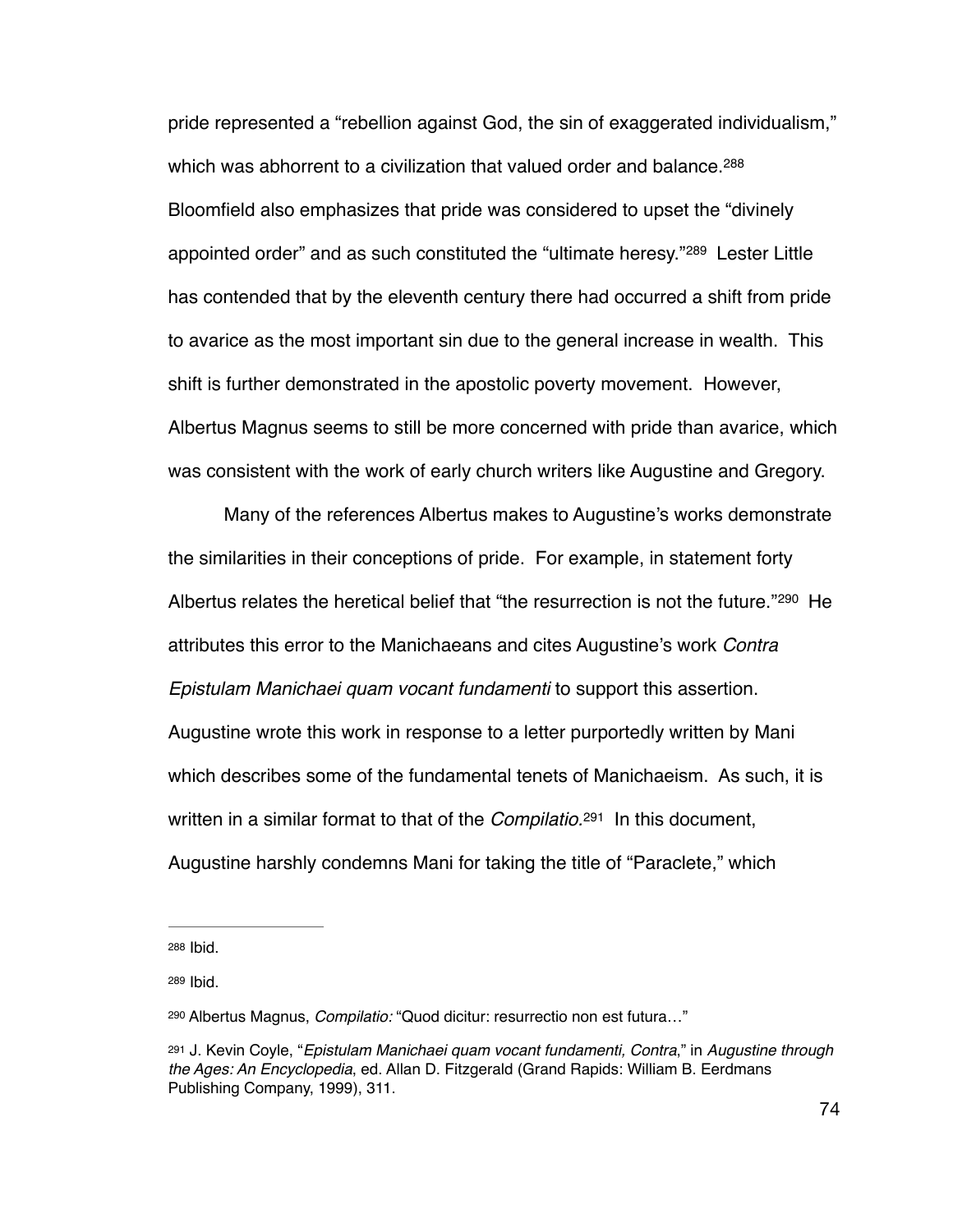pride represented a "rebellion against God, the sin of exaggerated individualism," which was abhorrent to a civilization that valued order and balance.[288] Bloomfield also emphasizes that pride was considered to upset the "divinely appointed order" and as such constituted the "ultimate heresy."[289] Lester Little has contended that by the eleventh century there had occurred a shift from pride to avarice as the most important sin due to the general increase in wealth. This shift is further demonstrated in the apostolic poverty movement. However, Albertus Magnus seems to still be more concerned with pride than avarice, which was consistent with the work of early church writers like Augustine and Gregory.

Many of the references Albertus makes to Augustine's works demonstrate the similarities in their conceptions of pride. For example, in statement forty Albertus relates the heretical belief that "the resurrection is not the future."[290] He attributes this error to the Manichaeans and cites Augustine's work *Contra Epistulam Manichaei quam vocant fundamenti* to support this assertion. Augustine wrote this work in response to a letter purportedly written by Mani which describes some of the fundamental tenets of Manichaeism. As such, it is written in a similar format to that of the *Compilatio.*[291] In this document, Augustine harshly condemns Mani for taking the title of "Paraclete," which

---

[288] Ibid.

[289] Ibid.

[290] Albertus Magnus, *Compilatio:* "Quod dicitur: resurrectio non est futura…"

[291] J. Kevin Coyle, "*Epistulam Manichaei quam vocant fundamenti, Contra*," in *Augustine through the Ages: An Encyclopedia*, ed. Allan D. Fitzgerald (Grand Rapids: William B. Eerdmans Publishing Company, 1999), 311.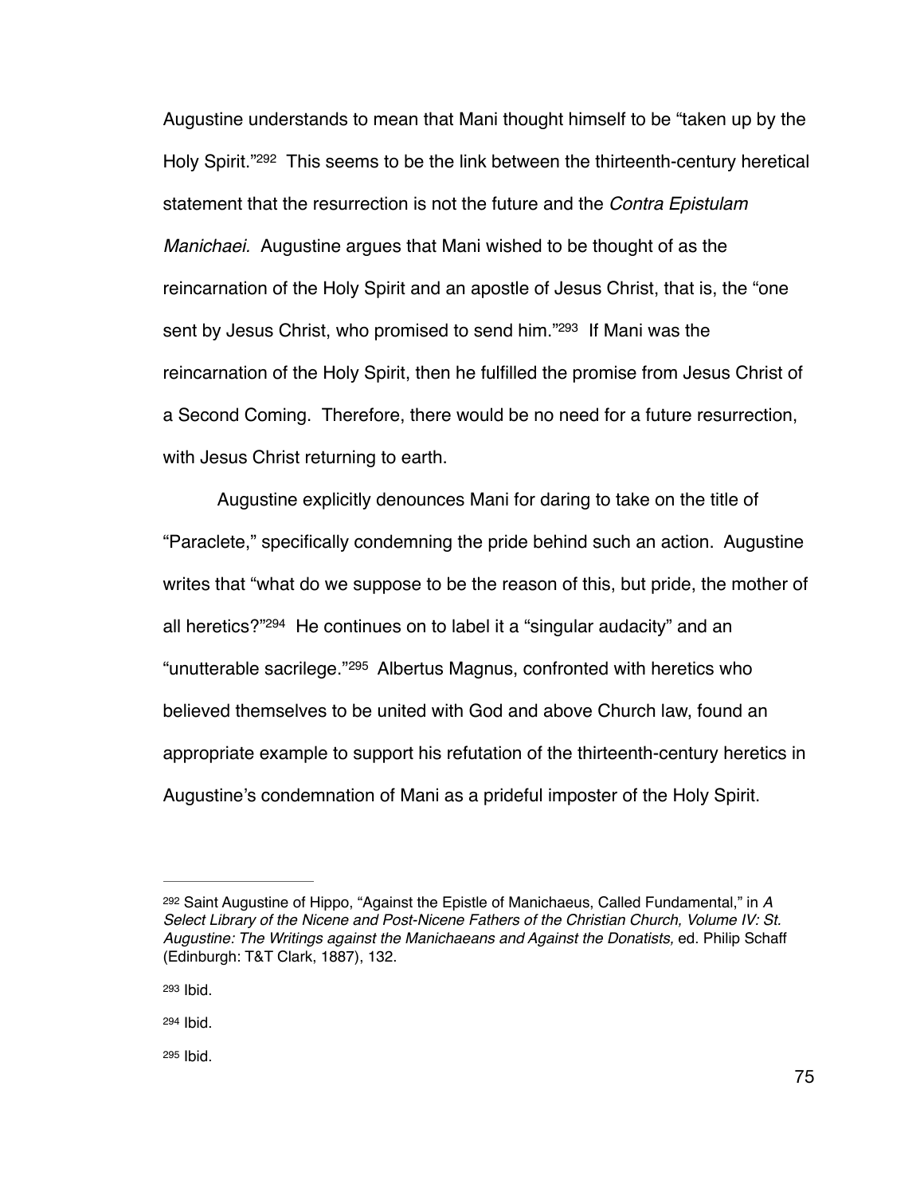Augustine understands to mean that Mani thought himself to be "taken up by the Holy Spirit."[292] This seems to be the link between the thirteenth-century heretical statement that the resurrection is not the future and the *Contra Epistulam Manichaei.* Augustine argues that Mani wished to be thought of as the reincarnation of the Holy Spirit and an apostle of Jesus Christ, that is, the "one sent by Jesus Christ, who promised to send him."[293] If Mani was the reincarnation of the Holy Spirit, then he fulfilled the promise from Jesus Christ of a Second Coming. Therefore, there would be no need for a future resurrection, with Jesus Christ returning to earth.

Augustine explicitly denounces Mani for daring to take on the title of "Paraclete," specifically condemning the pride behind such an action. Augustine writes that "what do we suppose to be the reason of this, but pride, the mother of all heretics?"[294] He continues on to label it a "singular audacity" and an "unutterable sacrilege."[295] Albertus Magnus, confronted with heretics who believed themselves to be united with God and above Church law, found an appropriate example to support his refutation of the thirteenth-century heretics in Augustine's condemnation of Mani as a prideful imposter of the Holy Spirit.

---

[292] Saint Augustine of Hippo, "Against the Epistle of Manichaeus, Called Fundamental," in *A Select Library of the Nicene and Post-Nicene Fathers of the Christian Church, Volume IV: St. Augustine: The Writings against the Manichaeans and Against the Donatists,* ed. Philip Schaff (Edinburgh: T&T Clark, 1887), 132.

[293] Ibid.

[294] Ibid.

[295] Ibid.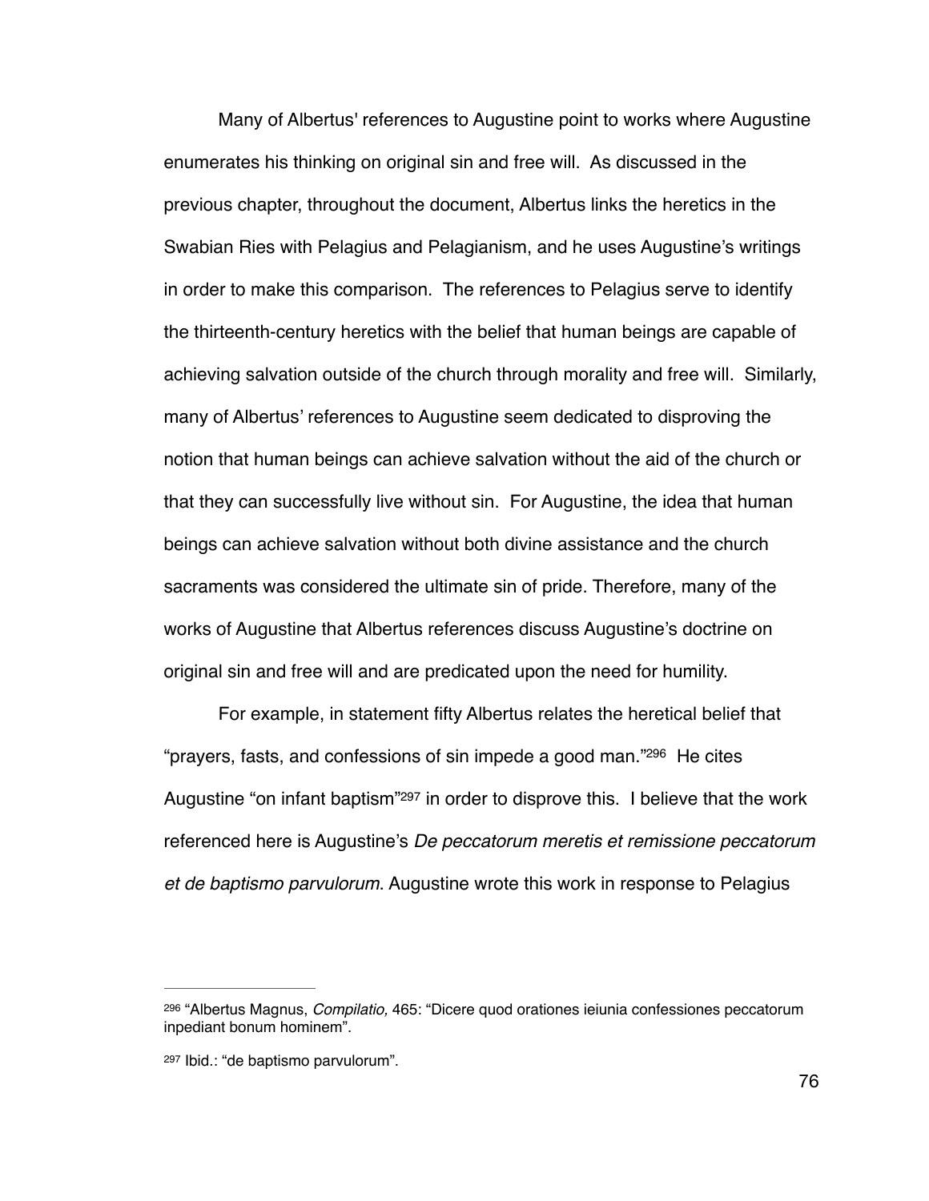Many of Albertus' references to Augustine point to works where Augustine enumerates his thinking on original sin and free will. As discussed in the previous chapter, throughout the document, Albertus links the heretics in the Swabian Ries with Pelagius and Pelagianism, and he uses Augustine's writings in order to make this comparison. The references to Pelagius serve to identify the thirteenth-century heretics with the belief that human beings are capable of achieving salvation outside of the church through morality and free will. Similarly, many of Albertus' references to Augustine seem dedicated to disproving the notion that human beings can achieve salvation without the aid of the church or that they can successfully live without sin. For Augustine, the idea that human beings can achieve salvation without both divine assistance and the church sacraments was considered the ultimate sin of pride. Therefore, many of the works of Augustine that Albertus references discuss Augustine's doctrine on original sin and free will and are predicated upon the need for humility.

For example, in statement fifty Albertus relates the heretical belief that "prayers, fasts, and confessions of sin impede a good man."[296] He cites Augustine "on infant baptism"[297] in order to disprove this. I believe that the work referenced here is Augustine's *De peccatorum meretis et remissione peccatorum et de baptismo parvulorum*. Augustine wrote this work in response to Pelagius

---

[296] "Albertus Magnus, *Compilatio,* 465: "Dicere quod orationes ieiunia confessiones peccatorum inpediant bonum hominem".

[297] Ibid.: "de baptismo parvulorum".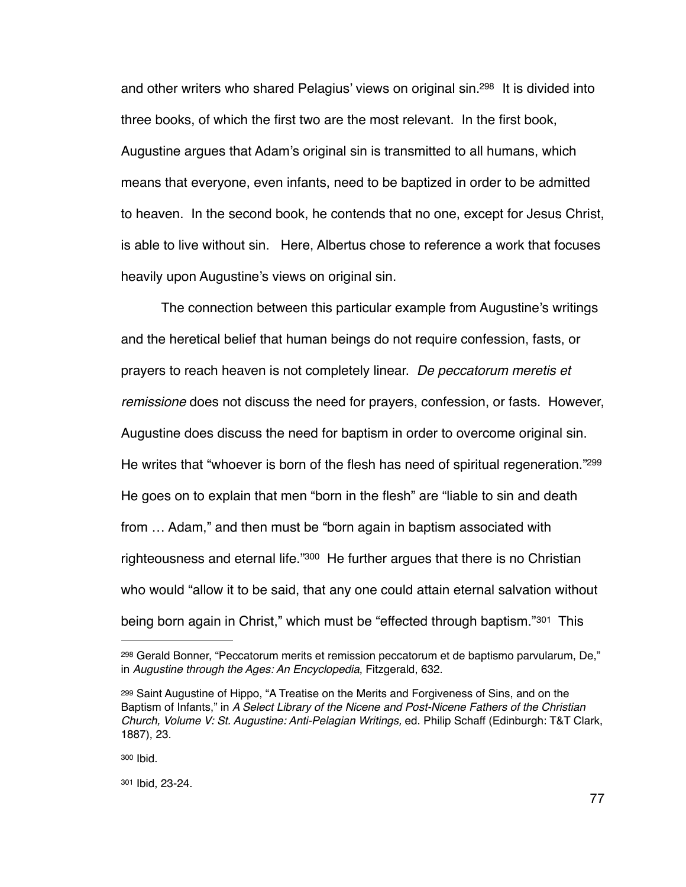and other writers who shared Pelagius' views on original sin.[298] It is divided into three books, of which the first two are the most relevant. In the first book, Augustine argues that Adam's original sin is transmitted to all humans, which means that everyone, even infants, need to be baptized in order to be admitted to heaven. In the second book, he contends that no one, except for Jesus Christ, is able to live without sin. Here, Albertus chose to reference a work that focuses heavily upon Augustine's views on original sin.

The connection between this particular example from Augustine's writings and the heretical belief that human beings do not require confession, fasts, or prayers to reach heaven is not completely linear. *De peccatorum meretis et remissione* does not discuss the need for prayers, confession, or fasts. However, Augustine does discuss the need for baptism in order to overcome original sin. He writes that "whoever is born of the flesh has need of spiritual regeneration."[299] He goes on to explain that men "born in the flesh" are "liable to sin and death from … Adam," and then must be "born again in baptism associated with righteousness and eternal life."[300] He further argues that there is no Christian who would "allow it to be said, that any one could attain eternal salvation without being born again in Christ," which must be "effected through baptism."[301] This

---

[298] Gerald Bonner, "Peccatorum merits et remission peccatorum et de baptismo parvularum, De," in *Augustine through the Ages: An Encyclopedia*, Fitzgerald, 632.

[299] Saint Augustine of Hippo, "A Treatise on the Merits and Forgiveness of Sins, and on the Baptism of Infants," in *A Select Library of the Nicene and Post-Nicene Fathers of the Christian Church, Volume V: St. Augustine: Anti-Pelagian Writings,* ed. Philip Schaff (Edinburgh: T&T Clark, 1887), 23.

[300] Ibid.

[301] Ibid, 23-24.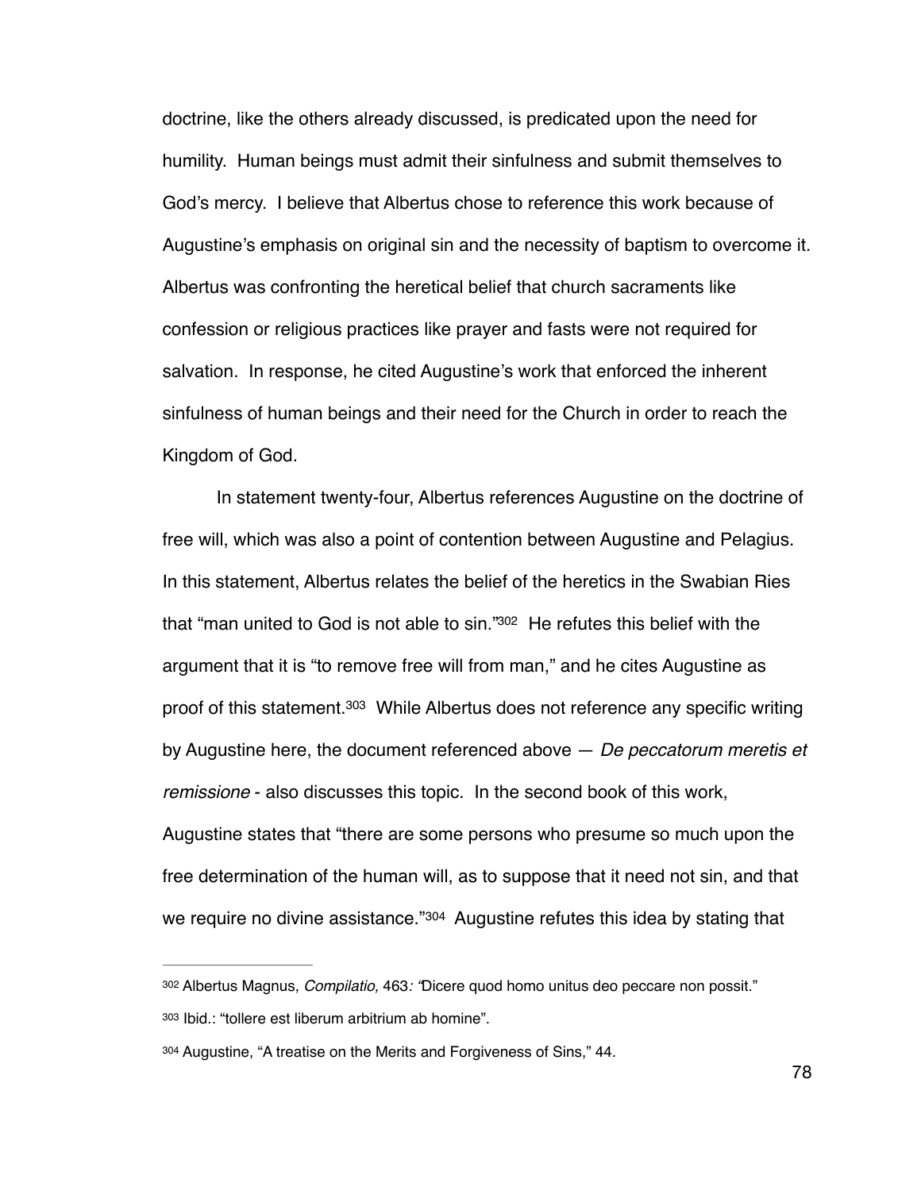doctrine, like the others already discussed, is predicated upon the need for humility. Human beings must admit their sinfulness and submit themselves to God's mercy. I believe that Albertus chose to reference this work because of Augustine's emphasis on original sin and the necessity of baptism to overcome it. Albertus was confronting the heretical belief that church sacraments like confession or religious practices like prayer and fasts were not required for salvation. In response, he cited Augustine's work that enforced the inherent sinfulness of human beings and their need for the Church in order to reach the Kingdom of God.

In statement twenty-four, Albertus references Augustine on the doctrine of free will, which was also a point of contention between Augustine and Pelagius. In this statement, Albertus relates the belief of the heretics in the Swabian Ries that "man united to God is not able to sin."[302] He refutes this belief with the argument that it is "to remove free will from man," and he cites Augustine as proof of this statement.[303] While Albertus does not reference any specific writing by Augustine here, the document referenced above — *De peccatorum meretis et remissione* - also discusses this topic. In the second book of this work, Augustine states that "there are some persons who presume so much upon the free determination of the human will, as to suppose that it need not sin, and that we require no divine assistance."[304] Augustine refutes this idea by stating that

---

[302] Albertus Magnus, *Compilatio,* 463*: "*Dicere quod homo unitus deo peccare non possit."

[303] Ibid.: "tollere est liberum arbitrium ab homine".

[304] Augustine, "A treatise on the Merits and Forgiveness of Sins," 44.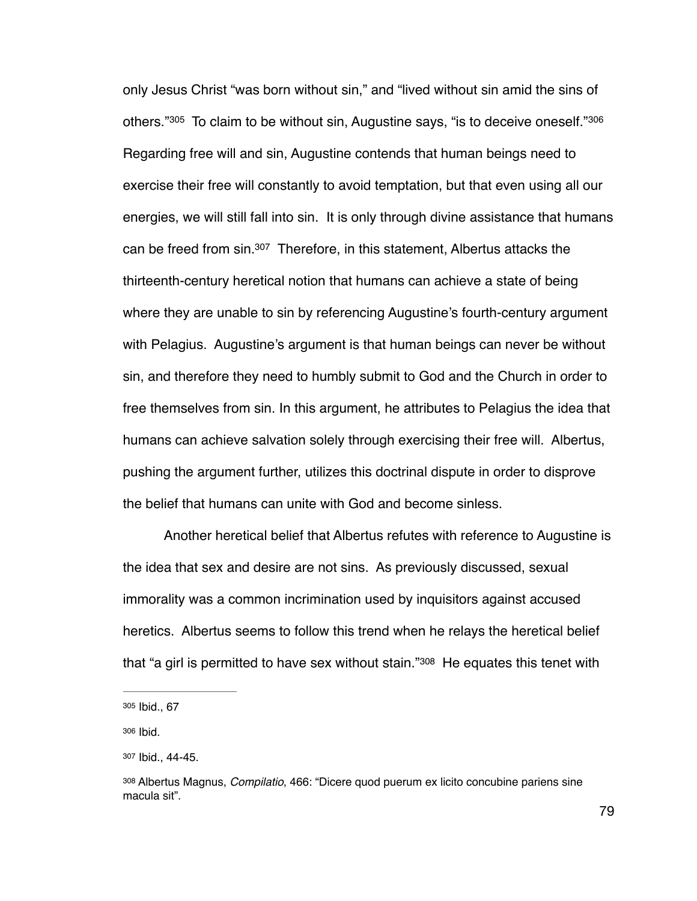only Jesus Christ "was born without sin," and "lived without sin amid the sins of others."[305] To claim to be without sin, Augustine says, "is to deceive oneself."[306] Regarding free will and sin, Augustine contends that human beings need to exercise their free will constantly to avoid temptation, but that even using all our energies, we will still fall into sin. It is only through divine assistance that humans can be freed from sin.[307] Therefore, in this statement, Albertus attacks the thirteenth-century heretical notion that humans can achieve a state of being where they are unable to sin by referencing Augustine's fourth-century argument with Pelagius. Augustine's argument is that human beings can never be without sin, and therefore they need to humbly submit to God and the Church in order to free themselves from sin. In this argument, he attributes to Pelagius the idea that humans can achieve salvation solely through exercising their free will. Albertus, pushing the argument further, utilizes this doctrinal dispute in order to disprove the belief that humans can unite with God and become sinless.

Another heretical belief that Albertus refutes with reference to Augustine is the idea that sex and desire are not sins. As previously discussed, sexual immorality was a common incrimination used by inquisitors against accused heretics. Albertus seems to follow this trend when he relays the heretical belief that "a girl is permitted to have sex without stain."[308] He equates this tenet with

---

[305] Ibid., 67

[306] Ibid.

[307] Ibid., 44-45.

[308] Albertus Magnus, *Compilatio*, 466: "Dicere quod puerum ex licito concubine pariens sine macula sit".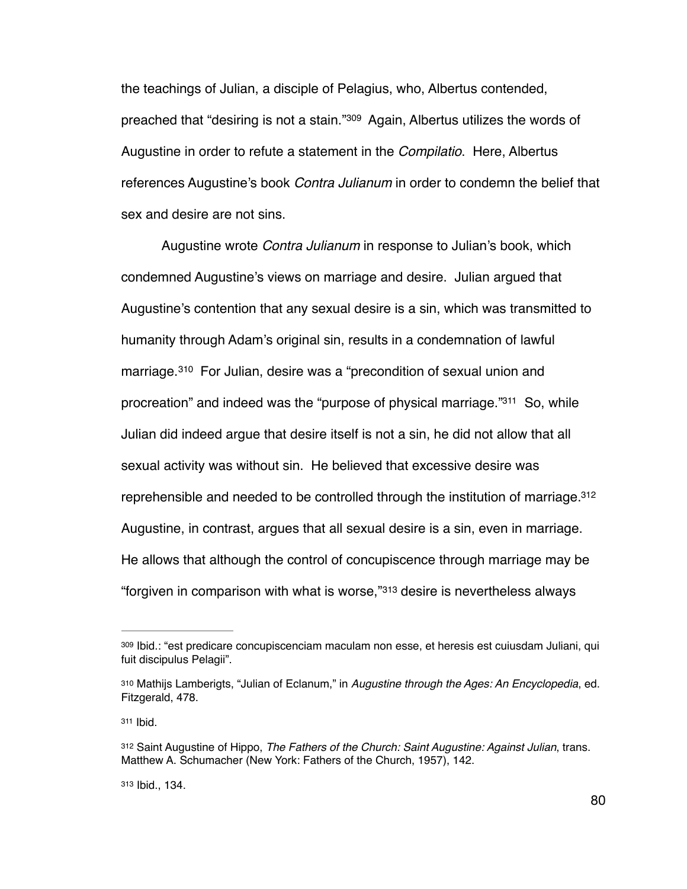the teachings of Julian, a disciple of Pelagius, who, Albertus contended, preached that "desiring is not a stain."[309] Again, Albertus utilizes the words of Augustine in order to refute a statement in the *Compilatio*. Here, Albertus references Augustine's book *Contra Julianum* in order to condemn the belief that sex and desire are not sins.

Augustine wrote *Contra Julianum* in response to Julian's book, which condemned Augustine's views on marriage and desire. Julian argued that Augustine's contention that any sexual desire is a sin, which was transmitted to humanity through Adam's original sin, results in a condemnation of lawful marriage.[310] For Julian, desire was a "precondition of sexual union and procreation" and indeed was the "purpose of physical marriage."[311] So, while Julian did indeed argue that desire itself is not a sin, he did not allow that all sexual activity was without sin. He believed that excessive desire was reprehensible and needed to be controlled through the institution of marriage.[312] Augustine, in contrast, argues that all sexual desire is a sin, even in marriage. He allows that although the control of concupiscence through marriage may be "forgiven in comparison with what is worse,"[313] desire is nevertheless always

---

[309] Ibid.: "est predicare concupiscenciam maculam non esse, et heresis est cuiusdam Juliani, qui fuit discipulus Pelagii".

[310] Mathijs Lamberigts, "Julian of Eclanum," in *Augustine through the Ages: An Encyclopedia*, ed. Fitzgerald, 478.

[311] Ibid.

[312] Saint Augustine of Hippo, *The Fathers of the Church: Saint Augustine: Against Julian*, trans. Matthew A. Schumacher (New York: Fathers of the Church, 1957), 142.

[313] Ibid., 134.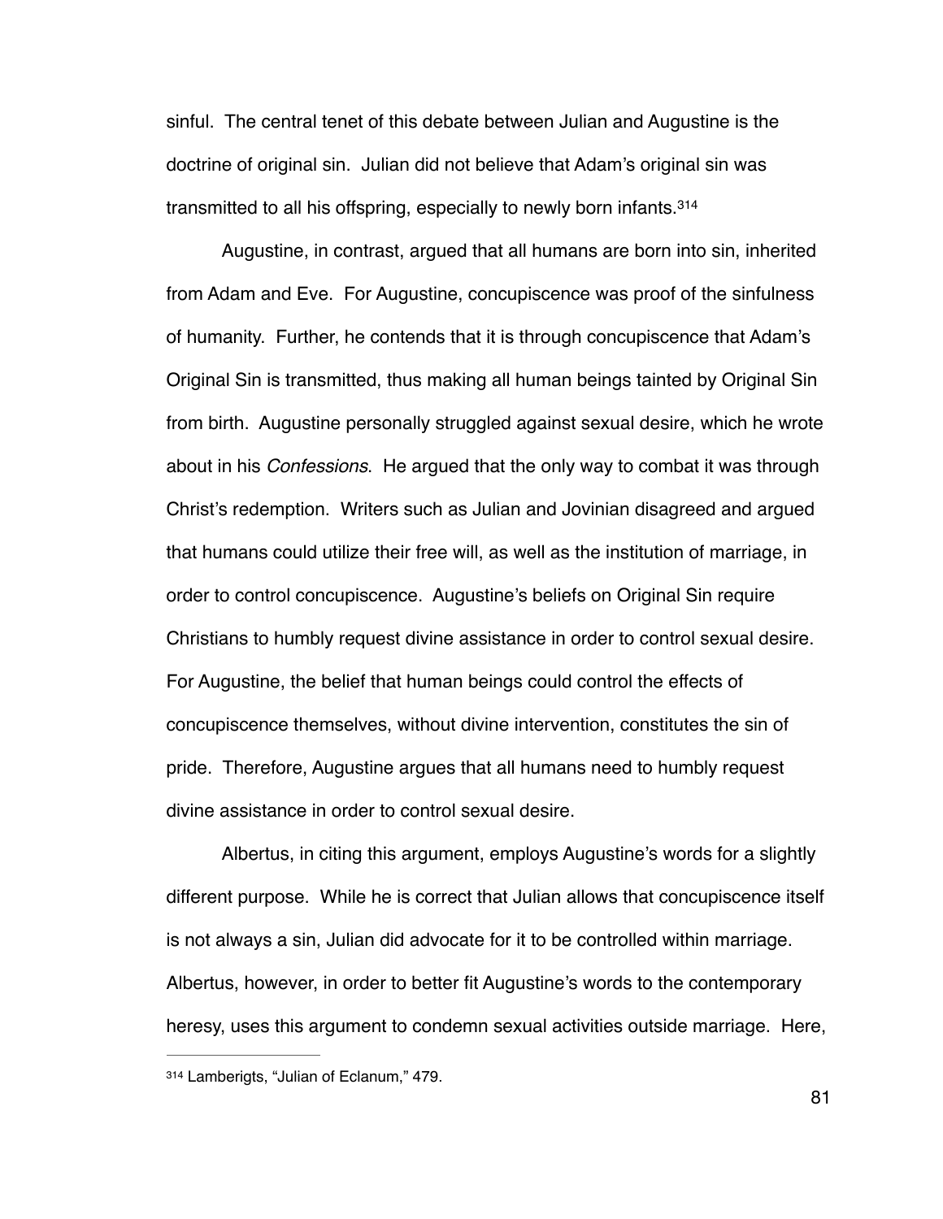sinful. The central tenet of this debate between Julian and Augustine is the doctrine of original sin. Julian did not believe that Adam's original sin was transmitted to all his offspring, especially to newly born infants.[314]

Augustine, in contrast, argued that all humans are born into sin, inherited from Adam and Eve. For Augustine, concupiscence was proof of the sinfulness of humanity. Further, he contends that it is through concupiscence that Adam's Original Sin is transmitted, thus making all human beings tainted by Original Sin from birth. Augustine personally struggled against sexual desire, which he wrote about in his *Confessions*. He argued that the only way to combat it was through Christ's redemption. Writers such as Julian and Jovinian disagreed and argued that humans could utilize their free will, as well as the institution of marriage, in order to control concupiscence. Augustine's beliefs on Original Sin require Christians to humbly request divine assistance in order to control sexual desire. For Augustine, the belief that human beings could control the effects of concupiscence themselves, without divine intervention, constitutes the sin of pride. Therefore, Augustine argues that all humans need to humbly request divine assistance in order to control sexual desire.

Albertus, in citing this argument, employs Augustine's words for a slightly different purpose. While he is correct that Julian allows that concupiscence itself is not always a sin, Julian did advocate for it to be controlled within marriage. Albertus, however, in order to better fit Augustine's words to the contemporary heresy, uses this argument to condemn sexual activities outside marriage. Here,

---

[314] Lamberigts, "Julian of Eclanum," 479.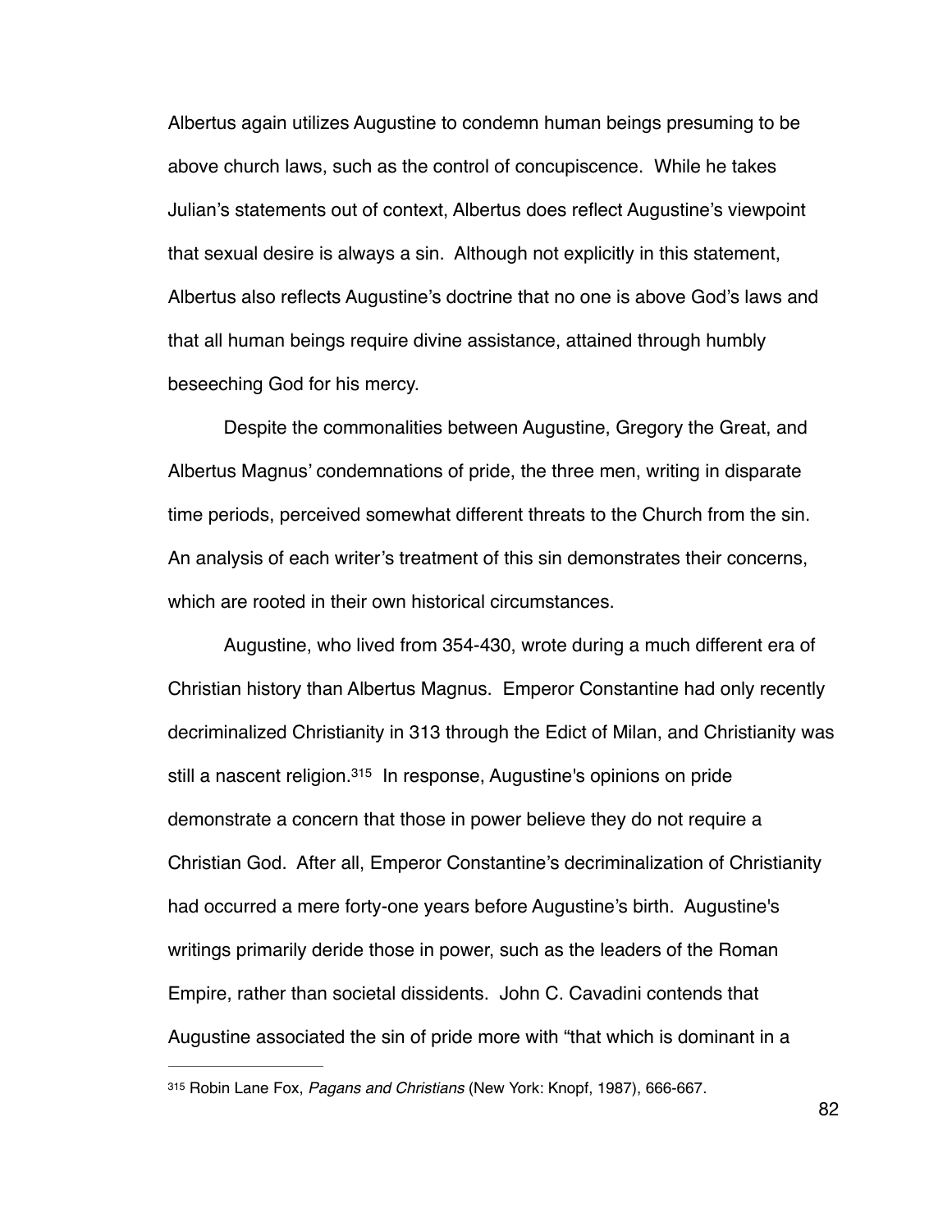Albertus again utilizes Augustine to condemn human beings presuming to be above church laws, such as the control of concupiscence. While he takes Julian's statements out of context, Albertus does reflect Augustine's viewpoint that sexual desire is always a sin. Although not explicitly in this statement, Albertus also reflects Augustine's doctrine that no one is above God's laws and that all human beings require divine assistance, attained through humbly beseeching God for his mercy.

Despite the commonalities between Augustine, Gregory the Great, and Albertus Magnus' condemnations of pride, the three men, writing in disparate time periods, perceived somewhat different threats to the Church from the sin. An analysis of each writer's treatment of this sin demonstrates their concerns, which are rooted in their own historical circumstances.

Augustine, who lived from 354-430, wrote during a much different era of Christian history than Albertus Magnus. Emperor Constantine had only recently decriminalized Christianity in 313 through the Edict of Milan, and Christianity was still a nascent religion.[315] In response, Augustine's opinions on pride demonstrate a concern that those in power believe they do not require a Christian God. After all, Emperor Constantine's decriminalization of Christianity had occurred a mere forty-one years before Augustine's birth. Augustine's writings primarily deride those in power, such as the leaders of the Roman Empire, rather than societal dissidents. John C. Cavadini contends that Augustine associated the sin of pride more with "that which is dominant in a

---

[315] Robin Lane Fox, *Pagans and Christians* (New York: Knopf, 1987), 666-667.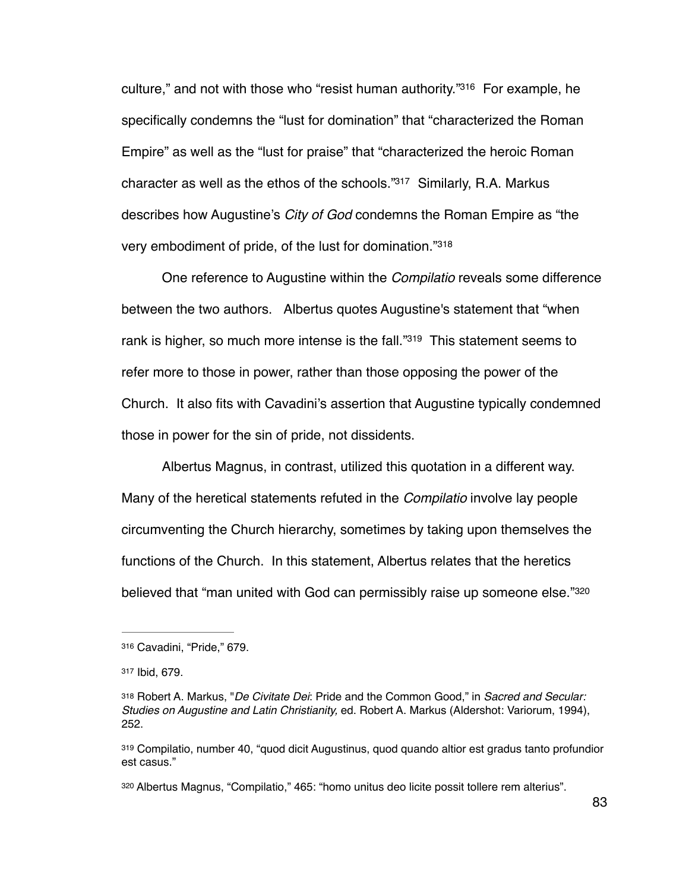culture," and not with those who "resist human authority."[316] For example, he specifically condemns the "lust for domination" that "characterized the Roman Empire" as well as the "lust for praise" that "characterized the heroic Roman character as well as the ethos of the schools."[317] Similarly, R.A. Markus describes how Augustine's *City of God* condemns the Roman Empire as "the very embodiment of pride, of the lust for domination."[318]

One reference to Augustine within the *Compilatio* reveals some difference between the two authors. Albertus quotes Augustine's statement that "when rank is higher, so much more intense is the fall."[319] This statement seems to refer more to those in power, rather than those opposing the power of the Church. It also fits with Cavadini's assertion that Augustine typically condemned those in power for the sin of pride, not dissidents.

Albertus Magnus, in contrast, utilized this quotation in a different way. Many of the heretical statements refuted in the *Compilatio* involve lay people circumventing the Church hierarchy, sometimes by taking upon themselves the functions of the Church. In this statement, Albertus relates that the heretics believed that "man united with God can permissibly raise up someone else."[320]

---

[316] Cavadini, "Pride," 679.

[317] Ibid, 679.

[318] Robert A. Markus, "*De Civitate Dei*: Pride and the Common Good," in *Sacred and Secular: Studies on Augustine and Latin Christianity,* ed. Robert A. Markus (Aldershot: Variorum, 1994), 252.

[319] Compilatio, number 40, "quod dicit Augustinus, quod quando altior est gradus tanto profundior est casus."

[320] Albertus Magnus, "Compilatio," 465: "homo unitus deo licite possit tollere rem alterius".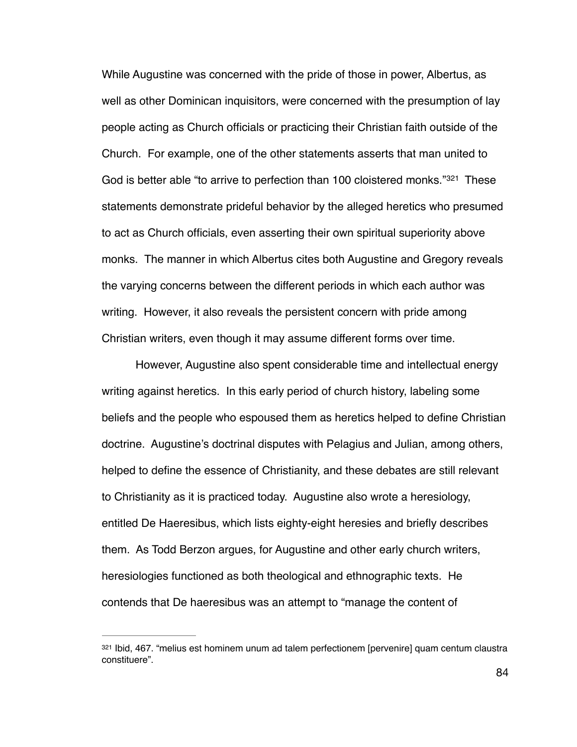While Augustine was concerned with the pride of those in power, Albertus, as well as other Dominican inquisitors, were concerned with the presumption of lay people acting as Church officials or practicing their Christian faith outside of the Church. For example, one of the other statements asserts that man united to God is better able "to arrive to perfection than 100 cloistered monks."[321] These statements demonstrate prideful behavior by the alleged heretics who presumed to act as Church officials, even asserting their own spiritual superiority above monks. The manner in which Albertus cites both Augustine and Gregory reveals the varying concerns between the different periods in which each author was writing. However, it also reveals the persistent concern with pride among Christian writers, even though it may assume different forms over time.

However, Augustine also spent considerable time and intellectual energy writing against heretics. In this early period of church history, labeling some beliefs and the people who espoused them as heretics helped to define Christian doctrine. Augustine's doctrinal disputes with Pelagius and Julian, among others, helped to define the essence of Christianity, and these debates are still relevant to Christianity as it is practiced today. Augustine also wrote a heresiology, entitled De Haeresibus, which lists eighty-eight heresies and briefly describes them. As Todd Berzon argues, for Augustine and other early church writers, heresiologies functioned as both theological and ethnographic texts. He contends that De haeresibus was an attempt to "manage the content of

---

[321] Ibid, 467. "melius est hominem unum ad talem perfectionem [pervenire] quam centum claustra constituere".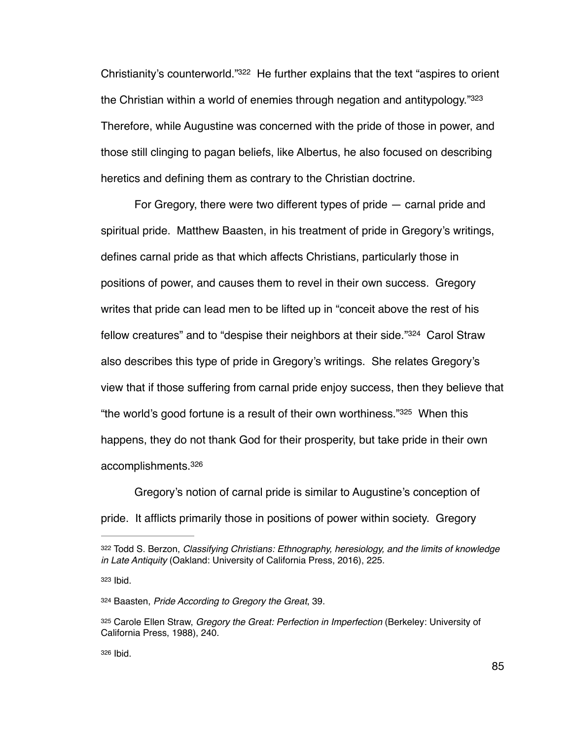Christianity's counterworld."[322] He further explains that the text "aspires to orient the Christian within a world of enemies through negation and antitypology."[323] Therefore, while Augustine was concerned with the pride of those in power, and those still clinging to pagan beliefs, like Albertus, he also focused on describing heretics and defining them as contrary to the Christian doctrine.

For Gregory, there were two different types of pride — carnal pride and spiritual pride. Matthew Baasten, in his treatment of pride in Gregory's writings, defines carnal pride as that which affects Christians, particularly those in positions of power, and causes them to revel in their own success. Gregory writes that pride can lead men to be lifted up in "conceit above the rest of his fellow creatures" and to "despise their neighbors at their side."[324] Carol Straw also describes this type of pride in Gregory's writings. She relates Gregory's view that if those suffering from carnal pride enjoy success, then they believe that "the world's good fortune is a result of their own worthiness."[325] When this happens, they do not thank God for their prosperity, but take pride in their own accomplishments.[326]

Gregory's notion of carnal pride is similar to Augustine's conception of pride. It afflicts primarily those in positions of power within society. Gregory

---

[322] Todd S. Berzon, *Classifying Christians: Ethnography, heresiology, and the limits of knowledge in Late Antiquity* (Oakland: University of California Press, 2016), 225.

[323] Ibid.

[324] Baasten, *Pride According to Gregory the Great*, 39.

[325] Carole Ellen Straw, *Gregory the Great: Perfection in Imperfection* (Berkeley: University of California Press, 1988), 240.

[326] Ibid.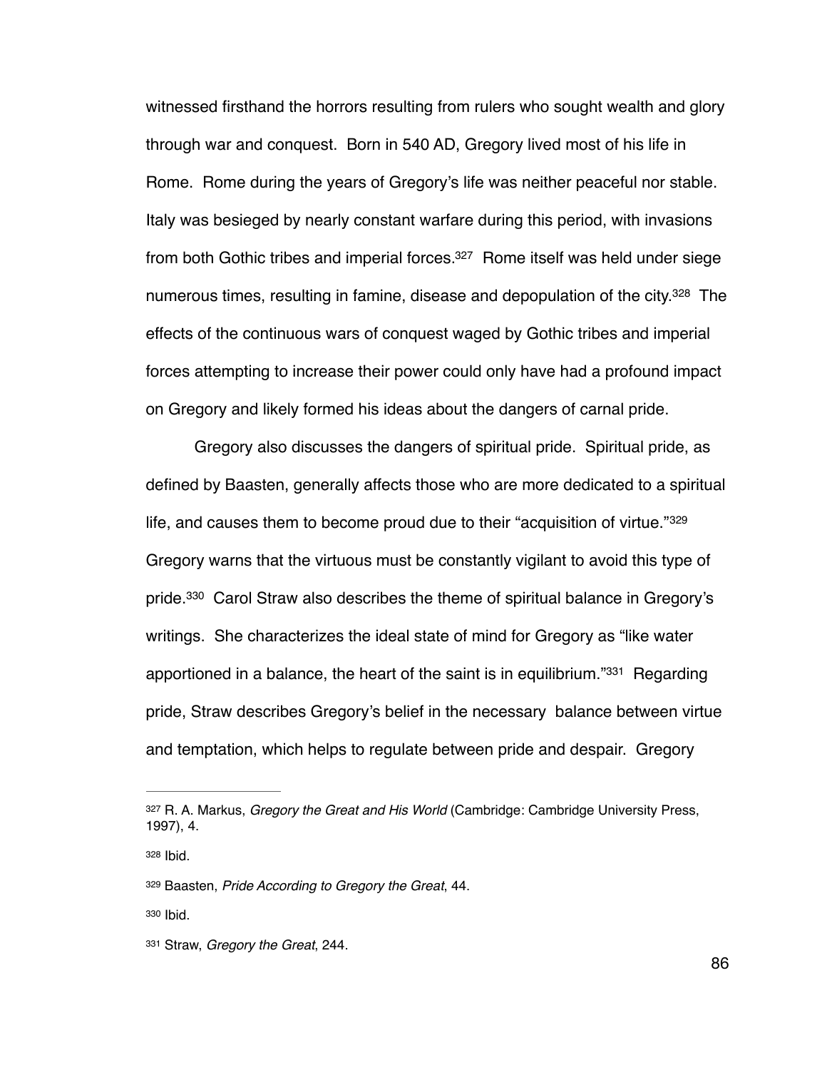witnessed firsthand the horrors resulting from rulers who sought wealth and glory through war and conquest. Born in 540 AD, Gregory lived most of his life in Rome. Rome during the years of Gregory's life was neither peaceful nor stable. Italy was besieged by nearly constant warfare during this period, with invasions from both Gothic tribes and imperial forces.[327] Rome itself was held under siege numerous times, resulting in famine, disease and depopulation of the city.[328] The effects of the continuous wars of conquest waged by Gothic tribes and imperial forces attempting to increase their power could only have had a profound impact on Gregory and likely formed his ideas about the dangers of carnal pride.

Gregory also discusses the dangers of spiritual pride. Spiritual pride, as defined by Baasten, generally affects those who are more dedicated to a spiritual life, and causes them to become proud due to their "acquisition of virtue."[329] Gregory warns that the virtuous must be constantly vigilant to avoid this type of pride.[330] Carol Straw also describes the theme of spiritual balance in Gregory's writings. She characterizes the ideal state of mind for Gregory as "like water apportioned in a balance, the heart of the saint is in equilibrium."[331] Regarding pride, Straw describes Gregory's belief in the necessary balance between virtue and temptation, which helps to regulate between pride and despair. Gregory

---

[327] R. A. Markus, *Gregory the Great and His World* (Cambridge: Cambridge University Press, 1997), 4.

[328] Ibid.

[329] Baasten, *Pride According to Gregory the Great*, 44.

[330] Ibid.

[331] Straw, *Gregory the Great*, 244.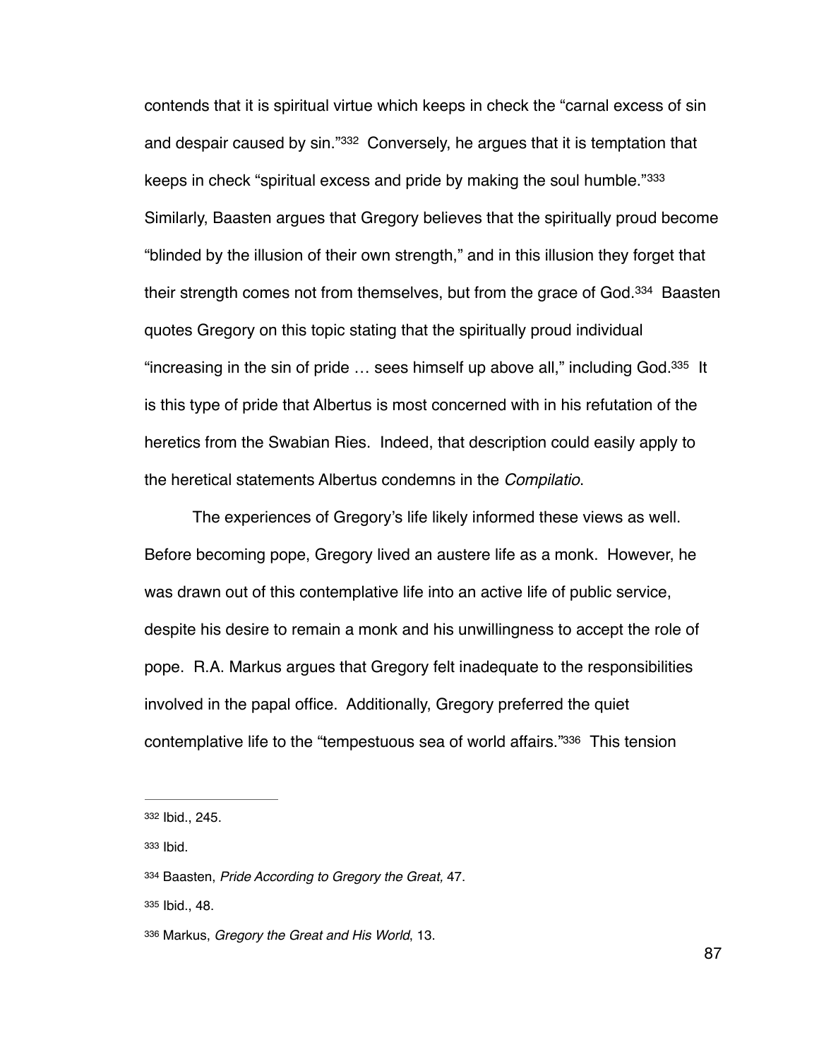contends that it is spiritual virtue which keeps in check the "carnal excess of sin and despair caused by sin."[332] Conversely, he argues that it is temptation that keeps in check "spiritual excess and pride by making the soul humble."[333] Similarly, Baasten argues that Gregory believes that the spiritually proud become "blinded by the illusion of their own strength," and in this illusion they forget that their strength comes not from themselves, but from the grace of God.[334] Baasten quotes Gregory on this topic stating that the spiritually proud individual "increasing in the sin of pride … sees himself up above all," including God.[335] It is this type of pride that Albertus is most concerned with in his refutation of the heretics from the Swabian Ries. Indeed, that description could easily apply to the heretical statements Albertus condemns in the *Compilatio*.

The experiences of Gregory's life likely informed these views as well. Before becoming pope, Gregory lived an austere life as a monk. However, he was drawn out of this contemplative life into an active life of public service, despite his desire to remain a monk and his unwillingness to accept the role of pope. R.A. Markus argues that Gregory felt inadequate to the responsibilities involved in the papal office. Additionally, Gregory preferred the quiet contemplative life to the "tempestuous sea of world affairs."[336] This tension

---

[332] Ibid., 245.

[333] Ibid.

[334] Baasten, *Pride According to Gregory the Great,* 47.

[335] Ibid., 48.

[336] Markus, *Gregory the Great and His World*, 13.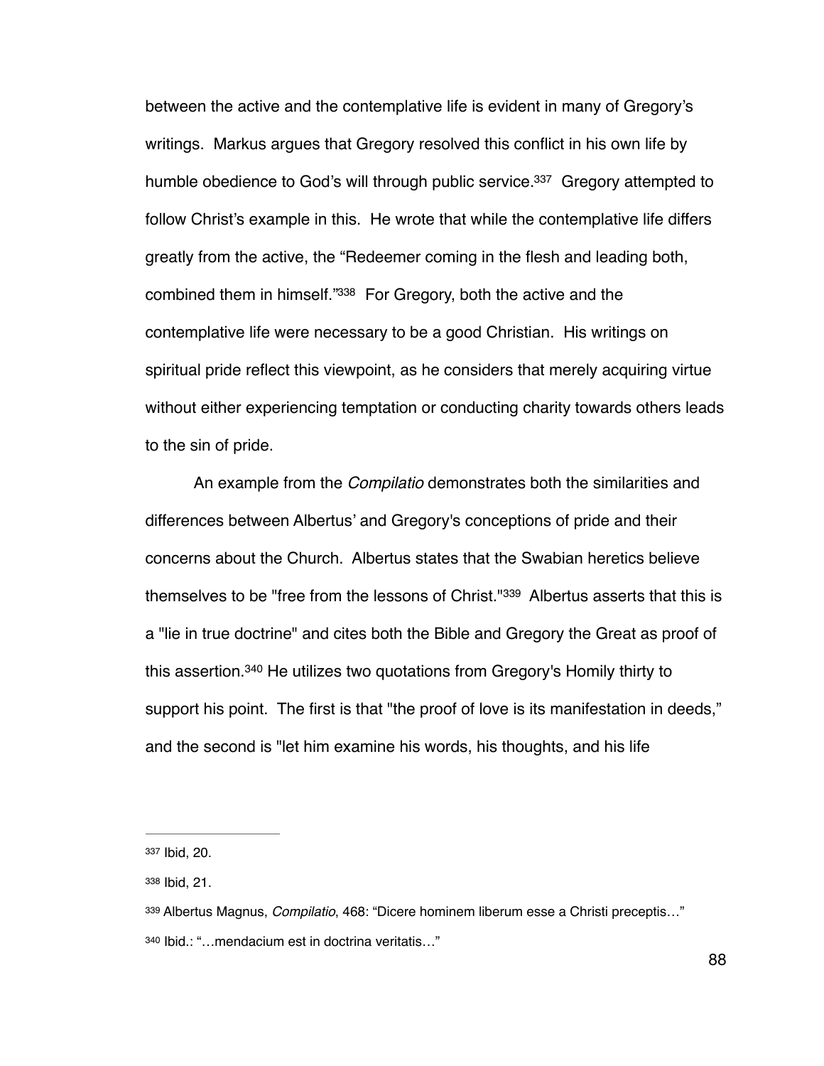between the active and the contemplative life is evident in many of Gregory's writings. Markus argues that Gregory resolved this conflict in his own life by humble obedience to God's will through public service.[337] Gregory attempted to follow Christ's example in this. He wrote that while the contemplative life differs greatly from the active, the "Redeemer coming in the flesh and leading both, combined them in himself."[338] For Gregory, both the active and the contemplative life were necessary to be a good Christian. His writings on spiritual pride reflect this viewpoint, as he considers that merely acquiring virtue without either experiencing temptation or conducting charity towards others leads to the sin of pride.

An example from the *Compilatio* demonstrates both the similarities and differences between Albertus' and Gregory's conceptions of pride and their concerns about the Church. Albertus states that the Swabian heretics believe themselves to be "free from the lessons of Christ."[339] Albertus asserts that this is a "lie in true doctrine" and cites both the Bible and Gregory the Great as proof of this assertion.[340] He utilizes two quotations from Gregory's Homily thirty to support his point. The first is that "the proof of love is its manifestation in deeds," and the second is "let him examine his words, his thoughts, and his life

---

[337] Ibid, 20.

[338] Ibid, 21.

[339] Albertus Magnus, *Compilatio*, 468: "Dicere hominem liberum esse a Christi preceptis…"

[340] Ibid.: "…mendacium est in doctrina veritatis…"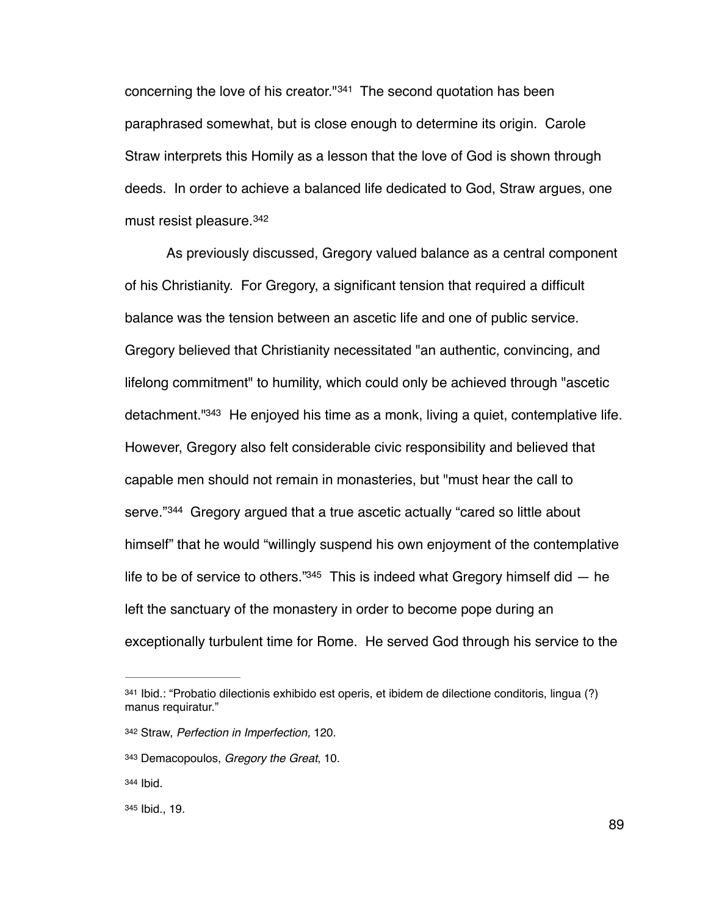concerning the love of his creator."[341] The second quotation has been paraphrased somewhat, but is close enough to determine its origin. Carole Straw interprets this Homily as a lesson that the love of God is shown through deeds. In order to achieve a balanced life dedicated to God, Straw argues, one must resist pleasure.[342]

As previously discussed, Gregory valued balance as a central component of his Christianity. For Gregory, a significant tension that required a difficult balance was the tension between an ascetic life and one of public service. Gregory believed that Christianity necessitated "an authentic, convincing, and lifelong commitment" to humility, which could only be achieved through "ascetic detachment."[343] He enjoyed his time as a monk, living a quiet, contemplative life. However, Gregory also felt considerable civic responsibility and believed that capable men should not remain in monasteries, but "must hear the call to serve."[344] Gregory argued that a true ascetic actually "cared so little about himself" that he would "willingly suspend his own enjoyment of the contemplative life to be of service to others."[345] This is indeed what Gregory himself did — he left the sanctuary of the monastery in order to become pope during an exceptionally turbulent time for Rome. He served God through his service to the

---

[341] Ibid.: "Probatio dilectionis exhibido est operis, et ibidem de dilectione conditoris, lingua (?) manus requiratur."

[342] Straw, *Perfection in Imperfection,* 120.

[343] Demacopoulos, *Gregory the Great*, 10.

[344] Ibid.

[345] Ibid., 19.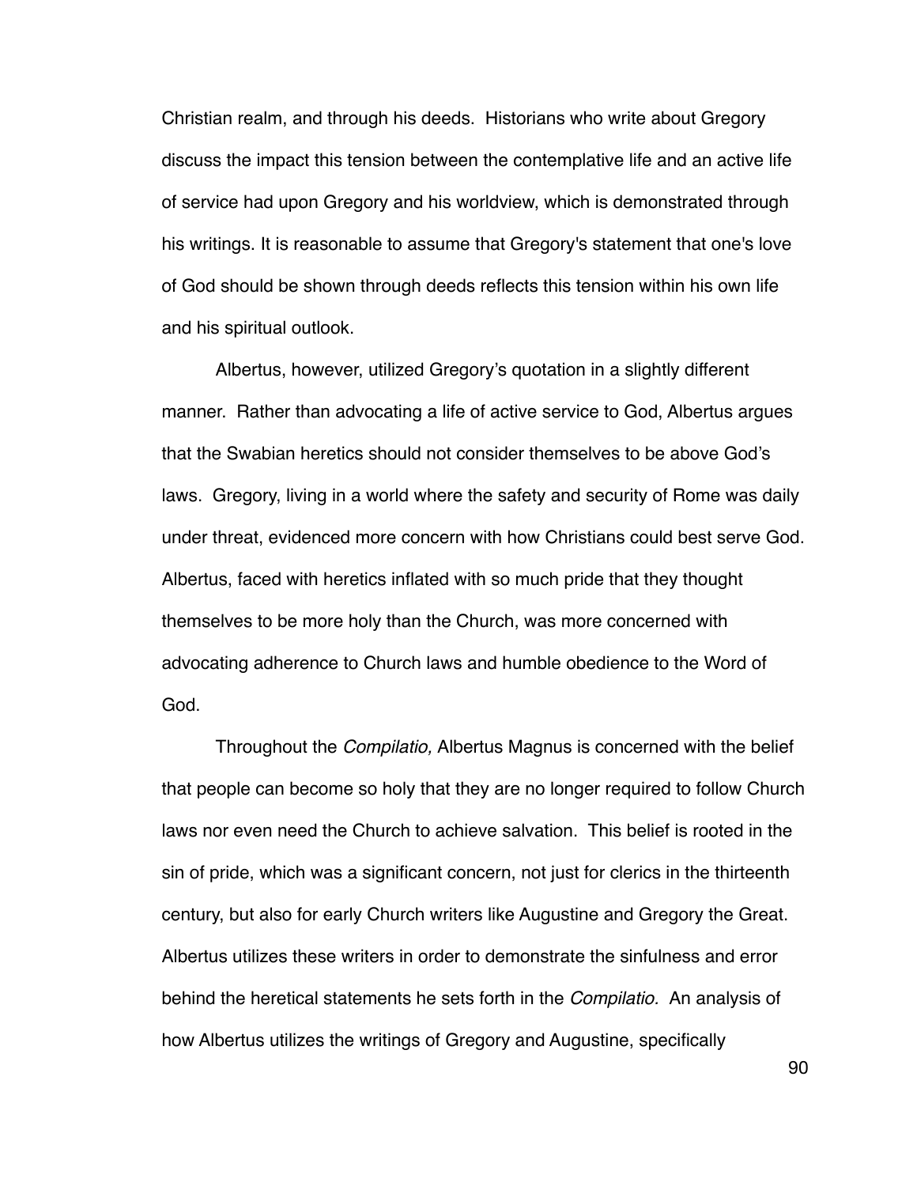Christian realm, and through his deeds. Historians who write about Gregory discuss the impact this tension between the contemplative life and an active life of service had upon Gregory and his worldview, which is demonstrated through his writings. It is reasonable to assume that Gregory's statement that one's love of God should be shown through deeds reflects this tension within his own life and his spiritual outlook.

Albertus, however, utilized Gregory's quotation in a slightly different manner. Rather than advocating a life of active service to God, Albertus argues that the Swabian heretics should not consider themselves to be above God's laws. Gregory, living in a world where the safety and security of Rome was daily under threat, evidenced more concern with how Christians could best serve God. Albertus, faced with heretics inflated with so much pride that they thought themselves to be more holy than the Church, was more concerned with advocating adherence to Church laws and humble obedience to the Word of God.

Throughout the *Compilatio,* Albertus Magnus is concerned with the belief that people can become so holy that they are no longer required to follow Church laws nor even need the Church to achieve salvation. This belief is rooted in the sin of pride, which was a significant concern, not just for clerics in the thirteenth century, but also for early Church writers like Augustine and Gregory the Great. Albertus utilizes these writers in order to demonstrate the sinfulness and error behind the heretical statements he sets forth in the *Compilatio.* An analysis of how Albertus utilizes the writings of Gregory and Augustine, specifically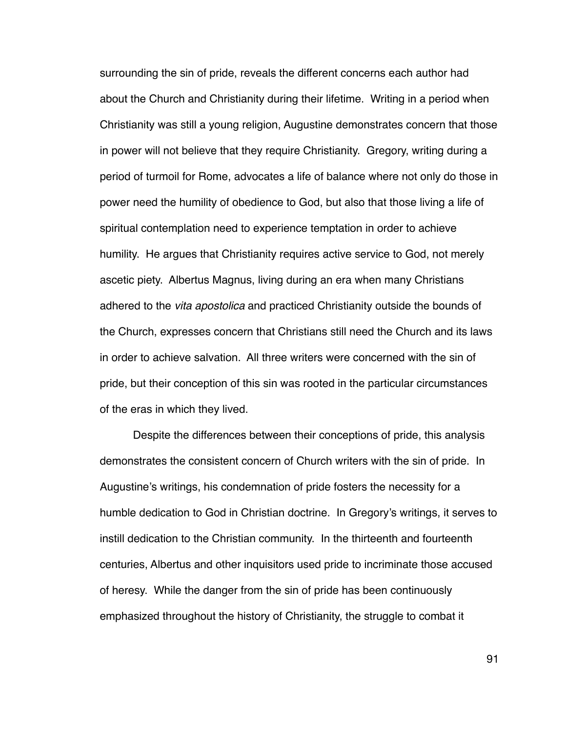surrounding the sin of pride, reveals the different concerns each author had about the Church and Christianity during their lifetime. Writing in a period when Christianity was still a young religion, Augustine demonstrates concern that those in power will not believe that they require Christianity. Gregory, writing during a period of turmoil for Rome, advocates a life of balance where not only do those in power need the humility of obedience to God, but also that those living a life of spiritual contemplation need to experience temptation in order to achieve humility. He argues that Christianity requires active service to God, not merely ascetic piety. Albertus Magnus, living during an era when many Christians adhered to the *vita apostolica* and practiced Christianity outside the bounds of the Church, expresses concern that Christians still need the Church and its laws in order to achieve salvation. All three writers were concerned with the sin of pride, but their conception of this sin was rooted in the particular circumstances of the eras in which they lived.

Despite the differences between their conceptions of pride, this analysis demonstrates the consistent concern of Church writers with the sin of pride. In Augustine's writings, his condemnation of pride fosters the necessity for a humble dedication to God in Christian doctrine. In Gregory's writings, it serves to instill dedication to the Christian community. In the thirteenth and fourteenth centuries, Albertus and other inquisitors used pride to incriminate those accused of heresy. While the danger from the sin of pride has been continuously emphasized throughout the history of Christianity, the struggle to combat it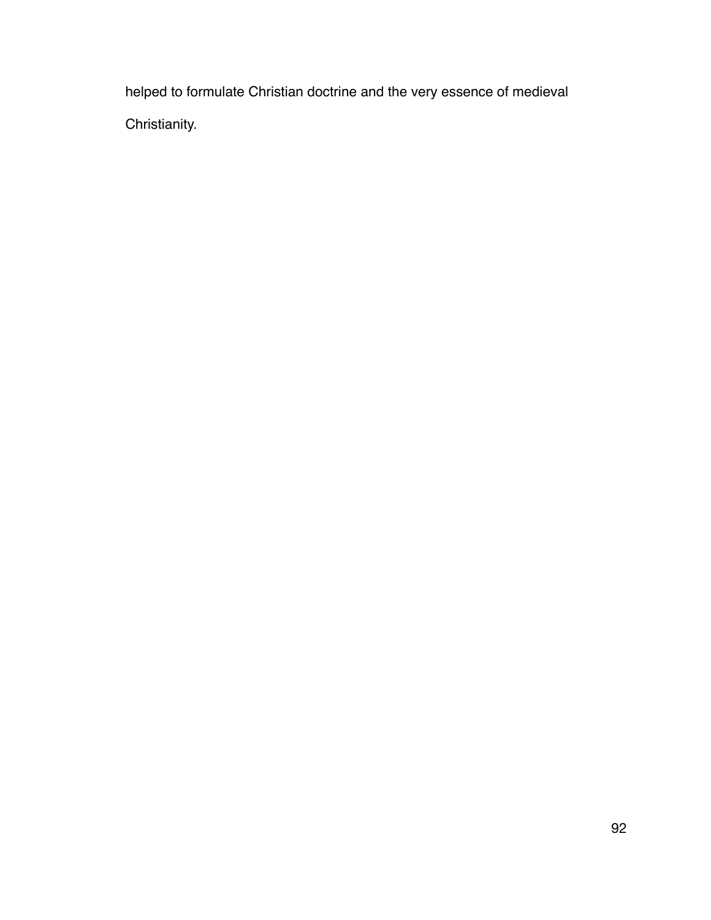helped to formulate Christian doctrine and the very essence of medieval Christianity.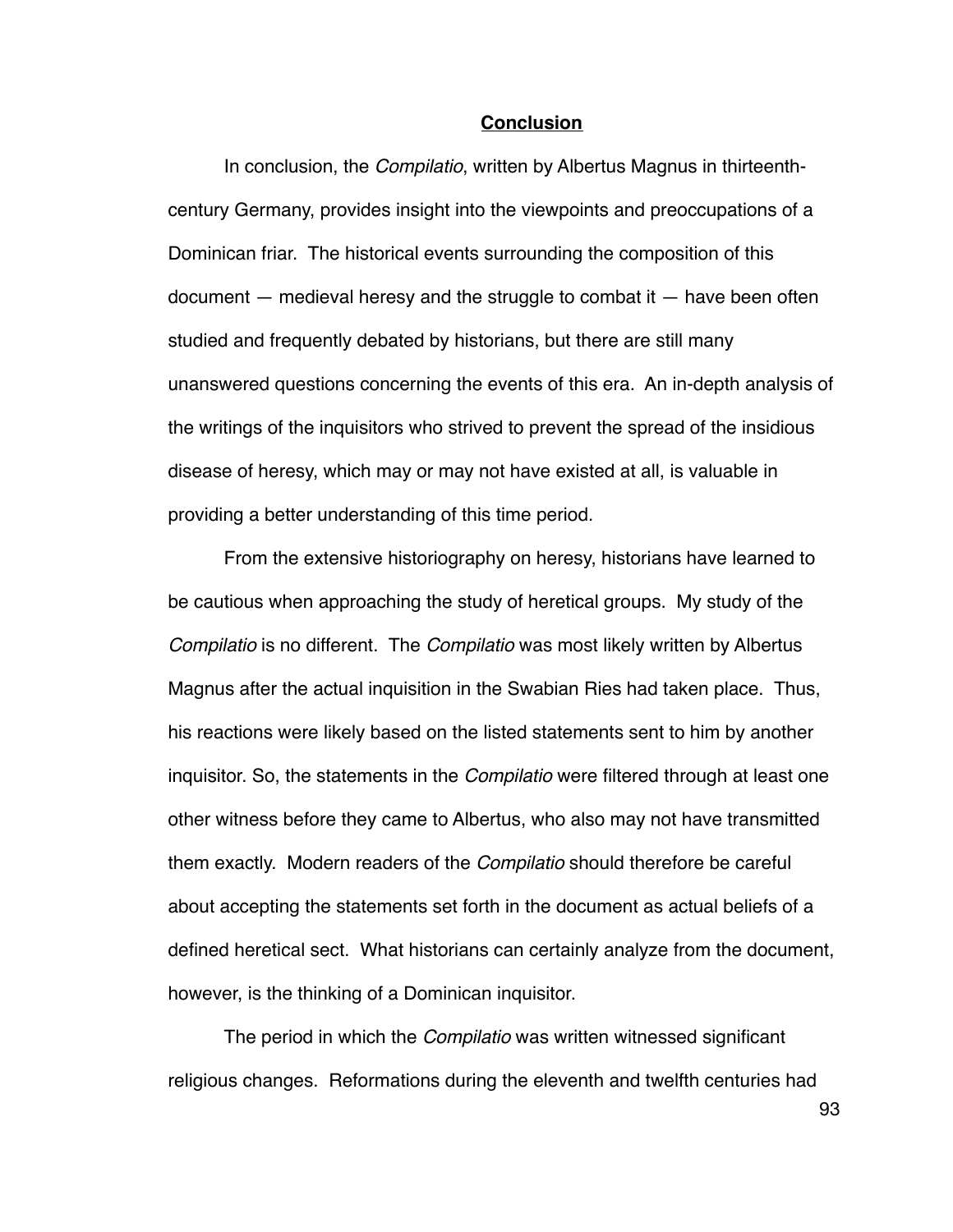## Conclusion

In conclusion, the *Compilatio*, written by Albertus Magnus in thirteenth-century Germany, provides insight into the viewpoints and preoccupations of a Dominican friar. The historical events surrounding the composition of this document — medieval heresy and the struggle to combat it — have been often studied and frequently debated by historians, but there are still many unanswered questions concerning the events of this era. An in-depth analysis of the writings of the inquisitors who strived to prevent the spread of the insidious disease of heresy, which may or may not have existed at all, is valuable in providing a better understanding of this time period.

From the extensive historiography on heresy, historians have learned to be cautious when approaching the study of heretical groups. My study of the *Compilatio* is no different. The *Compilatio* was most likely written by Albertus Magnus after the actual inquisition in the Swabian Ries had taken place. Thus, his reactions were likely based on the listed statements sent to him by another inquisitor. So, the statements in the *Compilatio* were filtered through at least one other witness before they came to Albertus, who also may not have transmitted them exactly. Modern readers of the *Compilatio* should therefore be careful about accepting the statements set forth in the document as actual beliefs of a defined heretical sect. What historians can certainly analyze from the document, however, is the thinking of a Dominican inquisitor.

The period in which the *Compilatio* was written witnessed significant religious changes. Reformations during the eleventh and twelfth centuries had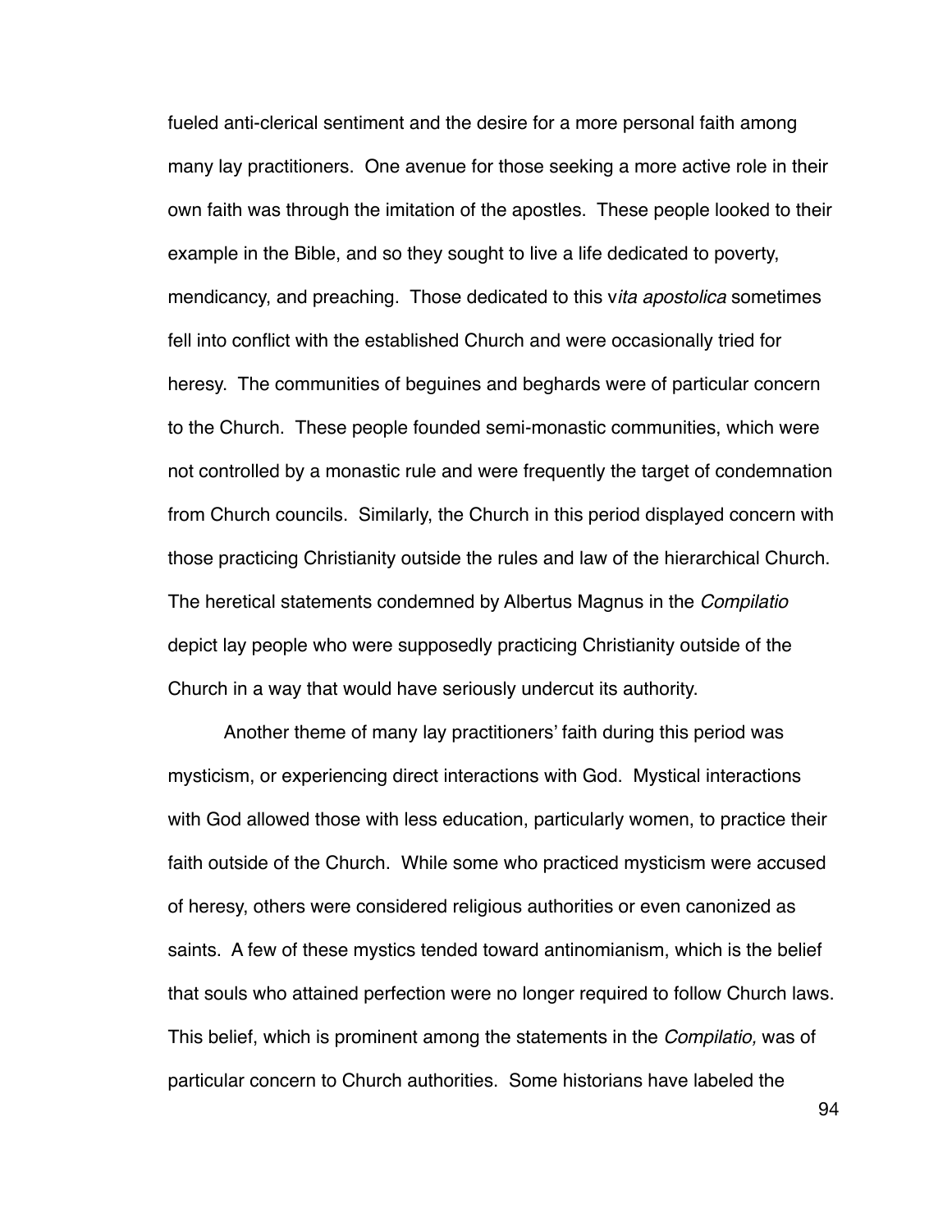fueled anti-clerical sentiment and the desire for a more personal faith among many lay practitioners. One avenue for those seeking a more active role in their own faith was through the imitation of the apostles. These people looked to their example in the Bible, and so they sought to live a life dedicated to poverty, mendicancy, and preaching. Those dedicated to this v*ita apostolica* sometimes fell into conflict with the established Church and were occasionally tried for heresy. The communities of beguines and beghards were of particular concern to the Church. These people founded semi-monastic communities, which were not controlled by a monastic rule and were frequently the target of condemnation from Church councils. Similarly, the Church in this period displayed concern with those practicing Christianity outside the rules and law of the hierarchical Church. The heretical statements condemned by Albertus Magnus in the *Compilatio* depict lay people who were supposedly practicing Christianity outside of the Church in a way that would have seriously undercut its authority.

Another theme of many lay practitioners' faith during this period was mysticism, or experiencing direct interactions with God. Mystical interactions with God allowed those with less education, particularly women, to practice their faith outside of the Church. While some who practiced mysticism were accused of heresy, others were considered religious authorities or even canonized as saints. A few of these mystics tended toward antinomianism, which is the belief that souls who attained perfection were no longer required to follow Church laws. This belief, which is prominent among the statements in the *Compilatio,* was of particular concern to Church authorities. Some historians have labeled the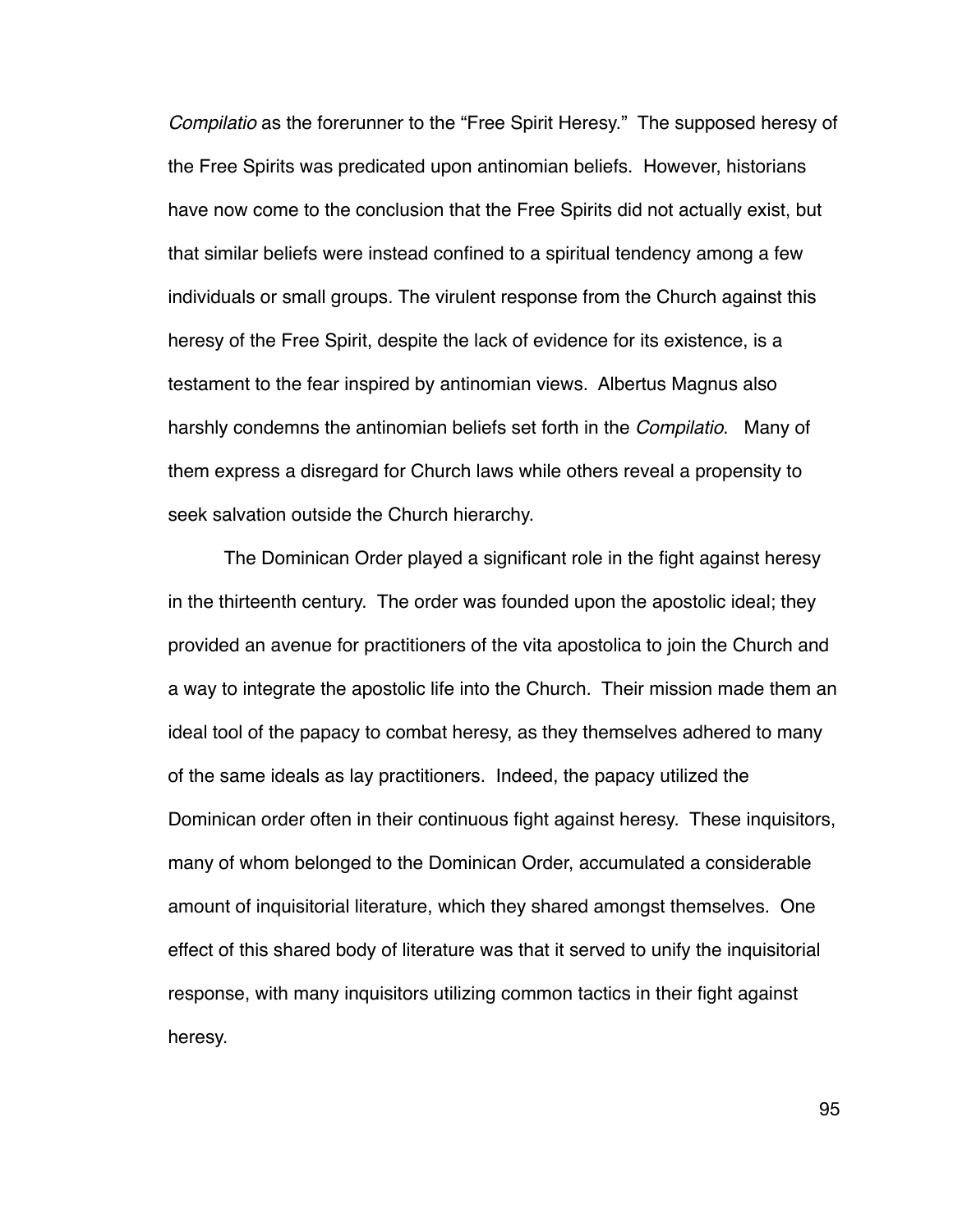*Compilatio* as the forerunner to the "Free Spirit Heresy." The supposed heresy of the Free Spirits was predicated upon antinomian beliefs. However, historians have now come to the conclusion that the Free Spirits did not actually exist, but that similar beliefs were instead confined to a spiritual tendency among a few individuals or small groups. The virulent response from the Church against this heresy of the Free Spirit, despite the lack of evidence for its existence, is a testament to the fear inspired by antinomian views. Albertus Magnus also harshly condemns the antinomian beliefs set forth in the *Compilatio*. Many of them express a disregard for Church laws while others reveal a propensity to seek salvation outside the Church hierarchy.

The Dominican Order played a significant role in the fight against heresy in the thirteenth century. The order was founded upon the apostolic ideal; they provided an avenue for practitioners of the vita apostolica to join the Church and a way to integrate the apostolic life into the Church. Their mission made them an ideal tool of the papacy to combat heresy, as they themselves adhered to many of the same ideals as lay practitioners. Indeed, the papacy utilized the Dominican order often in their continuous fight against heresy. These inquisitors, many of whom belonged to the Dominican Order, accumulated a considerable amount of inquisitorial literature, which they shared amongst themselves. One effect of this shared body of literature was that it served to unify the inquisitorial response, with many inquisitors utilizing common tactics in their fight against heresy.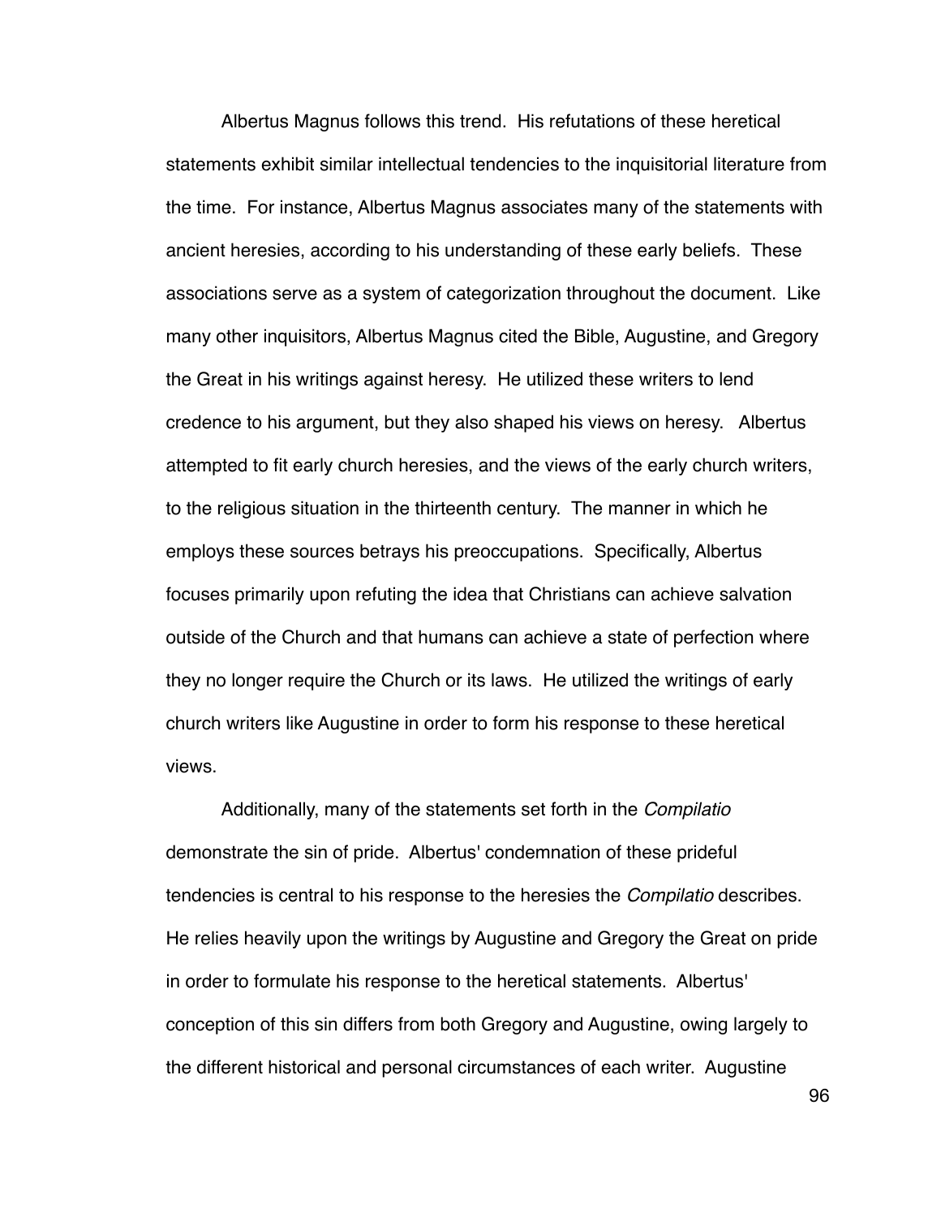Albertus Magnus follows this trend. His refutations of these heretical statements exhibit similar intellectual tendencies to the inquisitorial literature from the time. For instance, Albertus Magnus associates many of the statements with ancient heresies, according to his understanding of these early beliefs. These associations serve as a system of categorization throughout the document. Like many other inquisitors, Albertus Magnus cited the Bible, Augustine, and Gregory the Great in his writings against heresy. He utilized these writers to lend credence to his argument, but they also shaped his views on heresy. Albertus attempted to fit early church heresies, and the views of the early church writers, to the religious situation in the thirteenth century. The manner in which he employs these sources betrays his preoccupations. Specifically, Albertus focuses primarily upon refuting the idea that Christians can achieve salvation outside of the Church and that humans can achieve a state of perfection where they no longer require the Church or its laws. He utilized the writings of early church writers like Augustine in order to form his response to these heretical views.

Additionally, many of the statements set forth in the *Compilatio* demonstrate the sin of pride. Albertus' condemnation of these prideful tendencies is central to his response to the heresies the *Compilatio* describes. He relies heavily upon the writings by Augustine and Gregory the Great on pride in order to formulate his response to the heretical statements. Albertus' conception of this sin differs from both Gregory and Augustine, owing largely to the different historical and personal circumstances of each writer. Augustine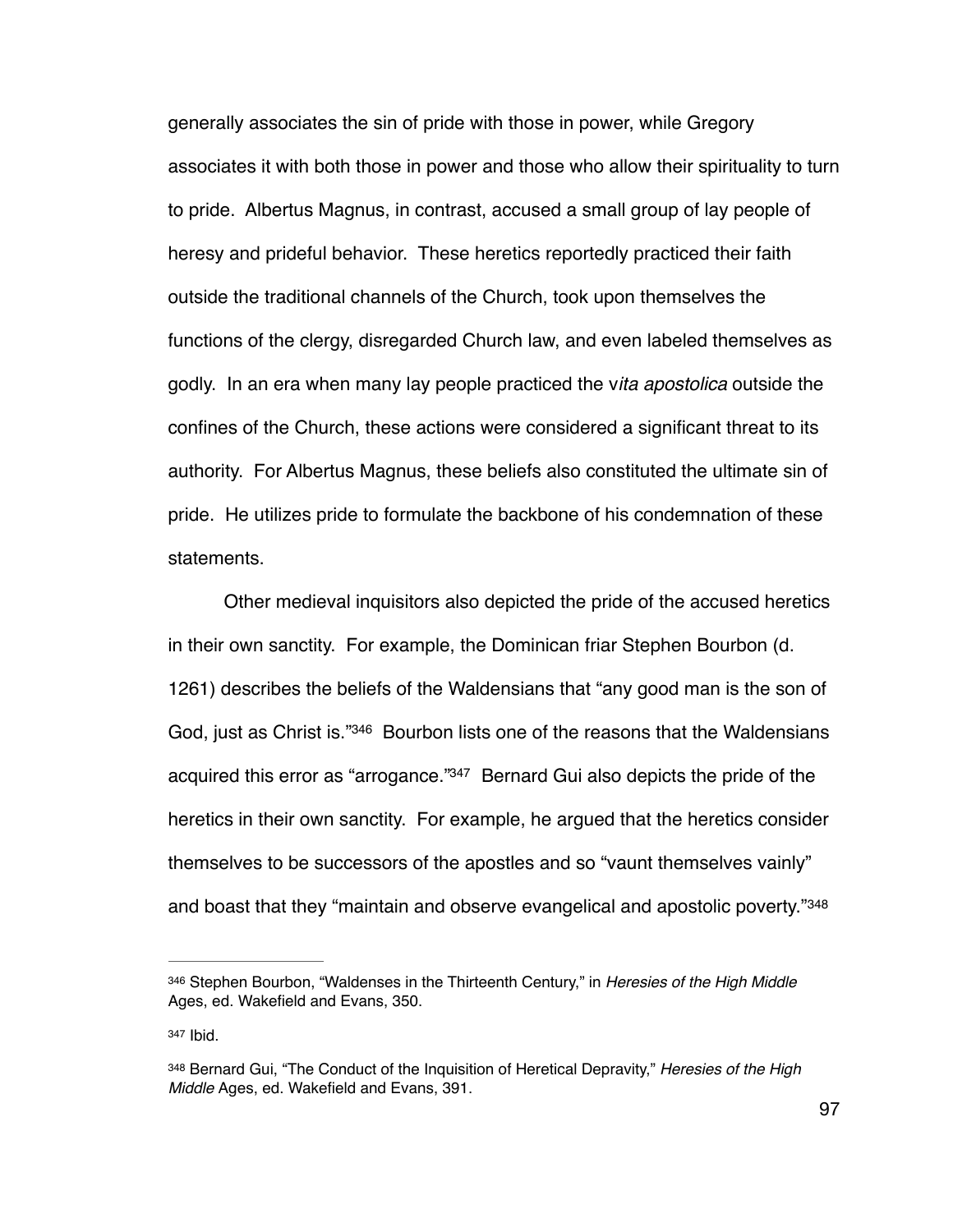generally associates the sin of pride with those in power, while Gregory associates it with both those in power and those who allow their spirituality to turn to pride. Albertus Magnus, in contrast, accused a small group of lay people of heresy and prideful behavior. These heretics reportedly practiced their faith outside the traditional channels of the Church, took upon themselves the functions of the clergy, disregarded Church law, and even labeled themselves as godly. In an era when many lay people practiced the v*ita apostolica* outside the confines of the Church, these actions were considered a significant threat to its authority. For Albertus Magnus, these beliefs also constituted the ultimate sin of pride. He utilizes pride to formulate the backbone of his condemnation of these statements.

Other medieval inquisitors also depicted the pride of the accused heretics in their own sanctity. For example, the Dominican friar Stephen Bourbon (d. 1261) describes the beliefs of the Waldensians that "any good man is the son of God, just as Christ is."[346] Bourbon lists one of the reasons that the Waldensians acquired this error as "arrogance."[347] Bernard Gui also depicts the pride of the heretics in their own sanctity. For example, he argued that the heretics consider themselves to be successors of the apostles and so "vaunt themselves vainly" and boast that they "maintain and observe evangelical and apostolic poverty."[348]

---

[346] Stephen Bourbon, "Waldenses in the Thirteenth Century," in *Heresies of the High Middle* Ages, ed. Wakefield and Evans, 350.

[347] Ibid.

[348] Bernard Gui, "The Conduct of the Inquisition of Heretical Depravity," *Heresies of the High Middle* Ages, ed. Wakefield and Evans, 391.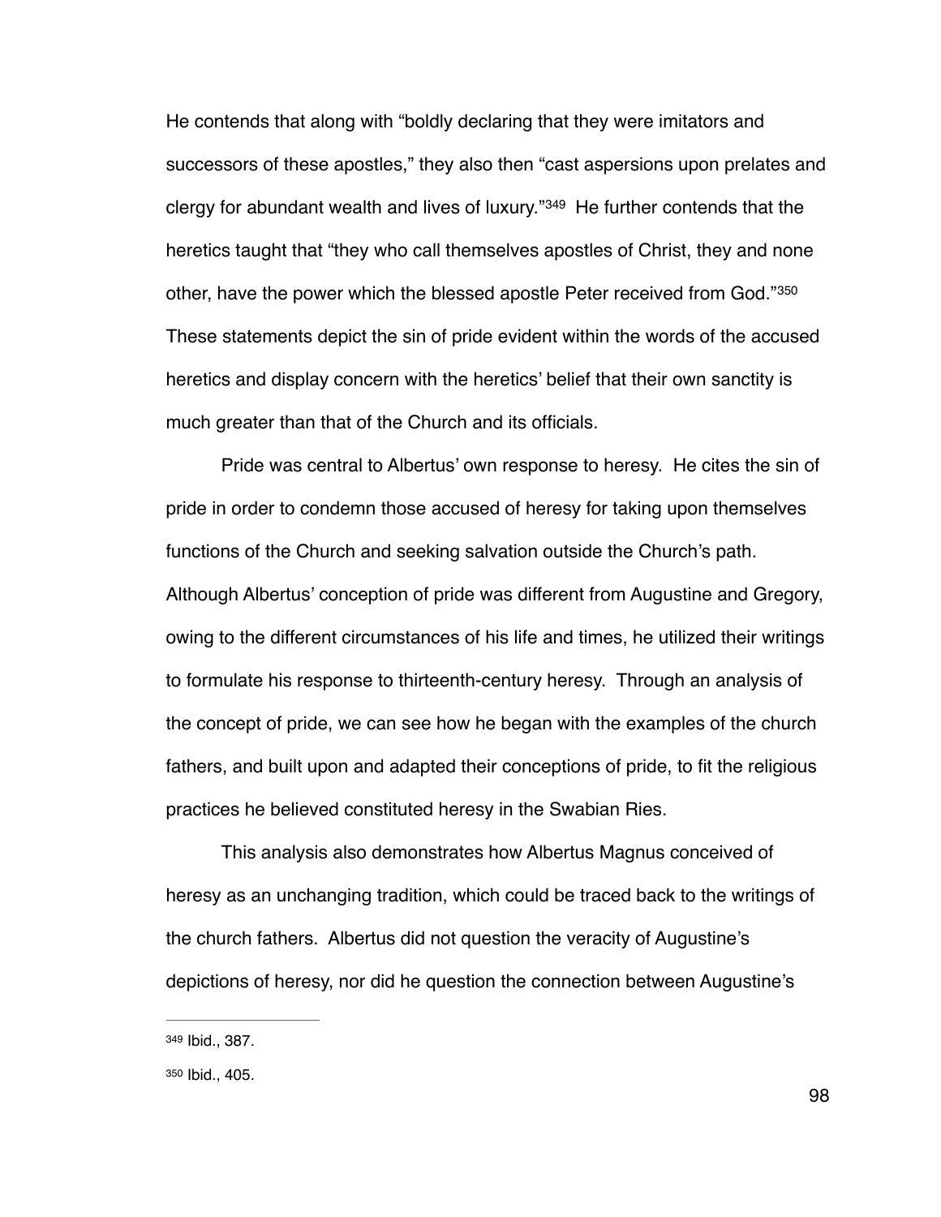He contends that along with "boldly declaring that they were imitators and successors of these apostles," they also then "cast aspersions upon prelates and clergy for abundant wealth and lives of luxury."[349] He further contends that the heretics taught that "they who call themselves apostles of Christ, they and none other, have the power which the blessed apostle Peter received from God."[350] These statements depict the sin of pride evident within the words of the accused heretics and display concern with the heretics' belief that their own sanctity is much greater than that of the Church and its officials.

Pride was central to Albertus' own response to heresy. He cites the sin of pride in order to condemn those accused of heresy for taking upon themselves functions of the Church and seeking salvation outside the Church's path. Although Albertus' conception of pride was different from Augustine and Gregory, owing to the different circumstances of his life and times, he utilized their writings to formulate his response to thirteenth-century heresy. Through an analysis of the concept of pride, we can see how he began with the examples of the church fathers, and built upon and adapted their conceptions of pride, to fit the religious practices he believed constituted heresy in the Swabian Ries.

This analysis also demonstrates how Albertus Magnus conceived of heresy as an unchanging tradition, which could be traced back to the writings of the church fathers. Albertus did not question the veracity of Augustine's depictions of heresy, nor did he question the connection between Augustine's

[349] Ibid., 387.

[350] Ibid., 405.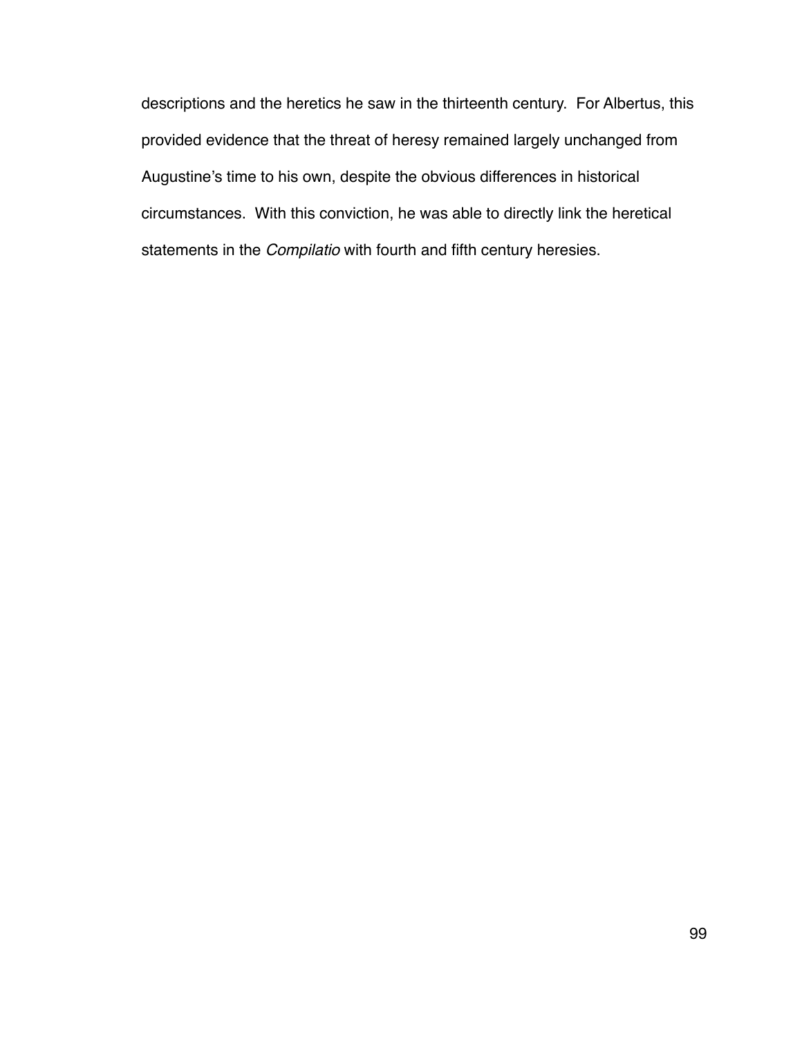descriptions and the heretics he saw in the thirteenth century. For Albertus, this provided evidence that the threat of heresy remained largely unchanged from Augustine's time to his own, despite the obvious differences in historical circumstances. With this conviction, he was able to directly link the heretical statements in the *Compilatio* with fourth and fifth century heresies.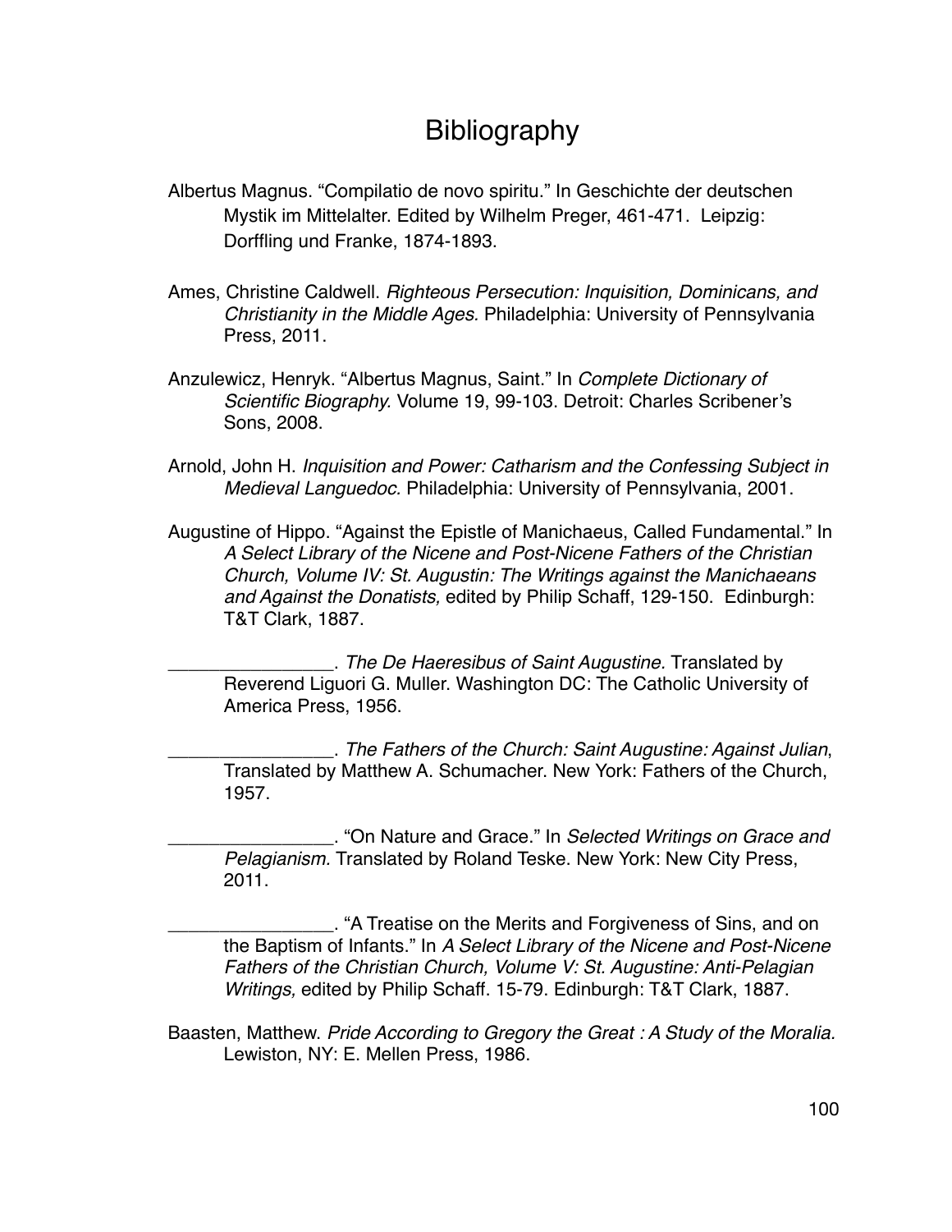# Bibliography

Albertus Magnus. "Compilatio de novo spiritu." In Geschichte der deutschen Mystik im Mittelalter. Edited by Wilhelm Preger, 461-471. Leipzig: Dorffling und Franke, 1874-1893.

Ames, Christine Caldwell. *Righteous Persecution: Inquisition, Dominicans, and Christianity in the Middle Ages*. Philadelphia: University of Pennsylvania Press, 2011.

Anzulewicz, Henryk. "Albertus Magnus, Saint." In *Complete Dictionary of Scientific Biography*. Volume 19, 99-103. Detroit: Charles Scribener's Sons, 2008.

Arnold, John H. *Inquisition and Power: Catharism and the Confessing Subject in Medieval Languedoc.* Philadelphia: University of Pennsylvania, 2001.

Augustine of Hippo. "Against the Epistle of Manichaeus, Called Fundamental." In *A Select Library of the Nicene and Post-Nicene Fathers of the Christian Church, Volume IV: St. Augustin: The Writings against the Manichaeans and Against the Donatists,* edited by Philip Schaff, 129-150. Edinburgh: T&T Clark, 1887.

________________. *The De Haeresibus of Saint Augustine*. Translated by Reverend Liguori G. Muller. Washington DC: The Catholic University of America Press, 1956.

________________. *The Fathers of the Church: Saint Augustine: Against Julian*, Translated by Matthew A. Schumacher. New York: Fathers of the Church, 1957.

________________. "On Nature and Grace." In *Selected Writings on Grace and Pelagianism*. Translated by Roland Teske. New York: New City Press, 2011.

________________. "A Treatise on the Merits and Forgiveness of Sins, and on the Baptism of Infants." In *A Select Library of the Nicene and Post-Nicene Fathers of the Christian Church, Volume V: St. Augustine: Anti-Pelagian Writings,* edited by Philip Schaff. 15-79. Edinburgh: T&T Clark, 1887.

Baasten, Matthew. *Pride According to Gregory the Great : A Study of the Moralia.* Lewiston, NY: E. Mellen Press, 1986.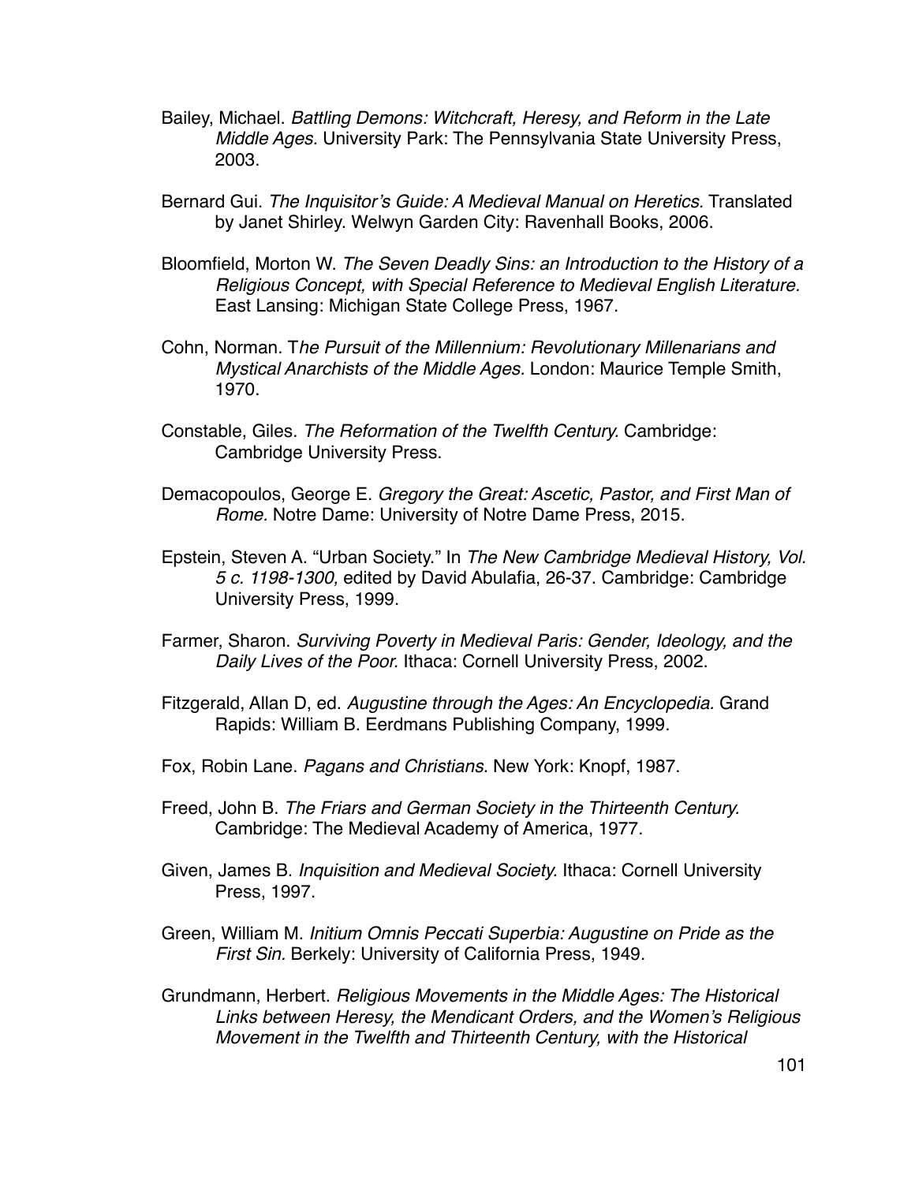Bailey, Michael. *Battling Demons: Witchcraft, Heresy, and Reform in the Late Middle Ages.* University Park: The Pennsylvania State University Press, 2003.

Bernard Gui. *The Inquisitor's Guide: A Medieval Manual on Heretics.* Translated by Janet Shirley. Welwyn Garden City: Ravenhall Books, 2006.

Bloomfield, Morton W. *The Seven Deadly Sins: an Introduction to the History of a Religious Concept, with Special Reference to Medieval English Literature.* East Lansing: Michigan State College Press, 1967.

Cohn, Norman. T*he Pursuit of the Millennium: Revolutionary Millenarians and Mystical Anarchists of the Middle Ages.* London: Maurice Temple Smith, 1970.

Constable, Giles. *The Reformation of the Twelfth Century.* Cambridge: Cambridge University Press.

Demacopoulos, George E. *Gregory the Great: Ascetic, Pastor, and First Man of Rome.* Notre Dame: University of Notre Dame Press, 2015.

Epstein, Steven A. "Urban Society." In *The New Cambridge Medieval History, Vol. 5 c. 1198-1300,* edited by David Abulafia, 26-37. Cambridge: Cambridge University Press, 1999.

Farmer, Sharon. *Surviving Poverty in Medieval Paris: Gender, Ideology, and the Daily Lives of the Poor.* Ithaca: Cornell University Press, 2002.

Fitzgerald, Allan D, ed. *Augustine through the Ages: An Encyclopedia.* Grand Rapids: William B. Eerdmans Publishing Company, 1999.

Fox, Robin Lane. *Pagans and Christians.* New York: Knopf, 1987.

Freed, John B. *The Friars and German Society in the Thirteenth Century.* Cambridge: The Medieval Academy of America, 1977.

Given, James B. *Inquisition and Medieval Society.* Ithaca: Cornell University Press, 1997.

Green, William M. *Initium Omnis Peccati Superbia: Augustine on Pride as the First Sin.* Berkely: University of California Press, 1949.

Grundmann, Herbert. *Religious Movements in the Middle Ages: The Historical Links between Heresy, the Mendicant Orders, and the Women's Religious Movement in the Twelfth and Thirteenth Century, with the Historical*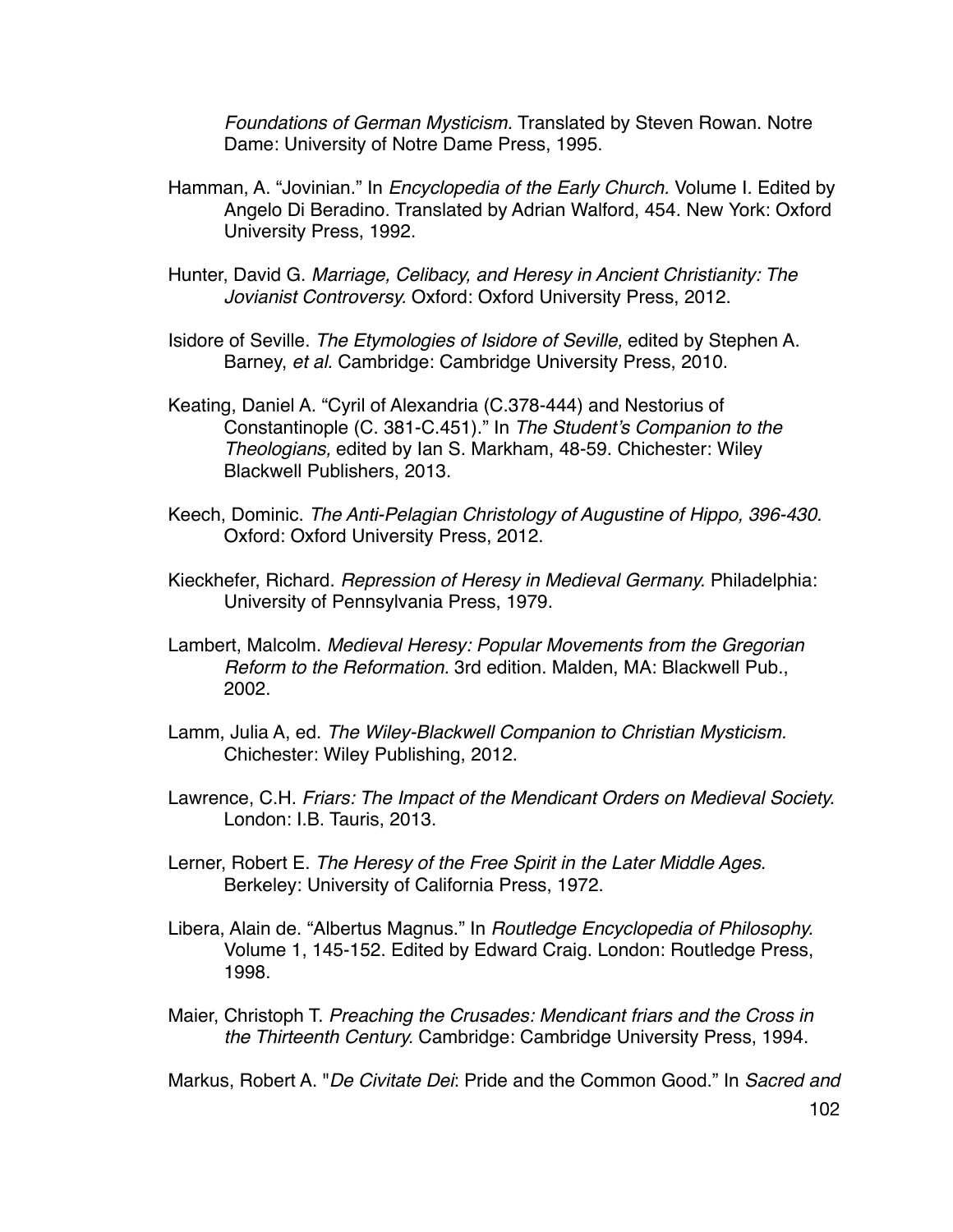*Foundations of German Mysticism.* Translated by Steven Rowan. Notre Dame: University of Notre Dame Press, 1995.

Hamman, A. "Jovinian." In *Encyclopedia of the Early Church.* Volume I*.* Edited by Angelo Di Beradino. Translated by Adrian Walford, 454. New York: Oxford University Press, 1992.

Hunter, David G. *Marriage, Celibacy, and Heresy in Ancient Christianity: The Jovianist Controversy.* Oxford: Oxford University Press, 2012.

Isidore of Seville. *The Etymologies of Isidore of Seville,* edited by Stephen A. Barney, *et al.* Cambridge: Cambridge University Press, 2010.

Keating, Daniel A. "Cyril of Alexandria (C.378-444) and Nestorius of Constantinople (C. 381-C.451)." In *The Student's Companion to the Theologians,* edited by Ian S. Markham, 48-59. Chichester: Wiley Blackwell Publishers, 2013.

Keech, Dominic. *The Anti-Pelagian Christology of Augustine of Hippo, 396-430.* Oxford: Oxford University Press, 2012.

Kieckhefer, Richard. *Repression of Heresy in Medieval Germany.* Philadelphia: University of Pennsylvania Press, 1979.

Lambert, Malcolm. *Medieval Heresy: Popular Movements from the Gregorian Reform to the Reformation*. 3rd edition. Malden, MA: Blackwell Pub., 2002.

Lamm, Julia A, ed. *The Wiley-Blackwell Companion to Christian Mysticism.* Chichester: Wiley Publishing, 2012.

Lawrence, C.H. *Friars: The Impact of the Mendicant Orders on Medieval Society.* London: I.B. Tauris, 2013.

Lerner, Robert E. *The Heresy of the Free Spirit in the Later Middle Ages*. Berkeley: University of California Press, 1972.

Libera, Alain de. "Albertus Magnus." In *Routledge Encyclopedia of Philosophy.* Volume 1, 145-152. Edited by Edward Craig. London: Routledge Press, 1998.

Maier, Christoph T. *Preaching the Crusades: Mendicant friars and the Cross in the Thirteenth Century.* Cambridge: Cambridge University Press, 1994.

Markus, Robert A. "*De Civitate Dei*: Pride and the Common Good." In *Sacred and*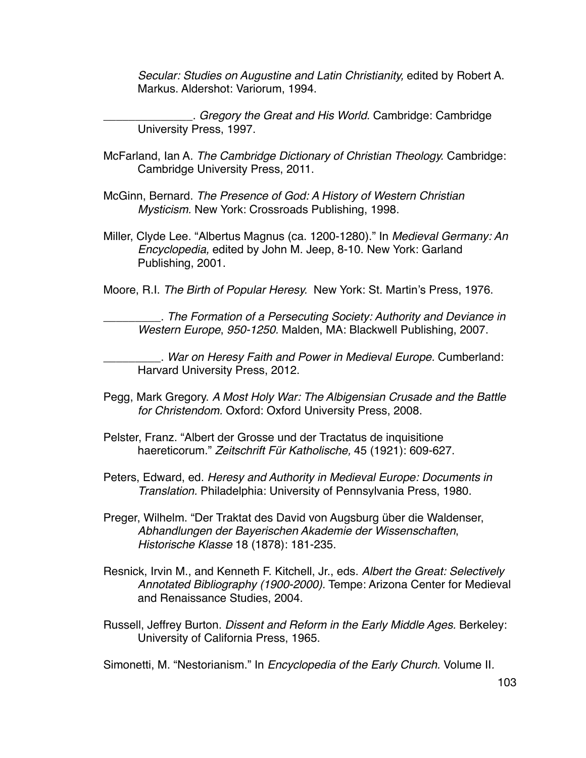*Secular: Studies on Augustine and Latin Christianity,* edited by Robert A. Markus. Aldershot: Variorum, 1994.

______________. *Gregory the Great and His World.* Cambridge: Cambridge University Press, 1997.

McFarland, Ian A. *The Cambridge Dictionary of Christian Theology.* Cambridge: Cambridge University Press, 2011.

McGinn, Bernard. *The Presence of God: A History of Western Christian Mysticism.* New York: Crossroads Publishing, 1998.

Miller, Clyde Lee. "Albertus Magnus (ca. 1200-1280)." In *Medieval Germany: An Encyclopedia,* edited by John M. Jeep, 8-10. New York: Garland Publishing, 2001.

Moore, R.I. *The Birth of Popular Heresy.* New York: St. Martin's Press, 1976.

_________. *The Formation of a Persecuting Society: Authority and Deviance in Western Europe*, *950-1250.* Malden, MA: Blackwell Publishing, 2007.

_________. *War on Heresy Faith and Power in Medieval Europe.* Cumberland: Harvard University Press, 2012.

Pegg, Mark Gregory. *A Most Holy War: The Albigensian Crusade and the Battle for Christendom.* Oxford: Oxford University Press, 2008.

Pelster, Franz. "Albert der Grosse und der Tractatus de inquisitione haereticorum." *Zeitschrift Für Katholische,* 45 (1921): 609-627.

Peters, Edward, ed. *Heresy and Authority in Medieval Europe: Documents in Translation.* Philadelphia: University of Pennsylvania Press, 1980.

Preger, Wilhelm. "Der Traktat des David von Augsburg über die Waldenser, *Abhandlungen der Bayerischen Akademie der Wissenschaften*, *Historische Klasse* 18 (1878): 181-235.

Resnick, Irvin M., and Kenneth F. Kitchell, Jr., eds. *Albert the Great: Selectively Annotated Bibliography (1900-2000).* Tempe: Arizona Center for Medieval and Renaissance Studies, 2004.

Russell, Jeffrey Burton. *Dissent and Reform in the Early Middle Ages.* Berkeley: University of California Press, 1965.

Simonetti, M. "Nestorianism." In *Encyclopedia of the Early Church.* Volume II.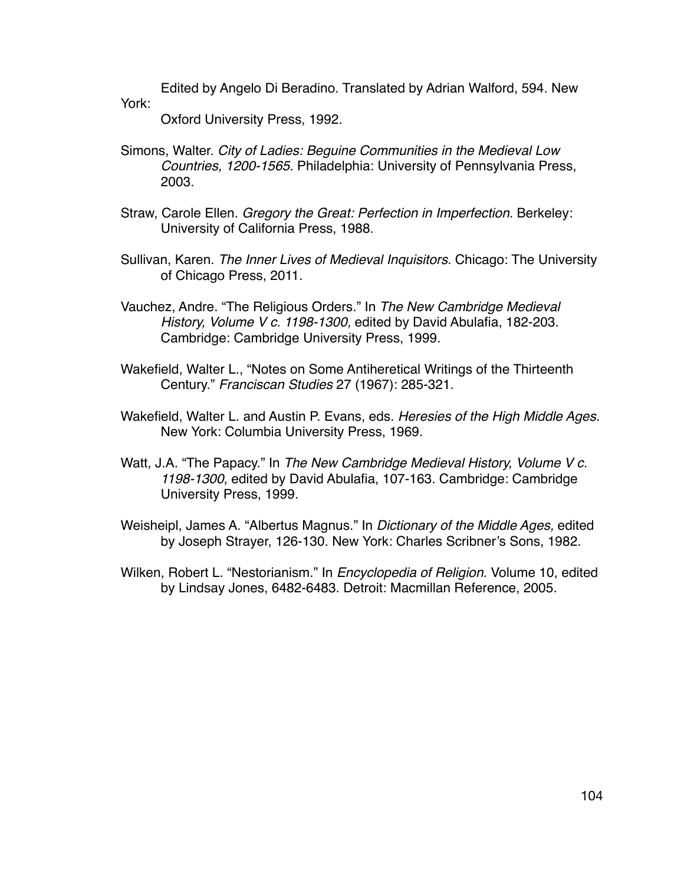Edited by Angelo Di Beradino. Translated by Adrian Walford, 594. New York: Oxford University Press, 1992.

Simons, Walter. *City of Ladies: Beguine Communities in the Medieval Low Countries, 1200-1565.* Philadelphia: University of Pennsylvania Press, 2003.

Straw, Carole Ellen. *Gregory the Great: Perfection in Imperfection.* Berkeley: University of California Press, 1988.

Sullivan, Karen. *The Inner Lives of Medieval Inquisitors.* Chicago: The University of Chicago Press, 2011.

Vauchez, Andre. "The Religious Orders." In *The New Cambridge Medieval History, Volume V c. 1198-1300,* edited by David Abulafia, 182-203. Cambridge: Cambridge University Press, 1999.

Wakefield, Walter L., "Notes on Some Antiheretical Writings of the Thirteenth Century." *Franciscan Studies* 27 (1967): 285-321.

Wakefield, Walter L. and Austin P. Evans, eds. *Heresies of the High Middle Ages.* New York: Columbia University Press, 1969.

Watt, J.A. "The Papacy." In *The New Cambridge Medieval History, Volume V c. 1198-1300,* edited by David Abulafia, 107-163. Cambridge: Cambridge University Press, 1999.

Weisheipl, James A. "Albertus Magnus." In *Dictionary of the Middle Ages,* edited by Joseph Strayer, 126-130. New York: Charles Scribner's Sons, 1982.

Wilken, Robert L. "Nestorianism." In *Encyclopedia of Religion.* Volume 10, edited by Lindsay Jones, 6482-6483. Detroit: Macmillan Reference, 2005.